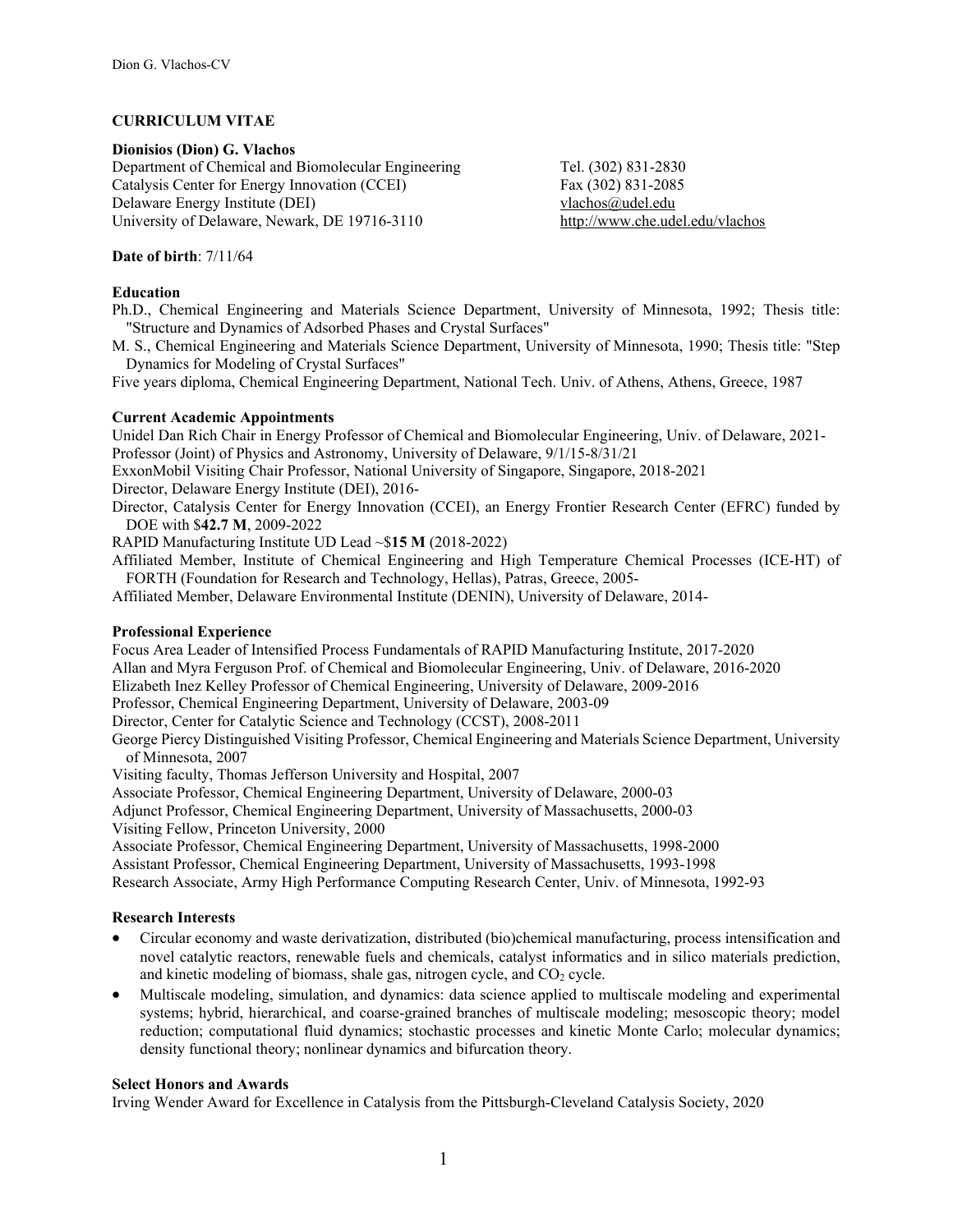**CURRICULUM VITAE**

**Dionisios (Dion) G. Vlachos**

Department of Chemical and Biomolecular Engineering
Catalysis Center for Energy Innovation (CCEI)
Delaware Energy Institute (DEI)
University of Delaware, Newark, DE 19716-3110

Tel. (302) 831-2830
Fax (302) 831-2085
vlachos@udel.edu
http://www.che.udel.edu/vlachos

**Date of birth**: 7/11/64

## Education

Ph.D., Chemical Engineering and Materials Science Department, University of Minnesota, 1992; Thesis title: "Structure and Dynamics of Adsorbed Phases and Crystal Surfaces"

M. S., Chemical Engineering and Materials Science Department, University of Minnesota, 1990; Thesis title: "Step Dynamics for Modeling of Crystal Surfaces"

Five years diploma, Chemical Engineering Department, National Tech. Univ. of Athens, Athens, Greece, 1987

## Current Academic Appointments

Unidel Dan Rich Chair in Energy Professor of Chemical and Biomolecular Engineering, Univ. of Delaware, 2021-

Professor (Joint) of Physics and Astronomy, University of Delaware, 9/1/15-8/31/21

ExxonMobil Visiting Chair Professor, National University of Singapore, Singapore, 2018-2021

Director, Delaware Energy Institute (DEI), 2016-

Director, Catalysis Center for Energy Innovation (CCEI), an Energy Frontier Research Center (EFRC) funded by DOE with $**42.7 M**, 2009-2022

RAPID Manufacturing Institute UD Lead ~$**15 M** (2018-2022)

Affiliated Member, Institute of Chemical Engineering and High Temperature Chemical Processes (ICE-HT) of FORTH (Foundation for Research and Technology, Hellas), Patras, Greece, 2005-

Affiliated Member, Delaware Environmental Institute (DENIN), University of Delaware, 2014-

## Professional Experience

Focus Area Leader of Intensified Process Fundamentals of RAPID Manufacturing Institute, 2017-2020

Allan and Myra Ferguson Prof. of Chemical and Biomolecular Engineering, Univ. of Delaware, 2016-2020

Elizabeth Inez Kelley Professor of Chemical Engineering, University of Delaware, 2009-2016

Professor, Chemical Engineering Department, University of Delaware, 2003-09

Director, Center for Catalytic Science and Technology (CCST), 2008-2011

George Piercy Distinguished Visiting Professor, Chemical Engineering and Materials Science Department, University of Minnesota, 2007

Visiting faculty, Thomas Jefferson University and Hospital, 2007

Associate Professor, Chemical Engineering Department, University of Delaware, 2000-03

Adjunct Professor, Chemical Engineering Department, University of Massachusetts, 2000-03

Visiting Fellow, Princeton University, 2000

Associate Professor, Chemical Engineering Department, University of Massachusetts, 1998-2000

Assistant Professor, Chemical Engineering Department, University of Massachusetts, 1993-1998

Research Associate, Army High Performance Computing Research Center, Univ. of Minnesota, 1992-93

## Research Interests

- Circular economy and waste derivatization, distributed (bio)chemical manufacturing, process intensification and novel catalytic reactors, renewable fuels and chemicals, catalyst informatics and in silico materials prediction, and kinetic modeling of biomass, shale gas, nitrogen cycle, and $CO_2$ cycle.
- Multiscale modeling, simulation, and dynamics: data science applied to multiscale modeling and experimental systems; hybrid, hierarchical, and coarse-grained branches of multiscale modeling; mesoscopic theory; model reduction; computational fluid dynamics; stochastic processes and kinetic Monte Carlo; molecular dynamics; density functional theory; nonlinear dynamics and bifurcation theory.

## Select Honors and Awards

Irving Wender Award for Excellence in Catalysis from the Pittsburgh-Cleveland Catalysis Society, 2020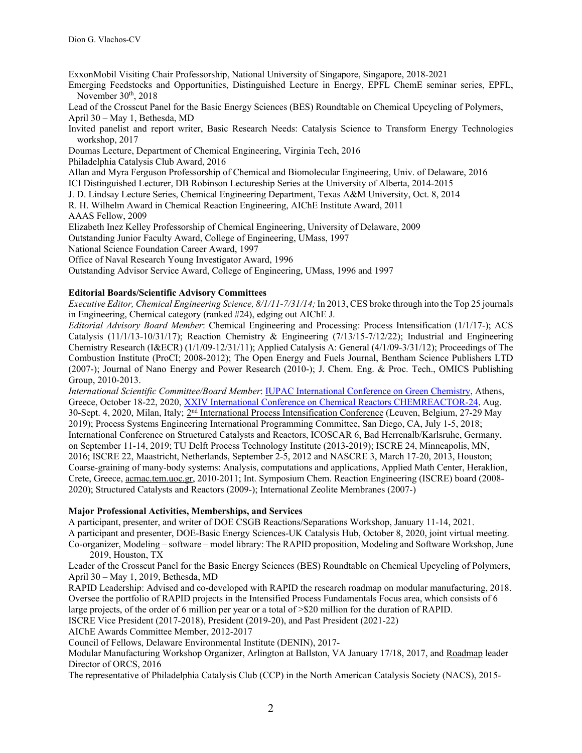ExxonMobil Visiting Chair Professorship, National University of Singapore, Singapore, 2018-2021

Emerging Feedstocks and Opportunities, Distinguished Lecture in Energy, EPFL ChemE seminar series, EPFL, November 30th, 2018

Lead of the Crosscut Panel for the Basic Energy Sciences (BES) Roundtable on Chemical Upcycling of Polymers, April 30 – May 1, Bethesda, MD

Invited panelist and report writer, Basic Research Needs: Catalysis Science to Transform Energy Technologies workshop, 2017

Doumas Lecture, Department of Chemical Engineering, Virginia Tech, 2016

Philadelphia Catalysis Club Award, 2016

Allan and Myra Ferguson Professorship of Chemical and Biomolecular Engineering, Univ. of Delaware, 2016

ICI Distinguished Lecturer, DB Robinson Lectureship Series at the University of Alberta, 2014-2015

J. D. Lindsay Lecture Series, Chemical Engineering Department, Texas A&M University, Oct. 8, 2014

R. H. Wilhelm Award in Chemical Reaction Engineering, AIChE Institute Award, 2011

AAAS Fellow, 2009

Elizabeth Inez Kelley Professorship of Chemical Engineering, University of Delaware, 2009

Outstanding Junior Faculty Award, College of Engineering, UMass, 1997

National Science Foundation Career Award, 1997

Office of Naval Research Young Investigator Award, 1996

Outstanding Advisor Service Award, College of Engineering, UMass, 1996 and 1997

**Editorial Boards/Scientific Advisory Committees**

*Executive Editor, Chemical Engineering Science, 8/1/11-7/31/14;* In 2013, CES broke through into the Top 25 journals in Engineering, Chemical category (ranked #24), edging out AIChE J.

*Editorial Advisory Board Member*: Chemical Engineering and Processing: Process Intensification (1/1/17-); ACS Catalysis (11/1/13-10/31/17); Reaction Chemistry & Engineering (7/13/15-7/12/22); Industrial and Engineering Chemistry Research (I&ECR) (1/1/09-12/31/11); Applied Catalysis A: General (4/1/09-3/31/12); Proceedings of The Combustion Institute (ProCI; 2008-2012); The Open Energy and Fuels Journal, Bentham Science Publishers LTD (2007-); Journal of Nano Energy and Power Research (2010-); J. Chem. Eng. & Proc. Tech., OMICS Publishing Group, 2010-2013.

*International Scientific Committee/Board Member*: IUPAC International Conference on Green Chemistry, Athens, Greece, October 18-22, 2020, XXIV International Conference on Chemical Reactors CHEMREACTOR-24, Aug. 30-Sept. 4, 2020, Milan, Italy; 2nd International Process Intensification Conference (Leuven, Belgium, 27-29 May 2019); Process Systems Engineering International Programming Committee, San Diego, CA, July 1-5, 2018; International Conference on Structured Catalysts and Reactors, ICOSCAR 6, Bad Herrenalb/Karlsruhe, Germany, on September 11-14, 2019; TU Delft Process Technology Institute (2013-2019); ISCRE 24, Minneapolis, MN, 2016; ISCRE 22, Maastricht, Netherlands, September 2-5, 2012 and NASCRE 3, March 17-20, 2013, Houston; Coarse-graining of many-body systems: Analysis, computations and applications, Applied Math Center, Heraklion, Crete, Greece, acmac.tem.uoc.gr, 2010-2011; Int. Symposium Chem. Reaction Engineering (ISCRE) board (2008-2020); Structured Catalysts and Reactors (2009-); International Zeolite Membranes (2007-)

**Major Professional Activities, Memberships, and Services**

A participant, presenter, and writer of DOE CSGB Reactions/Separations Workshop, January 11-14, 2021.

A participant and presenter, DOE-Basic Energy Sciences-UK Catalysis Hub, October 8, 2020, joint virtual meeting.

Co-organizer, Modeling – software – model library: The RAPID proposition, Modeling and Software Workshop, June 2019, Houston, TX

Leader of the Crosscut Panel for the Basic Energy Sciences (BES) Roundtable on Chemical Upcycling of Polymers, April 30 – May 1, 2019, Bethesda, MD

RAPID Leadership: Advised and co-developed with RAPID the research roadmap on modular manufacturing, 2018. Oversee the portfolio of RAPID projects in the Intensified Process Fundamentals Focus area, which consists of 6 large projects, of the order of 6 million per year or a total of >$20 million for the duration of RAPID.

ISCRE Vice President (2017-2018), President (2019-20), and Past President (2021-22)

AIChE Awards Committee Member, 2012-2017

Council of Fellows, Delaware Environmental Institute (DENIN), 2017-

Modular Manufacturing Workshop Organizer, Arlington at Ballston, VA January 17/18, 2017, and Roadmap leader

Director of ORCS, 2016

The representative of Philadelphia Catalysis Club (CCP) in the North American Catalysis Society (NACS), 2015-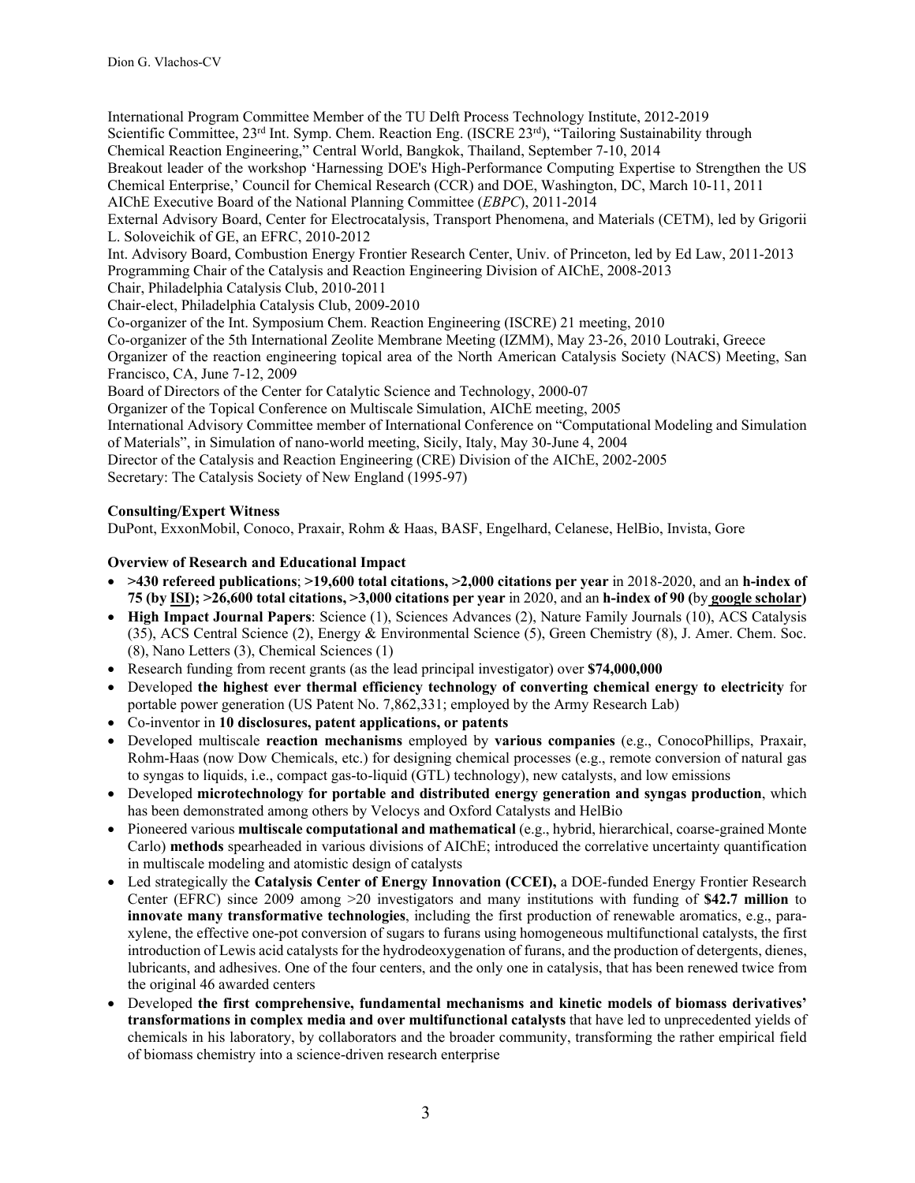International Program Committee Member of the TU Delft Process Technology Institute, 2012-2019
Scientific Committee, 23rd Int. Symp. Chem. Reaction Eng. (ISCRE 23rd), "Tailoring Sustainability through Chemical Reaction Engineering," Central World, Bangkok, Thailand, September 7-10, 2014
Breakout leader of the workshop 'Harnessing DOE's High-Performance Computing Expertise to Strengthen the US Chemical Enterprise,' Council for Chemical Research (CCR) and DOE, Washington, DC, March 10-11, 2011
AIChE Executive Board of the National Planning Committee (*EBPC*), 2011-2014
External Advisory Board, Center for Electrocatalysis, Transport Phenomena, and Materials (CETM), led by Grigorii L. Soloveichik of GE, an EFRC, 2010-2012
Int. Advisory Board, Combustion Energy Frontier Research Center, Univ. of Princeton, led by Ed Law, 2011-2013
Programming Chair of the Catalysis and Reaction Engineering Division of AIChE, 2008-2013
Chair, Philadelphia Catalysis Club, 2010-2011
Chair-elect, Philadelphia Catalysis Club, 2009-2010
Co-organizer of the Int. Symposium Chem. Reaction Engineering (ISCRE) 21 meeting, 2010
Co-organizer of the 5th International Zeolite Membrane Meeting (IZMM), May 23-26, 2010 Loutraki, Greece
Organizer of the reaction engineering topical area of the North American Catalysis Society (NACS) Meeting, San Francisco, CA, June 7-12, 2009
Board of Directors of the Center for Catalytic Science and Technology, 2000-07
Organizer of the Topical Conference on Multiscale Simulation, AIChE meeting, 2005
International Advisory Committee member of International Conference on "Computational Modeling and Simulation of Materials", in Simulation of nano-world meeting, Sicily, Italy, May 30-June 4, 2004
Director of the Catalysis and Reaction Engineering (CRE) Division of the AIChE, 2002-2005
Secretary: The Catalysis Society of New England (1995-97)

**Consulting/Expert Witness**

DuPont, ExxonMobil, Conoco, Praxair, Rohm & Haas, BASF, Engelhard, Celanese, HelBio, Invista, Gore

**Overview of Research and Educational Impact**

- **>430 refereed publications**; **>19,600 total citations, >2,000 citations per year** in 2018-2020, and an **h-index of 75 (by ISI); >26,600 total citations, >3,000 citations per year** in 2020, and an **h-index of 90 (**by **google scholar)**
- **High Impact Journal Papers**: Science (1), Sciences Advances (2), Nature Family Journals (10), ACS Catalysis (35), ACS Central Science (2), Energy & Environmental Science (5), Green Chemistry (8), J. Amer. Chem. Soc. (8), Nano Letters (3), Chemical Sciences (1)
- Research funding from recent grants (as the lead principal investigator) over **$74,000,000**
- Developed **the highest ever thermal efficiency technology of converting chemical energy to electricity** for portable power generation (US Patent No. 7,862,331; employed by the Army Research Lab)
- Co-inventor in **10 disclosures, patent applications, or patents**
- Developed multiscale **reaction mechanisms** employed by **various companies** (e.g., ConocoPhillips, Praxair, Rohm-Haas (now Dow Chemicals, etc.) for designing chemical processes (e.g., remote conversion of natural gas to syngas to liquids, i.e., compact gas-to-liquid (GTL) technology), new catalysts, and low emissions
- Developed **microtechnology for portable and distributed energy generation and syngas production**, which has been demonstrated among others by Velocys and Oxford Catalysts and HelBio
- Pioneered various **multiscale computational and mathematical** (e.g., hybrid, hierarchical, coarse-grained Monte Carlo) **methods** spearheaded in various divisions of AIChE; introduced the correlative uncertainty quantification in multiscale modeling and atomistic design of catalysts
- Led strategically the **Catalysis Center of Energy Innovation (CCEI),** a DOE-funded Energy Frontier Research Center (EFRC) since 2009 among >20 investigators and many institutions with funding of **$42.7 million** to **innovate many transformative technologies**, including the first production of renewable aromatics, e.g., para-xylene, the effective one-pot conversion of sugars to furans using homogeneous multifunctional catalysts, the first introduction of Lewis acid catalysts for the hydrodeoxygenation of furans, and the production of detergents, dienes, lubricants, and adhesives. One of the four centers, and the only one in catalysis, that has been renewed twice from the original 46 awarded centers
- Developed **the first comprehensive, fundamental mechanisms and kinetic models of biomass derivatives' transformations in complex media and over multifunctional catalysts** that have led to unprecedented yields of chemicals in his laboratory, by collaborators and the broader community, transforming the rather empirical field of biomass chemistry into a science-driven research enterprise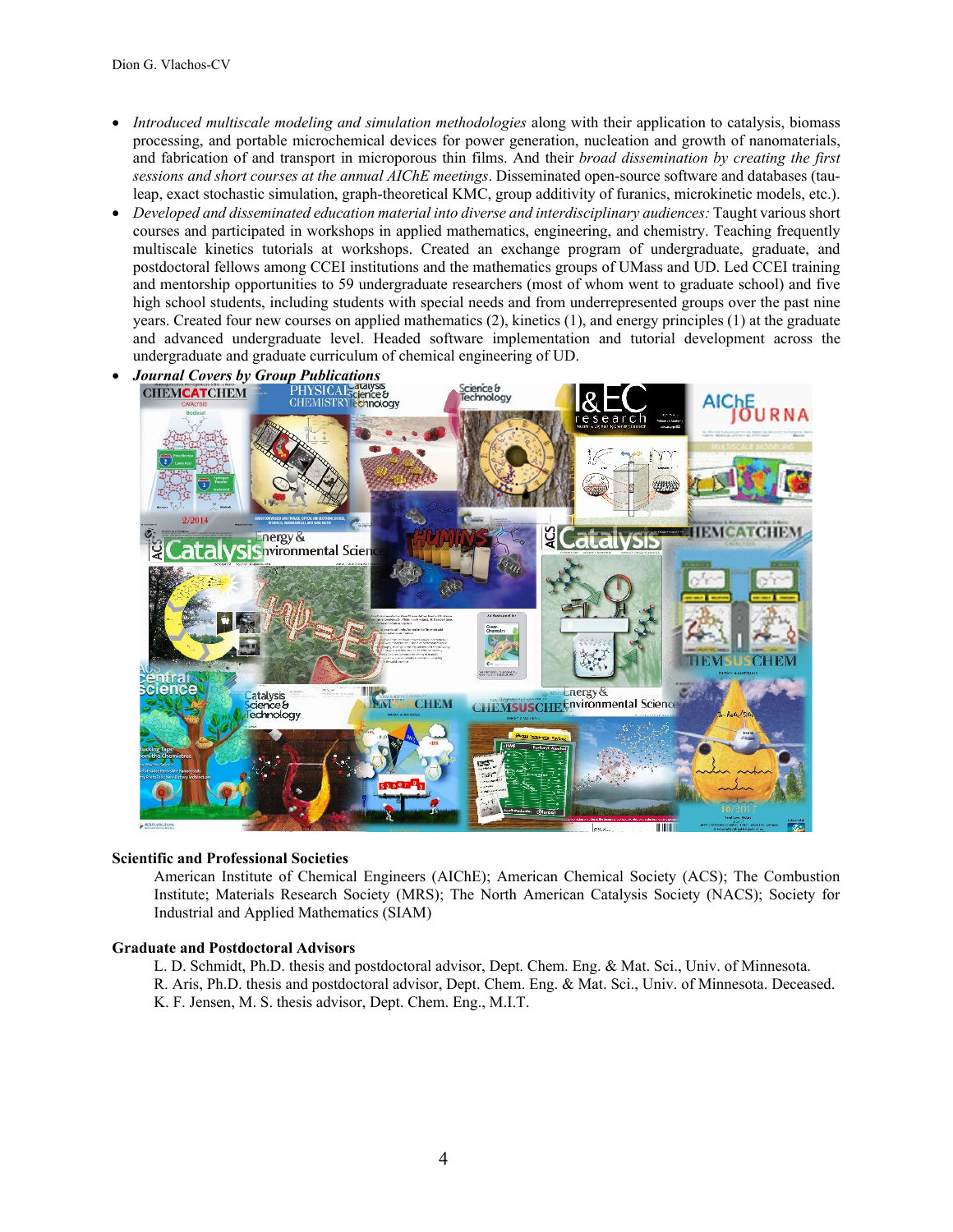- *Introduced multiscale modeling and simulation methodologies* along with their application to catalysis, biomass processing, and portable microchemical devices for power generation, nucleation and growth of nanomaterials, and fabrication of and transport in microporous thin films. And their *broad dissemination by creating the first sessions and short courses at the annual AIChE meetings*. Disseminated open-source software and databases (tau-leap, exact stochastic simulation, graph-theoretical KMC, group additivity of furanics, microkinetic models, etc.).
- *Developed and disseminated education material into diverse and interdisciplinary audiences:* Taught various short courses and participated in workshops in applied mathematics, engineering, and chemistry. Teaching frequently multiscale kinetics tutorials at workshops. Created an exchange program of undergraduate, graduate, and postdoctoral fellows among CCEI institutions and the mathematics groups of UMass and UD. Led CCEI training and mentorship opportunities to 59 undergraduate researchers (most of whom went to graduate school) and five high school students, including students with special needs and from underrepresented groups over the past nine years. Created four new courses on applied mathematics (2), kinetics (1), and energy principles (1) at the graduate and advanced undergraduate level. Headed software implementation and tutorial development across the undergraduate and graduate curriculum of chemical engineering of UD.
- ***Journal Covers by Group Publications***

**Scientific and Professional Societies**

American Institute of Chemical Engineers (AIChE); American Chemical Society (ACS); The Combustion Institute; Materials Research Society (MRS); The North American Catalysis Society (NACS); Society for Industrial and Applied Mathematics (SIAM)

**Graduate and Postdoctoral Advisors**

L. D. Schmidt, Ph.D. thesis and postdoctoral advisor, Dept. Chem. Eng. & Mat. Sci., Univ. of Minnesota.
R. Aris, Ph.D. thesis and postdoctoral advisor, Dept. Chem. Eng. & Mat. Sci., Univ. of Minnesota. Deceased.
K. F. Jensen, M. S. thesis advisor, Dept. Chem. Eng., M.I.T.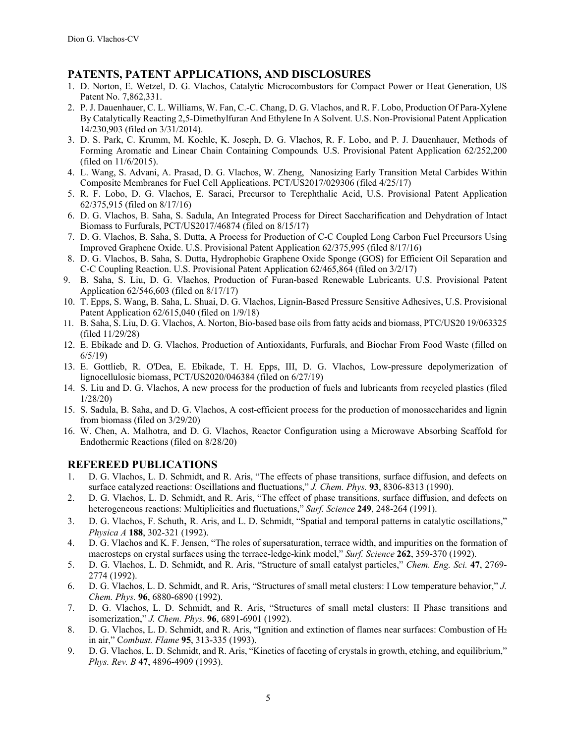## PATENTS, PATENT APPLICATIONS, AND DISCLOSURES

1. D. Norton, E. Wetzel, D. G. Vlachos, Catalytic Microcombustors for Compact Power or Heat Generation, US Patent No. 7,862,331.
2. P. J. Dauenhauer, C. L. Williams, W. Fan, C.-C. Chang, D. G. Vlachos, and R. F. Lobo, Production Of Para-Xylene By Catalytically Reacting 2,5-Dimethylfuran And Ethylene In A Solvent*.* U.S. Non-Provisional Patent Application 14/230,903 (filed on 3/31/2014).
3. D. S. Park, C. Krumm, M. Koehle, K. Joseph, D. G. Vlachos, R. F. Lobo, and P. J. Dauenhauer, Methods of Forming Aromatic and Linear Chain Containing Compounds*.* U.S. Provisional Patent Application 62/252,200 (filed on 11/6/2015).
4. L. Wang, S. Advani, A. Prasad, D. G. Vlachos, W. Zheng, Nanosizing Early Transition Metal Carbides Within Composite Membranes for Fuel Cell Applications. PCT/US2017/029306 (filed 4/25/17)
5. R. F. Lobo, D. G. Vlachos, E. Saraci, Precursor to Terephthalic Acid, U.S. Provisional Patent Application 62/375,915 (filed on 8/17/16)
6. D. G. Vlachos, B. Saha, S. Sadula, An Integrated Process for Direct Saccharification and Dehydration of Intact Biomass to Furfurals, PCT/US2017/46874 (filed on 8/15/17)
7. D. G. Vlachos, B. Saha, S. Dutta, A Process for Production of C-C Coupled Long Carbon Fuel Precursors Using Improved Graphene Oxide. U.S. Provisional Patent Application 62/375,995 (filed 8/17/16)
8. D. G. Vlachos, B. Saha, S. Dutta, Hydrophobic Graphene Oxide Sponge (GOS) for Efficient Oil Separation and C-C Coupling Reaction. U.S. Provisional Patent Application 62/465,864 (filed on 3/2/17)
9. B. Saha, S. Liu, D. G. Vlachos, Production of Furan-based Renewable Lubricants. U.S. Provisional Patent Application 62/546,603 (filed on 8/17/17)
10. T. Epps, S. Wang, B. Saha, L. Shuai, D. G. Vlachos, Lignin-Based Pressure Sensitive Adhesives, U.S. Provisional Patent Application 62/615,040 (filed on 1/9/18)
11. B. Saha, S. Liu, D. G. Vlachos, A. Norton, Bio-based base oils from fatty acids and biomass, PTC/US20 19/063325 (filed 11/29/28)
12. E. Ebikade and D. G. Vlachos, Production of Antioxidants, Furfurals, and Biochar From Food Waste (filled on 6/5/19)
13. E. Gottlieb, R. O'Dea, E. Ebikade, T. H. Epps, III, D. G. Vlachos, Low-pressure depolymerization of lignocellulosic biomass, PCT/US2020/046384 (filed on 6/27/19)
14. S. Liu and D. G. Vlachos, A new process for the production of fuels and lubricants from recycled plastics (filed 1/28/20)
15. S. Sadula, B. Saha, and D. G. Vlachos, A cost-efficient process for the production of monosaccharides and lignin from biomass (filed on 3/29/20)
16. W. Chen, A. Malhotra, and D. G. Vlachos, Reactor Configuration using a Microwave Absorbing Scaffold for Endothermic Reactions (filed on 8/28/20)

## REFEREED PUBLICATIONS

1. D. G. Vlachos, L. D. Schmidt, and R. Aris, "The effects of phase transitions, surface diffusion, and defects on surface catalyzed reactions: Oscillations and fluctuations," *J. Chem. Phys.* **93**, 8306-8313 (1990).
2. D. G. Vlachos, L. D. Schmidt, and R. Aris, "The effect of phase transitions, surface diffusion, and defects on heterogeneous reactions: Multiplicities and fluctuations," *Surf. Science* **249**, 248-264 (1991).
3. D. G. Vlachos, F. Schuth, R. Aris, and L. D. Schmidt, "Spatial and temporal patterns in catalytic oscillations," *Physica A* **188**, 302-321 (1992).
4. D. G. Vlachos and K. F. Jensen, "The roles of supersaturation, terrace width, and impurities on the formation of macrosteps on crystal surfaces using the terrace-ledge-kink model," *Surf. Science* **262**, 359-370 (1992).
5. D. G. Vlachos, L. D. Schmidt, and R. Aris, "Structure of small catalyst particles," *Chem. Eng. Sci.* **47**, 2769-2774 (1992).
6. D. G. Vlachos, L. D. Schmidt, and R. Aris, "Structures of small metal clusters: I Low temperature behavior," *J. Chem. Phys.* **96**, 6880-6890 (1992).
7. D. G. Vlachos, L. D. Schmidt, and R. Aris, "Structures of small metal clusters: II Phase transitions and isomerization," *J. Chem. Phys.* **96**, 6891-6901 (1992).
8. D. G. Vlachos, L. D. Schmidt, and R. Aris, "Ignition and extinction of flames near surfaces: Combustion of $H_2$ in air," *Combust. Flame* **95**, 313-335 (1993).
9. D. G. Vlachos, L. D. Schmidt, and R. Aris, "Kinetics of faceting of crystals in growth, etching, and equilibrium," *Phys. Rev. B* **47**, 4896-4909 (1993).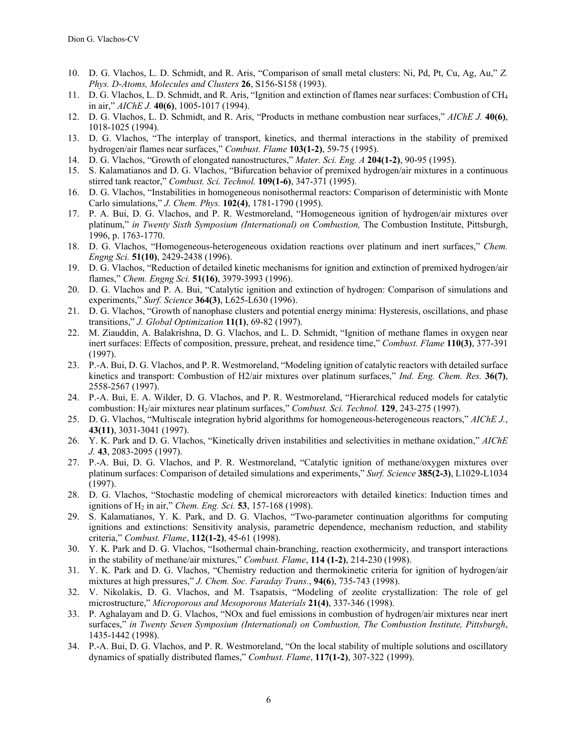10. D. G. Vlachos, L. D. Schmidt, and R. Aris, "Comparison of small metal clusters: Ni, Pd, Pt, Cu, Ag, Au," *Z. Phys. D-Atoms, Molecules and Clusters* **26**, S156-S158 (1993).
11. D. G. Vlachos, L. D. Schmidt, and R. Aris, "Ignition and extinction of flames near surfaces: Combustion of $CH_4$ in air," *AIChE J.* **40(6)**, 1005-1017 (1994).
12. D. G. Vlachos, L. D. Schmidt, and R. Aris, "Products in methane combustion near surfaces," *AIChE J.* **40(6)**, 1018-1025 (1994).
13. D. G. Vlachos, "The interplay of transport, kinetics, and thermal interactions in the stability of premixed hydrogen/air flames near surfaces," *Combust. Flame* **103(1-2)**, 59-75 (1995).
14. D. G. Vlachos, "Growth of elongated nanostructures," *Mater. Sci. Eng. A* **204(1-2)**, 90-95 (1995).
15. S. Kalamatianos and D. G. Vlachos, "Bifurcation behavior of premixed hydrogen/air mixtures in a continuous stirred tank reactor," *Combust. Sci. Technol.* **109(1-6)**, 347-371 (1995).
16. D. G. Vlachos, "Instabilities in homogeneous nonisothermal reactors: Comparison of deterministic with Monte Carlo simulations," *J. Chem. Phys.* **102(4)**, 1781-1790 (1995).
17. P. A. Bui, D. G. Vlachos, and P. R. Westmoreland, "Homogeneous ignition of hydrogen/air mixtures over platinum," *in Twenty Sixth Symposium (International) on Combustion,* The Combustion Institute, Pittsburgh, 1996, p. 1763-1770.
18. D. G. Vlachos, "Homogeneous-heterogeneous oxidation reactions over platinum and inert surfaces," *Chem. Engng Sci.* **51(10)**, 2429-2438 (1996).
19. D. G. Vlachos, "Reduction of detailed kinetic mechanisms for ignition and extinction of premixed hydrogen/air flames," *Chem. Engng Sci.* **51(16)**, 3979-3993 (1996).
20. D. G. Vlachos and P. A. Bui, "Catalytic ignition and extinction of hydrogen: Comparison of simulations and experiments," *Surf. Science* **364(3)**, L625-L630 (1996).
21. D. G. Vlachos, "Growth of nanophase clusters and potential energy minima: Hysteresis, oscillations, and phase transitions," *J. Global Optimization* **11(1)**, 69-82 (1997).
22. M. Ziauddin, A. Balakrishna, D. G. Vlachos, and L. D. Schmidt, "Ignition of methane flames in oxygen near inert surfaces: Effects of composition, pressure, preheat, and residence time," *Combust. Flame* **110(3)**, 377-391 (1997).
23. P.-A. Bui, D. G. Vlachos, and P. R. Westmoreland, "Modeling ignition of catalytic reactors with detailed surface kinetics and transport: Combustion of H2/air mixtures over platinum surfaces," *Ind. Eng. Chem. Res.* **36(7)**, 2558-2567 (1997).
24. P.-A. Bui, E. A. Wilder, D. G. Vlachos, and P. R. Westmoreland, "Hierarchical reduced models for catalytic combustion: $H_2$/air mixtures near platinum surfaces," *Combust. Sci. Technol.* **129**, 243-275 (1997).
25. D. G. Vlachos, "Multiscale integration hybrid algorithms for homogeneous-heterogeneous reactors," *AIChE J.*, **43(11)**, 3031-3041 (1997).
26. Y. K. Park and D. G. Vlachos, "Kinetically driven instabilities and selectivities in methane oxidation," *AIChE J.* **43**, 2083-2095 (1997).
27. P.-A. Bui, D. G. Vlachos, and P. R. Westmoreland, "Catalytic ignition of methane/oxygen mixtures over platinum surfaces: Comparison of detailed simulations and experiments," *Surf. Science* **385(2-3)**, L1029-L1034 (1997).
28. D. G. Vlachos, "Stochastic modeling of chemical microreactors with detailed kinetics: Induction times and ignitions of $H_2$ in air," *Chem. Eng. Sci.* **53**, 157-168 (1998).
29. S. Kalamatianos, Y. K. Park, and D. G. Vlachos, "Two-parameter continuation algorithms for computing ignitions and extinctions: Sensitivity analysis, parametric dependence, mechanism reduction, and stability criteria," *Combust. Flame*, **112(1-2)**, 45-61 (1998).
30. Y. K. Park and D. G. Vlachos, "Isothermal chain-branching, reaction exothermicity, and transport interactions in the stability of methane/air mixtures," *Combust. Flame*, **114 (1-2)**, 214-230 (1998).
31. Y. K. Park and D. G. Vlachos, "Chemistry reduction and thermokinetic criteria for ignition of hydrogen/air mixtures at high pressures," *J. Chem. Soc. Faraday Trans.*, **94(6)**, 735-743 (1998).
32. V. Nikolakis, D. G. Vlachos, and M. Tsapatsis, "Modeling of zeolite crystallization: The role of gel microstructure," *Microporous and Mesoporous Materials* **21(4)**, 337-346 (1998).
33. P. Aghalayam and D. G. Vlachos, "NOx and fuel emissions in combustion of hydrogen/air mixtures near inert surfaces," *in Twenty Seven Symposium (International) on Combustion, The Combustion Institute, Pittsburgh*, 1435-1442 (1998).
34. P.-A. Bui, D. G. Vlachos, and P. R. Westmoreland, "On the local stability of multiple solutions and oscillatory dynamics of spatially distributed flames," *Combust. Flame*, **117(1-2)**, 307-322 (1999).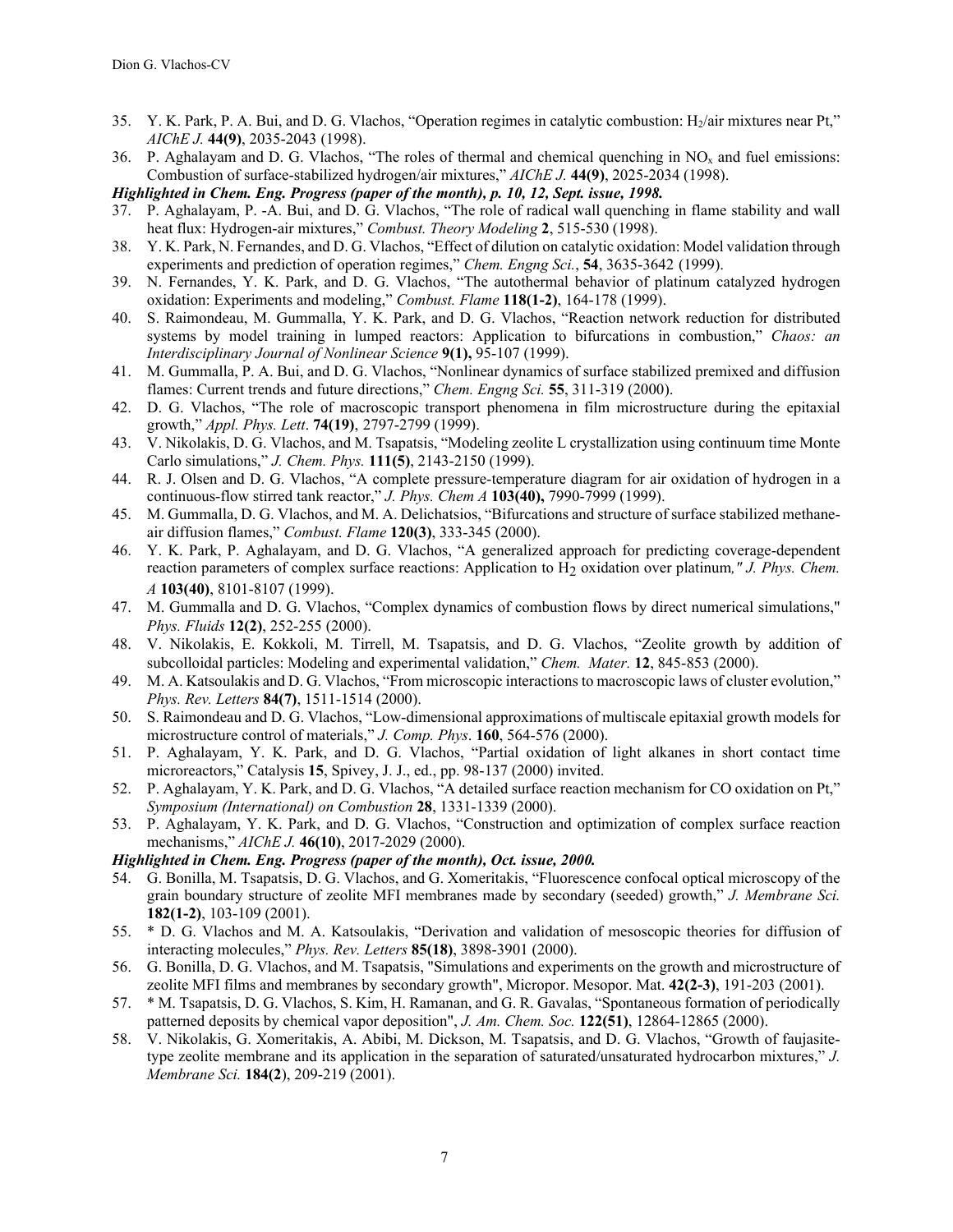35. Y. K. Park, P. A. Bui, and D. G. Vlachos, "Operation regimes in catalytic combustion: $H_2$/air mixtures near Pt," *AIChE J.* **44(9)**, 2035-2043 (1998).
36. P. Aghalayam and D. G. Vlachos, "The roles of thermal and chemical quenching in $NO_x$ and fuel emissions: Combustion of surface-stabilized hydrogen/air mixtures," *AIChE J.* **44(9)**, 2025-2034 (1998).

***Highlighted in Chem. Eng. Progress (paper of the month), p. 10, 12, Sept. issue, 1998.***

37. P. Aghalayam, P. -A. Bui, and D. G. Vlachos, "The role of radical wall quenching in flame stability and wall heat flux: Hydrogen-air mixtures," *Combust. Theory Modeling* **2**, 515-530 (1998).
38. Y. K. Park, N. Fernandes, and D. G. Vlachos, "Effect of dilution on catalytic oxidation: Model validation through experiments and prediction of operation regimes," *Chem. Engng Sci.*, **54**, 3635-3642 (1999).
39. N. Fernandes, Y. K. Park, and D. G. Vlachos, "The autothermal behavior of platinum catalyzed hydrogen oxidation: Experiments and modeling," *Combust. Flame* **118(1-2)**, 164-178 (1999).
40. S. Raimondeau, M. Gummalla, Y. K. Park, and D. G. Vlachos, "Reaction network reduction for distributed systems by model training in lumped reactors: Application to bifurcations in combustion," *Chaos: an Interdisciplinary Journal of Nonlinear Science* **9(1),** 95-107 (1999).
41. M. Gummalla, P. A. Bui, and D. G. Vlachos, "Nonlinear dynamics of surface stabilized premixed and diffusion flames: Current trends and future directions," *Chem. Engng Sci.* **55**, 311-319 (2000).
42. D. G. Vlachos, "The role of macroscopic transport phenomena in film microstructure during the epitaxial growth," *Appl. Phys. Lett*. **74(19)**, 2797-2799 (1999).
43. V. Nikolakis, D. G. Vlachos, and M. Tsapatsis, "Modeling zeolite L crystallization using continuum time Monte Carlo simulations," *J. Chem. Phys.* **111(5)**, 2143-2150 (1999).
44. R. J. Olsen and D. G. Vlachos, "A complete pressure-temperature diagram for air oxidation of hydrogen in a continuous-flow stirred tank reactor," *J. Phys. Chem A* **103(40),** 7990-7999 (1999).
45. M. Gummalla, D. G. Vlachos, and M. A. Delichatsios, "Bifurcations and structure of surface stabilized methane-air diffusion flames," *Combust. Flame* **120(3)**, 333-345 (2000).
46. Y. K. Park, P. Aghalayam, and D. G. Vlachos, "A generalized approach for predicting coverage-dependent reaction parameters of complex surface reactions: Application to $H_2$ oxidation over platinum," *J. Phys. Chem. A* **103(40)**, 8101-8107 (1999).
47. M. Gummalla and D. G. Vlachos, "Complex dynamics of combustion flows by direct numerical simulations," *Phys. Fluids* **12(2)**, 252-255 (2000).
48. V. Nikolakis, E. Kokkoli, M. Tirrell, M. Tsapatsis, and D. G. Vlachos, "Zeolite growth by addition of subcolloidal particles: Modeling and experimental validation," *Chem. Mater.* **12**, 845-853 (2000).
49. M. A. Katsoulakis and D. G. Vlachos, "From microscopic interactions to macroscopic laws of cluster evolution," *Phys. Rev. Letters* **84(7)**, 1511-1514 (2000).
50. S. Raimondeau and D. G. Vlachos, "Low-dimensional approximations of multiscale epitaxial growth models for microstructure control of materials," *J. Comp. Phys*. **160**, 564-576 (2000).
51. P. Aghalayam, Y. K. Park, and D. G. Vlachos, "Partial oxidation of light alkanes in short contact time microreactors," Catalysis **15**, Spivey, J. J., ed., pp. 98-137 (2000) invited.
52. P. Aghalayam, Y. K. Park, and D. G. Vlachos, "A detailed surface reaction mechanism for CO oxidation on Pt," *Symposium (International) on Combustion* **28**, 1331-1339 (2000).
53. P. Aghalayam, Y. K. Park, and D. G. Vlachos, "Construction and optimization of complex surface reaction mechanisms," *AIChE J.* **46(10)**, 2017-2029 (2000).

***Highlighted in Chem. Eng. Progress (paper of the month), Oct. issue, 2000.***

54. G. Bonilla, M. Tsapatsis, D. G. Vlachos, and G. Xomeritakis, "Fluorescence confocal optical microscopy of the grain boundary structure of zeolite MFI membranes made by secondary (seeded) growth," *J. Membrane Sci.* **182(1-2)**, 103-109 (2001).
55. * D. G. Vlachos and M. A. Katsoulakis, "Derivation and validation of mesoscopic theories for diffusion of interacting molecules," *Phys. Rev. Letters* **85(18)**, 3898-3901 (2000).
56. G. Bonilla, D. G. Vlachos, and M. Tsapatsis, "Simulations and experiments on the growth and microstructure of zeolite MFI films and membranes by secondary growth", Micropor. Mesopor. Mat. **42(2-3)**, 191-203 (2001).
57. * M. Tsapatsis, D. G. Vlachos, S. Kim, H. Ramanan, and G. R. Gavalas, "Spontaneous formation of periodically patterned deposits by chemical vapor deposition", *J. Am. Chem. Soc.* **122(51)**, 12864-12865 (2000).
58. V. Nikolakis, G. Xomeritakis, A. Abibi, M. Dickson, M. Tsapatsis, and D. G. Vlachos, "Growth of faujasite-type zeolite membrane and its application in the separation of saturated/unsaturated hydrocarbon mixtures," *J. Membrane Sci.* **184(2)**, 209-219 (2001).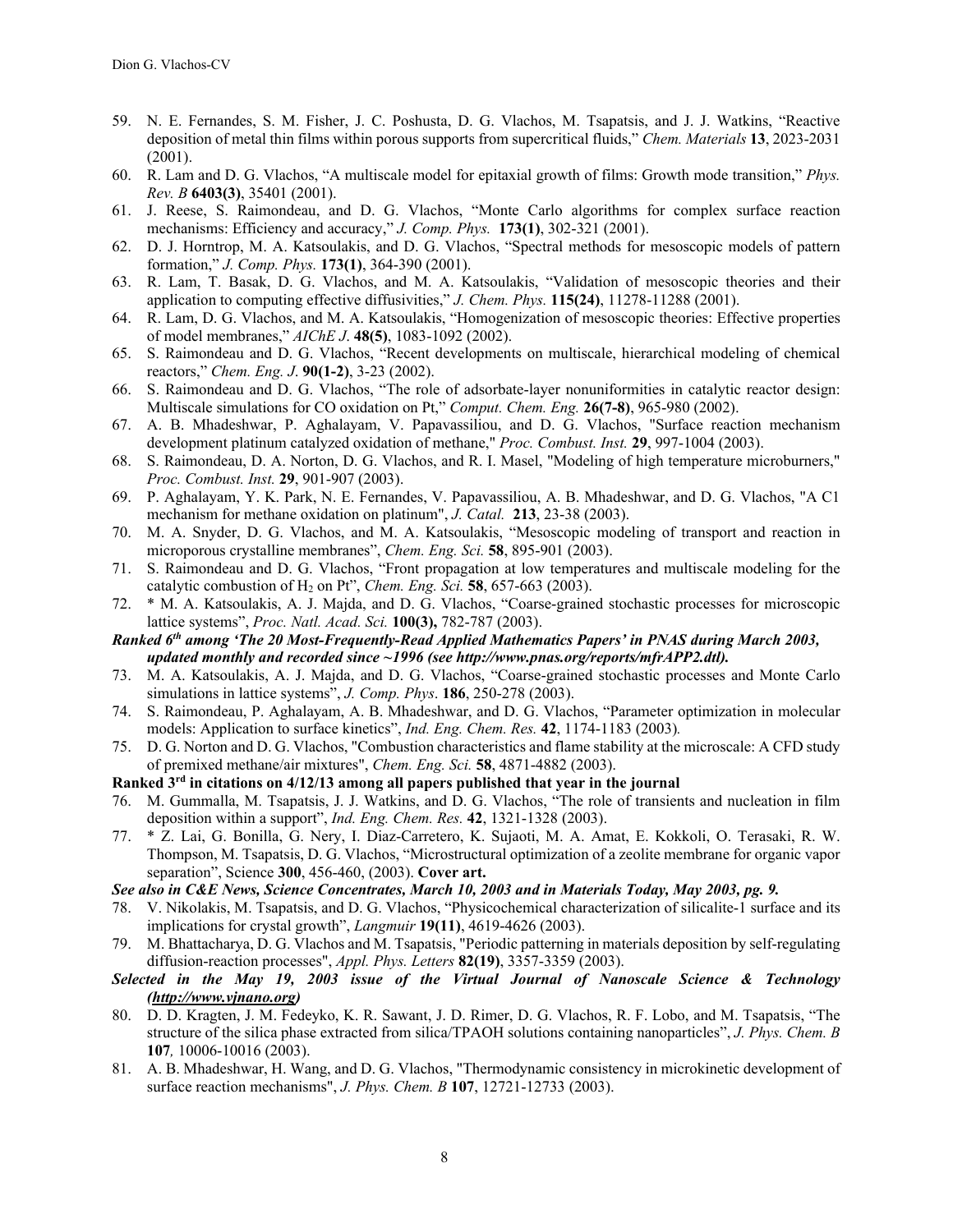59. N. E. Fernandes, S. M. Fisher, J. C. Poshusta, D. G. Vlachos, M. Tsapatsis, and J. J. Watkins, "Reactive deposition of metal thin films within porous supports from supercritical fluids," *Chem. Materials* **13**, 2023-2031 (2001).
60. R. Lam and D. G. Vlachos, "A multiscale model for epitaxial growth of films: Growth mode transition," *Phys. Rev. B* **6403(3)**, 35401 (2001).
61. J. Reese, S. Raimondeau, and D. G. Vlachos, "Monte Carlo algorithms for complex surface reaction mechanisms: Efficiency and accuracy," *J. Comp. Phys.* **173(1)**, 302-321 (2001).
62. D. J. Horntrop, M. A. Katsoulakis, and D. G. Vlachos, "Spectral methods for mesoscopic models of pattern formation," *J. Comp. Phys.* **173(1)**, 364-390 (2001).
63. R. Lam, T. Basak, D. G. Vlachos, and M. A. Katsoulakis, "Validation of mesoscopic theories and their application to computing effective diffusivities," *J. Chem. Phys.* **115(24)**, 11278-11288 (2001).
64. R. Lam, D. G. Vlachos, and M. A. Katsoulakis, "Homogenization of mesoscopic theories: Effective properties of model membranes," *AIChE J*. **48(5)**, 1083-1092 (2002).
65. S. Raimondeau and D. G. Vlachos, "Recent developments on multiscale, hierarchical modeling of chemical reactors," *Chem. Eng. J*. **90(1-2)**, 3-23 (2002).
66. S. Raimondeau and D. G. Vlachos, "The role of adsorbate-layer nonuniformities in catalytic reactor design: Multiscale simulations for CO oxidation on Pt," *Comput. Chem. Eng.* **26(7-8)**, 965-980 (2002).
67. A. B. Mhadeshwar, P. Aghalayam, V. Papavassiliou, and D. G. Vlachos, "Surface reaction mechanism development platinum catalyzed oxidation of methane," *Proc. Combust. Inst.* **29**, 997-1004 (2003).
68. S. Raimondeau, D. A. Norton, D. G. Vlachos, and R. I. Masel, "Modeling of high temperature microburners," *Proc. Combust. Inst.* **29**, 901-907 (2003).
69. P. Aghalayam, Y. K. Park, N. E. Fernandes, V. Papavassiliou, A. B. Mhadeshwar, and D. G. Vlachos, "A C1 mechanism for methane oxidation on platinum", *J. Catal.* **213**, 23-38 (2003).
70. M. A. Snyder, D. G. Vlachos, and M. A. Katsoulakis, "Mesoscopic modeling of transport and reaction in microporous crystalline membranes", *Chem. Eng. Sci.* **58**, 895-901 (2003).
71. S. Raimondeau and D. G. Vlachos, "Front propagation at low temperatures and multiscale modeling for the catalytic combustion of $H_2$ on Pt", *Chem. Eng. Sci.* **58**, 657-663 (2003).
72. * M. A. Katsoulakis, A. J. Majda, and D. G. Vlachos, "Coarse-grained stochastic processes for microscopic lattice systems", *Proc. Natl. Acad. Sci.* **100(3),** 782-787 (2003).

***Ranked 6th among 'The 20 Most-Frequently-Read Applied Mathematics Papers' in PNAS during March 2003, updated monthly and recorded since ~1996 (see http://www.pnas.org/reports/mfrAPP2.dtl).***

73. M. A. Katsoulakis, A. J. Majda, and D. G. Vlachos, "Coarse-grained stochastic processes and Monte Carlo simulations in lattice systems", *J. Comp. Phys*. **186**, 250-278 (2003).
74. S. Raimondeau, P. Aghalayam, A. B. Mhadeshwar, and D. G. Vlachos, "Parameter optimization in molecular models: Application to surface kinetics", *Ind. Eng. Chem. Res.* **42**, 1174-1183 (2003).
75. D. G. Norton and D. G. Vlachos, "Combustion characteristics and flame stability at the microscale: A CFD study of premixed methane/air mixtures", *Chem. Eng. Sci.* **58**, 4871-4882 (2003).

**Ranked 3rd in citations on 4/12/13 among all papers published that year in the journal**

76. M. Gummalla, M. Tsapatsis, J. J. Watkins, and D. G. Vlachos, "The role of transients and nucleation in film deposition within a support", *Ind. Eng. Chem. Res.* **42**, 1321-1328 (2003).
77. * Z. Lai, G. Bonilla, G. Nery, I. Diaz-Carretero, K. Sujaoti, M. A. Amat, E. Kokkoli, O. Terasaki, R. W. Thompson, M. Tsapatsis, D. G. Vlachos, "Microstructural optimization of a zeolite membrane for organic vapor separation", Science **300**, 456-460, (2003). **Cover art.**

***See also in C&E News, Science Concentrates, March 10, 2003 and in Materials Today, May 2003, pg. 9.***

78. V. Nikolakis, M. Tsapatsis, and D. G. Vlachos, "Physicochemical characterization of silicalite-1 surface and its implications for crystal growth", *Langmuir* **19(11)**, 4619-4626 (2003).
79. M. Bhattacharya, D. G. Vlachos and M. Tsapatsis, "Periodic patterning in materials deposition by self-regulating diffusion-reaction processes", *Appl. Phys. Letters* **82(19)**, 3357-3359 (2003).

***Selected in the May 19, 2003 issue of the Virtual Journal of Nanoscale Science & Technology (http://www.vjnano.org)***

80. D. D. Kragten, J. M. Fedeyko, K. R. Sawant, J. D. Rimer, D. G. Vlachos, R. F. Lobo, and M. Tsapatsis, "The structure of the silica phase extracted from silica/TPAOH solutions containing nanoparticles", *J. Phys. Chem. B* **107***,* 10006-10016 (2003).
81. A. B. Mhadeshwar, H. Wang, and D. G. Vlachos, "Thermodynamic consistency in microkinetic development of surface reaction mechanisms", *J. Phys. Chem. B* **107**, 12721-12733 (2003).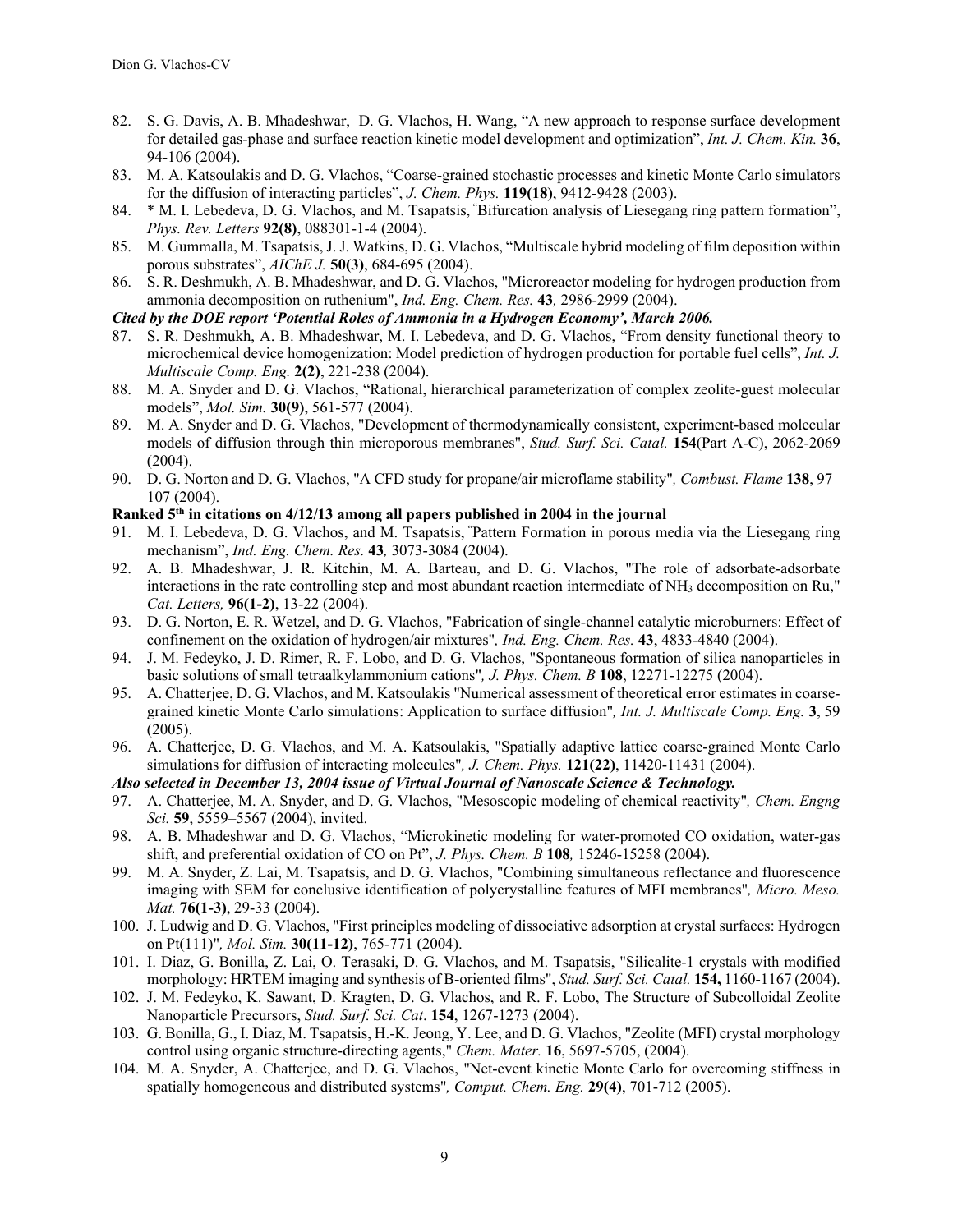82. S. G. Davis, A. B. Mhadeshwar, D. G. Vlachos, H. Wang, "A new approach to response surface development for detailed gas-phase and surface reaction kinetic model development and optimization", *Int. J. Chem. Kin.* **36**, 94-106 (2004).
83. M. A. Katsoulakis and D. G. Vlachos, "Coarse-grained stochastic processes and kinetic Monte Carlo simulators for the diffusion of interacting particles", *J. Chem. Phys.* **119(18)**, 9412-9428 (2003).
84. * M. I. Lebedeva, D. G. Vlachos, and M. Tsapatsis, "Bifurcation analysis of Liesegang ring pattern formation", *Phys. Rev. Letters* **92(8)**, 088301-1-4 (2004).
85. M. Gummalla, M. Tsapatsis, J. J. Watkins, D. G. Vlachos, "Multiscale hybrid modeling of film deposition within porous substrates", *AIChE J.* **50(3)**, 684-695 (2004).
86. S. R. Deshmukh, A. B. Mhadeshwar, and D. G. Vlachos, "Microreactor modeling for hydrogen production from ammonia decomposition on ruthenium", *Ind. Eng. Chem. Res.* **43**, 2986-2999 (2004).

***Cited by the DOE report 'Potential Roles of Ammonia in a Hydrogen Economy', March 2006.***

87. S. R. Deshmukh, A. B. Mhadeshwar, M. I. Lebedeva, and D. G. Vlachos, "From density functional theory to microchemical device homogenization: Model prediction of hydrogen production for portable fuel cells", *Int. J. Multiscale Comp. Eng.* **2(2)**, 221-238 (2004).
88. M. A. Snyder and D. G. Vlachos, "Rational, hierarchical parameterization of complex zeolite-guest molecular models", *Mol. Sim.* **30(9)**, 561-577 (2004).
89. M. A. Snyder and D. G. Vlachos, "Development of thermodynamically consistent, experiment-based molecular models of diffusion through thin microporous membranes", *Stud. Surf. Sci. Catal.* **154**(Part A-C), 2062-2069 (2004).
90. D. G. Norton and D. G. Vlachos, "A CFD study for propane/air microflame stability", *Combust. Flame* **138**, 97–107 (2004).

**Ranked 5th in citations on 4/12/13 among all papers published in 2004 in the journal**

91. M. I. Lebedeva, D. G. Vlachos, and M. Tsapatsis, "Pattern Formation in porous media via the Liesegang ring mechanism", *Ind. Eng. Chem. Res.* **43**, 3073-3084 (2004).
92. A. B. Mhadeshwar, J. R. Kitchin, M. A. Barteau, and D. G. Vlachos, "The role of adsorbate-adsorbate interactions in the rate controlling step and most abundant reaction intermediate of $NH_3$ decomposition on Ru," *Cat. Letters,* **96(1-2)**, 13-22 (2004).
93. D. G. Norton, E. R. Wetzel, and D. G. Vlachos, "Fabrication of single-channel catalytic microburners: Effect of confinement on the oxidation of hydrogen/air mixtures", *Ind. Eng. Chem. Res.* **43**, 4833-4840 (2004).
94. J. M. Fedeyko, J. D. Rimer, R. F. Lobo, and D. G. Vlachos, "Spontaneous formation of silica nanoparticles in basic solutions of small tetraalkylammonium cations", *J. Phys. Chem. B* **108**, 12271-12275 (2004).
95. A. Chatterjee, D. G. Vlachos, and M. Katsoulakis "Numerical assessment of theoretical error estimates in coarse-grained kinetic Monte Carlo simulations: Application to surface diffusion", *Int. J. Multiscale Comp. Eng.* **3**, 59 (2005).
96. A. Chatterjee, D. G. Vlachos, and M. A. Katsoulakis, "Spatially adaptive lattice coarse-grained Monte Carlo simulations for diffusion of interacting molecules", *J. Chem. Phys.* **121(22)**, 11420-11431 (2004).

***Also selected in December 13, 2004 issue of Virtual Journal of Nanoscale Science & Technology.***

97. A. Chatterjee, M. A. Snyder, and D. G. Vlachos, "Mesoscopic modeling of chemical reactivity", *Chem. Engng Sci.* **59**, 5559–5567 (2004), invited.
98. A. B. Mhadeshwar and D. G. Vlachos, "Microkinetic modeling for water-promoted CO oxidation, water-gas shift, and preferential oxidation of CO on Pt", *J. Phys. Chem. B* **108**, 15246-15258 (2004).
99. M. A. Snyder, Z. Lai, M. Tsapatsis, and D. G. Vlachos, "Combining simultaneous reflectance and fluorescence imaging with SEM for conclusive identification of polycrystalline features of MFI membranes", *Micro. Meso. Mat.* **76(1-3)**, 29-33 (2004).
100. J. Ludwig and D. G. Vlachos, "First principles modeling of dissociative adsorption at crystal surfaces: Hydrogen on Pt(111)", *Mol. Sim.* **30(11-12)**, 765-771 (2004).
101. I. Diaz, G. Bonilla, Z. Lai, O. Terasaki, D. G. Vlachos, and M. Tsapatsis, "Silicalite-1 crystals with modified morphology: HRTEM imaging and synthesis of B-oriented films", *Stud. Surf. Sci. Catal.* **154,** 1160-1167 (2004).
102. J. M. Fedeyko, K. Sawant, D. Kragten, D. G. Vlachos, and R. F. Lobo, The Structure of Subcolloidal Zeolite Nanoparticle Precursors, *Stud. Surf. Sci. Cat*. **154**, 1267-1273 (2004).
103. G. Bonilla, G., I. Diaz, M. Tsapatsis, H.-K. Jeong, Y. Lee, and D. G. Vlachos, "Zeolite (MFI) crystal morphology control using organic structure-directing agents," *Chem. Mater.* **16**, 5697-5705, (2004).
104. M. A. Snyder, A. Chatterjee, and D. G. Vlachos, "Net-event kinetic Monte Carlo for overcoming stiffness in spatially homogeneous and distributed systems", *Comput. Chem. Eng.* **29(4)**, 701-712 (2005).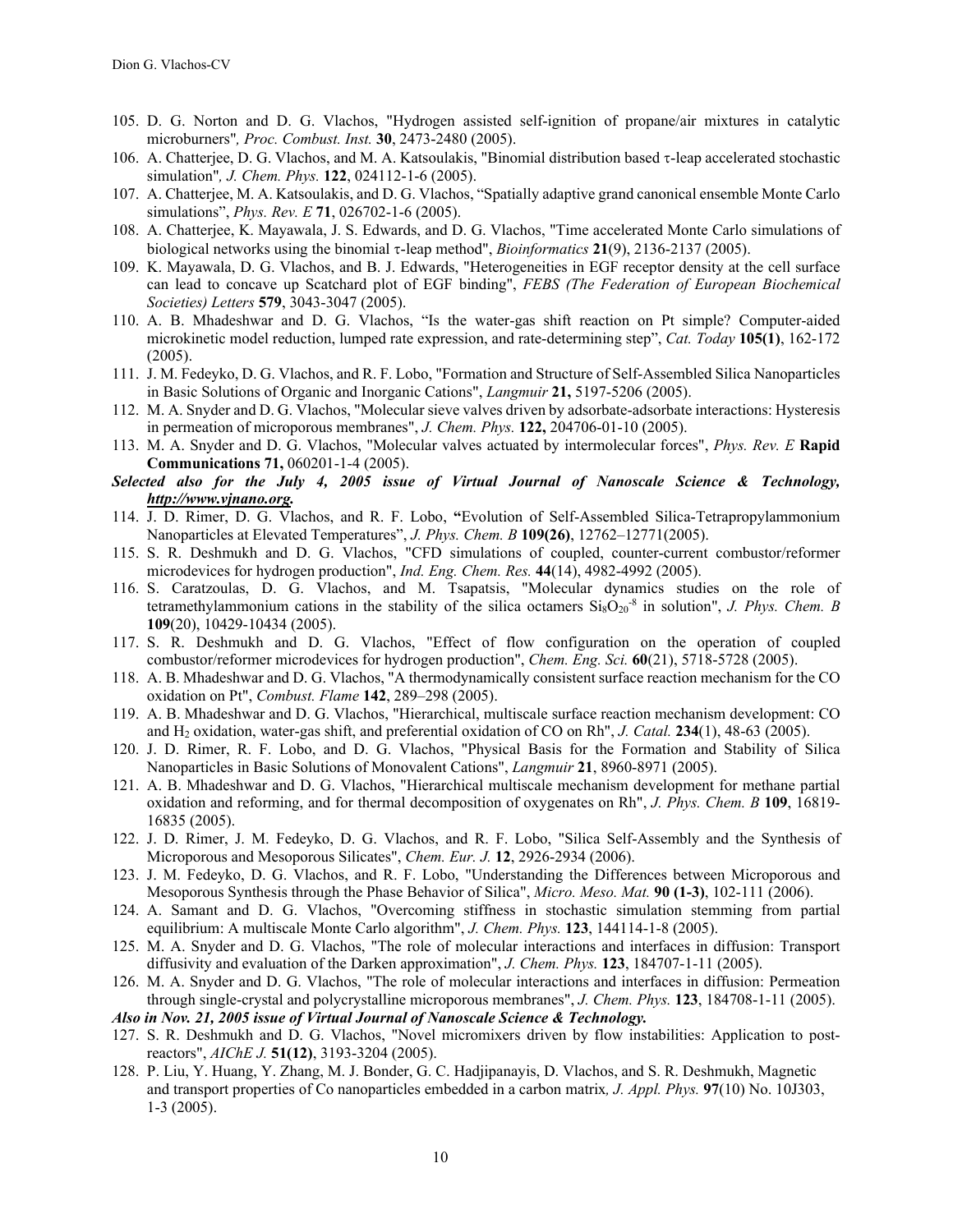105. D. G. Norton and D. G. Vlachos, "Hydrogen assisted self-ignition of propane/air mixtures in catalytic microburners", *Proc. Combust. Inst.* **30**, 2473-2480 (2005).
106. A. Chatterjee, D. G. Vlachos, and M. A. Katsoulakis, "Binomial distribution based τ-leap accelerated stochastic simulation", *J. Chem. Phys.* **122**, 024112-1-6 (2005).
107. A. Chatterjee, M. A. Katsoulakis, and D. G. Vlachos, "Spatially adaptive grand canonical ensemble Monte Carlo simulations", *Phys. Rev. E* **71**, 026702-1-6 (2005).
108. A. Chatterjee, K. Mayawala, J. S. Edwards, and D. G. Vlachos, "Time accelerated Monte Carlo simulations of biological networks using the binomial τ-leap method", *Bioinformatics* **21**(9), 2136-2137 (2005).
109. K. Mayawala, D. G. Vlachos, and B. J. Edwards, "Heterogeneities in EGF receptor density at the cell surface can lead to concave up Scatchard plot of EGF binding", *FEBS (The Federation of European Biochemical Societies) Letters* **579**, 3043-3047 (2005).
110. A. B. Mhadeshwar and D. G. Vlachos, "Is the water-gas shift reaction on Pt simple? Computer-aided microkinetic model reduction, lumped rate expression, and rate-determining step", *Cat. Today* **105(1)**, 162-172 (2005).
111. J. M. Fedeyko, D. G. Vlachos, and R. F. Lobo, "Formation and Structure of Self-Assembled Silica Nanoparticles in Basic Solutions of Organic and Inorganic Cations", *Langmuir* **21,** 5197-5206 (2005).
112. M. A. Snyder and D. G. Vlachos, "Molecular sieve valves driven by adsorbate-adsorbate interactions: Hysteresis in permeation of microporous membranes", *J. Chem. Phys.* **122,** 204706-01-10 (2005).
113. M. A. Snyder and D. G. Vlachos, "Molecular valves actuated by intermolecular forces", *Phys. Rev. E* **Rapid Communications 71,** 060201-1-4 (2005).

***Selected also for the July 4, 2005 issue of Virtual Journal of Nanoscale Science & Technology, http://www.vjnano.org.***

114. J. D. Rimer, D. G. Vlachos, and R. F. Lobo, **"**Evolution of Self-Assembled Silica-Tetrapropylammonium Nanoparticles at Elevated Temperatures", *J. Phys. Chem. B* **109(26)**, 12762–12771(2005).
115. S. R. Deshmukh and D. G. Vlachos, "CFD simulations of coupled, counter-current combustor/reformer microdevices for hydrogen production", *Ind. Eng. Chem. Res.* **44**(14), 4982-4992 (2005).
116. S. Caratzoulas, D. G. Vlachos, and M. Tsapatsis, "Molecular dynamics studies on the role of tetramethylammonium cations in the stability of the silica octamers $Si_8O_{20}^{-8}$ in solution", *J. Phys. Chem. B* **109**(20), 10429-10434 (2005).
117. S. R. Deshmukh and D. G. Vlachos, "Effect of flow configuration on the operation of coupled combustor/reformer microdevices for hydrogen production", *Chem. Eng. Sci.* **60**(21), 5718-5728 (2005).
118. A. B. Mhadeshwar and D. G. Vlachos, "A thermodynamically consistent surface reaction mechanism for the CO oxidation on Pt", *Combust. Flame* **142**, 289–298 (2005).
119. A. B. Mhadeshwar and D. G. Vlachos, "Hierarchical, multiscale surface reaction mechanism development: CO and $H_2$ oxidation, water-gas shift, and preferential oxidation of CO on Rh", *J. Catal.* **234**(1), 48-63 (2005).
120. J. D. Rimer, R. F. Lobo, and D. G. Vlachos, "Physical Basis for the Formation and Stability of Silica Nanoparticles in Basic Solutions of Monovalent Cations", *Langmuir* **21**, 8960-8971 (2005).
121. A. B. Mhadeshwar and D. G. Vlachos, "Hierarchical multiscale mechanism development for methane partial oxidation and reforming, and for thermal decomposition of oxygenates on Rh", *J. Phys. Chem. B* **109**, 16819-16835 (2005).
122. J. D. Rimer, J. M. Fedeyko, D. G. Vlachos, and R. F. Lobo, "Silica Self-Assembly and the Synthesis of Microporous and Mesoporous Silicates", *Chem. Eur. J.* **12**, 2926-2934 (2006).
123. J. M. Fedeyko, D. G. Vlachos, and R. F. Lobo, "Understanding the Differences between Microporous and Mesoporous Synthesis through the Phase Behavior of Silica", *Micro. Meso. Mat.* **90 (1-3)**, 102-111 (2006).
124. A. Samant and D. G. Vlachos, "Overcoming stiffness in stochastic simulation stemming from partial equilibrium: A multiscale Monte Carlo algorithm", *J. Chem. Phys.* **123**, 144114-1-8 (2005).
125. M. A. Snyder and D. G. Vlachos, "The role of molecular interactions and interfaces in diffusion: Transport diffusivity and evaluation of the Darken approximation", *J. Chem. Phys.* **123**, 184707-1-11 (2005).
126. M. A. Snyder and D. G. Vlachos, "The role of molecular interactions and interfaces in diffusion: Permeation through single-crystal and polycrystalline microporous membranes", *J. Chem. Phys.* **123**, 184708-1-11 (2005).

***Also in Nov. 21, 2005 issue of Virtual Journal of Nanoscale Science & Technology.***

127. S. R. Deshmukh and D. G. Vlachos, "Novel micromixers driven by flow instabilities: Application to post-reactors", *AIChE J.* **51(12)**, 3193-3204 (2005).
128. P. Liu, Y. Huang, Y. Zhang, M. J. Bonder, G. C. Hadjipanayis, D. Vlachos, and S. R. Deshmukh, Magnetic and transport properties of Co nanoparticles embedded in a carbon matrix*, J. Appl. Phys.* **97**(10) No. 10J303, 1-3 (2005).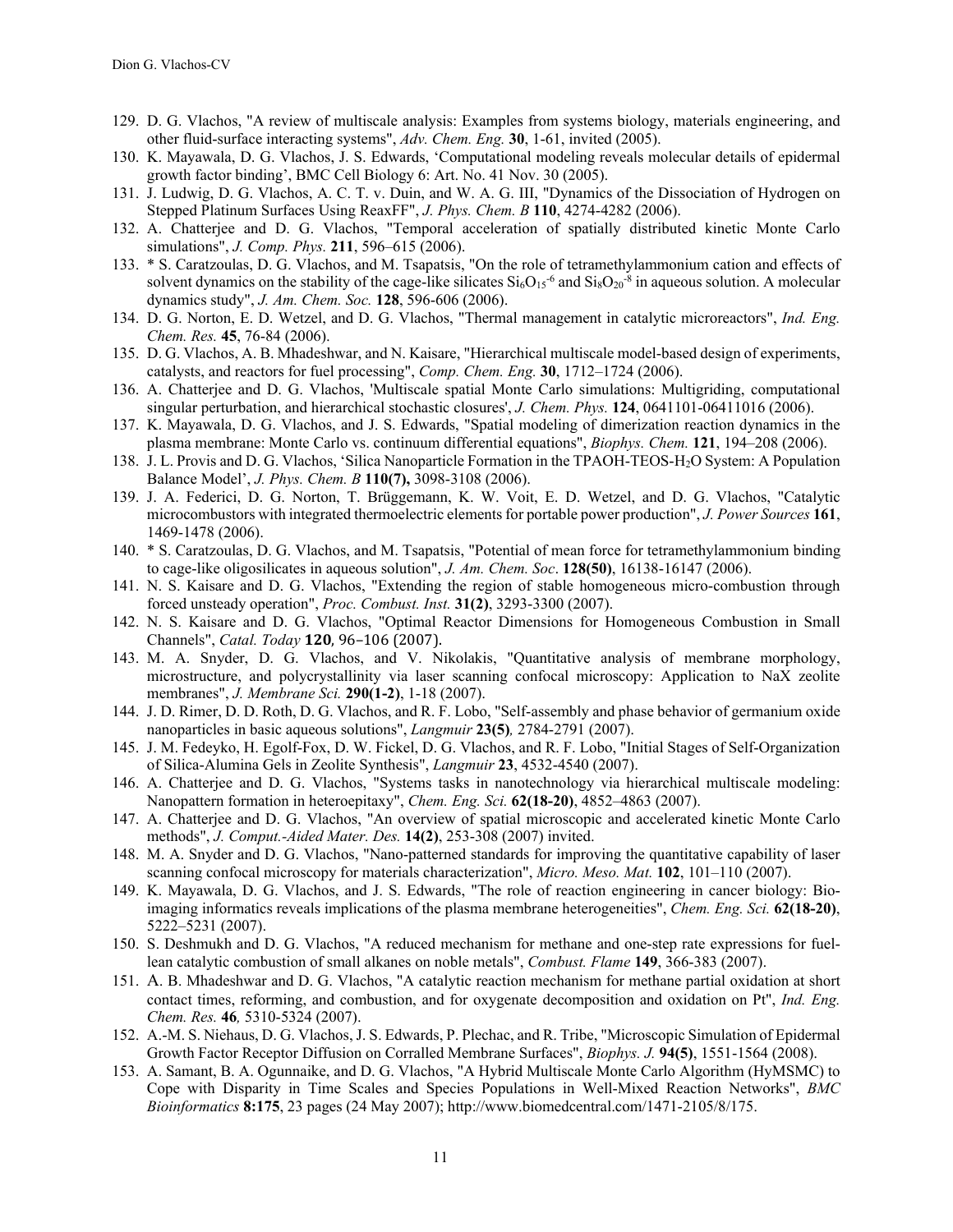129. D. G. Vlachos, "A review of multiscale analysis: Examples from systems biology, materials engineering, and other fluid-surface interacting systems", *Adv. Chem. Eng.* **30**, 1-61, invited (2005).
130. K. Mayawala, D. G. Vlachos, J. S. Edwards, 'Computational modeling reveals molecular details of epidermal growth factor binding', BMC Cell Biology 6: Art. No. 41 Nov. 30 (2005).
131. J. Ludwig, D. G. Vlachos, A. C. T. v. Duin, and W. A. G. III, "Dynamics of the Dissociation of Hydrogen on Stepped Platinum Surfaces Using ReaxFF", *J. Phys. Chem. B* **110**, 4274-4282 (2006).
132. A. Chatterjee and D. G. Vlachos, "Temporal acceleration of spatially distributed kinetic Monte Carlo simulations", *J. Comp. Phys.* **211**, 596–615 (2006).
133. * S. Caratzoulas, D. G. Vlachos, and M. Tsapatsis, "On the role of tetramethylammonium cation and effects of solvent dynamics on the stability of the cage-like silicates $Si_6O_{15}^{-6}$ and $Si_8O_{20}^{-8}$ in aqueous solution. A molecular dynamics study", *J. Am. Chem. Soc.* **128**, 596-606 (2006).
134. D. G. Norton, E. D. Wetzel, and D. G. Vlachos, "Thermal management in catalytic microreactors", *Ind. Eng. Chem. Res.* **45**, 76-84 (2006).
135. D. G. Vlachos, A. B. Mhadeshwar, and N. Kaisare, "Hierarchical multiscale model-based design of experiments, catalysts, and reactors for fuel processing", *Comp. Chem. Eng.* **30**, 1712–1724 (2006).
136. A. Chatterjee and D. G. Vlachos, 'Multiscale spatial Monte Carlo simulations: Multigriding, computational singular perturbation, and hierarchical stochastic closures', *J. Chem. Phys.* **124**, 0641101-06411016 (2006).
137. K. Mayawala, D. G. Vlachos, and J. S. Edwards, "Spatial modeling of dimerization reaction dynamics in the plasma membrane: Monte Carlo vs. continuum differential equations", *Biophys. Chem.* **121**, 194–208 (2006).
138. J. L. Provis and D. G. Vlachos, 'Silica Nanoparticle Formation in the TPAOH-TEOS-$H_2O$ System: A Population Balance Model', *J. Phys. Chem. B* **110(7),** 3098-3108 (2006).
139. J. A. Federici, D. G. Norton, T. Brüggemann, K. W. Voit, E. D. Wetzel, and D. G. Vlachos, "Catalytic microcombustors with integrated thermoelectric elements for portable power production", *J. Power Sources* **161**, 1469-1478 (2006).
140. * S. Caratzoulas, D. G. Vlachos, and M. Tsapatsis, "Potential of mean force for tetramethylammonium binding to cage-like oligosilicates in aqueous solution", *J. Am. Chem. Soc*. **128(50)**, 16138-16147 (2006).
141. N. S. Kaisare and D. G. Vlachos, "Extending the region of stable homogeneous micro-combustion through forced unsteady operation", *Proc. Combust. Inst.* **31(2)**, 3293-3300 (2007).
142. N. S. Kaisare and D. G. Vlachos, "Optimal Reactor Dimensions for Homogeneous Combustion in Small Channels", *Catal. Today* **120**, 96–106 (2007).
143. M. A. Snyder, D. G. Vlachos, and V. Nikolakis, "Quantitative analysis of membrane morphology, microstructure, and polycrystallinity via laser scanning confocal microscopy: Application to NaX zeolite membranes", *J. Membrane Sci.* **290(1-2)**, 1-18 (2007).
144. J. D. Rimer, D. D. Roth, D. G. Vlachos, and R. F. Lobo, "Self-assembly and phase behavior of germanium oxide nanoparticles in basic aqueous solutions", *Langmuir* **23(5)***,* 2784-2791 (2007).
145. J. M. Fedeyko, H. Egolf-Fox, D. W. Fickel, D. G. Vlachos, and R. F. Lobo, "Initial Stages of Self-Organization of Silica-Alumina Gels in Zeolite Synthesis", *Langmuir* **23**, 4532-4540 (2007).
146. A. Chatterjee and D. G. Vlachos, "Systems tasks in nanotechnology via hierarchical multiscale modeling: Nanopattern formation in heteroepitaxy", *Chem. Eng. Sci.* **62(18-20)**, 4852–4863 (2007).
147. A. Chatterjee and D. G. Vlachos, "An overview of spatial microscopic and accelerated kinetic Monte Carlo methods", *J. Comput.-Aided Mater. Des.* **14(2)**, 253-308 (2007) invited.
148. M. A. Snyder and D. G. Vlachos, "Nano-patterned standards for improving the quantitative capability of laser scanning confocal microscopy for materials characterization", *Micro. Meso. Mat.* **102**, 101–110 (2007).
149. K. Mayawala, D. G. Vlachos, and J. S. Edwards, "The role of reaction engineering in cancer biology: Bio-imaging informatics reveals implications of the plasma membrane heterogeneities", *Chem. Eng. Sci.* **62(18-20)**, 5222–5231 (2007).
150. S. Deshmukh and D. G. Vlachos, "A reduced mechanism for methane and one-step rate expressions for fuel-lean catalytic combustion of small alkanes on noble metals", *Combust. Flame* **149**, 366-383 (2007).
151. A. B. Mhadeshwar and D. G. Vlachos, "A catalytic reaction mechanism for methane partial oxidation at short contact times, reforming, and combustion, and for oxygenate decomposition and oxidation on Pt", *Ind. Eng. Chem. Res.* **46***,* 5310-5324 (2007).
152. A.-M. S. Niehaus, D. G. Vlachos, J. S. Edwards, P. Plechac, and R. Tribe, "Microscopic Simulation of Epidermal Growth Factor Receptor Diffusion on Corralled Membrane Surfaces", *Biophys. J.* **94(5)**, 1551-1564 (2008).
153. A. Samant, B. A. Ogunnaike, and D. G. Vlachos, "A Hybrid Multiscale Monte Carlo Algorithm (HyMSMC) to Cope with Disparity in Time Scales and Species Populations in Well-Mixed Reaction Networks", *BMC Bioinformatics* **8:175**, 23 pages (24 May 2007); http://www.biomedcentral.com/1471-2105/8/175.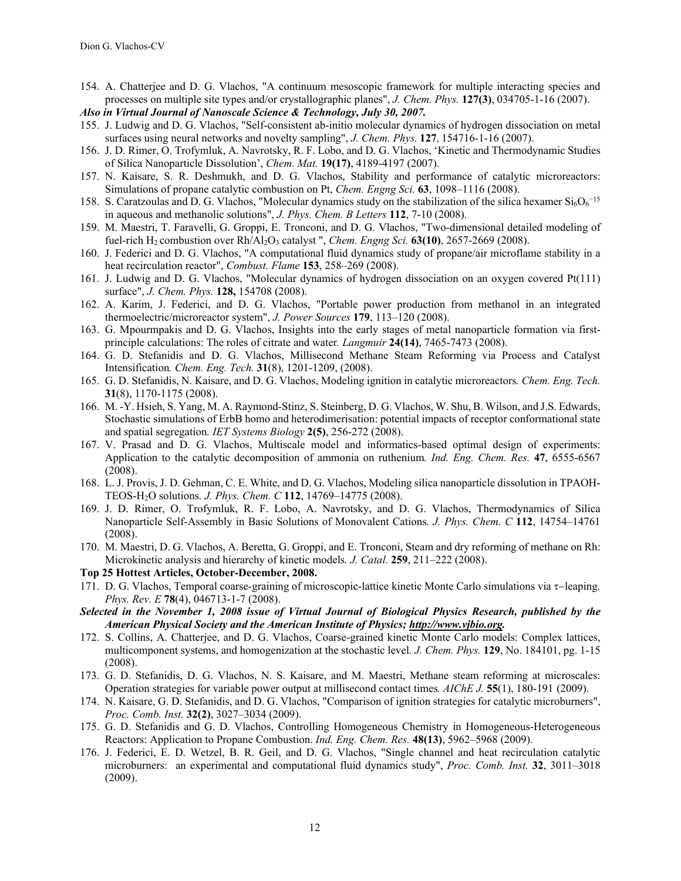154. A. Chatterjee and D. G. Vlachos, "A continuum mesoscopic framework for multiple interacting species and processes on multiple site types and/or crystallographic planes", *J. Chem. Phys.* **127(3)**, 034705-1-16 (2007).

***Also in Virtual Journal of Nanoscale Science & Technology, July 30, 2007.***

155. J. Ludwig and D. G. Vlachos, "Self-consistent ab-initio molecular dynamics of hydrogen dissociation on metal surfaces using neural networks and novelty sampling", *J. Chem. Phys.* **127**, 154716-1-16 (2007).
156. J. D. Rimer, O. Trofymluk, A. Navrotsky, R. F. Lobo, and D. G. Vlachos, 'Kinetic and Thermodynamic Studies of Silica Nanoparticle Dissolution', *Chem. Mat.* **19(17)**, 4189-4197 (2007).
157. N. Kaisare, S. R. Deshmukh, and D. G. Vlachos, Stability and performance of catalytic microreactors: Simulations of propane catalytic combustion on Pt, *Chem. Engng Sci.* **63**, 1098–1116 (2008).
158. S. Caratzoulas and D. G. Vlachos, "Molecular dynamics study on the stabilization of the silica hexamer $Si_6O_6^{-15}$ in aqueous and methanolic solutions", *J. Phys. Chem. B Letters* **112**, 7-10 (2008).
159. M. Maestri, T. Faravelli, G. Groppi, E. Tronconi, and D. G. Vlachos, "Two-dimensional detailed modeling of fuel-rich $H_2$ combustion over $Rh/Al_2O_3$ catalyst ", *Chem. Engng Sci.* **63(10)**, 2657-2669 (2008).
160. J. Federici and D. G. Vlachos, "A computational fluid dynamics study of propane/air microflame stability in a heat recirculation reactor", *Combust. Flame* **153**, 258–269 (2008).
161. J. Ludwig and D. G. Vlachos, "Molecular dynamics of hydrogen dissociation on an oxygen covered Pt(111) surface", *J. Chem. Phys.* **128,** 154708 (2008).
162. A. Karim, J. Federici, and D. G. Vlachos, "Portable power production from methanol in an integrated thermoelectric/microreactor system", *J. Power Sources* **179**, 113–120 (2008).
163. G. Mpourmpakis and D. G. Vlachos, Insights into the early stages of metal nanoparticle formation via first-principle calculations: The roles of citrate and water. *Langmuir* **24(14)**, 7465-7473 (2008).
164. G. D. Stefanidis and D. G. Vlachos, Millisecond Methane Steam Reforming via Process and Catalyst Intensification. *Chem. Eng. Tech.* **31**(8), 1201-1209, (2008).
165. G. D. Stefanidis, N. Kaisare, and D. G. Vlachos, Modeling ignition in catalytic microreactors. *Chem. Eng. Tech.* **31**(8), 1170-1175 (2008).
166. M. -Y. Hsieh, S. Yang, M. A. Raymond-Stinz, S. Steinberg, D. G. Vlachos, W. Shu, B. Wilson, and J.S. Edwards, Stochastic simulations of ErbB homo and heterodimerisation: potential impacts of receptor conformational state and spatial segregation. *IET Systems Biology* **2(5)**, 256-272 (2008).
167. V. Prasad and D. G. Vlachos, Multiscale model and informatics-based optimal design of experiments: Application to the catalytic decomposition of ammonia on ruthenium. *Ind. Eng. Chem. Res.* **47**, 6555-6567 (2008).
168. L. J. Provis, J. D. Gehman, C. E. White, and D. G. Vlachos, Modeling silica nanoparticle dissolution in TPAOH-TEOS-$H_2O$ solutions. *J. Phys. Chem. C* **112**, 14769–14775 (2008).
169. J. D. Rimer, O. Trofymluk, R. F. Lobo, A. Navrotsky, and D. G. Vlachos, Thermodynamics of Silica Nanoparticle Self-Assembly in Basic Solutions of Monovalent Cations. *J. Phys. Chem. C* **112**, 14754–14761 (2008).
170. M. Maestri, D. G. Vlachos, A. Beretta, G. Groppi, and E. Tronconi, Steam and dry reforming of methane on Rh: Microkinetic analysis and hierarchy of kinetic models. *J. Catal.* **259**, 211–222 (2008).

**Top 25 Hottest Articles, October-December, 2008.**

171. D. G. Vlachos, Temporal coarse-graining of microscopic-lattice kinetic Monte Carlo simulations via $\tau$–leaping. *Phys. Rev. E* **78**(4), 046713-1-7 (2008).

***Selected in the November 1, 2008 issue of Virtual Journal of Biological Physics Research, published by the American Physical Society and the American Institute of Physics; http://www.vjbio.org.***

172. S. Collins, A. Chatterjee, and D. G. Vlachos, Coarse-grained kinetic Monte Carlo models: Complex lattices, multicomponent systems, and homogenization at the stochastic level. *J. Chem. Phys.* **129**, No. 184101, pg. 1-15 (2008).
173. G. D. Stefanidis, D. G. Vlachos, N. S. Kaisare, and M. Maestri, Methane steam reforming at microscales: Operation strategies for variable power output at millisecond contact times. *AIChE J.* **55**(1), 180-191 (2009).
174. N. Kaisare, G. D. Stefanidis, and D. G. Vlachos, "Comparison of ignition strategies for catalytic microburners", *Proc. Comb. Inst.* **32(2)**, 3027–3034 (2009).
175. G. D. Stefanidis and G. D. Vlachos, Controlling Homogeneous Chemistry in Homogeneous-Heterogeneous Reactors: Application to Propane Combustion. *Ind. Eng. Chem. Res.* **48(13)**, 5962–5968 (2009).
176. J. Federici, E. D. Wetzel, B. R. Geil, and D. G. Vlachos, "Single channel and heat recirculation catalytic microburners: an experimental and computational fluid dynamics study", *Proc. Comb. Inst.* **32**, 3011–3018 (2009).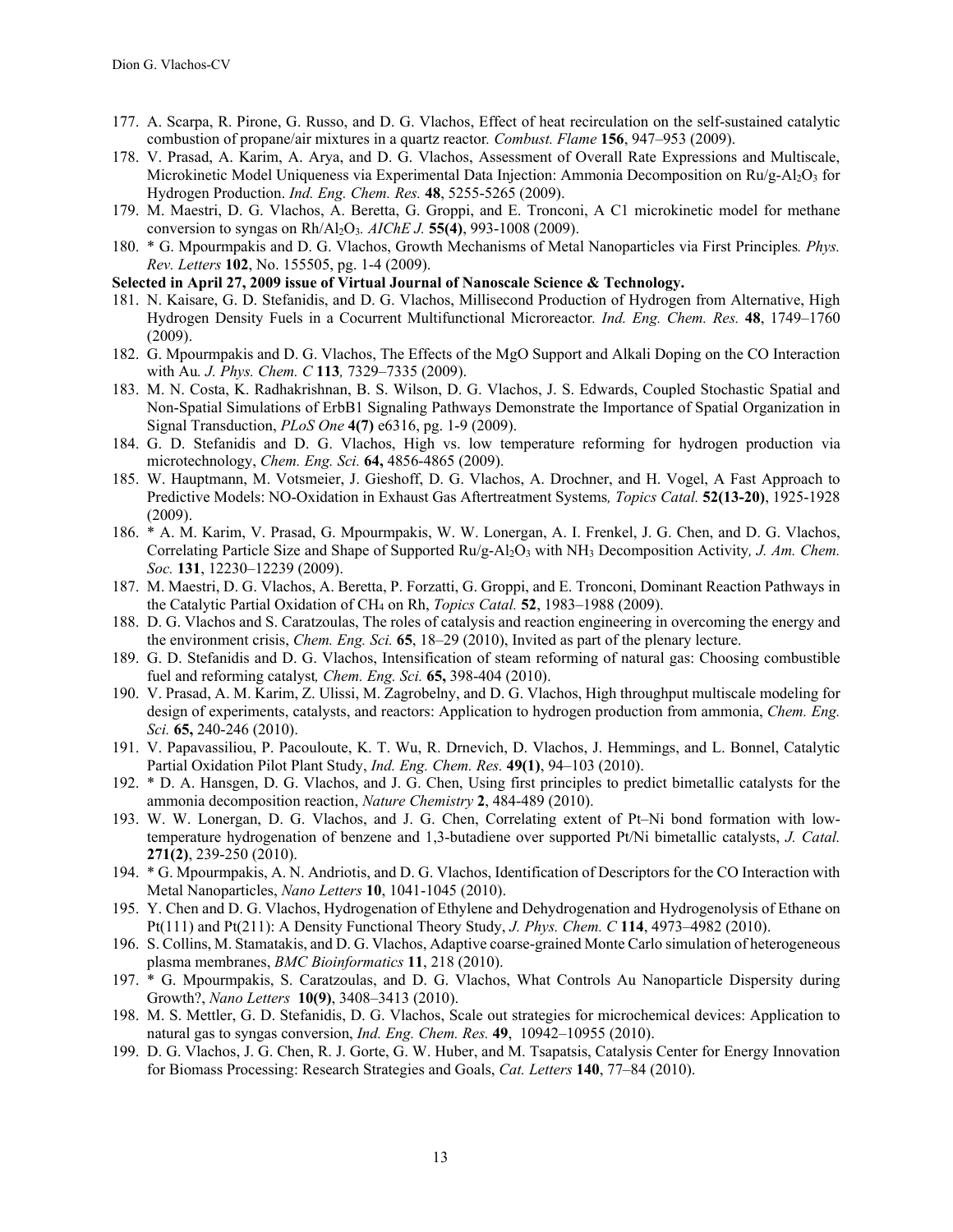177. A. Scarpa, R. Pirone, G. Russo, and D. G. Vlachos, Effect of heat recirculation on the self-sustained catalytic combustion of propane/air mixtures in a quartz reactor. *Combust. Flame* **156**, 947–953 (2009).
178. V. Prasad, A. Karim, A. Arya, and D. G. Vlachos, Assessment of Overall Rate Expressions and Multiscale, Microkinetic Model Uniqueness via Experimental Data Injection: Ammonia Decomposition on Ru/g-$Al_2O_3$ for Hydrogen Production. *Ind. Eng. Chem. Res.* **48**, 5255-5265 (2009).
179. M. Maestri, D. G. Vlachos, A. Beretta, G. Groppi, and E. Tronconi, A C1 microkinetic model for methane conversion to syngas on Rh/$Al_2O_3$. *AIChE J.* **55(4)**, 993-1008 (2009).
180. * G. Mpourmpakis and D. G. Vlachos, Growth Mechanisms of Metal Nanoparticles via First Principles*. Phys. Rev. Letters* **102**, No. 155505, pg. 1-4 (2009).

**Selected in April 27, 2009 issue of Virtual Journal of Nanoscale Science & Technology.**

181. N. Kaisare, G. D. Stefanidis, and D. G. Vlachos, Millisecond Production of Hydrogen from Alternative, High Hydrogen Density Fuels in a Cocurrent Multifunctional Microreactor*. Ind. Eng. Chem. Res.* **48**, 1749–1760 (2009).
182. G. Mpourmpakis and D. G. Vlachos, The Effects of the MgO Support and Alkali Doping on the CO Interaction with Au*. J. Phys. Chem. C* **113***,* 7329–7335 (2009).
183. M. N. Costa, K. Radhakrishnan, B. S. Wilson, D. G. Vlachos, J. S. Edwards, Coupled Stochastic Spatial and Non-Spatial Simulations of ErbB1 Signaling Pathways Demonstrate the Importance of Spatial Organization in Signal Transduction, *PLoS One* **4(7)** e6316, pg. 1-9 (2009).
184. G. D. Stefanidis and D. G. Vlachos, High vs. low temperature reforming for hydrogen production via microtechnology, *Chem. Eng. Sci.* **64,** 4856-4865 (2009).
185. W. Hauptmann, M. Votsmeier, J. Gieshoff, D. G. Vlachos, A. Drochner, and H. Vogel, A Fast Approach to Predictive Models: NO-Oxidation in Exhaust Gas Aftertreatment Systems*, Topics Catal.* **52(13-20)**, 1925-1928 (2009).
186. * A. M. Karim, V. Prasad, G. Mpourmpakis, W. W. Lonergan, A. I. Frenkel, J. G. Chen, and D. G. Vlachos, Correlating Particle Size and Shape of Supported Ru/g-$Al_2O_3$ with $NH_3$ Decomposition Activity*, J. Am. Chem. Soc.* **131**, 12230–12239 (2009).
187. M. Maestri, D. G. Vlachos, A. Beretta, P. Forzatti, G. Groppi, and E. Tronconi, Dominant Reaction Pathways in the Catalytic Partial Oxidation of $CH_4$ on Rh, *Topics Catal.* **52**, 1983–1988 (2009).
188. D. G. Vlachos and S. Caratzoulas, The roles of catalysis and reaction engineering in overcoming the energy and the environment crisis, *Chem. Eng. Sci.* **65**, 18–29 (2010), Invited as part of the plenary lecture.
189. G. D. Stefanidis and D. G. Vlachos, Intensification of steam reforming of natural gas: Choosing combustible fuel and reforming catalyst*, Chem. Eng. Sci.* **65,** 398-404 (2010).
190. V. Prasad, A. M. Karim, Z. Ulissi, M. Zagrobelny, and D. G. Vlachos, High throughput multiscale modeling for design of experiments, catalysts, and reactors: Application to hydrogen production from ammonia, *Chem. Eng. Sci.* **65,** 240-246 (2010).
191. V. Papavassiliou, P. Pacouloute, K. T. Wu, R. Drnevich, D. Vlachos, J. Hemmings, and L. Bonnel, Catalytic Partial Oxidation Pilot Plant Study, *Ind. Eng. Chem. Res.* **49(1)**, 94–103 (2010).
192. * D. A. Hansgen, D. G. Vlachos, and J. G. Chen, Using first principles to predict bimetallic catalysts for the ammonia decomposition reaction, *Nature Chemistry* **2**, 484-489 (2010).
193. W. W. Lonergan, D. G. Vlachos, and J. G. Chen, Correlating extent of Pt–Ni bond formation with low-temperature hydrogenation of benzene and 1,3-butadiene over supported Pt/Ni bimetallic catalysts, *J. Catal.* **271(2)**, 239-250 (2010).
194. * G. Mpourmpakis, A. N. Andriotis, and D. G. Vlachos, Identification of Descriptors for the CO Interaction with Metal Nanoparticles, *Nano Letters* **10**, 1041-1045 (2010).
195. Y. Chen and D. G. Vlachos, Hydrogenation of Ethylene and Dehydrogenation and Hydrogenolysis of Ethane on Pt(111) and Pt(211): A Density Functional Theory Study, *J. Phys. Chem. C* **114**, 4973–4982 (2010).
196. S. Collins, M. Stamatakis, and D. G. Vlachos, Adaptive coarse-grained Monte Carlo simulation of heterogeneous plasma membranes, *BMC Bioinformatics* **11**, 218 (2010).
197. * G. Mpourmpakis, S. Caratzoulas, and D. G. Vlachos, What Controls Au Nanoparticle Dispersity during Growth?, *Nano Letters* **10(9)**, 3408–3413 (2010).
198. M. S. Mettler, G. D. Stefanidis, D. G. Vlachos, Scale out strategies for microchemical devices: Application to natural gas to syngas conversion, *Ind. Eng. Chem. Res.* **49**, 10942–10955 (2010).
199. D. G. Vlachos, J. G. Chen, R. J. Gorte, G. W. Huber, and M. Tsapatsis, Catalysis Center for Energy Innovation for Biomass Processing: Research Strategies and Goals, *Cat. Letters* **140**, 77–84 (2010).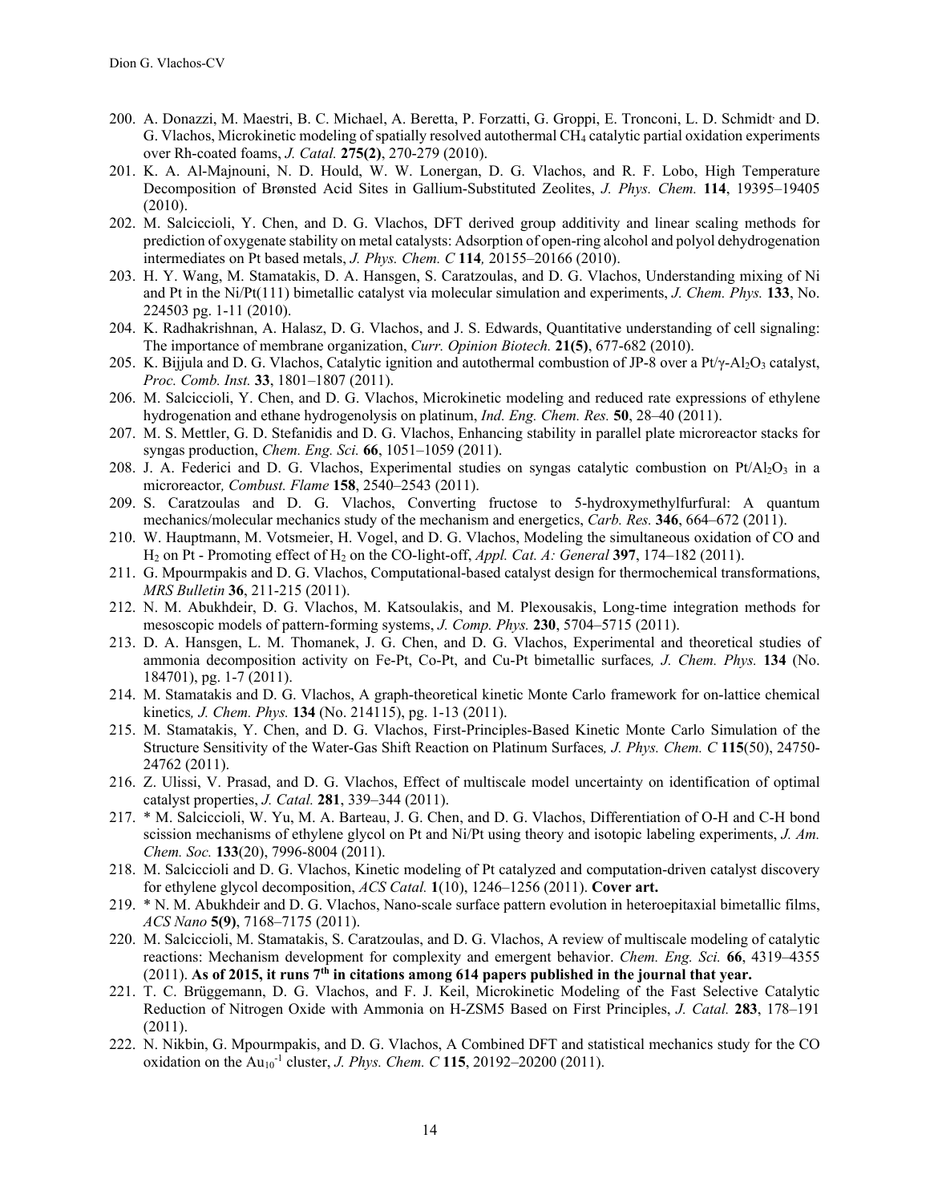200. A. Donazzi, M. Maestri, B. C. Michael, A. Beretta, P. Forzatti, G. Groppi, E. Tronconi, L. D. Schmidt and D. G. Vlachos, Microkinetic modeling of spatially resolved autothermal $CH_4$ catalytic partial oxidation experiments over Rh-coated foams, *J. Catal.* **275(2)**, 270-279 (2010).
201. K. A. Al-Majnouni, N. D. Hould, W. W. Lonergan, D. G. Vlachos, and R. F. Lobo, High Temperature Decomposition of Brønsted Acid Sites in Gallium-Substituted Zeolites, *J. Phys. Chem.* **114**, 19395–19405 (2010).
202. M. Salciccioli, Y. Chen, and D. G. Vlachos, DFT derived group additivity and linear scaling methods for prediction of oxygenate stability on metal catalysts: Adsorption of open-ring alcohol and polyol dehydrogenation intermediates on Pt based metals, *J. Phys. Chem. C* **114***,* 20155–20166 (2010).
203. H. Y. Wang, M. Stamatakis, D. A. Hansgen, S. Caratzoulas, and D. G. Vlachos, Understanding mixing of Ni and Pt in the Ni/Pt(111) bimetallic catalyst via molecular simulation and experiments, *J. Chem. Phys.* **133**, No. 224503 pg. 1-11 (2010).
204. K. Radhakrishnan, A. Halasz, D. G. Vlachos, and J. S. Edwards, Quantitative understanding of cell signaling: The importance of membrane organization, *Curr. Opinion Biotech.* **21(5)**, 677-682 (2010).
205. K. Bijjula and D. G. Vlachos, Catalytic ignition and autothermal combustion of JP-8 over a Pt/γ-$Al_2O_3$ catalyst, *Proc. Comb. Inst.* **33**, 1801–1807 (2011).
206. M. Salciccioli, Y. Chen, and D. G. Vlachos, Microkinetic modeling and reduced rate expressions of ethylene hydrogenation and ethane hydrogenolysis on platinum, *Ind. Eng. Chem. Res.* **50**, 28–40 (2011).
207. M. S. Mettler, G. D. Stefanidis and D. G. Vlachos, Enhancing stability in parallel plate microreactor stacks for syngas production, *Chem. Eng. Sci.* **66**, 1051–1059 (2011).
208. J. A. Federici and D. G. Vlachos, Experimental studies on syngas catalytic combustion on Pt/$Al_2O_3$ in a microreactor*, Combust. Flame* **158**, 2540–2543 (2011).
209. S. Caratzoulas and D. G. Vlachos, Converting fructose to 5-hydroxymethylfurfural: A quantum mechanics/molecular mechanics study of the mechanism and energetics, *Carb. Res.* **346**, 664–672 (2011).
210. W. Hauptmann, M. Votsmeier, H. Vogel, and D. G. Vlachos, Modeling the simultaneous oxidation of CO and $H_2$ on Pt - Promoting effect of $H_2$ on the CO-light-off, *Appl. Cat. A: General* **397**, 174–182 (2011).
211. G. Mpourmpakis and D. G. Vlachos, Computational-based catalyst design for thermochemical transformations, *MRS Bulletin* **36**, 211-215 (2011).
212. N. M. Abukhdeir, D. G. Vlachos, M. Katsoulakis, and M. Plexousakis, Long-time integration methods for mesoscopic models of pattern-forming systems, *J. Comp. Phys.* **230**, 5704–5715 (2011).
213. D. A. Hansgen, L. M. Thomanek, J. G. Chen, and D. G. Vlachos, Experimental and theoretical studies of ammonia decomposition activity on Fe-Pt, Co-Pt, and Cu-Pt bimetallic surfaces*, J. Chem. Phys.* **134** (No. 184701), pg. 1-7 (2011).
214. M. Stamatakis and D. G. Vlachos, A graph-theoretical kinetic Monte Carlo framework for on-lattice chemical kinetics*, J. Chem. Phys.* **134** (No. 214115), pg. 1-13 (2011).
215. M. Stamatakis, Y. Chen, and D. G. Vlachos, First-Principles-Based Kinetic Monte Carlo Simulation of the Structure Sensitivity of the Water-Gas Shift Reaction on Platinum Surfaces*, J. Phys. Chem. C* **115**(50), 24750-24762 (2011).
216. Z. Ulissi, V. Prasad, and D. G. Vlachos, Effect of multiscale model uncertainty on identification of optimal catalyst properties, *J. Catal.* **281**, 339–344 (2011).
217. * M. Salciccioli, W. Yu, M. A. Barteau, J. G. Chen, and D. G. Vlachos, Differentiation of O-H and C-H bond scission mechanisms of ethylene glycol on Pt and Ni/Pt using theory and isotopic labeling experiments, *J. Am. Chem. Soc.* **133**(20), 7996-8004 (2011).
218. M. Salciccioli and D. G. Vlachos, Kinetic modeling of Pt catalyzed and computation-driven catalyst discovery for ethylene glycol decomposition, *ACS Catal.* **1**(10), 1246–1256 (2011). **Cover art.**
219. * N. M. Abukhdeir and D. G. Vlachos, Nano-scale surface pattern evolution in heteroepitaxial bimetallic films, *ACS Nano* **5(9)**, 7168–7175 (2011).
220. M. Salciccioli, M. Stamatakis, S. Caratzoulas, and D. G. Vlachos, A review of multiscale modeling of catalytic reactions: Mechanism development for complexity and emergent behavior. *Chem. Eng. Sci.* **66**, 4319–4355 (2011). **As of 2015, it runs 7th in citations among 614 papers published in the journal that year.**
221. T. C. Brüggemann, D. G. Vlachos, and F. J. Keil, Microkinetic Modeling of the Fast Selective Catalytic Reduction of Nitrogen Oxide with Ammonia on H-ZSM5 Based on First Principles, *J. Catal.* **283**, 178–191 (2011).
222. N. Nikbin, G. Mpourmpakis, and D. G. Vlachos, A Combined DFT and statistical mechanics study for the CO oxidation on the $Au_{10}^{-1}$ cluster, *J. Phys. Chem. C* **115**, 20192–20200 (2011).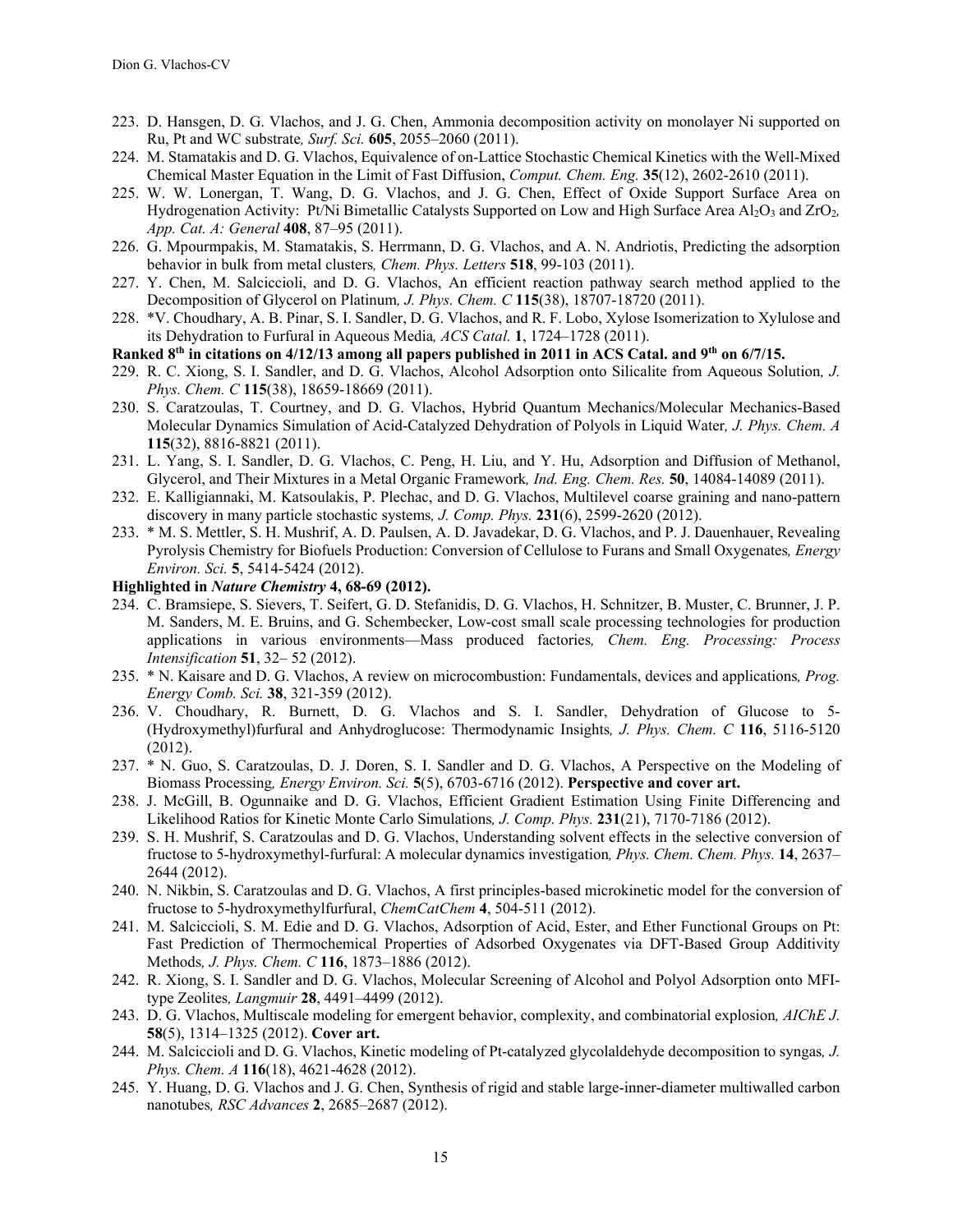223. D. Hansgen, D. G. Vlachos, and J. G. Chen, Ammonia decomposition activity on monolayer Ni supported on Ru, Pt and WC substrate, *Surf. Sci.* **605**, 2055–2060 (2011).
224. M. Stamatakis and D. G. Vlachos, Equivalence of on-Lattice Stochastic Chemical Kinetics with the Well-Mixed Chemical Master Equation in the Limit of Fast Diffusion, *Comput. Chem. Eng.* **35**(12), 2602-2610 (2011).
225. W. W. Lonergan, T. Wang, D. G. Vlachos, and J. G. Chen, Effect of Oxide Support Surface Area on Hydrogenation Activity: Pt/Ni Bimetallic Catalysts Supported on Low and High Surface Area $Al_2O_3$ and $ZrO_2$, *App. Cat. A: General* **408**, 87–95 (2011).
226. G. Mpourmpakis, M. Stamatakis, S. Herrmann, D. G. Vlachos, and A. N. Andriotis, Predicting the adsorption behavior in bulk from metal clusters, *Chem. Phys. Letters* **518**, 99-103 (2011).
227. Y. Chen, M. Salciccioli, and D. G. Vlachos, An efficient reaction pathway search method applied to the Decomposition of Glycerol on Platinum, *J. Phys. Chem. C* **115**(38), 18707-18720 (2011).
228. *V. Choudhary, A. B. Pinar, S. I. Sandler, D. G. Vlachos, and R. F. Lobo, Xylose Isomerization to Xylulose and its Dehydration to Furfural in Aqueous Media, *ACS Catal.* **1**, 1724–1728 (2011).

**Ranked 8th in citations on 4/12/13 among all papers published in 2011 in ACS Catal. and 9th on 6/7/15.**

229. R. C. Xiong, S. I. Sandler, and D. G. Vlachos, Alcohol Adsorption onto Silicalite from Aqueous Solution, *J. Phys. Chem. C* **115**(38), 18659-18669 (2011).
230. S. Caratzoulas, T. Courtney, and D. G. Vlachos, Hybrid Quantum Mechanics/Molecular Mechanics-Based Molecular Dynamics Simulation of Acid-Catalyzed Dehydration of Polyols in Liquid Water, *J. Phys. Chem. A* **115**(32), 8816-8821 (2011).
231. L. Yang, S. I. Sandler, D. G. Vlachos, C. Peng, H. Liu, and Y. Hu, Adsorption and Diffusion of Methanol, Glycerol, and Their Mixtures in a Metal Organic Framework, *Ind. Eng. Chem. Res.* **50**, 14084-14089 (2011).
232. E. Kalligiannaki, M. Katsoulakis, P. Plechac, and D. G. Vlachos, Multilevel coarse graining and nano-pattern discovery in many particle stochastic systems, *J. Comp. Phys.* **231**(6), 2599-2620 (2012).
233. * M. S. Mettler, S. H. Mushrif, A. D. Paulsen, A. D. Javadekar, D. G. Vlachos, and P. J. Dauenhauer, Revealing Pyrolysis Chemistry for Biofuels Production: Conversion of Cellulose to Furans and Small Oxygenates, *Energy Environ. Sci.* **5**, 5414-5424 (2012).

**Highlighted in *Nature Chemistry* 4, 68-69 (2012).**

234. C. Bramsiepe, S. Sievers, T. Seifert, G. D. Stefanidis, D. G. Vlachos, H. Schnitzer, B. Muster, C. Brunner, J. P. M. Sanders, M. E. Bruins, and G. Schembecker, Low-cost small scale processing technologies for production applications in various environments—Mass produced factories, *Chem. Eng. Processing: Process Intensification* **51**, 32– 52 (2012).
235. * N. Kaisare and D. G. Vlachos, A review on microcombustion: Fundamentals, devices and applications, *Prog. Energy Comb. Sci.* **38**, 321-359 (2012).
236. V. Choudhary, R. Burnett, D. G. Vlachos and S. I. Sandler, Dehydration of Glucose to 5-(Hydroxymethyl)furfural and Anhydroglucose: Thermodynamic Insights, *J. Phys. Chem. C* **116**, 5116-5120 (2012).
237. * N. Guo, S. Caratzoulas, D. J. Doren, S. I. Sandler and D. G. Vlachos, A Perspective on the Modeling of Biomass Processing, *Energy Environ. Sci.* **5**(5), 6703-6716 (2012). **Perspective and cover art.**
238. J. McGill, B. Ogunnaike and D. G. Vlachos, Efficient Gradient Estimation Using Finite Differencing and Likelihood Ratios for Kinetic Monte Carlo Simulations, *J. Comp. Phys.* **231**(21), 7170-7186 (2012).
239. S. H. Mushrif, S. Caratzoulas and D. G. Vlachos, Understanding solvent effects in the selective conversion of fructose to 5-hydroxymethyl-furfural: A molecular dynamics investigation, *Phys. Chem. Chem. Phys.* **14**, 2637–2644 (2012).
240. N. Nikbin, S. Caratzoulas and D. G. Vlachos, A first principles-based microkinetic model for the conversion of fructose to 5-hydroxymethylfurfural, *ChemCatChem* **4**, 504-511 (2012).
241. M. Salciccioli, S. M. Edie and D. G. Vlachos, Adsorption of Acid, Ester, and Ether Functional Groups on Pt: Fast Prediction of Thermochemical Properties of Adsorbed Oxygenates via DFT-Based Group Additivity Methods, *J. Phys. Chem. C* **116**, 1873–1886 (2012).
242. R. Xiong, S. I. Sandler and D. G. Vlachos, Molecular Screening of Alcohol and Polyol Adsorption onto MFI-type Zeolites, *Langmuir* **28**, 4491–4499 (2012).
243. D. G. Vlachos, Multiscale modeling for emergent behavior, complexity, and combinatorial explosion, *AIChE J.* **58**(5), 1314–1325 (2012). **Cover art.**
244. M. Salciccioli and D. G. Vlachos, Kinetic modeling of Pt-catalyzed glycolaldehyde decomposition to syngas, *J. Phys. Chem. A* **116**(18), 4621-4628 (2012).
245. Y. Huang, D. G. Vlachos and J. G. Chen, Synthesis of rigid and stable large-inner-diameter multiwalled carbon nanotubes, *RSC Advances* **2**, 2685–2687 (2012).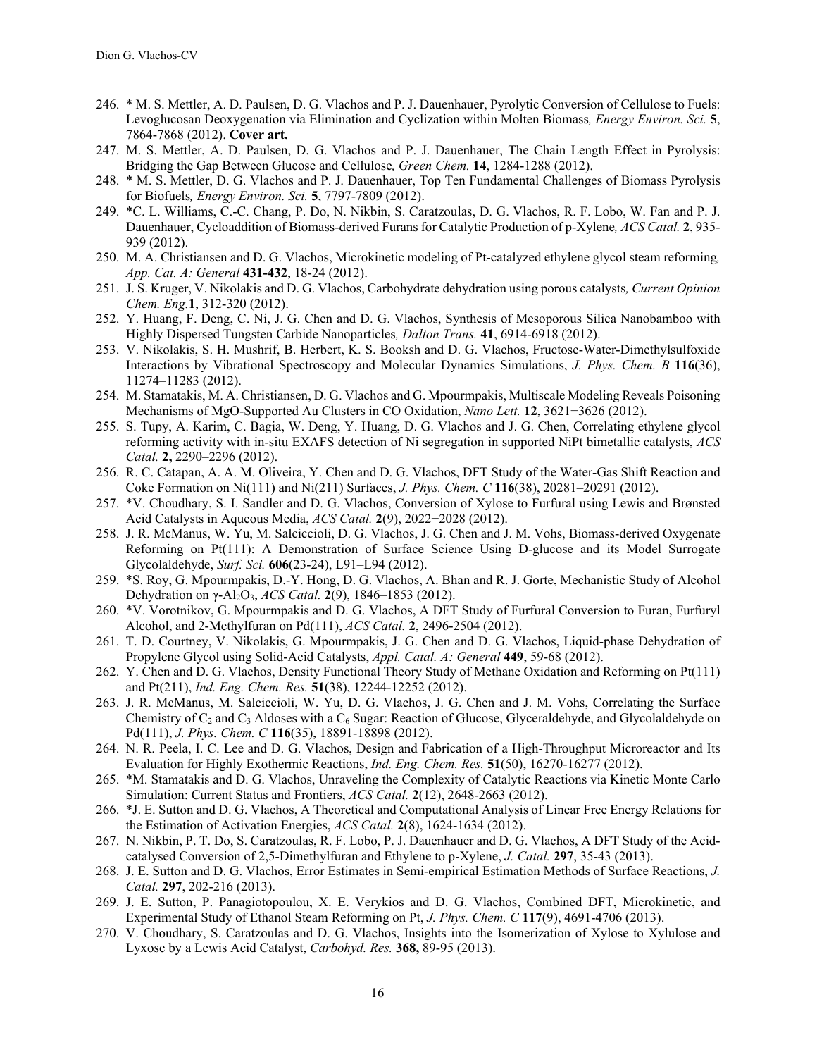246. * M. S. Mettler, A. D. Paulsen, D. G. Vlachos and P. J. Dauenhauer, Pyrolytic Conversion of Cellulose to Fuels: Levoglucosan Deoxygenation via Elimination and Cyclization within Molten Biomass*, Energy Environ. Sci.* **5**, 7864-7868 (2012). **Cover art.**
247. M. S. Mettler, A. D. Paulsen, D. G. Vlachos and P. J. Dauenhauer, The Chain Length Effect in Pyrolysis: Bridging the Gap Between Glucose and Cellulose*, Green Chem.* **14**, 1284-1288 (2012).
248. * M. S. Mettler, D. G. Vlachos and P. J. Dauenhauer, Top Ten Fundamental Challenges of Biomass Pyrolysis for Biofuels*, Energy Environ. Sci.* **5**, 7797-7809 (2012).
249. *C. L. Williams, C.-C. Chang, P. Do, N. Nikbin, S. Caratzoulas, D. G. Vlachos, R. F. Lobo, W. Fan and P. J. Dauenhauer, Cycloaddition of Biomass-derived Furans for Catalytic Production of p-Xylene*, ACS Catal.* **2**, 935-939 (2012).
250. M. A. Christiansen and D. G. Vlachos, Microkinetic modeling of Pt-catalyzed ethylene glycol steam reforming*, App. Cat. A: General* **431-432**, 18-24 (2012).
251. J. S. Kruger, V. Nikolakis and D. G. Vlachos, Carbohydrate dehydration using porous catalysts*, Current Opinion Chem. Eng.***1**, 312-320 (2012).
252. Y. Huang, F. Deng, C. Ni, J. G. Chen and D. G. Vlachos, Synthesis of Mesoporous Silica Nanobamboo with Highly Dispersed Tungsten Carbide Nanoparticles*, Dalton Trans.* **41**, 6914-6918 (2012).
253. V. Nikolakis, S. H. Mushrif, B. Herbert, K. S. Booksh and D. G. Vlachos, Fructose-Water-Dimethylsulfoxide Interactions by Vibrational Spectroscopy and Molecular Dynamics Simulations, *J. Phys. Chem. B* **116**(36), 11274–11283 (2012).
254. M. Stamatakis, M. A. Christiansen, D. G. Vlachos and G. Mpourmpakis, Multiscale Modeling Reveals Poisoning Mechanisms of MgO-Supported Au Clusters in CO Oxidation, *Nano Lett.* **12**, 3621−3626 (2012).
255. S. Tupy, A. Karim, C. Bagia, W. Deng, Y. Huang, D. G. Vlachos and J. G. Chen, Correlating ethylene glycol reforming activity with in-situ EXAFS detection of Ni segregation in supported NiPt bimetallic catalysts, *ACS Catal.* **2,** 2290–2296 (2012).
256. R. C. Catapan, A. A. M. Oliveira, Y. Chen and D. G. Vlachos, DFT Study of the Water-Gas Shift Reaction and Coke Formation on Ni(111) and Ni(211) Surfaces, *J. Phys. Chem. C* **116**(38), 20281–20291 (2012).
257. *V. Choudhary, S. I. Sandler and D. G. Vlachos, Conversion of Xylose to Furfural using Lewis and Brønsted Acid Catalysts in Aqueous Media, *ACS Catal.* **2**(9), 2022−2028 (2012).
258. J. R. McManus, W. Yu, M. Salciccioli, D. G. Vlachos, J. G. Chen and J. M. Vohs, Biomass-derived Oxygenate Reforming on Pt(111): A Demonstration of Surface Science Using D-glucose and its Model Surrogate Glycolaldehyde, *Surf. Sci.* **606**(23-24), L91–L94 (2012).
259. *S. Roy, G. Mpourmpakis, D.-Y. Hong, D. G. Vlachos, A. Bhan and R. J. Gorte, Mechanistic Study of Alcohol Dehydration on γ-$Al_2O_3$, *ACS Catal.* **2**(9), 1846–1853 (2012).
260. *V. Vorotnikov, G. Mpourmpakis and D. G. Vlachos, A DFT Study of Furfural Conversion to Furan, Furfuryl Alcohol, and 2-Methylfuran on Pd(111), *ACS Catal.* **2**, 2496-2504 (2012).
261. T. D. Courtney, V. Nikolakis, G. Mpourmpakis, J. G. Chen and D. G. Vlachos, Liquid-phase Dehydration of Propylene Glycol using Solid-Acid Catalysts, *Appl. Catal. A: General* **449**, 59-68 (2012).
262. Y. Chen and D. G. Vlachos, Density Functional Theory Study of Methane Oxidation and Reforming on Pt(111) and Pt(211), *Ind. Eng. Chem. Res.* **51**(38), 12244-12252 (2012).
263. J. R. McManus, M. Salciccioli, W. Yu, D. G. Vlachos, J. G. Chen and J. M. Vohs, Correlating the Surface Chemistry of $C_2$ and $C_3$ Aldoses with a $C_6$ Sugar: Reaction of Glucose, Glyceraldehyde, and Glycolaldehyde on Pd(111), *J. Phys. Chem. C* **116**(35), 18891-18898 (2012).
264. N. R. Peela, I. C. Lee and D. G. Vlachos, Design and Fabrication of a High-Throughput Microreactor and Its Evaluation for Highly Exothermic Reactions, *Ind. Eng. Chem. Res.* **51**(50), 16270-16277 (2012).
265. *M. Stamatakis and D. G. Vlachos, Unraveling the Complexity of Catalytic Reactions via Kinetic Monte Carlo Simulation: Current Status and Frontiers, *ACS Catal.* **2**(12), 2648-2663 (2012).
266. *J. E. Sutton and D. G. Vlachos, A Theoretical and Computational Analysis of Linear Free Energy Relations for the Estimation of Activation Energies, *ACS Catal.* **2**(8), 1624-1634 (2012).
267. N. Nikbin, P. T. Do, S. Caratzoulas, R. F. Lobo, P. J. Dauenhauer and D. G. Vlachos, A DFT Study of the Acid-catalysed Conversion of 2,5-Dimethylfuran and Ethylene to p-Xylene, *J. Catal.* **297**, 35-43 (2013).
268. J. E. Sutton and D. G. Vlachos, Error Estimates in Semi-empirical Estimation Methods of Surface Reactions, *J. Catal.* **297**, 202-216 (2013).
269. J. E. Sutton, P. Panagiotopoulou, X. E. Verykios and D. G. Vlachos, Combined DFT, Microkinetic, and Experimental Study of Ethanol Steam Reforming on Pt, *J. Phys. Chem. C* **117**(9), 4691-4706 (2013).
270. V. Choudhary, S. Caratzoulas and D. G. Vlachos, Insights into the Isomerization of Xylose to Xylulose and Lyxose by a Lewis Acid Catalyst, *Carbohyd. Res.* **368,** 89-95 (2013).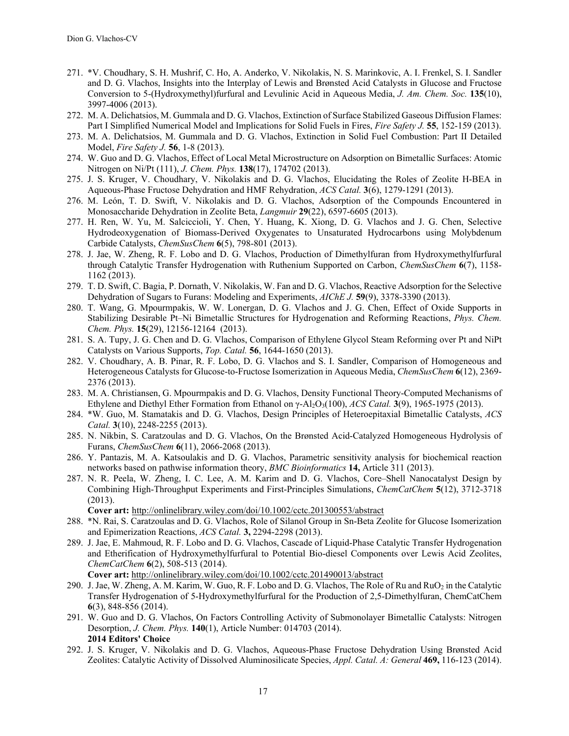271. *V. Choudhary, S. H. Mushrif, C. Ho, A. Anderko, V. Nikolakis, N. S. Marinkovic, A. I. Frenkel, S. I. Sandler and D. G. Vlachos, Insights into the Interplay of Lewis and Brønsted Acid Catalysts in Glucose and Fructose Conversion to 5-(Hydroxymethyl)furfural and Levulinic Acid in Aqueous Media, *J. Am. Chem. Soc.* **135**(10), 3997-4006 (2013).
272. M. A. Delichatsios, M. Gummala and D. G. Vlachos, Extinction of Surface Stabilized Gaseous Diffusion Flames: Part I Simplified Numerical Model and Implications for Solid Fuels in Fires, *Fire Safety J.* **55**, 152-159 (2013).
273. M. A. Delichatsios, M. Gummala and D. G. Vlachos, Extinction in Solid Fuel Combustion: Part II Detailed Model, *Fire Safety J.* **56**, 1-8 (2013).
274. W. Guo and D. G. Vlachos, Effect of Local Metal Microstructure on Adsorption on Bimetallic Surfaces: Atomic Nitrogen on Ni/Pt (111), *J. Chem. Phys.* **138**(17), 174702 (2013).
275. J. S. Kruger, V. Choudhary, V. Nikolakis and D. G. Vlachos, Elucidating the Roles of Zeolite H-BEA in Aqueous-Phase Fructose Dehydration and HMF Rehydration, *ACS Catal.* **3**(6), 1279-1291 (2013).
276. M. León, T. D. Swift, V. Nikolakis and D. G. Vlachos, Adsorption of the Compounds Encountered in Monosaccharide Dehydration in Zeolite Beta, *Langmuir* **29**(22), 6597-6605 (2013).
277. H. Ren, W. Yu, M. Salciccioli, Y. Chen, Y. Huang, K. Xiong, D. G. Vlachos and J. G. Chen, Selective Hydrodeoxygenation of Biomass-Derived Oxygenates to Unsaturated Hydrocarbons using Molybdenum Carbide Catalysts, *ChemSusChem* **6**(5), 798-801 (2013).
278. J. Jae, W. Zheng, R. F. Lobo and D. G. Vlachos, Production of Dimethylfuran from Hydroxymethylfurfural through Catalytic Transfer Hydrogenation with Ruthenium Supported on Carbon, *ChemSusChem* **6**(7), 1158-1162 (2013).
279. T. D. Swift, C. Bagia, P. Dornath, V. Nikolakis, W. Fan and D. G. Vlachos, Reactive Adsorption for the Selective Dehydration of Sugars to Furans: Modeling and Experiments, *AIChE J.* **59**(9), 3378-3390 (2013).
280. T. Wang, G. Mpourmpakis, W. W. Lonergan, D. G. Vlachos and J. G. Chen, Effect of Oxide Supports in Stabilizing Desirable Pt–Ni Bimetallic Structures for Hydrogenation and Reforming Reactions, *Phys. Chem. Chem. Phys.* **15**(29), 12156-12164 (2013).
281. S. A. Tupy, J. G. Chen and D. G. Vlachos, Comparison of Ethylene Glycol Steam Reforming over Pt and NiPt Catalysts on Various Supports, *Top. Catal.* **56**, 1644-1650 (2013).
282. V. Choudhary, A. B. Pinar, R. F. Lobo, D. G. Vlachos and S. I. Sandler, Comparison of Homogeneous and Heterogeneous Catalysts for Glucose-to-Fructose Isomerization in Aqueous Media, *ChemSusChem* **6**(12), 2369-2376 (2013).
283. M. A. Christiansen, G. Mpourmpakis and D. G. Vlachos, Density Functional Theory-Computed Mechanisms of Ethylene and Diethyl Ether Formation from Ethanol on γ-$Al_2O_3$(100), *ACS Catal.* **3**(9), 1965-1975 (2013).
284. *W. Guo, M. Stamatakis and D. G. Vlachos, Design Principles of Heteroepitaxial Bimetallic Catalysts, *ACS Catal.* **3**(10), 2248-2255 (2013).
285. N. Nikbin, S. Caratzoulas and D. G. Vlachos, On the Brønsted Acid-Catalyzed Homogeneous Hydrolysis of Furans, *ChemSusChem* **6**(11), 2066-2068 (2013).
286. Y. Pantazis, M. A. Katsoulakis and D. G. Vlachos, Parametric sensitivity analysis for biochemical reaction networks based on pathwise information theory, *BMC Bioinformatics* **14,** Article 311 (2013).
287. N. R. Peela, W. Zheng, I. C. Lee, A. M. Karim and D. G. Vlachos, Core–Shell Nanocatalyst Design by Combining High-Throughput Experiments and First-Principles Simulations, *ChemCatChem* **5**(12), 3712-3718 (2013).
    **Cover art:** http://onlinelibrary.wiley.com/doi/10.1002/cctc.201300553/abstract
288. *N. Rai, S. Caratzoulas and D. G. Vlachos, Role of Silanol Group in Sn-Beta Zeolite for Glucose Isomerization and Epimerization Reactions, *ACS Catal.* **3,** 2294-2298 (2013).
289. J. Jae, E. Mahmoud, R. F. Lobo and D. G. Vlachos, Cascade of Liquid-Phase Catalytic Transfer Hydrogenation and Etherification of Hydroxymethylfurfural to Potential Bio-diesel Components over Lewis Acid Zeolites, *ChemCatChem* **6**(2), 508-513 (2014).
    **Cover art:** http://onlinelibrary.wiley.com/doi/10.1002/cctc.201490013/abstract
290. J. Jae, W. Zheng, A. M. Karim, W. Guo, R. F. Lobo and D. G. Vlachos, The Role of Ru and $RuO_2$ in the Catalytic Transfer Hydrogenation of 5-Hydroxymethylfurfural for the Production of 2,5-Dimethylfuran, ChemCatChem **6**(3), 848-856 (2014).
291. W. Guo and D. G. Vlachos, On Factors Controlling Activity of Submonolayer Bimetallic Catalysts: Nitrogen Desorption, *J. Chem. Phys.* **140**(1), Article Number: 014703 (2014).
    **2014 Editors' Choice**
292. J. S. Kruger, V. Nikolakis and D. G. Vlachos, Aqueous-Phase Fructose Dehydration Using Brønsted Acid Zeolites: Catalytic Activity of Dissolved Aluminosilicate Species, *Appl. Catal. A: General* **469,** 116-123 (2014).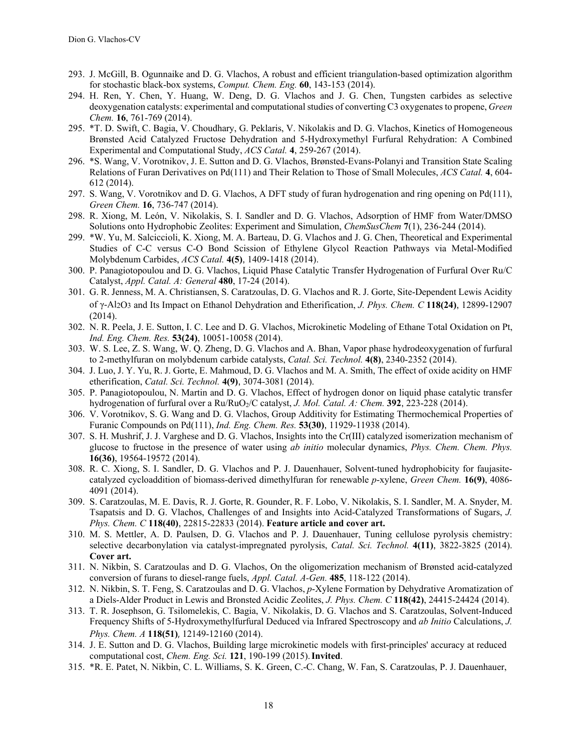293. J. McGill, B. Ogunnaike and D. G. Vlachos, A robust and efficient triangulation-based optimization algorithm for stochastic black-box systems, *Comput. Chem. Eng.* **60**, 143-153 (2014).
294. H. Ren, Y. Chen, Y. Huang, W. Deng, D. G. Vlachos and J. G. Chen, Tungsten carbides as selective deoxygenation catalysts: experimental and computational studies of converting C3 oxygenates to propene, *Green Chem.* **16**, 761-769 (2014).
295. *T. D. Swift, C. Bagia, V. Choudhary, G. Peklaris, V. Nikolakis and D. G. Vlachos, Kinetics of Homogeneous Brønsted Acid Catalyzed Fructose Dehydration and 5-Hydroxymethyl Furfural Rehydration: A Combined Experimental and Computational Study, *ACS Catal.* **4**, 259-267 (2014).
296. *S. Wang, V. Vorotnikov, J. E. Sutton and D. G. Vlachos, Brønsted-Evans-Polanyi and Transition State Scaling Relations of Furan Derivatives on Pd(111) and Their Relation to Those of Small Molecules, *ACS Catal.* **4**, 604-612 (2014).
297. S. Wang, V. Vorotnikov and D. G. Vlachos, A DFT study of furan hydrogenation and ring opening on Pd(111), *Green Chem.* **16**, 736-747 (2014).
298. R. Xiong, M. León, V. Nikolakis, S. I. Sandler and D. G. Vlachos, Adsorption of HMF from Water/DMSO Solutions onto Hydrophobic Zeolites: Experiment and Simulation, *ChemSusChem* **7**(1), 236-244 (2014).
299. *W. Yu, M. Salciccioli, K. Xiong, M. A. Barteau, D. G. Vlachos and J. G. Chen, Theoretical and Experimental Studies of C-C versus C-O Bond Scission of Ethylene Glycol Reaction Pathways via Metal-Modified Molybdenum Carbides, *ACS Catal.* **4(5)**, 1409-1418 (2014).
300. P. Panagiotopoulou and D. G. Vlachos, Liquid Phase Catalytic Transfer Hydrogenation of Furfural Over Ru/C Catalyst, *Appl. Catal. A: General* **480**, 17-24 (2014).
301. G. R. Jenness, M. A. Christiansen, S. Caratzoulas, D. G. Vlachos and R. J. Gorte, Site-Dependent Lewis Acidity of γ-$Al_2O_3$ and Its Impact on Ethanol Dehydration and Etherification, *J. Phys. Chem. C* **118(24)**, 12899-12907 (2014).
302. N. R. Peela, J. E. Sutton, I. C. Lee and D. G. Vlachos, Microkinetic Modeling of Ethane Total Oxidation on Pt, *Ind. Eng. Chem. Res.* **53(24)**, 10051-10058 (2014).
303. W. S. Lee, Z. S. Wang, W. Q. Zheng, D. G. Vlachos and A. Bhan, Vapor phase hydrodeoxygenation of furfural to 2-methylfuran on molybdenum carbide catalysts, *Catal. Sci. Technol.* **4(8)**, 2340-2352 (2014).
304. J. Luo, J. Y. Yu, R. J. Gorte, E. Mahmoud, D. G. Vlachos and M. A. Smith, The effect of oxide acidity on HMF etherification, *Catal. Sci. Technol.* **4(9)**, 3074-3081 (2014).
305. P. Panagiotopoulou, N. Martin and D. G. Vlachos, Effect of hydrogen donor on liquid phase catalytic transfer hydrogenation of furfural over a Ru/$RuO_2$/C catalyst, *J. Mol. Catal. A: Chem.* **392**, 223-228 (2014).
306. V. Vorotnikov, S. G. Wang and D. G. Vlachos, Group Additivity for Estimating Thermochemical Properties of Furanic Compounds on Pd(111), *Ind. Eng. Chem. Res.* **53(30)**, 11929-11938 (2014).
307. S. H. Mushrif, J. J. Varghese and D. G. Vlachos, Insights into the Cr(III) catalyzed isomerization mechanism of glucose to fructose in the presence of water using *ab initio* molecular dynamics, *Phys. Chem. Chem. Phys.* **16(36)**, 19564-19572 (2014).
308. R. C. Xiong, S. I. Sandler, D. G. Vlachos and P. J. Dauenhauer, Solvent-tuned hydrophobicity for faujasite-catalyzed cycloaddition of biomass-derived dimethylfuran for renewable *p*-xylene, *Green Chem.* **16(9)**, 4086-4091 (2014).
309. S. Caratzoulas, M. E. Davis, R. J. Gorte, R. Gounder, R. F. Lobo, V. Nikolakis, S. I. Sandler, M. A. Snyder, M. Tsapatsis and D. G. Vlachos, Challenges of and Insights into Acid-Catalyzed Transformations of Sugars, *J. Phys. Chem. C* **118(40)**, 22815-22833 (2014). **Feature article and cover art.**
310. M. S. Mettler, A. D. Paulsen, D. G. Vlachos and P. J. Dauenhauer, Tuning cellulose pyrolysis chemistry: selective decarbonylation via catalyst-impregnated pyrolysis, *Catal. Sci. Technol.* **4(11)**, 3822-3825 (2014). **Cover art.**
311. N. Nikbin, S. Caratzoulas and D. G. Vlachos, On the oligomerization mechanism of Brønsted acid-catalyzed conversion of furans to diesel-range fuels, *Appl. Catal. A-Gen.* **485**, 118-122 (2014).
312. N. Nikbin, S. T. Feng, S. Caratzoulas and D. G. Vlachos, *p*-Xylene Formation by Dehydrative Aromatization of a Diels-Alder Product in Lewis and Bronsted Acidic Zeolites, *J. Phys. Chem. C* **118(42)**, 24415-24424 (2014).
313. T. R. Josephson, G. Tsilomelekis, C. Bagia, V. Nikolakis, D. G. Vlachos and S. Caratzoulas, Solvent-Induced Frequency Shifts of 5-Hydroxymethylfurfural Deduced via Infrared Spectroscopy and *ab Initio* Calculations, *J. Phys. Chem. A* **118(51)**, 12149-12160 (2014).
314. J. E. Sutton and D. G. Vlachos, Building large microkinetic models with first-principles' accuracy at reduced computational cost, *Chem. Eng. Sci.* **121**, 190-199 (2015). **Invited**.
315. *R. E. Patet, N. Nikbin, C. L. Williams, S. K. Green, C.-C. Chang, W. Fan, S. Caratzoulas, P. J. Dauenhauer,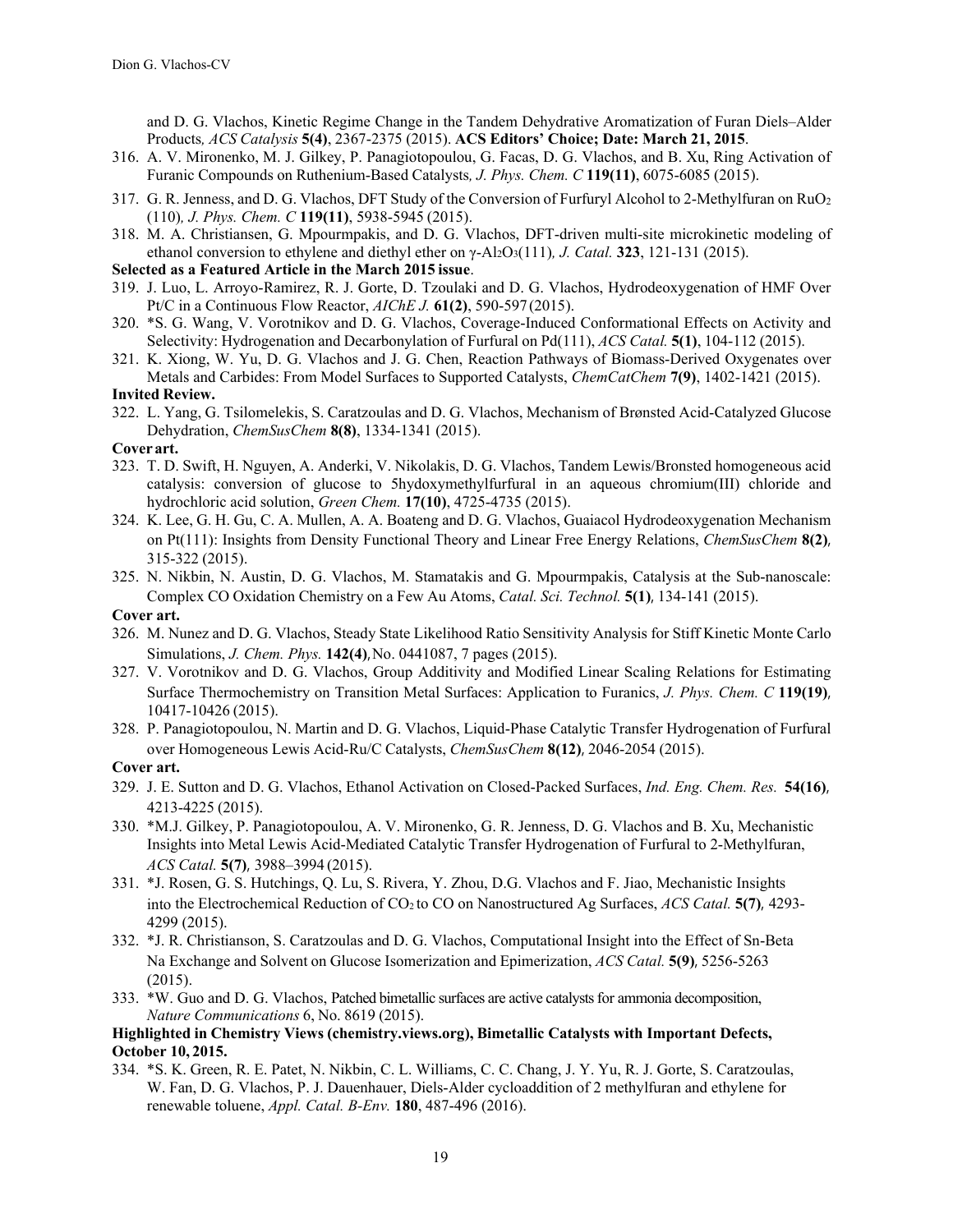and D. G. Vlachos, Kinetic Regime Change in the Tandem Dehydrative Aromatization of Furan Diels–Alder Products, *ACS Catalysis* **5(4)**, 2367-2375 (2015). **ACS Editors' Choice; Date: March 21, 2015**.

316. A. V. Mironenko, M. J. Gilkey, P. Panagiotopoulou, G. Facas, D. G. Vlachos, and B. Xu, Ring Activation of Furanic Compounds on Ruthenium-Based Catalysts, *J. Phys. Chem. C* **119(11)**, 6075-6085 (2015).
317. G. R. Jenness, and D. G. Vlachos, DFT Study of the Conversion of Furfuryl Alcohol to 2-Methylfuran on $RuO_2$ (110), *J. Phys. Chem. C* **119(11)**, 5938-5945 (2015).
318. M. A. Christiansen, G. Mpourmpakis, and D. G. Vlachos, DFT-driven multi-site microkinetic modeling of ethanol conversion to ethylene and diethyl ether on $\gamma$-$Al_2O_3$(111), *J. Catal.* **323**, 121-131 (2015).

**Selected as a Featured Article in the March 2015 issue**.

319. J. Luo, L. Arroyo-Ramirez, R. J. Gorte, D. Tzoulaki and D. G. Vlachos, Hydrodeoxygenation of HMF Over Pt/C in a Continuous Flow Reactor, *AIChE J.* **61(2)**, 590-597 (2015).
320. *S. G. Wang, V. Vorotnikov and D. G. Vlachos, Coverage-Induced Conformational Effects on Activity and Selectivity: Hydrogenation and Decarbonylation of Furfural on Pd(111), *ACS Catal.* **5(1)**, 104-112 (2015).
321. K. Xiong, W. Yu, D. G. Vlachos and J. G. Chen, Reaction Pathways of Biomass-Derived Oxygenates over Metals and Carbides: From Model Surfaces to Supported Catalysts, *ChemCatChem* **7(9)**, 1402-1421 (2015).

**Invited Review.**

322. L. Yang, G. Tsilomelekis, S. Caratzoulas and D. G. Vlachos, Mechanism of Brønsted Acid-Catalyzed Glucose Dehydration, *ChemSusChem* **8(8)**, 1334-1341 (2015).

**Cover art.**

323. T. D. Swift, H. Nguyen, A. Anderki, V. Nikolakis, D. G. Vlachos, Tandem Lewis/Bronsted homogeneous acid catalysis: conversion of glucose to 5hydoxymethylfurfural in an aqueous chromium(III) chloride and hydrochloric acid solution, *Green Chem.* **17(10)**, 4725-4735 (2015).
324. K. Lee, G. H. Gu, C. A. Mullen, A. A. Boateng and D. G. Vlachos, Guaiacol Hydrodeoxygenation Mechanism on Pt(111): Insights from Density Functional Theory and Linear Free Energy Relations, *ChemSusChem* **8(2)**, 315-322 (2015).
325. N. Nikbin, N. Austin, D. G. Vlachos, M. Stamatakis and G. Mpourmpakis, Catalysis at the Sub-nanoscale: Complex CO Oxidation Chemistry on a Few Au Atoms, *Catal. Sci. Technol.* **5(1)**, 134-141 (2015).

**Cover art.**

326. M. Nunez and D. G. Vlachos, Steady State Likelihood Ratio Sensitivity Analysis for Stiff Kinetic Monte Carlo Simulations, *J. Chem. Phys.* **142(4)**, No. 0441087, 7 pages (2015).
327. V. Vorotnikov and D. G. Vlachos, Group Additivity and Modified Linear Scaling Relations for Estimating Surface Thermochemistry on Transition Metal Surfaces: Application to Furanics, *J. Phys. Chem. C* **119(19)**, 10417-10426 (2015).
328. P. Panagiotopoulou, N. Martin and D. G. Vlachos, Liquid-Phase Catalytic Transfer Hydrogenation of Furfural over Homogeneous Lewis Acid-Ru/C Catalysts, *ChemSusChem* **8(12)**, 2046-2054 (2015).

**Cover art.**

329. J. E. Sutton and D. G. Vlachos, Ethanol Activation on Closed-Packed Surfaces, *Ind. Eng. Chem. Res.* **54(16)**, 4213-4225 (2015).
330. *M.J. Gilkey, P. Panagiotopoulou, A. V. Mironenko, G. R. Jenness, D. G. Vlachos and B. Xu, Mechanistic Insights into Metal Lewis Acid-Mediated Catalytic Transfer Hydrogenation of Furfural to 2-Methylfuran, *ACS Catal.* **5(7)**, 3988–3994 (2015).
331. *J. Rosen, G. S. Hutchings, Q. Lu, S. Rivera, Y. Zhou, D.G. Vlachos and F. Jiao, Mechanistic Insights into the Electrochemical Reduction of $CO_2$ to CO on Nanostructured Ag Surfaces, *ACS Catal.* **5(7)**, 4293-4299 (2015).
332. *J. R. Christianson, S. Caratzoulas and D. G. Vlachos, Computational Insight into the Effect of Sn-Beta Na Exchange and Solvent on Glucose Isomerization and Epimerization, *ACS Catal.* **5(9)**, 5256-5263 (2015).
333. *W. Guo and D. G. Vlachos, Patched bimetallic surfaces are active catalysts for ammonia decomposition, *Nature Communications* 6, No. 8619 (2015).

**Highlighted in Chemistry Views (chemistry.views.org), Bimetallic Catalysts with Important Defects, October 10, 2015.**

334. *S. K. Green, R. E. Patet, N. Nikbin, C. L. Williams, C. C. Chang, J. Y. Yu, R. J. Gorte, S. Caratzoulas, W. Fan, D. G. Vlachos, P. J. Dauenhauer, Diels-Alder cycloaddition of 2 methylfuran and ethylene for renewable toluene, *Appl. Catal. B-Env.* **180**, 487-496 (2016).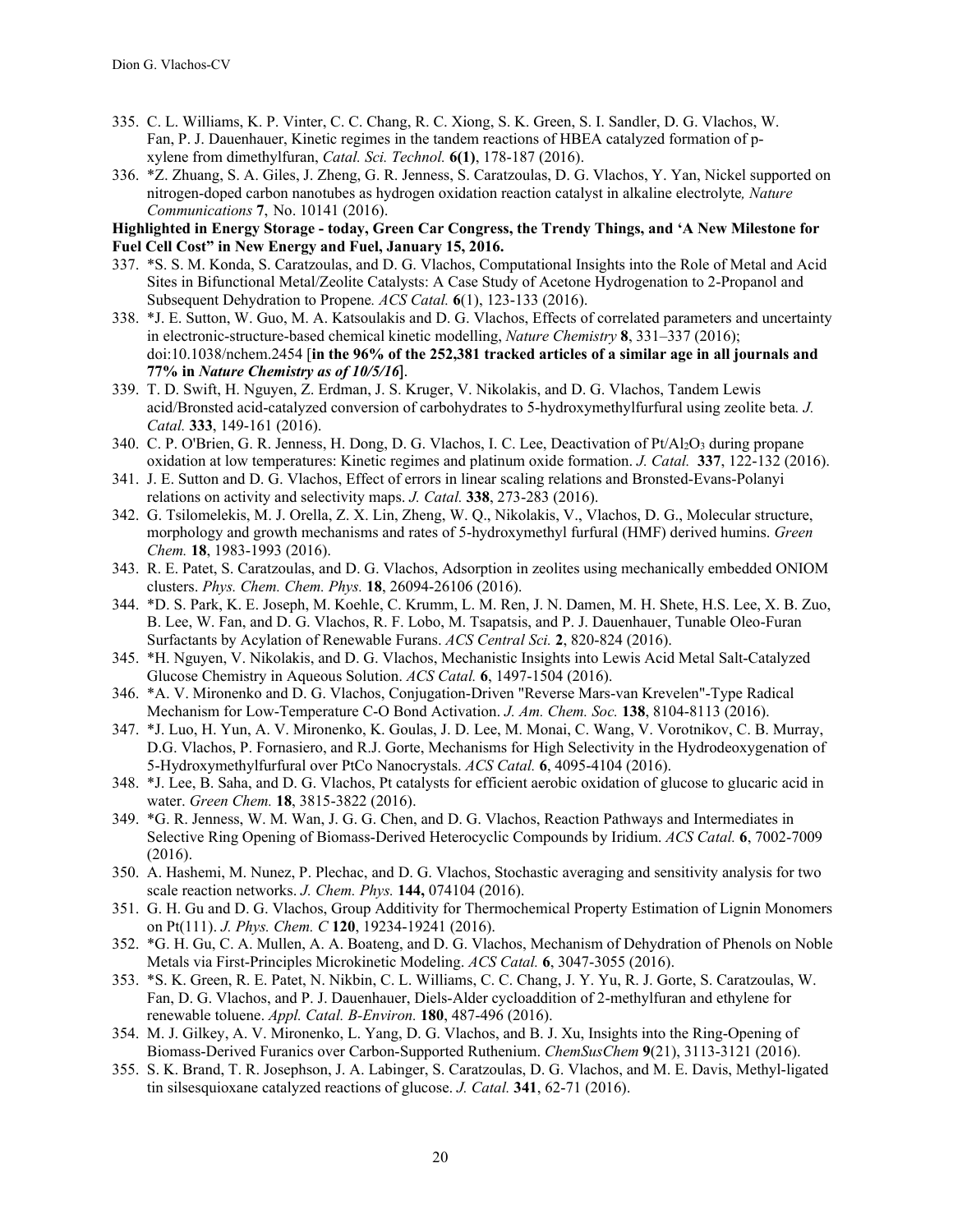335. C. L. Williams, K. P. Vinter, C. C. Chang, R. C. Xiong, S. K. Green, S. I. Sandler, D. G. Vlachos, W. Fan, P. J. Dauenhauer, Kinetic regimes in the tandem reactions of HBEA catalyzed formation of p-xylene from dimethylfuran, *Catal. Sci. Technol.* **6(1)**, 178-187 (2016).
336. *Z. Zhuang, S. A. Giles, J. Zheng, G. R. Jenness, S. Caratzoulas, D. G. Vlachos, Y. Yan, Nickel supported on nitrogen-doped carbon nanotubes as hydrogen oxidation reaction catalyst in alkaline electrolyte*, Nature Communications* **7**, No. 10141 (2016).

**Highlighted in Energy Storage - today, Green Car Congress, the Trendy Things, and 'A New Milestone for Fuel Cell Cost" in New Energy and Fuel, January 15, 2016.**

337. *S. S. M. Konda, S. Caratzoulas, and D. G. Vlachos, Computational Insights into the Role of Metal and Acid Sites in Bifunctional Metal/Zeolite Catalysts: A Case Study of Acetone Hydrogenation to 2-Propanol and Subsequent Dehydration to Propene*.* *ACS Catal.* **6**(1), 123-133 (2016).
338. *J. E. Sutton, W. Guo, M. A. Katsoulakis and D. G. Vlachos, Effects of correlated parameters and uncertainty in electronic-structure-based chemical kinetic modelling, *Nature Chemistry* **8**, 331–337 (2016); doi:10.1038/nchem.2454 [**in the 96% of the 252,381 tracked articles of a similar age in all journals and 77% in *Nature Chemistry as of 10/5/16***].
339. T. D. Swift, H. Nguyen, Z. Erdman, J. S. Kruger, V. Nikolakis, and D. G. Vlachos, Tandem Lewis acid/Bronsted acid-catalyzed conversion of carbohydrates to 5-hydroxymethylfurfural using zeolite beta*.* *J. Catal.* **333**, 149-161 (2016).
340. C. P. O'Brien, G. R. Jenness, H. Dong, D. G. Vlachos, I. C. Lee, Deactivation of $Pt/Al_2O_3$ during propane oxidation at low temperatures: Kinetic regimes and platinum oxide formation. *J. Catal.* **337**, 122-132 (2016).
341. J. E. Sutton and D. G. Vlachos, Effect of errors in linear scaling relations and Bronsted-Evans-Polanyi relations on activity and selectivity maps. *J. Catal.* **338**, 273-283 (2016).
342. G. Tsilomelekis, M. J. Orella, Z. X. Lin, Zheng, W. Q., Nikolakis, V., Vlachos, D. G., Molecular structure, morphology and growth mechanisms and rates of 5-hydroxymethyl furfural (HMF) derived humins. *Green Chem.* **18**, 1983-1993 (2016).
343. R. E. Patet, S. Caratzoulas, and D. G. Vlachos, Adsorption in zeolites using mechanically embedded ONIOM clusters. *Phys. Chem. Chem. Phys.* **18**, 26094-26106 (2016).
344. *D. S. Park, K. E. Joseph, M. Koehle, C. Krumm, L. M. Ren, J. N. Damen, M. H. Shete, H.S. Lee, X. B. Zuo, B. Lee, W. Fan, and D. G. Vlachos, R. F. Lobo, M. Tsapatsis, and P. J. Dauenhauer, Tunable Oleo-Furan Surfactants by Acylation of Renewable Furans. *ACS Central Sci.* **2**, 820-824 (2016).
345. *H. Nguyen, V. Nikolakis, and D. G. Vlachos, Mechanistic Insights into Lewis Acid Metal Salt-Catalyzed Glucose Chemistry in Aqueous Solution. *ACS Catal.* **6**, 1497-1504 (2016).
346. *A. V. Mironenko and D. G. Vlachos, Conjugation-Driven "Reverse Mars-van Krevelen"-Type Radical Mechanism for Low-Temperature C-O Bond Activation. *J. Am. Chem. Soc.* **138**, 8104-8113 (2016).
347. *J. Luo, H. Yun, A. V. Mironenko, K. Goulas, J. D. Lee, M. Monai, C. Wang, V. Vorotnikov, C. B. Murray, D.G. Vlachos, P. Fornasiero, and R.J. Gorte, Mechanisms for High Selectivity in the Hydrodeoxygenation of 5-Hydroxymethylfurfural over PtCo Nanocrystals. *ACS Catal.* **6**, 4095-4104 (2016).
348. *J. Lee, B. Saha, and D. G. Vlachos, Pt catalysts for efficient aerobic oxidation of glucose to glucaric acid in water. *Green Chem.* **18**, 3815-3822 (2016).
349. *G. R. Jenness, W. M. Wan, J. G. G. Chen, and D. G. Vlachos, Reaction Pathways and Intermediates in Selective Ring Opening of Biomass-Derived Heterocyclic Compounds by Iridium. *ACS Catal.* **6**, 7002-7009 (2016).
350. A. Hashemi, M. Nunez, P. Plechac, and D. G. Vlachos, Stochastic averaging and sensitivity analysis for two scale reaction networks. *J. Chem. Phys.* **144,** 074104 (2016).
351. G. H. Gu and D. G. Vlachos, Group Additivity for Thermochemical Property Estimation of Lignin Monomers on Pt(111). *J. Phys. Chem. C* **120**, 19234-19241 (2016).
352. *G. H. Gu, C. A. Mullen, A. A. Boateng, and D. G. Vlachos, Mechanism of Dehydration of Phenols on Noble Metals via First-Principles Microkinetic Modeling. *ACS Catal.* **6**, 3047-3055 (2016).
353. *S. K. Green, R. E. Patet, N. Nikbin, C. L. Williams, C. C. Chang, J. Y. Yu, R. J. Gorte, S. Caratzoulas, W. Fan, D. G. Vlachos, and P. J. Dauenhauer, Diels-Alder cycloaddition of 2-methylfuran and ethylene for renewable toluene. *Appl. Catal. B-Environ.* **180**, 487-496 (2016).
354. M. J. Gilkey, A. V. Mironenko, L. Yang, D. G. Vlachos, and B. J. Xu, Insights into the Ring-Opening of Biomass-Derived Furanics over Carbon-Supported Ruthenium. *ChemSusChem* **9**(21), 3113-3121 (2016).
355. S. K. Brand, T. R. Josephson, J. A. Labinger, S. Caratzoulas, D. G. Vlachos, and M. E. Davis, Methyl-ligated tin silsesquioxane catalyzed reactions of glucose. *J. Catal.* **341**, 62-71 (2016).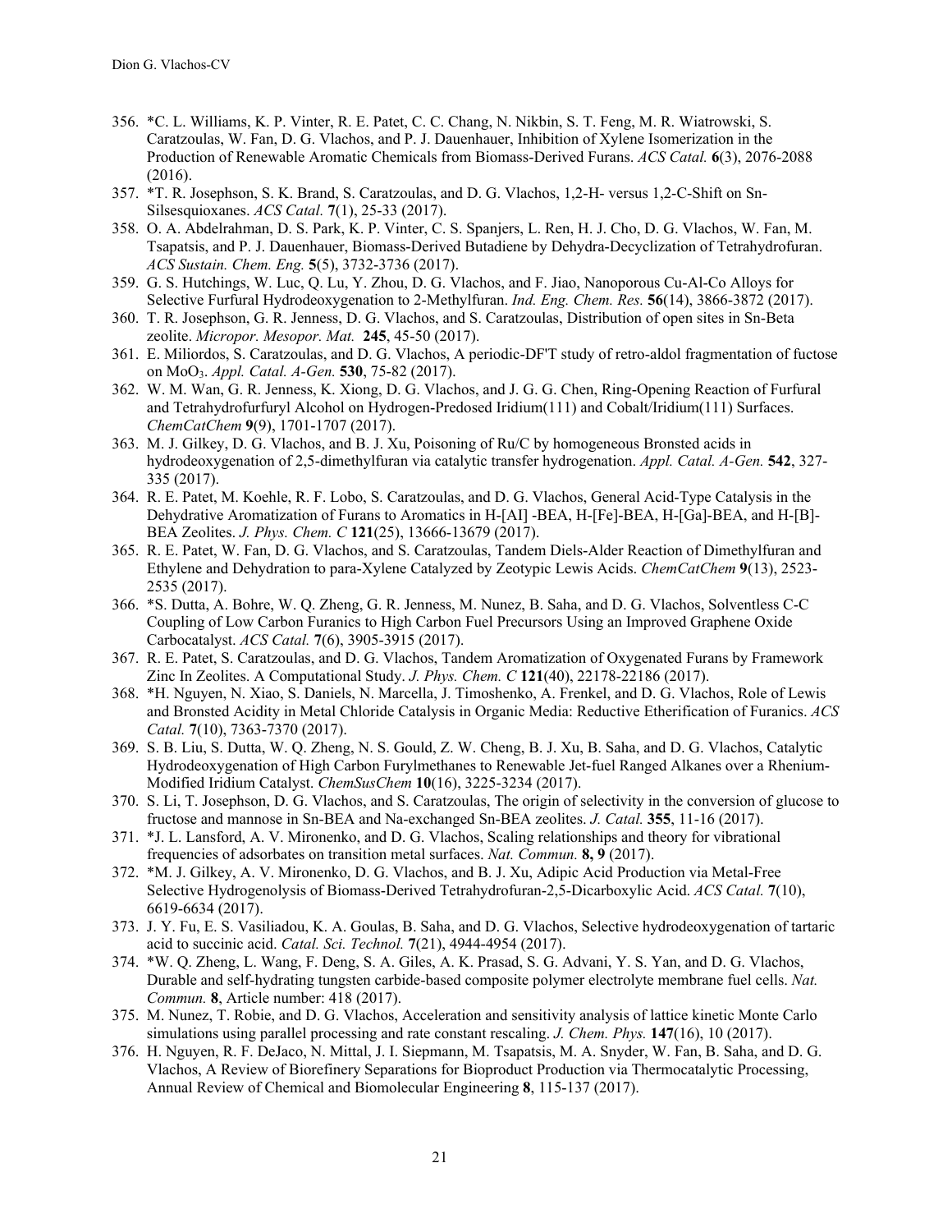356. *C. L. Williams, K. P. Vinter, R. E. Patet, C. C. Chang, N. Nikbin, S. T. Feng, M. R. Wiatrowski, S. Caratzoulas, W. Fan, D. G. Vlachos, and P. J. Dauenhauer, Inhibition of Xylene Isomerization in the Production of Renewable Aromatic Chemicals from Biomass-Derived Furans. *ACS Catal.* **6**(3), 2076-2088 (2016).
357. *T. R. Josephson, S. K. Brand, S. Caratzoulas, and D. G. Vlachos, 1,2-H- versus 1,2-C-Shift on Sn-Silsesquioxanes. *ACS Catal.* **7**(1), 25-33 (2017).
358. O. A. Abdelrahman, D. S. Park, K. P. Vinter, C. S. Spanjers, L. Ren, H. J. Cho, D. G. Vlachos, W. Fan, M. Tsapatsis, and P. J. Dauenhauer, Biomass-Derived Butadiene by Dehydra-Decyclization of Tetrahydrofuran. *ACS Sustain. Chem. Eng.* **5**(5), 3732-3736 (2017).
359. G. S. Hutchings, W. Luc, Q. Lu, Y. Zhou, D. G. Vlachos, and F. Jiao, Nanoporous Cu-Al-Co Alloys for Selective Furfural Hydrodeoxygenation to 2-Methylfuran. *Ind. Eng. Chem. Res.* **56**(14), 3866-3872 (2017).
360. T. R. Josephson, G. R. Jenness, D. G. Vlachos, and S. Caratzoulas, Distribution of open sites in Sn-Beta zeolite. *Micropor. Mesopor. Mat.* **245**, 45-50 (2017).
361. E. Miliordos, S. Caratzoulas, and D. G. Vlachos, A periodic-DFT study of retro-aldol fragmentation of fuctose on $MoO_3$. *Appl. Catal. A-Gen.* **530**, 75-82 (2017).
362. W. M. Wan, G. R. Jenness, K. Xiong, D. G. Vlachos, and J. G. G. Chen, Ring-Opening Reaction of Furfural and Tetrahydrofurfuryl Alcohol on Hydrogen-Predosed Iridium(111) and Cobalt/Iridium(111) Surfaces. *ChemCatChem* **9**(9), 1701-1707 (2017).
363. M. J. Gilkey, D. G. Vlachos, and B. J. Xu, Poisoning of Ru/C by homogeneous Bronsted acids in hydrodeoxygenation of 2,5-dimethylfuran via catalytic transfer hydrogenation. *Appl. Catal. A-Gen.* **542**, 327-335 (2017).
364. R. E. Patet, M. Koehle, R. F. Lobo, S. Caratzoulas, and D. G. Vlachos, General Acid-Type Catalysis in the Dehydrative Aromatization of Furans to Aromatics in H-[AI] -BEA, H-[Fe]-BEA, H-[Ga]-BEA, and H-[B]-BEA Zeolites. *J. Phys. Chem. C* **121**(25), 13666-13679 (2017).
365. R. E. Patet, W. Fan, D. G. Vlachos, and S. Caratzoulas, Tandem Diels-Alder Reaction of Dimethylfuran and Ethylene and Dehydration to para-Xylene Catalyzed by Zeotypic Lewis Acids. *ChemCatChem* **9**(13), 2523-2535 (2017).
366. *S. Dutta, A. Bohre, W. Q. Zheng, G. R. Jenness, M. Nunez, B. Saha, and D. G. Vlachos, Solventless C-C Coupling of Low Carbon Furanics to High Carbon Fuel Precursors Using an Improved Graphene Oxide Carbocatalyst. *ACS Catal.* **7**(6), 3905-3915 (2017).
367. R. E. Patet, S. Caratzoulas, and D. G. Vlachos, Tandem Aromatization of Oxygenated Furans by Framework Zinc In Zeolites. A Computational Study. *J. Phys. Chem. C* **121**(40), 22178-22186 (2017).
368. *H. Nguyen, N. Xiao, S. Daniels, N. Marcella, J. Timoshenko, A. Frenkel, and D. G. Vlachos, Role of Lewis and Bronsted Acidity in Metal Chloride Catalysis in Organic Media: Reductive Etherification of Furanics. *ACS Catal.* **7**(10), 7363-7370 (2017).
369. S. B. Liu, S. Dutta, W. Q. Zheng, N. S. Gould, Z. W. Cheng, B. J. Xu, B. Saha, and D. G. Vlachos, Catalytic Hydrodeoxygenation of High Carbon Furylmethanes to Renewable Jet-fuel Ranged Alkanes over a Rhenium-Modified Iridium Catalyst. *ChemSusChem* **10**(16), 3225-3234 (2017).
370. S. Li, T. Josephson, D. G. Vlachos, and S. Caratzoulas, The origin of selectivity in the conversion of glucose to fructose and mannose in Sn-BEA and Na-exchanged Sn-BEA zeolites. *J. Catal.* **355**, 11-16 (2017).
371. *J. L. Lansford, A. V. Mironenko, and D. G. Vlachos, Scaling relationships and theory for vibrational frequencies of adsorbates on transition metal surfaces. *Nat. Commun.* **8, 9** (2017).
372. *M. J. Gilkey, A. V. Mironenko, D. G. Vlachos, and B. J. Xu, Adipic Acid Production via Metal-Free Selective Hydrogenolysis of Biomass-Derived Tetrahydrofuran-2,5-Dicarboxylic Acid. *ACS Catal.* **7**(10), 6619-6634 (2017).
373. J. Y. Fu, E. S. Vasiliadou, K. A. Goulas, B. Saha, and D. G. Vlachos, Selective hydrodeoxygenation of tartaric acid to succinic acid. *Catal. Sci. Technol.* **7**(21), 4944-4954 (2017).
374. *W. Q. Zheng, L. Wang, F. Deng, S. A. Giles, A. K. Prasad, S. G. Advani, Y. S. Yan, and D. G. Vlachos, Durable and self-hydrating tungsten carbide-based composite polymer electrolyte membrane fuel cells. *Nat. Commun.* **8**, Article number: 418 (2017).
375. M. Nunez, T. Robie, and D. G. Vlachos, Acceleration and sensitivity analysis of lattice kinetic Monte Carlo simulations using parallel processing and rate constant rescaling. *J. Chem. Phys.* **147**(16), 10 (2017).
376. H. Nguyen, R. F. DeJaco, N. Mittal, J. I. Siepmann, M. Tsapatsis, M. A. Snyder, W. Fan, B. Saha, and D. G. Vlachos, A Review of Biorefinery Separations for Bioproduct Production via Thermocatalytic Processing, Annual Review of Chemical and Biomolecular Engineering **8**, 115-137 (2017).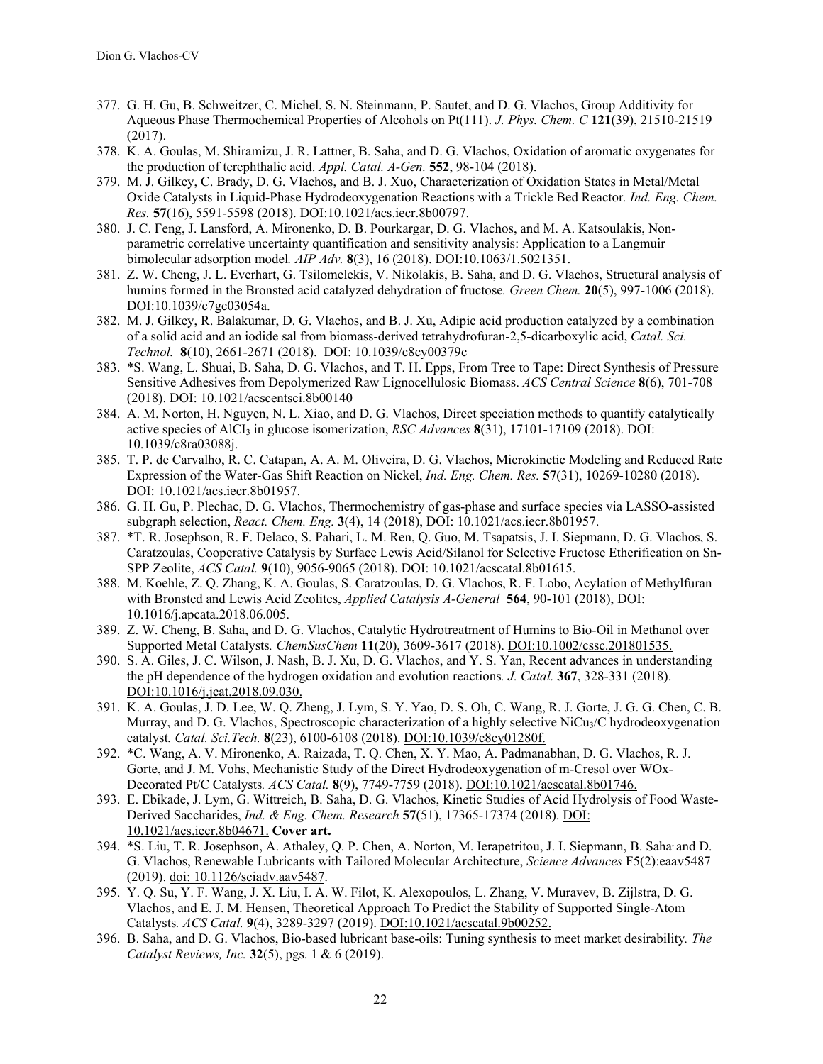377. G. H. Gu, B. Schweitzer, C. Michel, S. N. Steinmann, P. Sautet, and D. G. Vlachos, Group Additivity for Aqueous Phase Thermochemical Properties of Alcohols on Pt(111). *J. Phys. Chem. C* **121**(39), 21510-21519 (2017).
378. K. A. Goulas, M. Shiramizu, J. R. Lattner, B. Saha, and D. G. Vlachos, Oxidation of aromatic oxygenates for the production of terephthalic acid. *Appl. Catal. A-Gen.* **552**, 98-104 (2018).
379. M. J. Gilkey, C. Brady, D. G. Vlachos, and B. J. Xuo, Characterization of Oxidation States in Metal/Metal Oxide Catalysts in Liquid-Phase Hydrodeoxygenation Reactions with a Trickle Bed Reactor. *Ind. Eng. Chem. Res.* **57**(16), 5591-5598 (2018). DOI:10.1021/acs.iecr.8b00797.
380. J. C. Feng, J. Lansford, A. Mironenko, D. B. Pourkargar, D. G. Vlachos, and M. A. Katsoulakis, Non-parametric correlative uncertainty quantification and sensitivity analysis: Application to a Langmuir bimolecular adsorption model. *AIP Adv.* **8**(3), 16 (2018). DOI:10.1063/1.5021351.
381. Z. W. Cheng, J. L. Everhart, G. Tsilomelekis, V. Nikolakis, B. Saha, and D. G. Vlachos, Structural analysis of humins formed in the Bronsted acid catalyzed dehydration of fructose. *Green Chem.* **20**(5), 997-1006 (2018). DOI:10.1039/c7gc03054a.
382. M. J. Gilkey, R. Balakumar, D. G. Vlachos, and B. J. Xu, Adipic acid production catalyzed by a combination of a solid acid and an iodide sal from biomass-derived tetrahydrofuran-2,5-dicarboxylic acid, *Catal. Sci. Technol.* **8**(10), 2661-2671 (2018). DOI: 10.1039/c8cy00379c
383. *S. Wang, L. Shuai, B. Saha, D. G. Vlachos, and T. H. Epps, From Tree to Tape: Direct Synthesis of Pressure Sensitive Adhesives from Depolymerized Raw Lignocellulosic Biomass. *ACS Central Science* **8**(6), 701-708 (2018). DOI: 10.1021/acscentsci.8b00140
384. A. M. Norton, H. Nguyen, N. L. Xiao, and D. G. Vlachos, Direct speciation methods to quantify catalytically active species of $AlCl_3$ in glucose isomerization, *RSC Advances* **8**(31), 17101-17109 (2018). DOI: 10.1039/c8ra03088j.
385. T. P. de Carvalho, R. C. Catapan, A. A. M. Oliveira, D. G. Vlachos, Microkinetic Modeling and Reduced Rate Expression of the Water-Gas Shift Reaction on Nickel, *Ind. Eng. Chem. Res.* **57**(31), 10269-10280 (2018). DOI: 10.1021/acs.iecr.8b01957.
386. G. H. Gu, P. Plechac, D. G. Vlachos, Thermochemistry of gas-phase and surface species via LASSO-assisted subgraph selection, *React. Chem. Eng.* **3**(4), 14 (2018), DOI: 10.1021/acs.iecr.8b01957.
387. *T. R. Josephson, R. F. Delaco, S. Pahari, L. M. Ren, Q. Guo, M. Tsapatsis, J. I. Siepmann, D. G. Vlachos, S. Caratzoulas, Cooperative Catalysis by Surface Lewis Acid/Silanol for Selective Fructose Etherification on Sn-SPP Zeolite, *ACS Catal.* **9**(10), 9056-9065 (2018). DOI: 10.1021/acscatal.8b01615.
388. M. Koehle, Z. Q. Zhang, K. A. Goulas, S. Caratzoulas, D. G. Vlachos, R. F. Lobo, Acylation of Methylfuran with Bronsted and Lewis Acid Zeolites, *Applied Catalysis A-General* **564**, 90-101 (2018), DOI: 10.1016/j.apcata.2018.06.005.
389. Z. W. Cheng, B. Saha, and D. G. Vlachos, Catalytic Hydrotreatment of Humins to Bio-Oil in Methanol over Supported Metal Catalysts. *ChemSusChem* **11**(20), 3609-3617 (2018). DOI:10.1002/cssc.201801535.
390. S. A. Giles, J. C. Wilson, J. Nash, B. J. Xu, D. G. Vlachos, and Y. S. Yan, Recent advances in understanding the pH dependence of the hydrogen oxidation and evolution reactions. *J. Catal.* **367**, 328-331 (2018). DOI:10.1016/j.jcat.2018.09.030.
391. K. A. Goulas, J. D. Lee, W. Q. Zheng, J. Lym, S. Y. Yao, D. S. Oh, C. Wang, R. J. Gorte, J. G. G. Chen, C. B. Murray, and D. G. Vlachos, Spectroscopic characterization of a highly selective $NiCu_3$/C hydrodeoxygenation catalyst. *Catal. Sci.Tech.* **8**(23), 6100-6108 (2018). DOI:10.1039/c8cy01280f.
392. *C. Wang, A. V. Mironenko, A. Raizada, T. Q. Chen, X. Y. Mao, A. Padmanabhan, D. G. Vlachos, R. J. Gorte, and J. M. Vohs, Mechanistic Study of the Direct Hydrodeoxygenation of m-Cresol over WOx-Decorated Pt/C Catalysts. *ACS Catal.* **8**(9), 7749-7759 (2018). DOI:10.1021/acscatal.8b01746.
393. E. Ebikade, J. Lym, G. Wittreich, B. Saha, D. G. Vlachos, Kinetic Studies of Acid Hydrolysis of Food Waste-Derived Saccharides, *Ind. & Eng. Chem. Research* **57**(51), 17365-17374 (2018). DOI: 10.1021/acs.iecr.8b04671. **Cover art.**
394. *S. Liu, T. R. Josephson, A. Athaley, Q. P. Chen, A. Norton, M. Ierapetritou, J. I. Siepmann, B. Saha, and D. G. Vlachos, Renewable Lubricants with Tailored Molecular Architecture, *Science Advances* F5(2):eaav5487 (2019). doi: 10.1126/sciadv.aav5487.
395. Y. Q. Su, Y. F. Wang, J. X. Liu, I. A. W. Filot, K. Alexopoulos, L. Zhang, V. Muravev, B. Zijlstra, D. G. Vlachos, and E. J. M. Hensen, Theoretical Approach To Predict the Stability of Supported Single-Atom Catalysts. *ACS Catal.* **9**(4), 3289-3297 (2019). DOI:10.1021/acscatal.9b00252.
396. B. Saha, and D. G. Vlachos, Bio-based lubricant base-oils: Tuning synthesis to meet market desirability. *The Catalyst Reviews, Inc.* **32**(5), pgs. 1 & 6 (2019).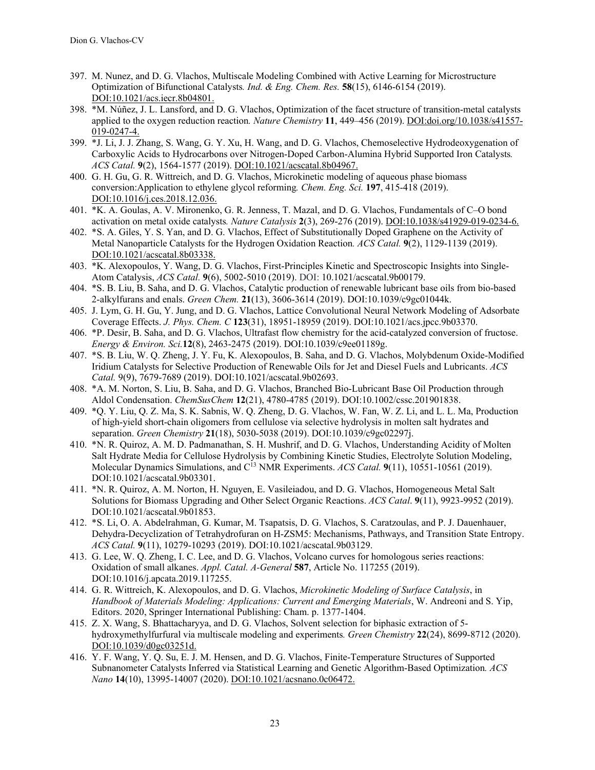397. M. Nunez, and D. G. Vlachos, Multiscale Modeling Combined with Active Learning for Microstructure Optimization of Bifunctional Catalysts. *Ind. & Eng. Chem. Res.* **58**(15), 6146-6154 (2019). DOI:10.1021/acs.iecr.8b04801.
398. *M. Núñez, J. L. Lansford, and D. G. Vlachos, Optimization of the facet structure of transition-metal catalysts applied to the oxygen reduction reaction. *Nature Chemistry* **11**, 449–456 (2019). DOI:doi.org/10.1038/s41557-019-0247-4.
399. *J. Li, J. J. Zhang, S. Wang, G. Y. Xu, H. Wang, and D. G. Vlachos, Chemoselective Hydrodeoxygenation of Carboxylic Acids to Hydrocarbons over Nitrogen-Doped Carbon-Alumina Hybrid Supported Iron Catalysts. *ACS Catal.* **9**(2), 1564-1577 (2019). DOI:10.1021/acscatal.8b04967.
400. G. H. Gu, G. R. Wittreich, and D. G. Vlachos, Microkinetic modeling of aqueous phase biomass conversion:Application to ethylene glycol reforming. *Chem. Eng. Sci.* **197**, 415-418 (2019). DOI:10.1016/j.ces.2018.12.036.
401. *K. A. Goulas, A. V. Mironenko, G. R. Jenness, T. Mazal, and D. G. Vlachos, Fundamentals of C–O bond activation on metal oxide catalysts. *Nature Catalysis* **2**(3), 269-276 (2019). DOI:10.1038/s41929-019-0234-6.
402. *S. A. Giles, Y. S. Yan, and D. G. Vlachos, Effect of Substitutionally Doped Graphene on the Activity of Metal Nanoparticle Catalysts for the Hydrogen Oxidation Reaction. *ACS Catal.* **9**(2), 1129-1139 (2019). DOI:10.1021/acscatal.8b03338.
403. *K. Alexopoulos, Y. Wang, D. G. Vlachos, First-Principles Kinetic and Spectroscopic Insights into Single-Atom Catalysis, *ACS Catal.* **9**(6), 5002-5010 (2019). DOI: 10.1021/acscatal.9b00179.
404. *S. B. Liu, B. Saha, and D. G. Vlachos, Catalytic production of renewable lubricant base oils from bio-based 2-alkylfurans and enals. *Green Chem.* **21**(13), 3606-3614 (2019). DOI:10.1039/c9gc01044k.
405. J. Lym, G. H. Gu, Y. Jung, and D. G. Vlachos, Lattice Convolutional Neural Network Modeling of Adsorbate Coverage Effects. *J. Phys. Chem. C* **123**(31), 18951-18959 (2019). DOI:10.1021/acs.jpcc.9b03370.
406. *P. Desir, B. Saha, and D. G. Vlachos, Ultrafast flow chemistry for the acid-catalyzed conversion of fructose. *Energy & Environ. Sci.***12**(8), 2463-2475 (2019). DOI:10.1039/c9ee01189g.
407. *S. B. Liu, W. Q. Zheng, J. Y. Fu, K. Alexopoulos, B. Saha, and D. G. Vlachos, Molybdenum Oxide-Modified Iridium Catalysts for Selective Production of Renewable Oils for Jet and Diesel Fuels and Lubricants. *ACS Catal.* 9(9), 7679-7689 (2019). DOI:10.1021/acscatal.9b02693.
408. *A. M. Norton, S. Liu, B. Saha, and D. G. Vlachos, Branched Bio-Lubricant Base Oil Production through Aldol Condensation. *ChemSusChem* **12**(21), 4780-4785 (2019). DOI:10.1002/cssc.201901838.
409. *Q. Y. Liu, Q. Z. Ma, S. K. Sabnis, W. Q. Zheng, D. G. Vlachos, W. Fan, W. Z. Li, and L. L. Ma, Production of high-yield short-chain oligomers from cellulose via selective hydrolysis in molten salt hydrates and separation. *Green Chemistry* **21**(18), 5030-5038 (2019). DOI:10.1039/c9gc02297j.
410. *N. R. Quiroz, A. M. D. Padmanathan, S. H. Mushrif, and D. G. Vlachos, Understanding Acidity of Molten Salt Hydrate Media for Cellulose Hydrolysis by Combining Kinetic Studies, Electrolyte Solution Modeling, Molecular Dynamics Simulations, and $C^{13}$ NMR Experiments. *ACS Catal.* **9**(11), 10551-10561 (2019). DOI:10.1021/acscatal.9b03301.
411. *N. R. Quiroz, A. M. Norton, H. Nguyen, E. Vasileiadou, and D. G. Vlachos, Homogeneous Metal Salt Solutions for Biomass Upgrading and Other Select Organic Reactions. *ACS Catal*. **9**(11), 9923-9952 (2019). DOI:10.1021/acscatal.9b01853.
412. *S. Li, O. A. Abdelrahman, G. Kumar, M. Tsapatsis, D. G. Vlachos, S. Caratzoulas, and P. J. Dauenhauer, Dehydra-Decyclization of Tetrahydrofuran on H-ZSM5: Mechanisms, Pathways, and Transition State Entropy. *ACS Catal.* **9**(11), 10279-10293 (2019). DOI:10.1021/acscatal.9b03129.
413. G. Lee, W. Q. Zheng, I. C. Lee, and D. G. Vlachos, Volcano curves for homologous series reactions: Oxidation of small alkanes. *Appl. Catal. A-General* **587**, Article No. 117255 (2019). DOI:10.1016/j.apcata.2019.117255.
414. G. R. Wittreich, K. Alexopoulos, and D. G. Vlachos, *Microkinetic Modeling of Surface Catalysis*, in *Handbook of Materials Modeling: Applications: Current and Emerging Materials*, W. Andreoni and S. Yip, Editors. 2020, Springer International Publishing: Cham. p. 1377-1404.
415. Z. X. Wang, S. Bhattacharyya, and D. G. Vlachos, Solvent selection for biphasic extraction of 5-hydroxymethylfurfural via multiscale modeling and experiments. *Green Chemistry* **22**(24), 8699-8712 (2020). DOI:10.1039/d0gc03251d.
416. Y. F. Wang, Y. Q. Su, E. J. M. Hensen, and D. G. Vlachos, Finite-Temperature Structures of Supported Subnanometer Catalysts Inferred via Statistical Learning and Genetic Algorithm-Based Optimization. *ACS Nano* **14**(10), 13995-14007 (2020). DOI:10.1021/acsnano.0c06472.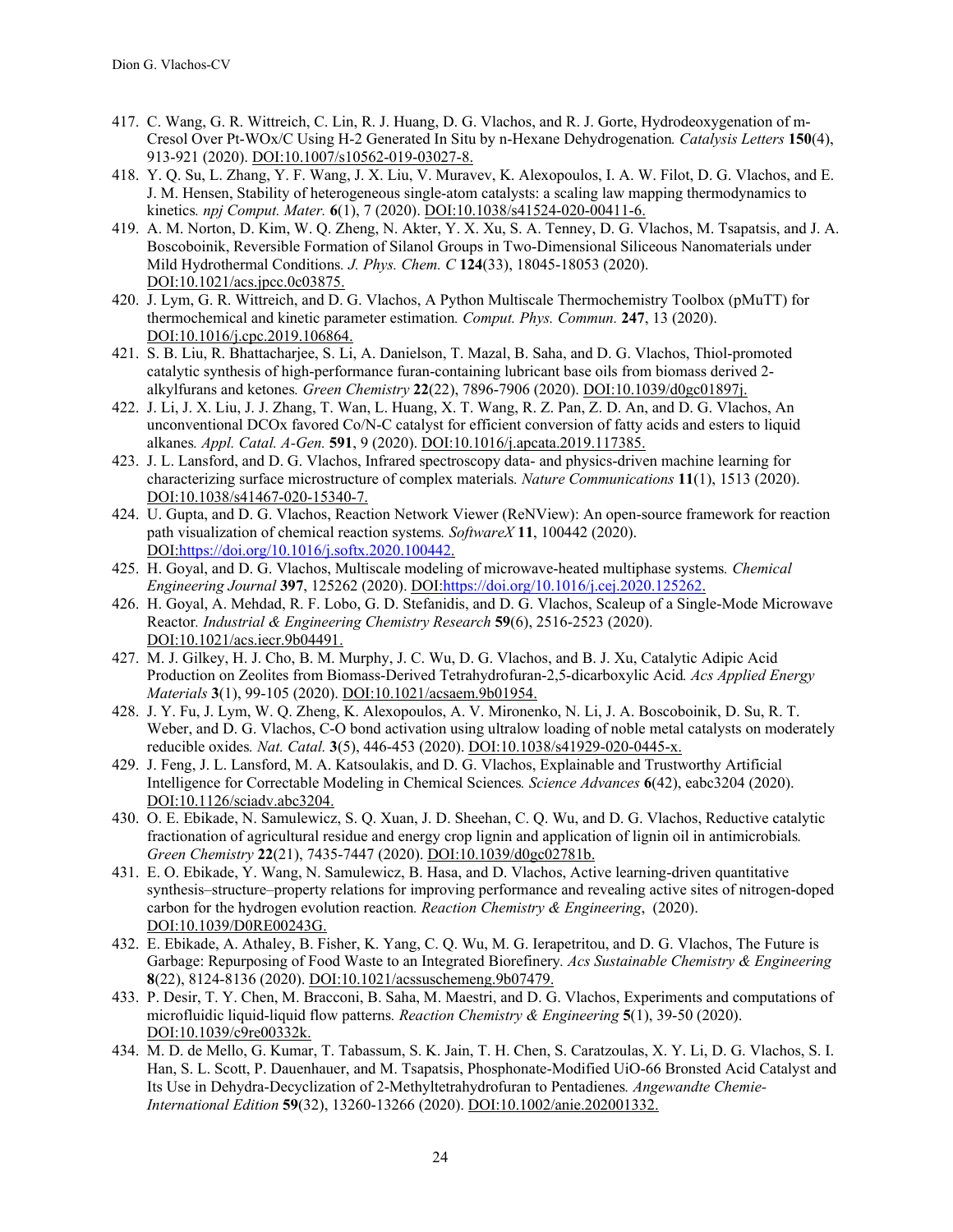417. C. Wang, G. R. Wittreich, C. Lin, R. J. Huang, D. G. Vlachos, and R. J. Gorte, Hydrodeoxygenation of m-Cresol Over Pt-WOx/C Using H-2 Generated In Situ by n-Hexane Dehydrogenation*. Catalysis Letters* **150**(4), 913-921 (2020). DOI:10.1007/s10562-019-03027-8.
418. Y. Q. Su, L. Zhang, Y. F. Wang, J. X. Liu, V. Muravev, K. Alexopoulos, I. A. W. Filot, D. G. Vlachos, and E. J. M. Hensen, Stability of heterogeneous single-atom catalysts: a scaling law mapping thermodynamics to kinetics*. npj Comput. Mater.* **6**(1), 7 (2020). DOI:10.1038/s41524-020-00411-6.
419. A. M. Norton, D. Kim, W. Q. Zheng, N. Akter, Y. X. Xu, S. A. Tenney, D. G. Vlachos, M. Tsapatsis, and J. A. Boscoboinik, Reversible Formation of Silanol Groups in Two-Dimensional Siliceous Nanomaterials under Mild Hydrothermal Conditions*. J. Phys. Chem. C* **124**(33), 18045-18053 (2020). DOI:10.1021/acs.jpcc.0c03875.
420. J. Lym, G. R. Wittreich, and D. G. Vlachos, A Python Multiscale Thermochemistry Toolbox (pMuTT) for thermochemical and kinetic parameter estimation*. Comput. Phys. Commun.* **247**, 13 (2020). DOI:10.1016/j.cpc.2019.106864.
421. S. B. Liu, R. Bhattacharjee, S. Li, A. Danielson, T. Mazal, B. Saha, and D. G. Vlachos, Thiol-promoted catalytic synthesis of high-performance furan-containing lubricant base oils from biomass derived 2-alkylfurans and ketones*. Green Chemistry* **22**(22), 7896-7906 (2020). DOI:10.1039/d0gc01897j.
422. J. Li, J. X. Liu, J. J. Zhang, T. Wan, L. Huang, X. T. Wang, R. Z. Pan, Z. D. An, and D. G. Vlachos, An unconventional DCOx favored Co/N-C catalyst for efficient conversion of fatty acids and esters to liquid alkanes*. Appl. Catal. A-Gen.* **591**, 9 (2020). DOI:10.1016/j.apcata.2019.117385.
423. J. L. Lansford, and D. G. Vlachos, Infrared spectroscopy data- and physics-driven machine learning for characterizing surface microstructure of complex materials*. Nature Communications* **11**(1), 1513 (2020). DOI:10.1038/s41467-020-15340-7.
424. U. Gupta, and D. G. Vlachos, Reaction Network Viewer (ReNView): An open-source framework for reaction path visualization of chemical reaction systems*. SoftwareX* **11**, 100442 (2020). DOI:https://doi.org/10.1016/j.softx.2020.100442.
425. H. Goyal, and D. G. Vlachos, Multiscale modeling of microwave-heated multiphase systems*. Chemical Engineering Journal* **397**, 125262 (2020). DOI:https://doi.org/10.1016/j.cej.2020.125262.
426. H. Goyal, A. Mehdad, R. F. Lobo, G. D. Stefanidis, and D. G. Vlachos, Scaleup of a Single-Mode Microwave Reactor*. Industrial & Engineering Chemistry Research* **59**(6), 2516-2523 (2020). DOI:10.1021/acs.iecr.9b04491.
427. M. J. Gilkey, H. J. Cho, B. M. Murphy, J. C. Wu, D. G. Vlachos, and B. J. Xu, Catalytic Adipic Acid Production on Zeolites from Biomass-Derived Tetrahydrofuran-2,5-dicarboxylic Acid*. Acs Applied Energy Materials* **3**(1), 99-105 (2020). DOI:10.1021/acsaem.9b01954.
428. J. Y. Fu, J. Lym, W. Q. Zheng, K. Alexopoulos, A. V. Mironenko, N. Li, J. A. Boscoboinik, D. Su, R. T. Weber, and D. G. Vlachos, C-O bond activation using ultralow loading of noble metal catalysts on moderately reducible oxides*. Nat. Catal.* **3**(5), 446-453 (2020). DOI:10.1038/s41929-020-0445-x.
429. J. Feng, J. L. Lansford, M. A. Katsoulakis, and D. G. Vlachos, Explainable and Trustworthy Artificial Intelligence for Correctable Modeling in Chemical Sciences*. Science Advances* **6**(42), eabc3204 (2020). DOI:10.1126/sciadv.abc3204.
430. O. E. Ebikade, N. Samulewicz, S. Q. Xuan, J. D. Sheehan, C. Q. Wu, and D. G. Vlachos, Reductive catalytic fractionation of agricultural residue and energy crop lignin and application of lignin oil in antimicrobials*. Green Chemistry* **22**(21), 7435-7447 (2020). DOI:10.1039/d0gc02781b.
431. E. O. Ebikade, Y. Wang, N. Samulewicz, B. Hasa, and D. Vlachos, Active learning-driven quantitative synthesis–structure–property relations for improving performance and revealing active sites of nitrogen-doped carbon for the hydrogen evolution reaction*. Reaction Chemistry & Engineering*, (2020). DOI:10.1039/D0RE00243G.
432. E. Ebikade, A. Athaley, B. Fisher, K. Yang, C. Q. Wu, M. G. Ierapetritou, and D. G. Vlachos, The Future is Garbage: Repurposing of Food Waste to an Integrated Biorefinery*. Acs Sustainable Chemistry & Engineering* **8**(22), 8124-8136 (2020). DOI:10.1021/acssuschemeng.9b07479.
433. P. Desir, T. Y. Chen, M. Bracconi, B. Saha, M. Maestri, and D. G. Vlachos, Experiments and computations of microfluidic liquid-liquid flow patterns*. Reaction Chemistry & Engineering* **5**(1), 39-50 (2020). DOI:10.1039/c9re00332k.
434. M. D. de Mello, G. Kumar, T. Tabassum, S. K. Jain, T. H. Chen, S. Caratzoulas, X. Y. Li, D. G. Vlachos, S. I. Han, S. L. Scott, P. Dauenhauer, and M. Tsapatsis, Phosphonate-Modified UiO-66 Bronsted Acid Catalyst and Its Use in Dehydra-Decyclization of 2-Methyltetrahydrofuran to Pentadienes*. Angewandte Chemie-International Edition* **59**(32), 13260-13266 (2020). DOI:10.1002/anie.202001332.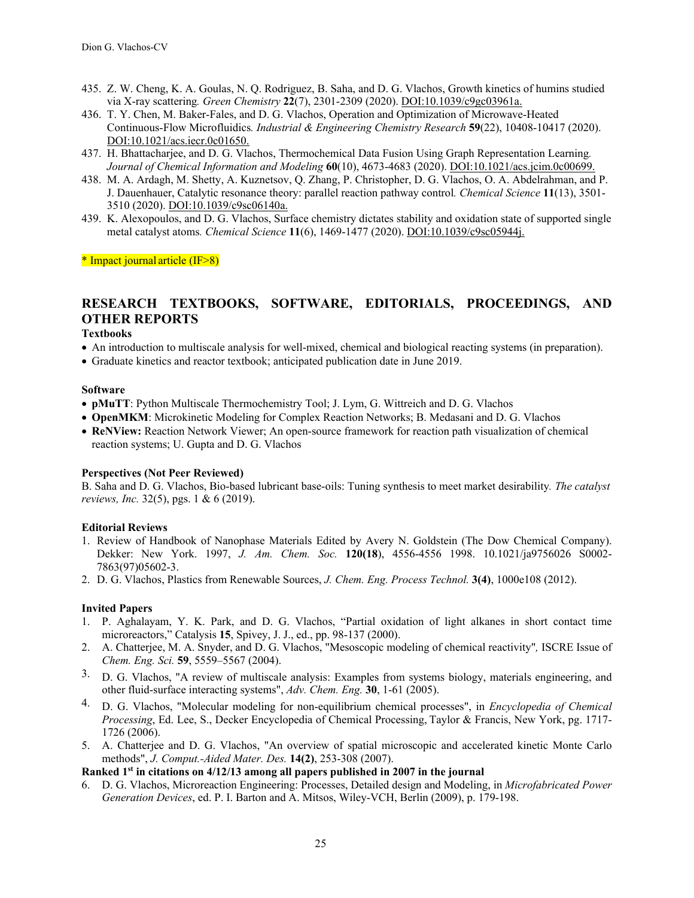435. Z. W. Cheng, K. A. Goulas, N. Q. Rodriguez, B. Saha, and D. G. Vlachos, Growth kinetics of humins studied via X-ray scattering. *Green Chemistry* **22**(7), 2301-2309 (2020). DOI:10.1039/c9gc03961a.
436. T. Y. Chen, M. Baker-Fales, and D. G. Vlachos, Operation and Optimization of Microwave-Heated Continuous-Flow Microfluidics. *Industrial & Engineering Chemistry Research* **59**(22), 10408-10417 (2020). DOI:10.1021/acs.iecr.0c01650.
437. H. Bhattacharjee, and D. G. Vlachos, Thermochemical Data Fusion Using Graph Representation Learning. *Journal of Chemical Information and Modeling* **60**(10), 4673-4683 (2020). DOI:10.1021/acs.jcim.0c00699.
438. M. A. Ardagh, M. Shetty, A. Kuznetsov, Q. Zhang, P. Christopher, D. G. Vlachos, O. A. Abdelrahman, and P. J. Dauenhauer, Catalytic resonance theory: parallel reaction pathway control. *Chemical Science* **11**(13), 3501-3510 (2020). DOI:10.1039/c9sc06140a.
439. K. Alexopoulos, and D. G. Vlachos, Surface chemistry dictates stability and oxidation state of supported single metal catalyst atoms. *Chemical Science* **11**(6), 1469-1477 (2020). DOI:10.1039/c9sc05944j.

* Impact journal article (IF>8)

## RESEARCH TEXTBOOKS, SOFTWARE, EDITORIALS, PROCEEDINGS, AND OTHER REPORTS

**Textbooks**

- An introduction to multiscale analysis for well-mixed, chemical and biological reacting systems (in preparation).
- Graduate kinetics and reactor textbook; anticipated publication date in June 2019.

**Software**

- **pMuTT**: Python Multiscale Thermochemistry Tool; J. Lym, G. Wittreich and D. G. Vlachos
- **OpenMKM**: Microkinetic Modeling for Complex Reaction Networks; B. Medasani and D. G. Vlachos
- **ReNView:** Reaction Network Viewer; An open-source framework for reaction path visualization of chemical reaction systems; U. Gupta and D. G. Vlachos

**Perspectives (Not Peer Reviewed)**

B. Saha and D. G. Vlachos, Bio-based lubricant base-oils: Tuning synthesis to meet market desirability. *The catalyst reviews, Inc.* 32(5), pgs. 1 & 6 (2019).

**Editorial Reviews**

1. Review of Handbook of Nanophase Materials Edited by Avery N. Goldstein (The Dow Chemical Company). Dekker: New York. 1997, *J. Am. Chem. Soc.* **120(18**), 4556-4556 1998. 10.1021/ja9756026 S0002-7863(97)05602-3.
2. D. G. Vlachos, Plastics from Renewable Sources, *J. Chem. Eng. Process Technol.* **3(4)**, 1000e108 (2012).

**Invited Papers**

1. P. Aghalayam, Y. K. Park, and D. G. Vlachos, "Partial oxidation of light alkanes in short contact time microreactors," Catalysis **15**, Spivey, J. J., ed., pp. 98-137 (2000).
2. A. Chatterjee, M. A. Snyder, and D. G. Vlachos, "Mesoscopic modeling of chemical reactivity", ISCRE Issue of *Chem. Eng. Sci.* **59**, 5559–5567 (2004).
3. D. G. Vlachos, "A review of multiscale analysis: Examples from systems biology, materials engineering, and other fluid-surface interacting systems", *Adv. Chem. Eng.* **30**, 1-61 (2005).
4. D. G. Vlachos, "Molecular modeling for non-equilibrium chemical processes", in *Encyclopedia of Chemical Processing*, Ed. Lee, S., Decker Encyclopedia of Chemical Processing, Taylor & Francis, New York, pg. 1717-1726 (2006).
5. A. Chatterjee and D. G. Vlachos, "An overview of spatial microscopic and accelerated kinetic Monte Carlo methods", *J. Comput.-Aided Mater. Des.* **14(2)**, 253-308 (2007).

**Ranked 1st in citations on 4/12/13 among all papers published in 2007 in the journal**

6. D. G. Vlachos, Microreaction Engineering: Processes, Detailed design and Modeling, in *Microfabricated Power Generation Devices*, ed. P. I. Barton and A. Mitsos, Wiley-VCH, Berlin (2009), p. 179-198.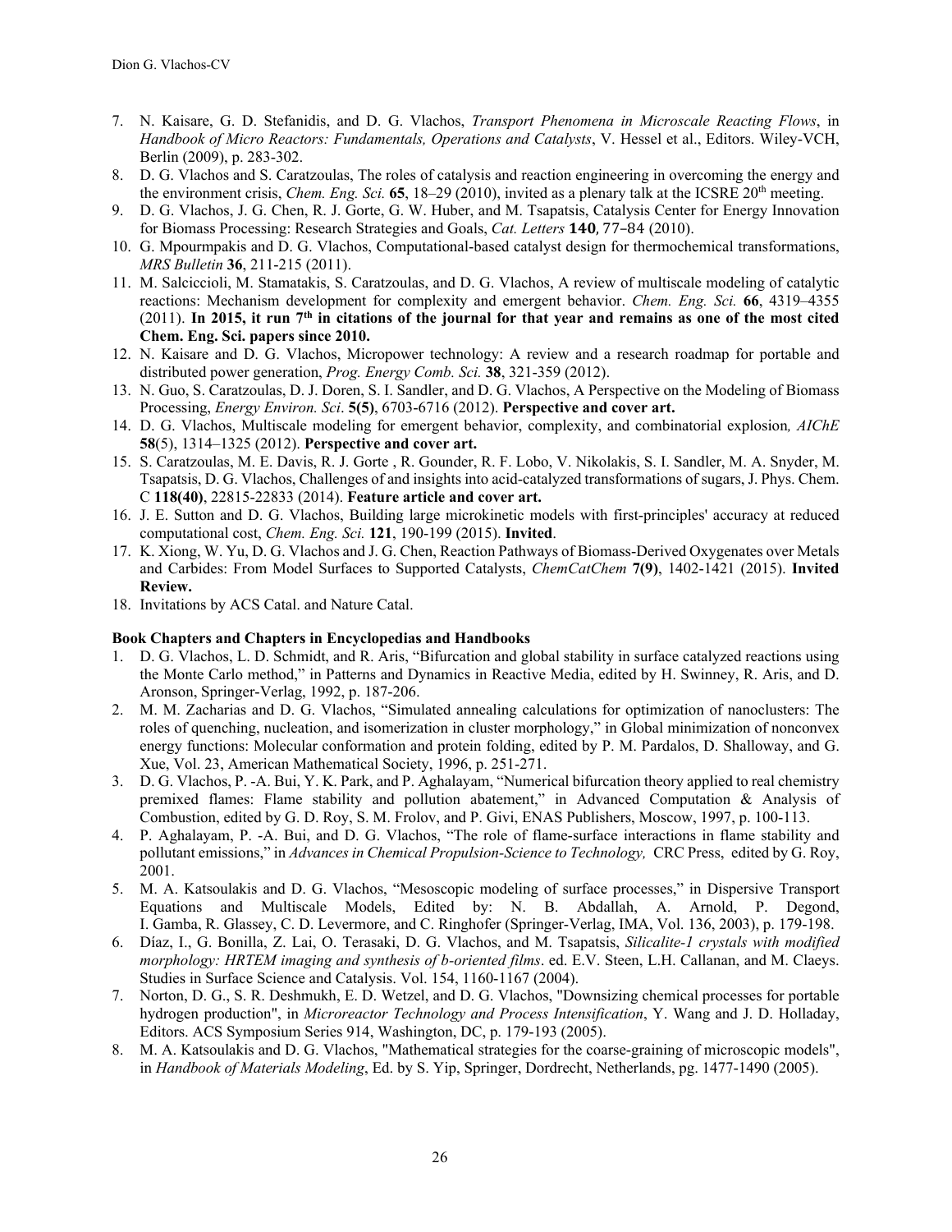7. N. Kaisare, G. D. Stefanidis, and D. G. Vlachos, *Transport Phenomena in Microscale Reacting Flows*, in *Handbook of Micro Reactors: Fundamentals, Operations and Catalysts*, V. Hessel et al., Editors. Wiley-VCH, Berlin (2009), p. 283-302.
8. D. G. Vlachos and S. Caratzoulas, The roles of catalysis and reaction engineering in overcoming the energy and the environment crisis, *Chem. Eng. Sci.* **65**, 18–29 (2010), invited as a plenary talk at the ICSRE 20th meeting.
9. D. G. Vlachos, J. G. Chen, R. J. Gorte, G. W. Huber, and M. Tsapatsis, Catalysis Center for Energy Innovation for Biomass Processing: Research Strategies and Goals, *Cat. Letters* **140**, 77–84 (2010).
10. G. Mpourmpakis and D. G. Vlachos, Computational-based catalyst design for thermochemical transformations, *MRS Bulletin* **36**, 211-215 (2011).
11. M. Salciccioli, M. Stamatakis, S. Caratzoulas, and D. G. Vlachos, A review of multiscale modeling of catalytic reactions: Mechanism development for complexity and emergent behavior. *Chem. Eng. Sci.* **66**, 4319–4355 (2011). **In 2015, it run 7th in citations of the journal for that year and remains as one of the most cited Chem. Eng. Sci. papers since 2010.**
12. N. Kaisare and D. G. Vlachos, Micropower technology: A review and a research roadmap for portable and distributed power generation, *Prog. Energy Comb. Sci.* **38**, 321-359 (2012).
13. N. Guo, S. Caratzoulas, D. J. Doren, S. I. Sandler, and D. G. Vlachos, A Perspective on the Modeling of Biomass Processing, *Energy Environ. Sci*. **5(5)**, 6703-6716 (2012). **Perspective and cover art.**
14. D. G. Vlachos, Multiscale modeling for emergent behavior, complexity, and combinatorial explosion*, AIChE* **58**(5), 1314–1325 (2012). **Perspective and cover art.**
15. S. Caratzoulas, M. E. Davis, R. J. Gorte , R. Gounder, R. F. Lobo, V. Nikolakis, S. I. Sandler, M. A. Snyder, M. Tsapatsis, D. G. Vlachos, Challenges of and insights into acid-catalyzed transformations of sugars, J. Phys. Chem. C **118(40)**, 22815-22833 (2014). **Feature article and cover art.**
16. J. E. Sutton and D. G. Vlachos, Building large microkinetic models with first-principles' accuracy at reduced computational cost, *Chem. Eng. Sci.* **121**, 190-199 (2015). **Invited**.
17. K. Xiong, W. Yu, D. G. Vlachos and J. G. Chen, Reaction Pathways of Biomass-Derived Oxygenates over Metals and Carbides: From Model Surfaces to Supported Catalysts, *ChemCatChem* **7(9)**, 1402-1421 (2015). **Invited Review.**
18. Invitations by ACS Catal. and Nature Catal.

**Book Chapters and Chapters in Encyclopedias and Handbooks**

1. D. G. Vlachos, L. D. Schmidt, and R. Aris, "Bifurcation and global stability in surface catalyzed reactions using the Monte Carlo method," in Patterns and Dynamics in Reactive Media, edited by H. Swinney, R. Aris, and D. Aronson, Springer-Verlag, 1992, p. 187-206.
2. M. M. Zacharias and D. G. Vlachos, "Simulated annealing calculations for optimization of nanoclusters: The roles of quenching, nucleation, and isomerization in cluster morphology," in Global minimization of nonconvex energy functions: Molecular conformation and protein folding, edited by P. M. Pardalos, D. Shalloway, and G. Xue, Vol. 23, American Mathematical Society, 1996, p. 251-271.
3. D. G. Vlachos, P. -A. Bui, Y. K. Park, and P. Aghalayam, "Numerical bifurcation theory applied to real chemistry premixed flames: Flame stability and pollution abatement," in Advanced Computation & Analysis of Combustion, edited by G. D. Roy, S. M. Frolov, and P. Givi, ENAS Publishers, Moscow, 1997, p. 100-113.
4. P. Aghalayam, P. -A. Bui, and D. G. Vlachos, "The role of flame-surface interactions in flame stability and pollutant emissions," in *Advances in Chemical Propulsion-Science to Technology,* CRC Press, edited by G. Roy, 2001.
5. M. A. Katsoulakis and D. G. Vlachos, "Mesoscopic modeling of surface processes," in Dispersive Transport Equations and Multiscale Models, Edited by: N. B. Abdallah, A. Arnold, P. Degond, I. Gamba, R. Glassey, C. D. Levermore, and C. Ringhofer (Springer-Verlag, IMA, Vol. 136, 2003), p. 179-198.
6. Díaz, I., G. Bonilla, Z. Lai, O. Terasaki, D. G. Vlachos, and M. Tsapatsis, *Silicalite-1 crystals with modified morphology: HRTEM imaging and synthesis of b-oriented films*. ed. E.V. Steen, L.H. Callanan, and M. Claeys. Studies in Surface Science and Catalysis. Vol. 154, 1160-1167 (2004).
7. Norton, D. G., S. R. Deshmukh, E. D. Wetzel, and D. G. Vlachos, "Downsizing chemical processes for portable hydrogen production", in *Microreactor Technology and Process Intensification*, Y. Wang and J. D. Holladay, Editors. ACS Symposium Series 914, Washington, DC, p. 179-193 (2005).
8. M. A. Katsoulakis and D. G. Vlachos, "Mathematical strategies for the coarse-graining of microscopic models", in *Handbook of Materials Modeling*, Ed. by S. Yip, Springer, Dordrecht, Netherlands, pg. 1477-1490 (2005).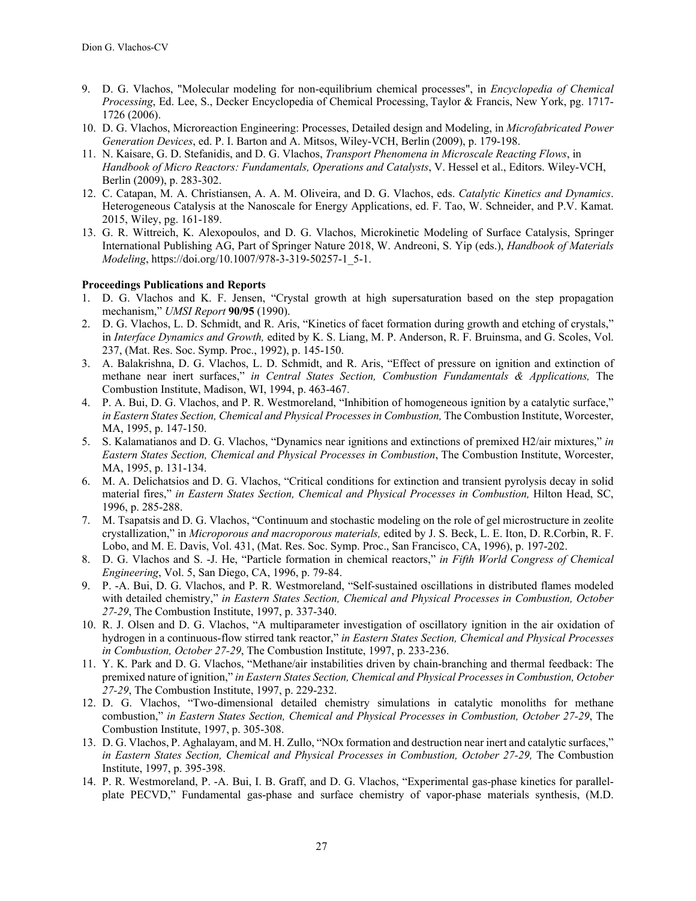9. D. G. Vlachos, "Molecular modeling for non-equilibrium chemical processes", in *Encyclopedia of Chemical Processing*, Ed. Lee, S., Decker Encyclopedia of Chemical Processing, Taylor & Francis, New York, pg. 1717-1726 (2006).
10. D. G. Vlachos, Microreaction Engineering: Processes, Detailed design and Modeling, in *Microfabricated Power Generation Devices*, ed. P. I. Barton and A. Mitsos, Wiley-VCH, Berlin (2009), p. 179-198.
11. N. Kaisare, G. D. Stefanidis, and D. G. Vlachos, *Transport Phenomena in Microscale Reacting Flows*, in *Handbook of Micro Reactors: Fundamentals, Operations and Catalysts*, V. Hessel et al., Editors. Wiley-VCH, Berlin (2009), p. 283-302.
12. C. Catapan, M. A. Christiansen, A. A. M. Oliveira, and D. G. Vlachos, eds. *Catalytic Kinetics and Dynamics*. Heterogeneous Catalysis at the Nanoscale for Energy Applications, ed. F. Tao, W. Schneider, and P.V. Kamat. 2015, Wiley, pg. 161-189.
13. G. R. Wittreich, K. Alexopoulos, and D. G. Vlachos, Microkinetic Modeling of Surface Catalysis, Springer International Publishing AG, Part of Springer Nature 2018, W. Andreoni, S. Yip (eds.), *Handbook of Materials Modeling*, https://doi.org/10.1007/978-3-319-50257-1_5-1.

**Proceedings Publications and Reports**

1. D. G. Vlachos and K. F. Jensen, "Crystal growth at high supersaturation based on the step propagation mechanism," *UMSI Report* **90/95** (1990).
2. D. G. Vlachos, L. D. Schmidt, and R. Aris, "Kinetics of facet formation during growth and etching of crystals," in *Interface Dynamics and Growth,* edited by K. S. Liang, M. P. Anderson, R. F. Bruinsma, and G. Scoles, Vol. 237, (Mat. Res. Soc. Symp. Proc., 1992), p. 145-150.
3. A. Balakrishna, D. G. Vlachos, L. D. Schmidt, and R. Aris, "Effect of pressure on ignition and extinction of methane near inert surfaces," *in Central States Section, Combustion Fundamentals & Applications,* The Combustion Institute, Madison, WI, 1994, p. 463-467.
4. P. A. Bui, D. G. Vlachos, and P. R. Westmoreland, "Inhibition of homogeneous ignition by a catalytic surface," *in Eastern States Section, Chemical and Physical Processes in Combustion,* The Combustion Institute, Worcester, MA, 1995, p. 147-150.
5. S. Kalamatianos and D. G. Vlachos, "Dynamics near ignitions and extinctions of premixed H2/air mixtures," *in Eastern States Section, Chemical and Physical Processes in Combustion*, The Combustion Institute, Worcester, MA, 1995, p. 131-134.
6. M. A. Delichatsios and D. G. Vlachos, "Critical conditions for extinction and transient pyrolysis decay in solid material fires," *in Eastern States Section, Chemical and Physical Processes in Combustion,* Hilton Head, SC, 1996, p. 285-288.
7. M. Tsapatsis and D. G. Vlachos, "Continuum and stochastic modeling on the role of gel microstructure in zeolite crystallization," in *Microporous and macroporous materials,* edited by J. S. Beck, L. E. Iton, D. R.Corbin, R. F. Lobo, and M. E. Davis, Vol. 431, (Mat. Res. Soc. Symp. Proc., San Francisco, CA, 1996), p. 197-202.
8. D. G. Vlachos and S. -J. He, "Particle formation in chemical reactors," *in Fifth World Congress of Chemical Engineering*, Vol. 5, San Diego, CA, 1996, p. 79-84.
9. P. -A. Bui, D. G. Vlachos, and P. R. Westmoreland, "Self-sustained oscillations in distributed flames modeled with detailed chemistry," *in Eastern States Section, Chemical and Physical Processes in Combustion, October 27-29*, The Combustion Institute, 1997, p. 337-340.
10. R. J. Olsen and D. G. Vlachos, "A multiparameter investigation of oscillatory ignition in the air oxidation of hydrogen in a continuous-flow stirred tank reactor," *in Eastern States Section, Chemical and Physical Processes in Combustion, October 27-29*, The Combustion Institute, 1997, p. 233-236.
11. Y. K. Park and D. G. Vlachos, "Methane/air instabilities driven by chain-branching and thermal feedback: The premixed nature of ignition," *in Eastern States Section, Chemical and Physical Processes in Combustion, October 27-29*, The Combustion Institute, 1997, p. 229-232.
12. D. G. Vlachos, "Two-dimensional detailed chemistry simulations in catalytic monoliths for methane combustion," *in Eastern States Section, Chemical and Physical Processes in Combustion, October 27-29*, The Combustion Institute, 1997, p. 305-308.
13. D. G. Vlachos, P. Aghalayam, and M. H. Zullo, "NOx formation and destruction near inert and catalytic surfaces," *in Eastern States Section, Chemical and Physical Processes in Combustion, October 27-29,* The Combustion Institute, 1997, p. 395-398.
14. P. R. Westmoreland, P. -A. Bui, I. B. Graff, and D. G. Vlachos, "Experimental gas-phase kinetics for parallel-plate PECVD," Fundamental gas-phase and surface chemistry of vapor-phase materials synthesis, (M.D.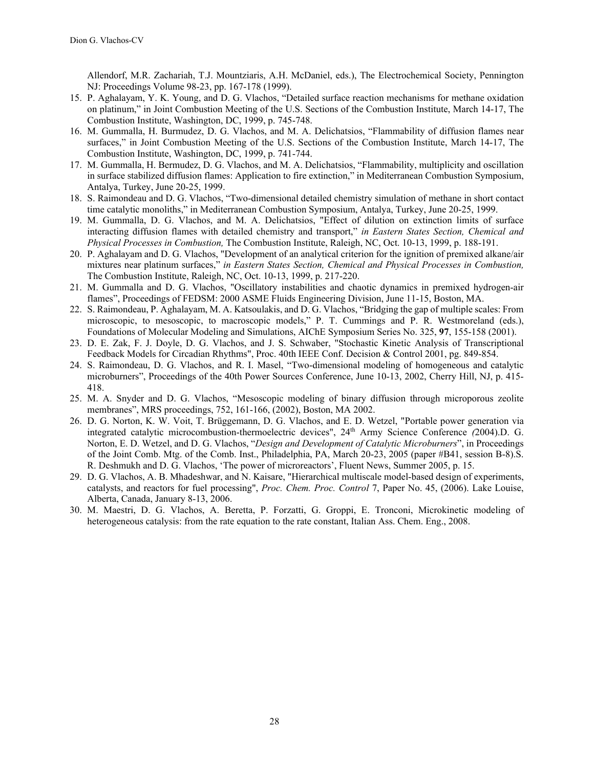Allendorf, M.R. Zachariah, T.J. Mountziaris, A.H. McDaniel, eds.), The Electrochemical Society, Pennington NJ: Proceedings Volume 98-23, pp. 167-178 (1999).

15. P. Aghalayam, Y. K. Young, and D. G. Vlachos, "Detailed surface reaction mechanisms for methane oxidation on platinum," in Joint Combustion Meeting of the U.S. Sections of the Combustion Institute, March 14-17, The Combustion Institute, Washington, DC, 1999, p. 745-748.
16. M. Gummalla, H. Burmudez, D. G. Vlachos, and M. A. Delichatsios, "Flammability of diffusion flames near surfaces," in Joint Combustion Meeting of the U.S. Sections of the Combustion Institute, March 14-17, The Combustion Institute, Washington, DC, 1999, p. 741-744.
17. M. Gummalla, H. Bermudez, D. G. Vlachos, and M. A. Delichatsios, "Flammability, multiplicity and oscillation in surface stabilized diffusion flames: Application to fire extinction," in Mediterranean Combustion Symposium, Antalya, Turkey, June 20-25, 1999.
18. S. Raimondeau and D. G. Vlachos, "Two-dimensional detailed chemistry simulation of methane in short contact time catalytic monoliths," in Mediterranean Combustion Symposium, Antalya, Turkey, June 20-25, 1999.
19. M. Gummalla, D. G. Vlachos, and M. A. Delichatsios, "Effect of dilution on extinction limits of surface interacting diffusion flames with detailed chemistry and transport," *in Eastern States Section, Chemical and Physical Processes in Combustion,* The Combustion Institute, Raleigh, NC, Oct. 10-13, 1999, p. 188-191.
20. P. Aghalayam and D. G. Vlachos, "Development of an analytical criterion for the ignition of premixed alkane/air mixtures near platinum surfaces," *in Eastern States Section, Chemical and Physical Processes in Combustion,* The Combustion Institute, Raleigh, NC, Oct. 10-13, 1999, p. 217-220.
21. M. Gummalla and D. G. Vlachos, "Oscillatory instabilities and chaotic dynamics in premixed hydrogen-air flames", Proceedings of FEDSM: 2000 ASME Fluids Engineering Division, June 11-15, Boston, MA.
22. S. Raimondeau, P. Aghalayam, M. A. Katsoulakis, and D. G. Vlachos, "Bridging the gap of multiple scales: From microscopic, to mesoscopic, to macroscopic models," P. T. Cummings and P. R. Westmoreland (eds.), Foundations of Molecular Modeling and Simulations, AIChE Symposium Series No. 325, **97**, 155-158 (2001).
23. D. E. Zak, F. J. Doyle, D. G. Vlachos, and J. S. Schwaber, "Stochastic Kinetic Analysis of Transcriptional Feedback Models for Circadian Rhythms", Proc. 40th IEEE Conf. Decision & Control 2001, pg. 849-854.
24. S. Raimondeau, D. G. Vlachos, and R. I. Masel, "Two-dimensional modeling of homogeneous and catalytic microburners", Proceedings of the 40th Power Sources Conference, June 10-13, 2002, Cherry Hill, NJ, p. 415-418.
25. M. A. Snyder and D. G. Vlachos, "Mesoscopic modeling of binary diffusion through microporous zeolite membranes", MRS proceedings, 752, 161-166, (2002), Boston, MA 2002.
26. D. G. Norton, K. W. Voit, T. Brüggemann, D. G. Vlachos, and E. D. Wetzel, "Portable power generation via integrated catalytic microcombustion-thermoelectric devices", 24th Army Science Conference *(*2004).D. G. Norton, E. D. Wetzel, and D. G. Vlachos, "*Design and Development of Catalytic Microburners*", in Proceedings of the Joint Comb. Mtg. of the Comb. Inst., Philadelphia, PA, March 20-23, 2005 (paper #B41, session B-8).S. R. Deshmukh and D. G. Vlachos, 'The power of microreactors', Fluent News, Summer 2005, p. 15.
29. D. G. Vlachos, A. B. Mhadeshwar, and N. Kaisare, "Hierarchical multiscale model-based design of experiments, catalysts, and reactors for fuel processing", *Proc. Chem. Proc. Control* 7, Paper No. 45, (2006). Lake Louise, Alberta, Canada, January 8-13, 2006.
30. M. Maestri, D. G. Vlachos, A. Beretta, P. Forzatti, G. Groppi, E. Tronconi, Microkinetic modeling of heterogeneous catalysis: from the rate equation to the rate constant, Italian Ass. Chem. Eng., 2008.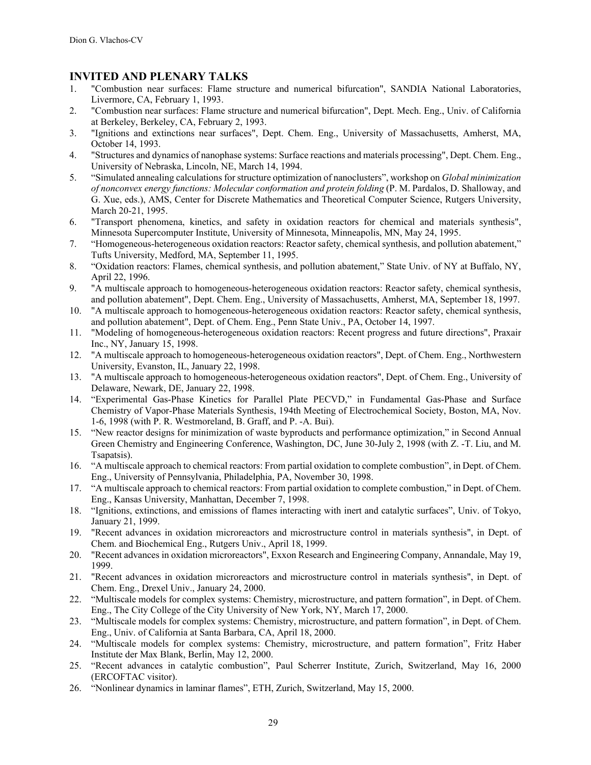## INVITED AND PLENARY TALKS

1. "Combustion near surfaces: Flame structure and numerical bifurcation", SANDIA National Laboratories, Livermore, CA, February 1, 1993.
2. "Combustion near surfaces: Flame structure and numerical bifurcation", Dept. Mech. Eng., Univ. of California at Berkeley, Berkeley, CA, February 2, 1993.
3. "Ignitions and extinctions near surfaces", Dept. Chem. Eng., University of Massachusetts, Amherst, MA, October 14, 1993.
4. "Structures and dynamics of nanophase systems: Surface reactions and materials processing", Dept. Chem. Eng., University of Nebraska, Lincoln, NE, March 14, 1994.
5. "Simulated annealing calculations for structure optimization of nanoclusters", workshop on *Global minimization of nonconvex energy functions: Molecular conformation and protein folding* (P. M. Pardalos, D. Shalloway, and G. Xue, eds.), AMS, Center for Discrete Mathematics and Theoretical Computer Science, Rutgers University, March 20-21, 1995.
6. "Transport phenomena, kinetics, and safety in oxidation reactors for chemical and materials synthesis", Minnesota Supercomputer Institute, University of Minnesota, Minneapolis, MN, May 24, 1995.
7. "Homogeneous-heterogeneous oxidation reactors: Reactor safety, chemical synthesis, and pollution abatement," Tufts University, Medford, MA, September 11, 1995.
8. "Oxidation reactors: Flames, chemical synthesis, and pollution abatement," State Univ. of NY at Buffalo, NY, April 22, 1996.
9. "A multiscale approach to homogeneous-heterogeneous oxidation reactors: Reactor safety, chemical synthesis, and pollution abatement", Dept. Chem. Eng., University of Massachusetts, Amherst, MA, September 18, 1997.
10. "A multiscale approach to homogeneous-heterogeneous oxidation reactors: Reactor safety, chemical synthesis, and pollution abatement", Dept. of Chem. Eng., Penn State Univ., PA, October 14, 1997.
11. "Modeling of homogeneous-heterogeneous oxidation reactors: Recent progress and future directions", Praxair Inc., NY, January 15, 1998.
12. "A multiscale approach to homogeneous-heterogeneous oxidation reactors", Dept. of Chem. Eng., Northwestern University, Evanston, IL, January 22, 1998.
13. "A multiscale approach to homogeneous-heterogeneous oxidation reactors", Dept. of Chem. Eng., University of Delaware, Newark, DE, January 22, 1998.
14. "Experimental Gas-Phase Kinetics for Parallel Plate PECVD," in Fundamental Gas-Phase and Surface Chemistry of Vapor-Phase Materials Synthesis, 194th Meeting of Electrochemical Society, Boston, MA, Nov. 1-6, 1998 (with P. R. Westmoreland, B. Graff, and P. -A. Bui).
15. "New reactor designs for minimization of waste byproducts and performance optimization," in Second Annual Green Chemistry and Engineering Conference, Washington, DC, June 30-July 2, 1998 (with Z. -T. Liu, and M. Tsapatsis).
16. "A multiscale approach to chemical reactors: From partial oxidation to complete combustion", in Dept. of Chem. Eng., University of Pennsylvania, Philadelphia, PA, November 30, 1998.
17. "A multiscale approach to chemical reactors: From partial oxidation to complete combustion," in Dept. of Chem. Eng., Kansas University, Manhattan, December 7, 1998.
18. "Ignitions, extinctions, and emissions of flames interacting with inert and catalytic surfaces", Univ. of Tokyo, January 21, 1999.
19. "Recent advances in oxidation microreactors and microstructure control in materials synthesis", in Dept. of Chem. and Biochemical Eng., Rutgers Univ., April 18, 1999.
20. "Recent advances in oxidation microreactors", Exxon Research and Engineering Company, Annandale, May 19, 1999.
21. "Recent advances in oxidation microreactors and microstructure control in materials synthesis", in Dept. of Chem. Eng., Drexel Univ., January 24, 2000.
22. "Multiscale models for complex systems: Chemistry, microstructure, and pattern formation", in Dept. of Chem. Eng., The City College of the City University of New York, NY, March 17, 2000.
23. "Multiscale models for complex systems: Chemistry, microstructure, and pattern formation", in Dept. of Chem. Eng., Univ. of California at Santa Barbara, CA, April 18, 2000.
24. "Multiscale models for complex systems: Chemistry, microstructure, and pattern formation", Fritz Haber Institute der Max Blank, Berlin, May 12, 2000.
25. "Recent advances in catalytic combustion", Paul Scherrer Institute, Zurich, Switzerland, May 16, 2000 (ERCOFTAC visitor).
26. "Nonlinear dynamics in laminar flames", ETH, Zurich, Switzerland, May 15, 2000.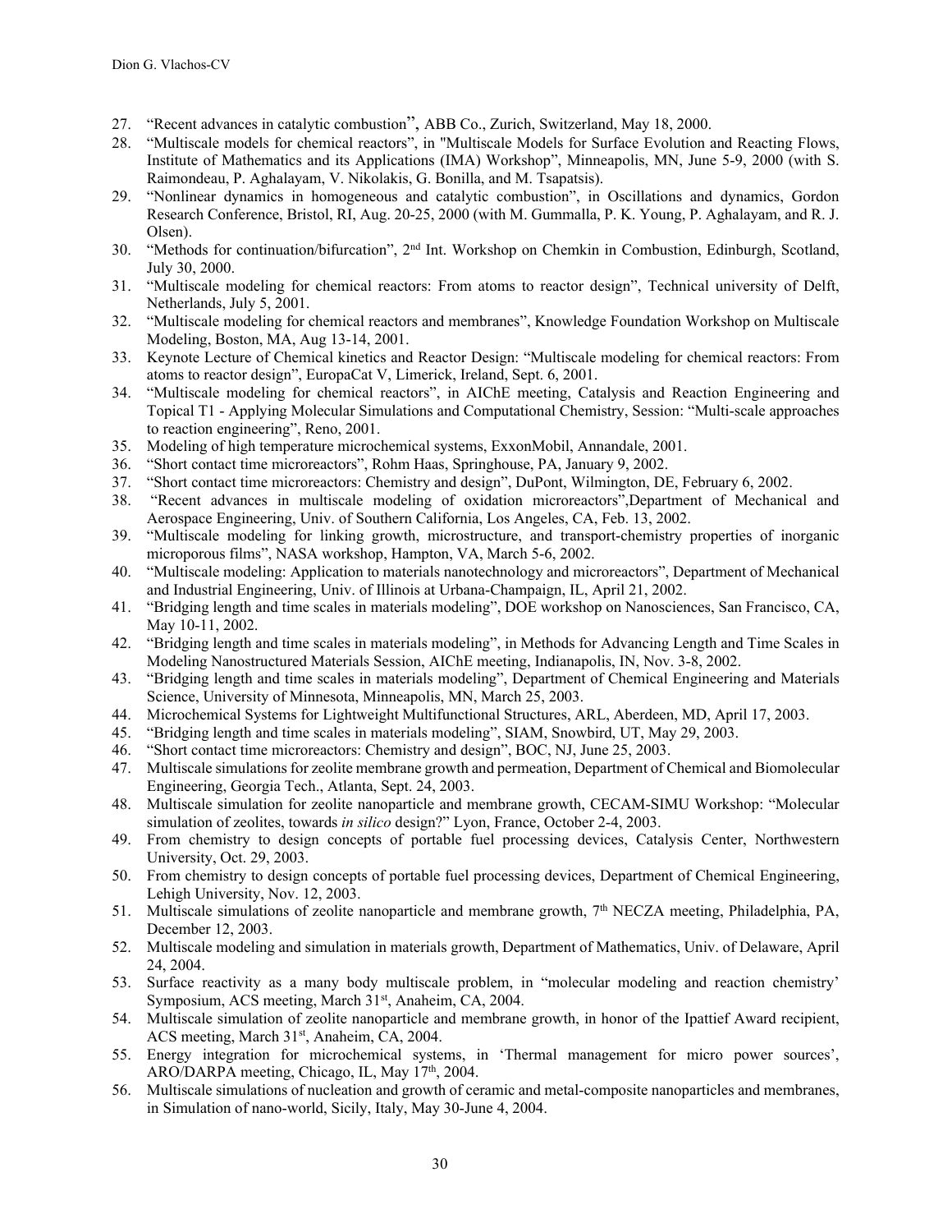27. "Recent advances in catalytic combustion", ABB Co., Zurich, Switzerland, May 18, 2000.
28. "Multiscale models for chemical reactors", in "Multiscale Models for Surface Evolution and Reacting Flows, Institute of Mathematics and its Applications (IMA) Workshop", Minneapolis, MN, June 5-9, 2000 (with S. Raimondeau, P. Aghalayam, V. Nikolakis, G. Bonilla, and M. Tsapatsis).
29. "Nonlinear dynamics in homogeneous and catalytic combustion", in Oscillations and dynamics, Gordon Research Conference, Bristol, RI, Aug. 20-25, 2000 (with M. Gummalla, P. K. Young, P. Aghalayam, and R. J. Olsen).
30. "Methods for continuation/bifurcation", 2nd Int. Workshop on Chemkin in Combustion, Edinburgh, Scotland, July 30, 2000.
31. "Multiscale modeling for chemical reactors: From atoms to reactor design", Technical university of Delft, Netherlands, July 5, 2001.
32. "Multiscale modeling for chemical reactors and membranes", Knowledge Foundation Workshop on Multiscale Modeling, Boston, MA, Aug 13-14, 2001.
33. Keynote Lecture of Chemical kinetics and Reactor Design: "Multiscale modeling for chemical reactors: From atoms to reactor design", EuropaCat V, Limerick, Ireland, Sept. 6, 2001.
34. "Multiscale modeling for chemical reactors", in AIChE meeting, Catalysis and Reaction Engineering and Topical T1 - Applying Molecular Simulations and Computational Chemistry, Session: "Multi-scale approaches to reaction engineering", Reno, 2001.
35. Modeling of high temperature microchemical systems, ExxonMobil, Annandale, 2001.
36. "Short contact time microreactors", Rohm Haas, Springhouse, PA, January 9, 2002.
37. "Short contact time microreactors: Chemistry and design", DuPont, Wilmington, DE, February 6, 2002.
38. "Recent advances in multiscale modeling of oxidation microreactors",Department of Mechanical and Aerospace Engineering, Univ. of Southern California, Los Angeles, CA, Feb. 13, 2002.
39. "Multiscale modeling for linking growth, microstructure, and transport-chemistry properties of inorganic microporous films", NASA workshop, Hampton, VA, March 5-6, 2002.
40. "Multiscale modeling: Application to materials nanotechnology and microreactors", Department of Mechanical and Industrial Engineering, Univ. of Illinois at Urbana-Champaign, IL, April 21, 2002.
41. "Bridging length and time scales in materials modeling", DOE workshop on Nanosciences, San Francisco, CA, May 10-11, 2002.
42. "Bridging length and time scales in materials modeling", in Methods for Advancing Length and Time Scales in Modeling Nanostructured Materials Session, AIChE meeting, Indianapolis, IN, Nov. 3-8, 2002.
43. "Bridging length and time scales in materials modeling", Department of Chemical Engineering and Materials Science, University of Minnesota, Minneapolis, MN, March 25, 2003.
44. Microchemical Systems for Lightweight Multifunctional Structures, ARL, Aberdeen, MD, April 17, 2003.
45. "Bridging length and time scales in materials modeling", SIAM, Snowbird, UT, May 29, 2003.
46. "Short contact time microreactors: Chemistry and design", BOC, NJ, June 25, 2003.
47. Multiscale simulations for zeolite membrane growth and permeation, Department of Chemical and Biomolecular Engineering, Georgia Tech., Atlanta, Sept. 24, 2003.
48. Multiscale simulation for zeolite nanoparticle and membrane growth, CECAM-SIMU Workshop: "Molecular simulation of zeolites, towards *in silico* design?" Lyon, France, October 2-4, 2003.
49. From chemistry to design concepts of portable fuel processing devices, Catalysis Center, Northwestern University, Oct. 29, 2003.
50. From chemistry to design concepts of portable fuel processing devices, Department of Chemical Engineering, Lehigh University, Nov. 12, 2003.
51. Multiscale simulations of zeolite nanoparticle and membrane growth, 7th NECZA meeting, Philadelphia, PA, December 12, 2003.
52. Multiscale modeling and simulation in materials growth, Department of Mathematics, Univ. of Delaware, April 24, 2004.
53. Surface reactivity as a many body multiscale problem, in "molecular modeling and reaction chemistry' Symposium, ACS meeting, March 31st, Anaheim, CA, 2004.
54. Multiscale simulation of zeolite nanoparticle and membrane growth, in honor of the Ipattief Award recipient, ACS meeting, March 31st, Anaheim, CA, 2004.
55. Energy integration for microchemical systems, in 'Thermal management for micro power sources', ARO/DARPA meeting, Chicago, IL, May 17th, 2004.
56. Multiscale simulations of nucleation and growth of ceramic and metal-composite nanoparticles and membranes, in Simulation of nano-world, Sicily, Italy, May 30-June 4, 2004.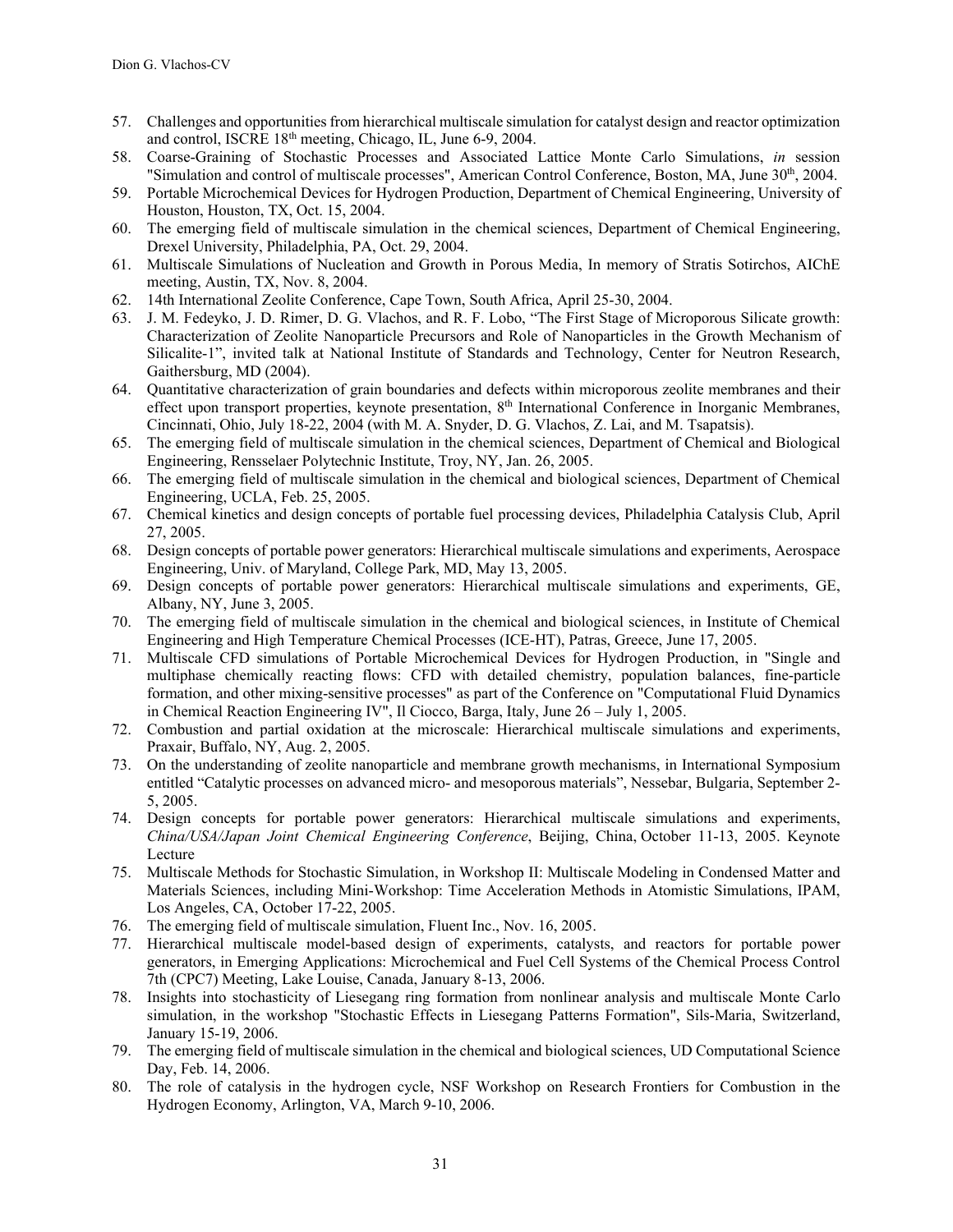57. Challenges and opportunities from hierarchical multiscale simulation for catalyst design and reactor optimization and control, ISCRE $18^{th}$ meeting, Chicago, IL, June 6-9, 2004.
58. Coarse-Graining of Stochastic Processes and Associated Lattice Monte Carlo Simulations, *in* session "Simulation and control of multiscale processes", American Control Conference, Boston, MA, June $30^{th}$, 2004.
59. Portable Microchemical Devices for Hydrogen Production, Department of Chemical Engineering, University of Houston, Houston, TX, Oct. 15, 2004.
60. The emerging field of multiscale simulation in the chemical sciences, Department of Chemical Engineering, Drexel University, Philadelphia, PA, Oct. 29, 2004.
61. Multiscale Simulations of Nucleation and Growth in Porous Media, In memory of Stratis Sotirchos, AIChE meeting, Austin, TX, Nov. 8, 2004.
62. 14th International Zeolite Conference, Cape Town, South Africa, April 25-30, 2004.
63. J. M. Fedeyko, J. D. Rimer, D. G. Vlachos, and R. F. Lobo, "The First Stage of Microporous Silicate growth: Characterization of Zeolite Nanoparticle Precursors and Role of Nanoparticles in the Growth Mechanism of Silicalite-1", invited talk at National Institute of Standards and Technology, Center for Neutron Research, Gaithersburg, MD (2004).
64. Quantitative characterization of grain boundaries and defects within microporous zeolite membranes and their effect upon transport properties, keynote presentation, $8^{th}$ International Conference in Inorganic Membranes, Cincinnati, Ohio, July 18-22, 2004 (with M. A. Snyder, D. G. Vlachos, Z. Lai, and M. Tsapatsis).
65. The emerging field of multiscale simulation in the chemical sciences, Department of Chemical and Biological Engineering, Rensselaer Polytechnic Institute, Troy, NY, Jan. 26, 2005.
66. The emerging field of multiscale simulation in the chemical and biological sciences, Department of Chemical Engineering, UCLA, Feb. 25, 2005.
67. Chemical kinetics and design concepts of portable fuel processing devices, Philadelphia Catalysis Club, April 27, 2005.
68. Design concepts of portable power generators: Hierarchical multiscale simulations and experiments, Aerospace Engineering, Univ. of Maryland, College Park, MD, May 13, 2005.
69. Design concepts of portable power generators: Hierarchical multiscale simulations and experiments, GE, Albany, NY, June 3, 2005.
70. The emerging field of multiscale simulation in the chemical and biological sciences, in Institute of Chemical Engineering and High Temperature Chemical Processes (ICE-HT), Patras, Greece, June 17, 2005.
71. Multiscale CFD simulations of Portable Microchemical Devices for Hydrogen Production, in "Single and multiphase chemically reacting flows: CFD with detailed chemistry, population balances, fine-particle formation, and other mixing-sensitive processes" as part of the Conference on "Computational Fluid Dynamics in Chemical Reaction Engineering IV", Il Ciocco, Barga, Italy, June 26 – July 1, 2005.
72. Combustion and partial oxidation at the microscale: Hierarchical multiscale simulations and experiments, Praxair, Buffalo, NY, Aug. 2, 2005.
73. On the understanding of zeolite nanoparticle and membrane growth mechanisms, in International Symposium entitled "Catalytic processes on advanced micro- and mesoporous materials", Nessebar, Bulgaria, September 2-5, 2005.
74. Design concepts for portable power generators: Hierarchical multiscale simulations and experiments, *China/USA/Japan Joint Chemical Engineering Conference*, Beijing, China, October 11-13, 2005. Keynote Lecture
75. Multiscale Methods for Stochastic Simulation, in Workshop II: Multiscale Modeling in Condensed Matter and Materials Sciences, including Mini-Workshop: Time Acceleration Methods in Atomistic Simulations, IPAM, Los Angeles, CA, October 17-22, 2005.
76. The emerging field of multiscale simulation, Fluent Inc., Nov. 16, 2005.
77. Hierarchical multiscale model-based design of experiments, catalysts, and reactors for portable power generators, in Emerging Applications: Microchemical and Fuel Cell Systems of the Chemical Process Control 7th (CPC7) Meeting, Lake Louise, Canada, January 8-13, 2006.
78. Insights into stochasticity of Liesegang ring formation from nonlinear analysis and multiscale Monte Carlo simulation, in the workshop "Stochastic Effects in Liesegang Patterns Formation", Sils-Maria, Switzerland, January 15-19, 2006.
79. The emerging field of multiscale simulation in the chemical and biological sciences, UD Computational Science Day, Feb. 14, 2006.
80. The role of catalysis in the hydrogen cycle, NSF Workshop on Research Frontiers for Combustion in the Hydrogen Economy, Arlington, VA, March 9-10, 2006.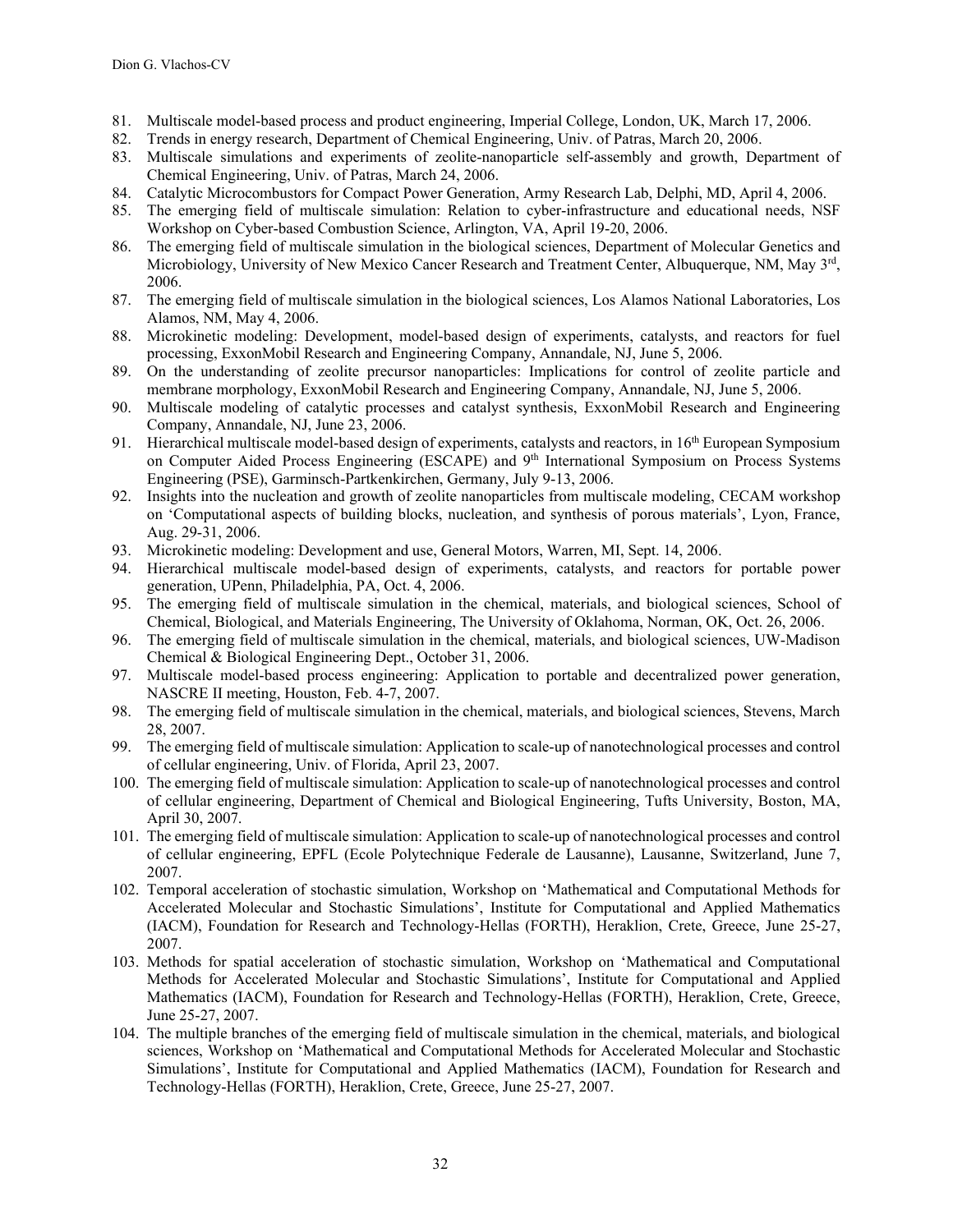81. Multiscale model-based process and product engineering, Imperial College, London, UK, March 17, 2006.
82. Trends in energy research, Department of Chemical Engineering, Univ. of Patras, March 20, 2006.
83. Multiscale simulations and experiments of zeolite-nanoparticle self-assembly and growth, Department of Chemical Engineering, Univ. of Patras, March 24, 2006.
84. Catalytic Microcombustors for Compact Power Generation, Army Research Lab, Delphi, MD, April 4, 2006.
85. The emerging field of multiscale simulation: Relation to cyber-infrastructure and educational needs, NSF Workshop on Cyber-based Combustion Science, Arlington, VA, April 19-20, 2006.
86. The emerging field of multiscale simulation in the biological sciences, Department of Molecular Genetics and Microbiology, University of New Mexico Cancer Research and Treatment Center, Albuquerque, NM, May 3rd, 2006.
87. The emerging field of multiscale simulation in the biological sciences, Los Alamos National Laboratories, Los Alamos, NM, May 4, 2006.
88. Microkinetic modeling: Development, model-based design of experiments, catalysts, and reactors for fuel processing, ExxonMobil Research and Engineering Company, Annandale, NJ, June 5, 2006.
89. On the understanding of zeolite precursor nanoparticles: Implications for control of zeolite particle and membrane morphology, ExxonMobil Research and Engineering Company, Annandale, NJ, June 5, 2006.
90. Multiscale modeling of catalytic processes and catalyst synthesis, ExxonMobil Research and Engineering Company, Annandale, NJ, June 23, 2006.
91. Hierarchical multiscale model-based design of experiments, catalysts and reactors, in 16th European Symposium on Computer Aided Process Engineering (ESCAPE) and 9th International Symposium on Process Systems Engineering (PSE), Garminsch-Partkenkirchen, Germany, July 9-13, 2006.
92. Insights into the nucleation and growth of zeolite nanoparticles from multiscale modeling, CECAM workshop on 'Computational aspects of building blocks, nucleation, and synthesis of porous materials', Lyon, France, Aug. 29-31, 2006.
93. Microkinetic modeling: Development and use, General Motors, Warren, MI, Sept. 14, 2006.
94. Hierarchical multiscale model-based design of experiments, catalysts, and reactors for portable power generation, UPenn, Philadelphia, PA, Oct. 4, 2006.
95. The emerging field of multiscale simulation in the chemical, materials, and biological sciences, School of Chemical, Biological, and Materials Engineering, The University of Oklahoma, Norman, OK, Oct. 26, 2006.
96. The emerging field of multiscale simulation in the chemical, materials, and biological sciences, UW-Madison Chemical & Biological Engineering Dept., October 31, 2006.
97. Multiscale model-based process engineering: Application to portable and decentralized power generation, NASCRE II meeting, Houston, Feb. 4-7, 2007.
98. The emerging field of multiscale simulation in the chemical, materials, and biological sciences, Stevens, March 28, 2007.
99. The emerging field of multiscale simulation: Application to scale-up of nanotechnological processes and control of cellular engineering, Univ. of Florida, April 23, 2007.
100. The emerging field of multiscale simulation: Application to scale-up of nanotechnological processes and control of cellular engineering, Department of Chemical and Biological Engineering, Tufts University, Boston, MA, April 30, 2007.
101. The emerging field of multiscale simulation: Application to scale-up of nanotechnological processes and control of cellular engineering, EPFL (Ecole Polytechnique Federale de Lausanne), Lausanne, Switzerland, June 7, 2007.
102. Temporal acceleration of stochastic simulation, Workshop on 'Mathematical and Computational Methods for Accelerated Molecular and Stochastic Simulations', Institute for Computational and Applied Mathematics (IACM), Foundation for Research and Technology-Hellas (FORTH), Heraklion, Crete, Greece, June 25-27, 2007.
103. Methods for spatial acceleration of stochastic simulation, Workshop on 'Mathematical and Computational Methods for Accelerated Molecular and Stochastic Simulations', Institute for Computational and Applied Mathematics (IACM), Foundation for Research and Technology-Hellas (FORTH), Heraklion, Crete, Greece, June 25-27, 2007.
104. The multiple branches of the emerging field of multiscale simulation in the chemical, materials, and biological sciences, Workshop on 'Mathematical and Computational Methods for Accelerated Molecular and Stochastic Simulations', Institute for Computational and Applied Mathematics (IACM), Foundation for Research and Technology-Hellas (FORTH), Heraklion, Crete, Greece, June 25-27, 2007.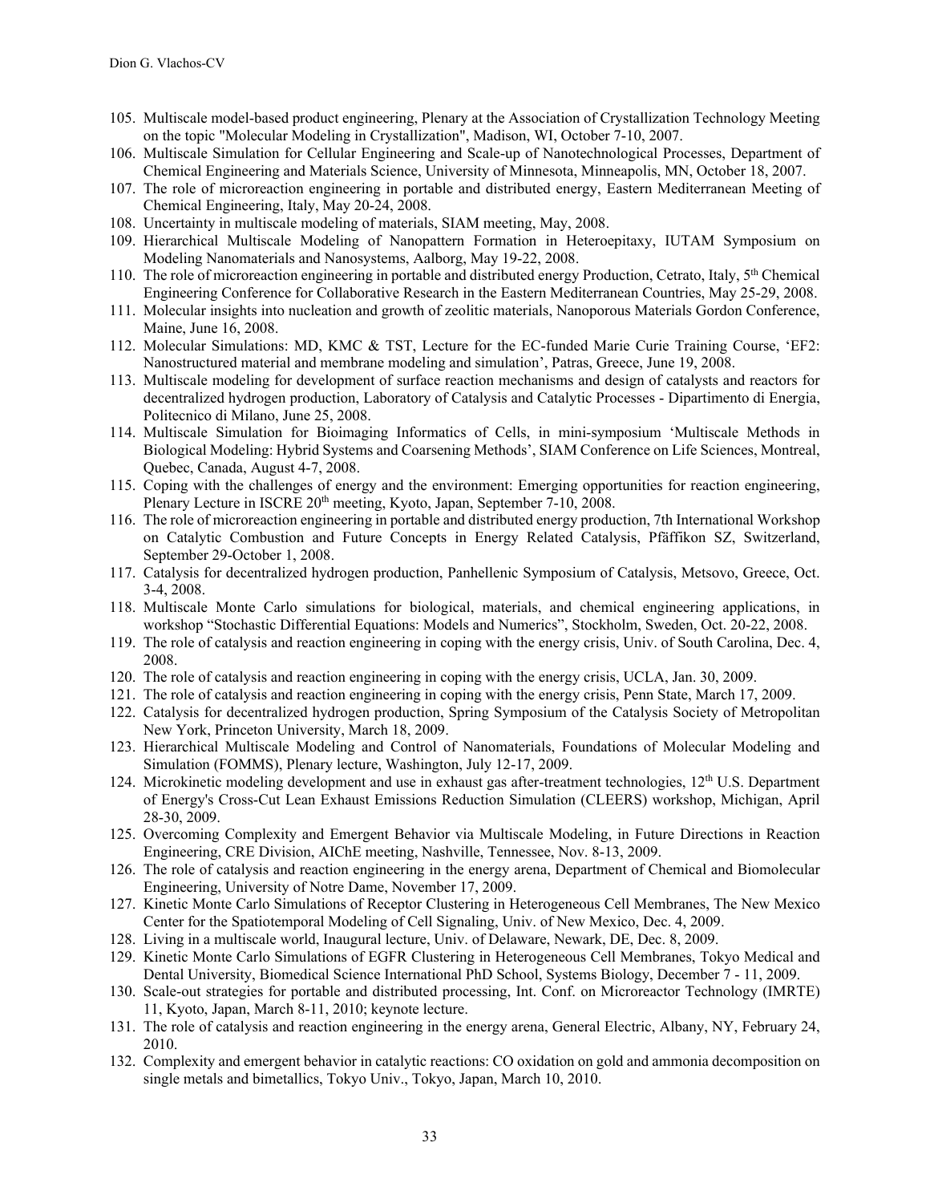105. Multiscale model-based product engineering, Plenary at the Association of Crystallization Technology Meeting on the topic "Molecular Modeling in Crystallization", Madison, WI, October 7-10, 2007.
106. Multiscale Simulation for Cellular Engineering and Scale-up of Nanotechnological Processes, Department of Chemical Engineering and Materials Science, University of Minnesota, Minneapolis, MN, October 18, 2007.
107. The role of microreaction engineering in portable and distributed energy, Eastern Mediterranean Meeting of Chemical Engineering, Italy, May 20-24, 2008.
108. Uncertainty in multiscale modeling of materials, SIAM meeting, May, 2008.
109. Hierarchical Multiscale Modeling of Nanopattern Formation in Heteroepitaxy, IUTAM Symposium on Modeling Nanomaterials and Nanosystems, Aalborg, May 19-22, 2008.
110. The role of microreaction engineering in portable and distributed energy Production, Cetrato, Italy, 5th Chemical Engineering Conference for Collaborative Research in the Eastern Mediterranean Countries, May 25-29, 2008.
111. Molecular insights into nucleation and growth of zeolitic materials, Nanoporous Materials Gordon Conference, Maine, June 16, 2008.
112. Molecular Simulations: MD, KMC & TST, Lecture for the EC-funded Marie Curie Training Course, 'EF2: Nanostructured material and membrane modeling and simulation', Patras, Greece, June 19, 2008.
113. Multiscale modeling for development of surface reaction mechanisms and design of catalysts and reactors for decentralized hydrogen production, Laboratory of Catalysis and Catalytic Processes - Dipartimento di Energia, Politecnico di Milano, June 25, 2008.
114. Multiscale Simulation for Bioimaging Informatics of Cells, in mini-symposium 'Multiscale Methods in Biological Modeling: Hybrid Systems and Coarsening Methods', SIAM Conference on Life Sciences, Montreal, Quebec, Canada, August 4-7, 2008.
115. Coping with the challenges of energy and the environment: Emerging opportunities for reaction engineering, Plenary Lecture in ISCRE 20th meeting, Kyoto, Japan, September 7-10, 2008.
116. The role of microreaction engineering in portable and distributed energy production, 7th International Workshop on Catalytic Combustion and Future Concepts in Energy Related Catalysis, Pfäffikon SZ, Switzerland, September 29-October 1, 2008.
117. Catalysis for decentralized hydrogen production, Panhellenic Symposium of Catalysis, Metsovo, Greece, Oct. 3-4, 2008.
118. Multiscale Monte Carlo simulations for biological, materials, and chemical engineering applications, in workshop "Stochastic Differential Equations: Models and Numerics", Stockholm, Sweden, Oct. 20-22, 2008.
119. The role of catalysis and reaction engineering in coping with the energy crisis, Univ. of South Carolina, Dec. 4, 2008.
120. The role of catalysis and reaction engineering in coping with the energy crisis, UCLA, Jan. 30, 2009.
121. The role of catalysis and reaction engineering in coping with the energy crisis, Penn State, March 17, 2009.
122. Catalysis for decentralized hydrogen production, Spring Symposium of the Catalysis Society of Metropolitan New York, Princeton University, March 18, 2009.
123. Hierarchical Multiscale Modeling and Control of Nanomaterials, Foundations of Molecular Modeling and Simulation (FOMMS), Plenary lecture, Washington, July 12-17, 2009.
124. Microkinetic modeling development and use in exhaust gas after-treatment technologies, 12th U.S. Department of Energy's Cross-Cut Lean Exhaust Emissions Reduction Simulation (CLEERS) workshop, Michigan, April 28-30, 2009.
125. Overcoming Complexity and Emergent Behavior via Multiscale Modeling, in Future Directions in Reaction Engineering, CRE Division, AIChE meeting, Nashville, Tennessee, Nov. 8-13, 2009.
126. The role of catalysis and reaction engineering in the energy arena, Department of Chemical and Biomolecular Engineering, University of Notre Dame, November 17, 2009.
127. Kinetic Monte Carlo Simulations of Receptor Clustering in Heterogeneous Cell Membranes, The New Mexico Center for the Spatiotemporal Modeling of Cell Signaling, Univ. of New Mexico, Dec. 4, 2009.
128. Living in a multiscale world, Inaugural lecture, Univ. of Delaware, Newark, DE, Dec. 8, 2009.
129. Kinetic Monte Carlo Simulations of EGFR Clustering in Heterogeneous Cell Membranes, Tokyo Medical and Dental University, Biomedical Science International PhD School, Systems Biology, December 7 - 11, 2009.
130. Scale-out strategies for portable and distributed processing, Int. Conf. on Microreactor Technology (IMRTE) 11, Kyoto, Japan, March 8-11, 2010; keynote lecture.
131. The role of catalysis and reaction engineering in the energy arena, General Electric, Albany, NY, February 24, 2010.
132. Complexity and emergent behavior in catalytic reactions: CO oxidation on gold and ammonia decomposition on single metals and bimetallics, Tokyo Univ., Tokyo, Japan, March 10, 2010.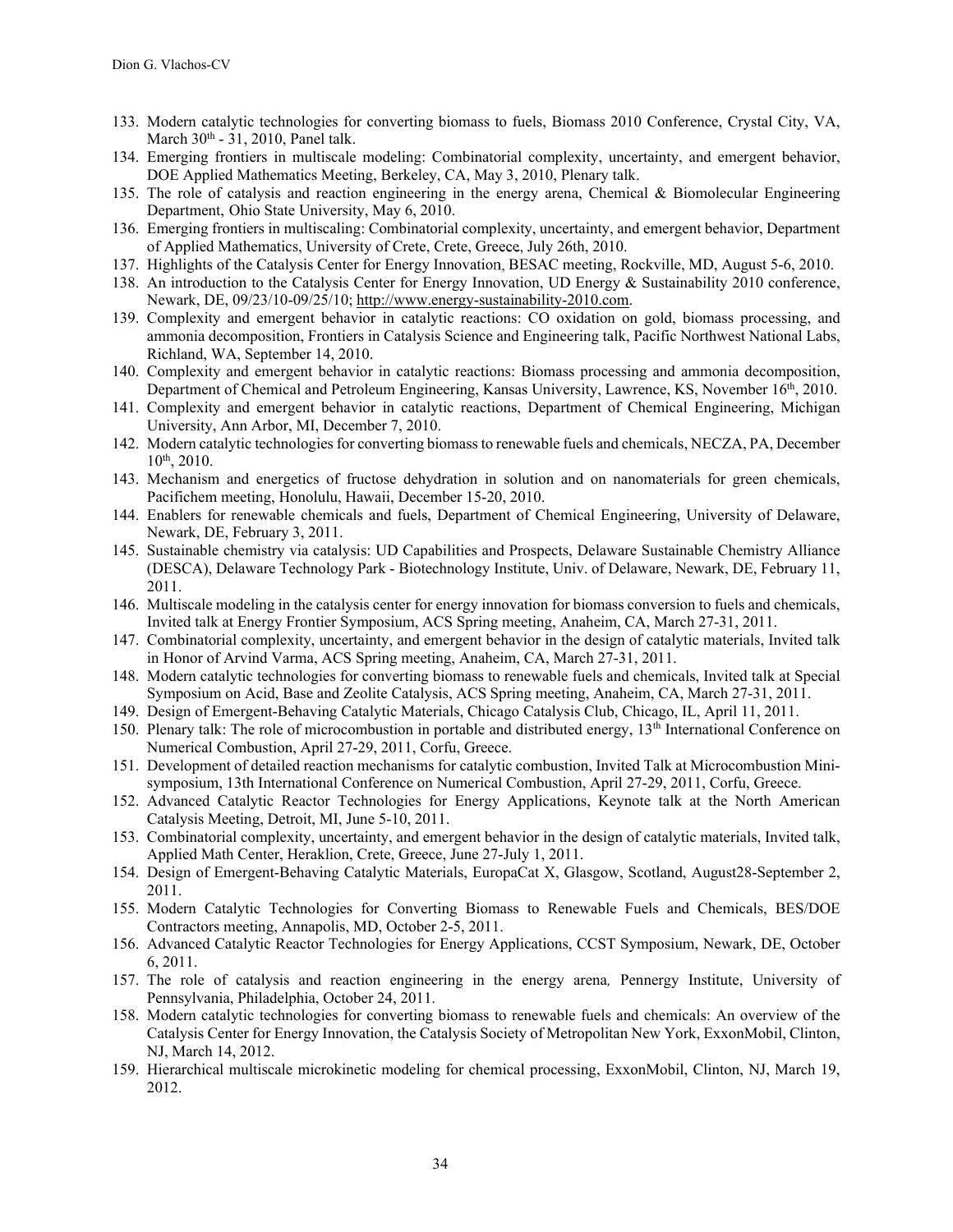133. Modern catalytic technologies for converting biomass to fuels, Biomass 2010 Conference, Crystal City, VA, March 30th - 31, 2010, Panel talk.
134. Emerging frontiers in multiscale modeling: Combinatorial complexity, uncertainty, and emergent behavior, DOE Applied Mathematics Meeting, Berkeley, CA, May 3, 2010, Plenary talk.
135. The role of catalysis and reaction engineering in the energy arena, Chemical & Biomolecular Engineering Department, Ohio State University, May 6, 2010.
136. Emerging frontiers in multiscaling: Combinatorial complexity, uncertainty, and emergent behavior, Department of Applied Mathematics, University of Crete, Crete, Greece, July 26th, 2010.
137. Highlights of the Catalysis Center for Energy Innovation, BESAC meeting, Rockville, MD, August 5-6, 2010.
138. An introduction to the Catalysis Center for Energy Innovation, UD Energy & Sustainability 2010 conference, Newark, DE, 09/23/10-09/25/10; http://www.energy-sustainability-2010.com.
139. Complexity and emergent behavior in catalytic reactions: CO oxidation on gold, biomass processing, and ammonia decomposition, Frontiers in Catalysis Science and Engineering talk, Pacific Northwest National Labs, Richland, WA, September 14, 2010.
140. Complexity and emergent behavior in catalytic reactions: Biomass processing and ammonia decomposition, Department of Chemical and Petroleum Engineering, Kansas University, Lawrence, KS, November 16th, 2010.
141. Complexity and emergent behavior in catalytic reactions, Department of Chemical Engineering, Michigan University, Ann Arbor, MI, December 7, 2010.
142. Modern catalytic technologies for converting biomass to renewable fuels and chemicals, NECZA, PA, December 10th, 2010.
143. Mechanism and energetics of fructose dehydration in solution and on nanomaterials for green chemicals, Pacifichem meeting, Honolulu, Hawaii, December 15-20, 2010.
144. Enablers for renewable chemicals and fuels, Department of Chemical Engineering, University of Delaware, Newark, DE, February 3, 2011.
145. Sustainable chemistry via catalysis: UD Capabilities and Prospects, Delaware Sustainable Chemistry Alliance (DESCA), Delaware Technology Park - Biotechnology Institute, Univ. of Delaware, Newark, DE, February 11, 2011.
146. Multiscale modeling in the catalysis center for energy innovation for biomass conversion to fuels and chemicals, Invited talk at Energy Frontier Symposium, ACS Spring meeting, Anaheim, CA, March 27-31, 2011.
147. Combinatorial complexity, uncertainty, and emergent behavior in the design of catalytic materials, Invited talk in Honor of Arvind Varma, ACS Spring meeting, Anaheim, CA, March 27-31, 2011.
148. Modern catalytic technologies for converting biomass to renewable fuels and chemicals, Invited talk at Special Symposium on Acid, Base and Zeolite Catalysis, ACS Spring meeting, Anaheim, CA, March 27-31, 2011.
149. Design of Emergent-Behaving Catalytic Materials, Chicago Catalysis Club, Chicago, IL, April 11, 2011.
150. Plenary talk: The role of microcombustion in portable and distributed energy, 13th International Conference on Numerical Combustion, April 27-29, 2011, Corfu, Greece.
151. Development of detailed reaction mechanisms for catalytic combustion, Invited Talk at Microcombustion Mini-symposium, 13th International Conference on Numerical Combustion, April 27-29, 2011, Corfu, Greece.
152. Advanced Catalytic Reactor Technologies for Energy Applications, Keynote talk at the North American Catalysis Meeting, Detroit, MI, June 5-10, 2011.
153. Combinatorial complexity, uncertainty, and emergent behavior in the design of catalytic materials, Invited talk, Applied Math Center, Heraklion, Crete, Greece, June 27-July 1, 2011.
154. Design of Emergent-Behaving Catalytic Materials, EuropaCat X, Glasgow, Scotland, August28-September 2, 2011.
155. Modern Catalytic Technologies for Converting Biomass to Renewable Fuels and Chemicals, BES/DOE Contractors meeting, Annapolis, MD, October 2-5, 2011.
156. Advanced Catalytic Reactor Technologies for Energy Applications, CCST Symposium, Newark, DE, October 6, 2011.
157. The role of catalysis and reaction engineering in the energy arena*,* Pennergy Institute, University of Pennsylvania, Philadelphia, October 24, 2011.
158. Modern catalytic technologies for converting biomass to renewable fuels and chemicals: An overview of the Catalysis Center for Energy Innovation, the Catalysis Society of Metropolitan New York, ExxonMobil, Clinton, NJ, March 14, 2012.
159. Hierarchical multiscale microkinetic modeling for chemical processing, ExxonMobil, Clinton, NJ, March 19, 2012.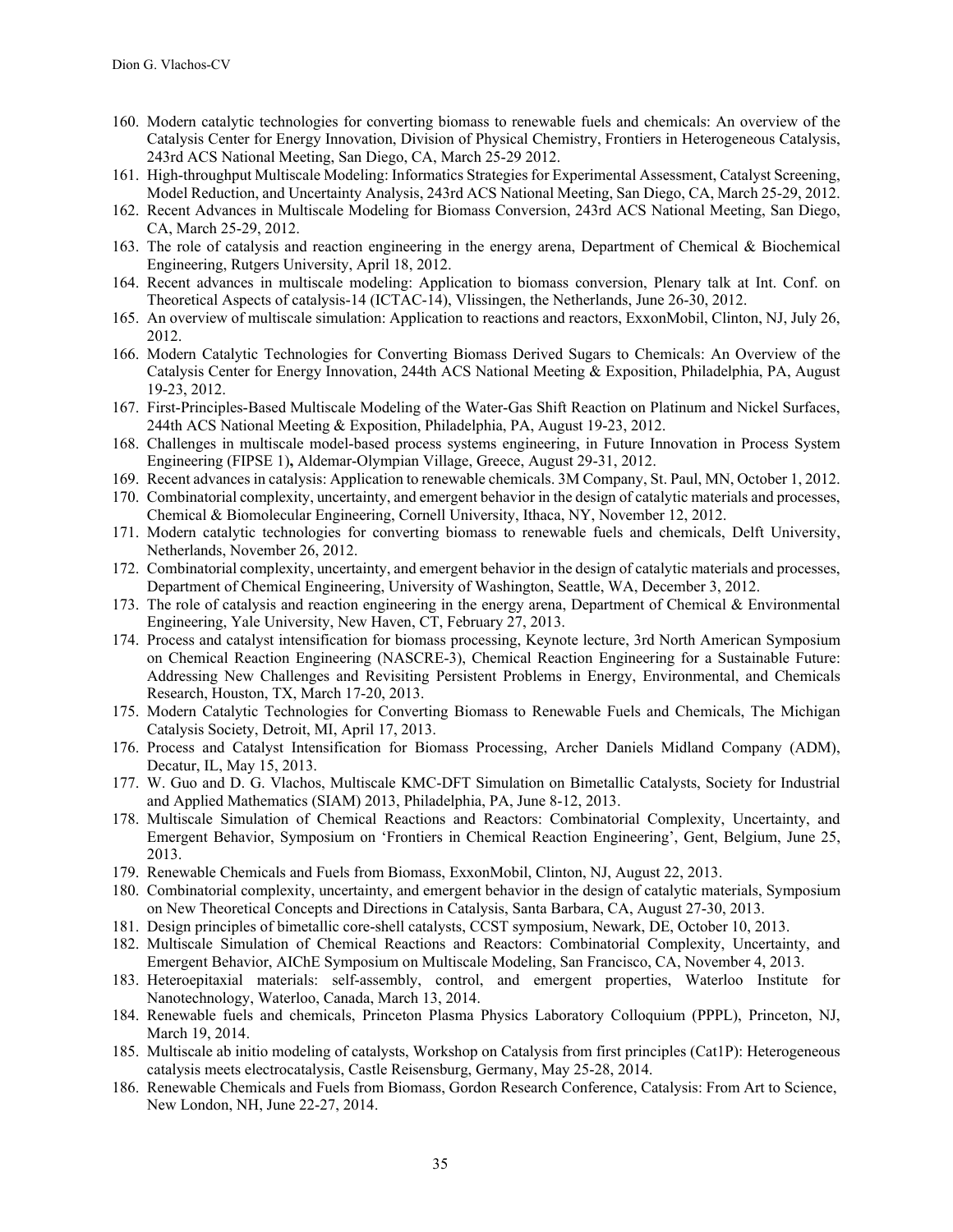160. Modern catalytic technologies for converting biomass to renewable fuels and chemicals: An overview of the Catalysis Center for Energy Innovation, Division of Physical Chemistry, Frontiers in Heterogeneous Catalysis, 243rd ACS National Meeting, San Diego, CA, March 25-29 2012.
161. High-throughput Multiscale Modeling: Informatics Strategies for Experimental Assessment, Catalyst Screening, Model Reduction, and Uncertainty Analysis, 243rd ACS National Meeting, San Diego, CA, March 25-29, 2012.
162. Recent Advances in Multiscale Modeling for Biomass Conversion, 243rd ACS National Meeting, San Diego, CA, March 25-29, 2012.
163. The role of catalysis and reaction engineering in the energy arena, Department of Chemical & Biochemical Engineering, Rutgers University, April 18, 2012.
164. Recent advances in multiscale modeling: Application to biomass conversion, Plenary talk at Int. Conf. on Theoretical Aspects of catalysis-14 (ICTAC-14), Vlissingen, the Netherlands, June 26-30, 2012.
165. An overview of multiscale simulation: Application to reactions and reactors, ExxonMobil, Clinton, NJ, July 26, 2012.
166. Modern Catalytic Technologies for Converting Biomass Derived Sugars to Chemicals: An Overview of the Catalysis Center for Energy Innovation, 244th ACS National Meeting & Exposition, Philadelphia, PA, August 19-23, 2012.
167. First-Principles-Based Multiscale Modeling of the Water-Gas Shift Reaction on Platinum and Nickel Surfaces, 244th ACS National Meeting & Exposition, Philadelphia, PA, August 19-23, 2012.
168. Challenges in multiscale model-based process systems engineering, in Future Innovation in Process System Engineering (FIPSE 1)**,** Aldemar-Olympian Village, Greece, August 29-31, 2012.
169. Recent advances in catalysis: Application to renewable chemicals. 3M Company, St. Paul, MN, October 1, 2012.
170. Combinatorial complexity, uncertainty, and emergent behavior in the design of catalytic materials and processes, Chemical & Biomolecular Engineering, Cornell University, Ithaca, NY, November 12, 2012.
171. Modern catalytic technologies for converting biomass to renewable fuels and chemicals, Delft University, Netherlands, November 26, 2012.
172. Combinatorial complexity, uncertainty, and emergent behavior in the design of catalytic materials and processes, Department of Chemical Engineering, University of Washington, Seattle, WA, December 3, 2012.
173. The role of catalysis and reaction engineering in the energy arena, Department of Chemical & Environmental Engineering, Yale University, New Haven, CT, February 27, 2013.
174. Process and catalyst intensification for biomass processing, Keynote lecture, 3rd North American Symposium on Chemical Reaction Engineering (NASCRE-3), Chemical Reaction Engineering for a Sustainable Future: Addressing New Challenges and Revisiting Persistent Problems in Energy, Environmental, and Chemicals Research, Houston, TX, March 17-20, 2013.
175. Modern Catalytic Technologies for Converting Biomass to Renewable Fuels and Chemicals, The Michigan Catalysis Society, Detroit, MI, April 17, 2013.
176. Process and Catalyst Intensification for Biomass Processing, Archer Daniels Midland Company (ADM), Decatur, IL, May 15, 2013.
177. W. Guo and D. G. Vlachos, Multiscale KMC-DFT Simulation on Bimetallic Catalysts, Society for Industrial and Applied Mathematics (SIAM) 2013, Philadelphia, PA, June 8-12, 2013.
178. Multiscale Simulation of Chemical Reactions and Reactors: Combinatorial Complexity, Uncertainty, and Emergent Behavior, Symposium on 'Frontiers in Chemical Reaction Engineering', Gent, Belgium, June 25, 2013.
179. Renewable Chemicals and Fuels from Biomass, ExxonMobil, Clinton, NJ, August 22, 2013.
180. Combinatorial complexity, uncertainty, and emergent behavior in the design of catalytic materials, Symposium on New Theoretical Concepts and Directions in Catalysis, Santa Barbara, CA, August 27-30, 2013.
181. Design principles of bimetallic core-shell catalysts, CCST symposium, Newark, DE, October 10, 2013.
182. Multiscale Simulation of Chemical Reactions and Reactors: Combinatorial Complexity, Uncertainty, and Emergent Behavior, AIChE Symposium on Multiscale Modeling, San Francisco, CA, November 4, 2013.
183. Heteroepitaxial materials: self-assembly, control, and emergent properties, Waterloo Institute for Nanotechnology, Waterloo, Canada, March 13, 2014.
184. Renewable fuels and chemicals, Princeton Plasma Physics Laboratory Colloquium (PPPL), Princeton, NJ, March 19, 2014.
185. Multiscale ab initio modeling of catalysts, Workshop on Catalysis from first principles (Cat1P): Heterogeneous catalysis meets electrocatalysis, Castle Reisensburg, Germany, May 25-28, 2014.
186. Renewable Chemicals and Fuels from Biomass, Gordon Research Conference, Catalysis: From Art to Science, New London, NH, June 22-27, 2014.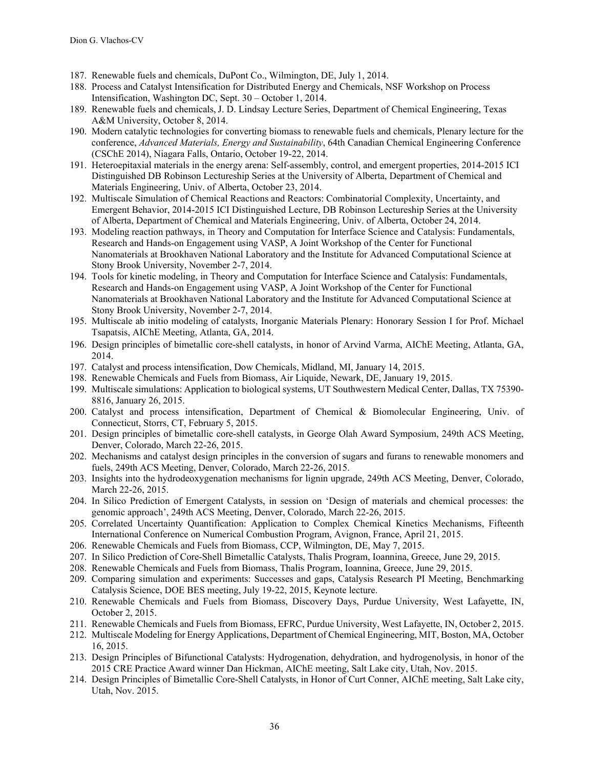187. Renewable fuels and chemicals, DuPont Co., Wilmington, DE, July 1, 2014.
188. Process and Catalyst Intensification for Distributed Energy and Chemicals, NSF Workshop on Process Intensification, Washington DC, Sept. 30 – October 1, 2014.
189. Renewable fuels and chemicals, J. D. Lindsay Lecture Series, Department of Chemical Engineering, Texas A&M University, October 8, 2014.
190. Modern catalytic technologies for converting biomass to renewable fuels and chemicals, Plenary lecture for the conference, *Advanced Materials, Energy and Sustainability*, 64th Canadian Chemical Engineering Conference (CSChE 2014), Niagara Falls, Ontario, October 19-22, 2014.
191. Heteroepitaxial materials in the energy arena: Self-assembly, control, and emergent properties, 2014-2015 ICI Distinguished DB Robinson Lectureship Series at the University of Alberta, Department of Chemical and Materials Engineering, Univ. of Alberta, October 23, 2014.
192. Multiscale Simulation of Chemical Reactions and Reactors: Combinatorial Complexity, Uncertainty, and Emergent Behavior, 2014-2015 ICI Distinguished Lecture, DB Robinson Lectureship Series at the University of Alberta, Department of Chemical and Materials Engineering, Univ. of Alberta, October 24, 2014.
193. Modeling reaction pathways, in Theory and Computation for Interface Science and Catalysis: Fundamentals, Research and Hands-on Engagement using VASP, A Joint Workshop of the Center for Functional Nanomaterials at Brookhaven National Laboratory and the Institute for Advanced Computational Science at Stony Brook University, November 2-7, 2014.
194. Tools for kinetic modeling, in Theory and Computation for Interface Science and Catalysis: Fundamentals, Research and Hands-on Engagement using VASP, A Joint Workshop of the Center for Functional Nanomaterials at Brookhaven National Laboratory and the Institute for Advanced Computational Science at Stony Brook University, November 2-7, 2014.
195. Multiscale ab initio modeling of catalysts, Inorganic Materials Plenary: Honorary Session I for Prof. Michael Tsapatsis, AIChE Meeting, Atlanta, GA, 2014.
196. Design principles of bimetallic core-shell catalysts, in honor of Arvind Varma, AIChE Meeting, Atlanta, GA, 2014.
197. Catalyst and process intensification, Dow Chemicals, Midland, MI, January 14, 2015.
198. Renewable Chemicals and Fuels from Biomass, Air Liquide, Newark, DE, January 19, 2015.
199. Multiscale simulations: Application to biological systems, UT Southwestern Medical Center, Dallas, TX 75390-8816, January 26, 2015.
200. Catalyst and process intensification, Department of Chemical & Biomolecular Engineering, Univ. of Connecticut, Storrs, CT, February 5, 2015.
201. Design principles of bimetallic core-shell catalysts, in George Olah Award Symposium, 249th ACS Meeting, Denver, Colorado, March 22-26, 2015.
202. Mechanisms and catalyst design principles in the conversion of sugars and furans to renewable monomers and fuels, 249th ACS Meeting, Denver, Colorado, March 22-26, 2015.
203. Insights into the hydrodeoxygenation mechanisms for lignin upgrade, 249th ACS Meeting, Denver, Colorado, March 22-26, 2015.
204. In Silico Prediction of Emergent Catalysts, in session on 'Design of materials and chemical processes: the genomic approach', 249th ACS Meeting, Denver, Colorado, March 22-26, 2015.
205. Correlated Uncertainty Quantification: Application to Complex Chemical Kinetics Mechanisms, Fifteenth International Conference on Numerical Combustion Program, Avignon, France, April 21, 2015.
206. Renewable Chemicals and Fuels from Biomass, CCP, Wilmington, DE, May 7, 2015.
207. In Silico Prediction of Core-Shell Bimetallic Catalysts, Thalis Program, Ioannina, Greece, June 29, 2015.
208. Renewable Chemicals and Fuels from Biomass, Thalis Program, Ioannina, Greece, June 29, 2015.
209. Comparing simulation and experiments: Successes and gaps, Catalysis Research PI Meeting, Benchmarking Catalysis Science, DOE BES meeting, July 19-22, 2015, Keynote lecture.
210. Renewable Chemicals and Fuels from Biomass, Discovery Days, Purdue University, West Lafayette, IN, October 2, 2015.
211. Renewable Chemicals and Fuels from Biomass, EFRC, Purdue University, West Lafayette, IN, October 2, 2015.
212. Multiscale Modeling for Energy Applications, Department of Chemical Engineering, MIT, Boston, MA, October 16, 2015.
213. Design Principles of Bifunctional Catalysts: Hydrogenation, dehydration, and hydrogenolysis, in honor of the 2015 CRE Practice Award winner Dan Hickman, AIChE meeting, Salt Lake city, Utah, Nov. 2015.
214. Design Principles of Bimetallic Core-Shell Catalysts, in Honor of Curt Conner, AIChE meeting, Salt Lake city, Utah, Nov. 2015.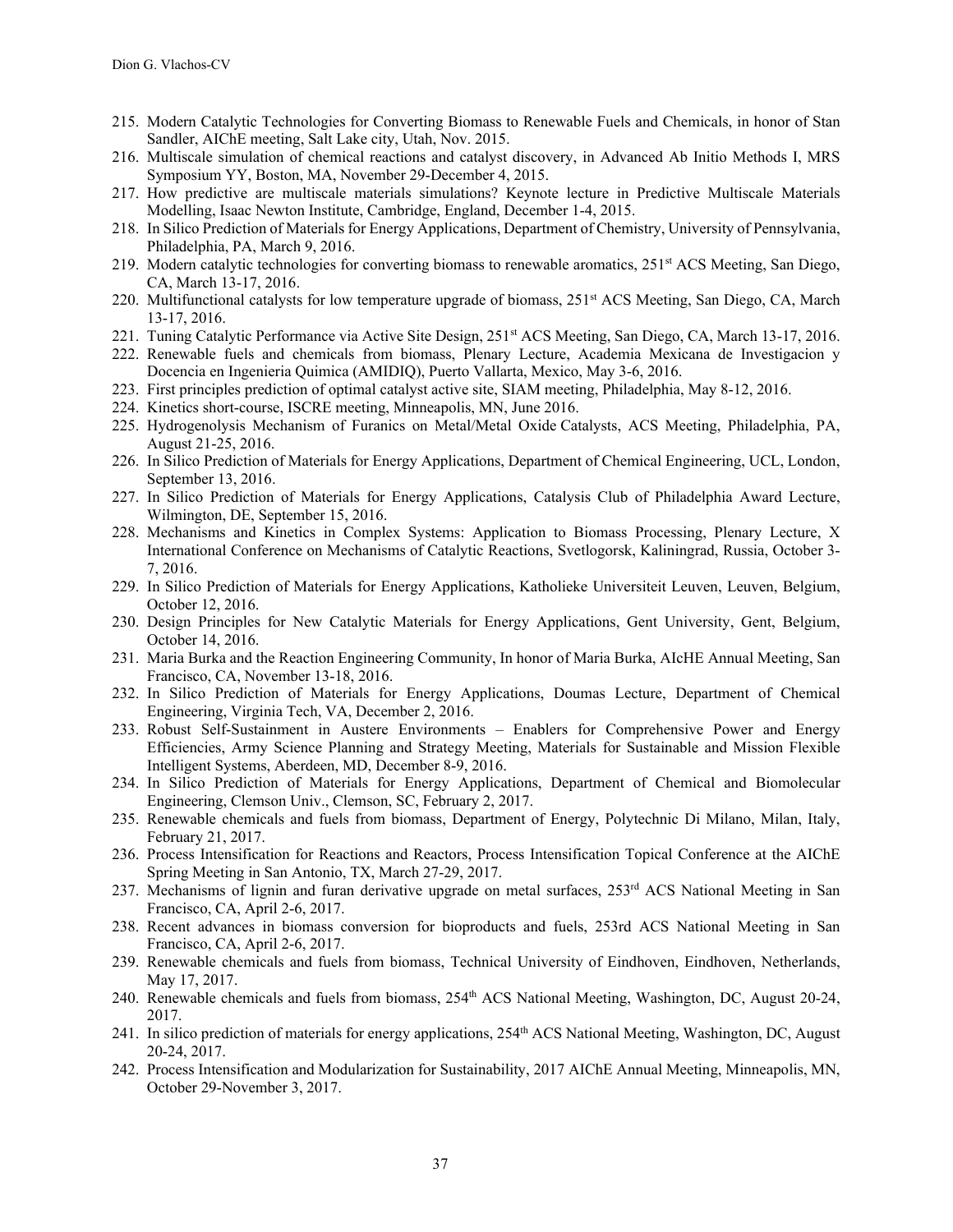215. Modern Catalytic Technologies for Converting Biomass to Renewable Fuels and Chemicals, in honor of Stan Sandler, AIChE meeting, Salt Lake city, Utah, Nov. 2015.
216. Multiscale simulation of chemical reactions and catalyst discovery, in Advanced Ab Initio Methods I, MRS Symposium YY, Boston, MA, November 29-December 4, 2015.
217. How predictive are multiscale materials simulations? Keynote lecture in Predictive Multiscale Materials Modelling, Isaac Newton Institute, Cambridge, England, December 1-4, 2015.
218. In Silico Prediction of Materials for Energy Applications, Department of Chemistry, University of Pennsylvania, Philadelphia, PA, March 9, 2016.
219. Modern catalytic technologies for converting biomass to renewable aromatics, 251st ACS Meeting, San Diego, CA, March 13-17, 2016.
220. Multifunctional catalysts for low temperature upgrade of biomass, 251st ACS Meeting, San Diego, CA, March 13-17, 2016.
221. Tuning Catalytic Performance via Active Site Design, 251st ACS Meeting, San Diego, CA, March 13-17, 2016.
222. Renewable fuels and chemicals from biomass, Plenary Lecture, Academia Mexicana de Investigacion y Docencia en Ingenieria Quimica (AMIDIQ), Puerto Vallarta, Mexico, May 3-6, 2016.
223. First principles prediction of optimal catalyst active site, SIAM meeting, Philadelphia, May 8-12, 2016.
224. Kinetics short-course, ISCRE meeting, Minneapolis, MN, June 2016.
225. Hydrogenolysis Mechanism of Furanics on Metal/Metal Oxide Catalysts, ACS Meeting, Philadelphia, PA, August 21-25, 2016.
226. In Silico Prediction of Materials for Energy Applications, Department of Chemical Engineering, UCL, London, September 13, 2016.
227. In Silico Prediction of Materials for Energy Applications, Catalysis Club of Philadelphia Award Lecture, Wilmington, DE, September 15, 2016.
228. Mechanisms and Kinetics in Complex Systems: Application to Biomass Processing, Plenary Lecture, X International Conference on Mechanisms of Catalytic Reactions, Svetlogorsk, Kaliningrad, Russia, October 3-7, 2016.
229. In Silico Prediction of Materials for Energy Applications, Katholieke Universiteit Leuven, Leuven, Belgium, October 12, 2016.
230. Design Principles for New Catalytic Materials for Energy Applications, Gent University, Gent, Belgium, October 14, 2016.
231. Maria Burka and the Reaction Engineering Community, In honor of Maria Burka, AIcHE Annual Meeting, San Francisco, CA, November 13-18, 2016.
232. In Silico Prediction of Materials for Energy Applications, Doumas Lecture, Department of Chemical Engineering, Virginia Tech, VA, December 2, 2016.
233. Robust Self-Sustainment in Austere Environments – Enablers for Comprehensive Power and Energy Efficiencies, Army Science Planning and Strategy Meeting, Materials for Sustainable and Mission Flexible Intelligent Systems, Aberdeen, MD, December 8-9, 2016.
234. In Silico Prediction of Materials for Energy Applications, Department of Chemical and Biomolecular Engineering, Clemson Univ., Clemson, SC, February 2, 2017.
235. Renewable chemicals and fuels from biomass, Department of Energy, Polytechnic Di Milano, Milan, Italy, February 21, 2017.
236. Process Intensification for Reactions and Reactors, Process Intensification Topical Conference at the AIChE Spring Meeting in San Antonio, TX, March 27-29, 2017.
237. Mechanisms of lignin and furan derivative upgrade on metal surfaces, 253rd ACS National Meeting in San Francisco, CA, April 2-6, 2017.
238. Recent advances in biomass conversion for bioproducts and fuels, 253rd ACS National Meeting in San Francisco, CA, April 2-6, 2017.
239. Renewable chemicals and fuels from biomass, Technical University of Eindhoven, Eindhoven, Netherlands, May 17, 2017.
240. Renewable chemicals and fuels from biomass, 254th ACS National Meeting, Washington, DC, August 20-24, 2017.
241. In silico prediction of materials for energy applications, 254th ACS National Meeting, Washington, DC, August 20-24, 2017.
242. Process Intensification and Modularization for Sustainability, 2017 AIChE Annual Meeting, Minneapolis, MN, October 29-November 3, 2017.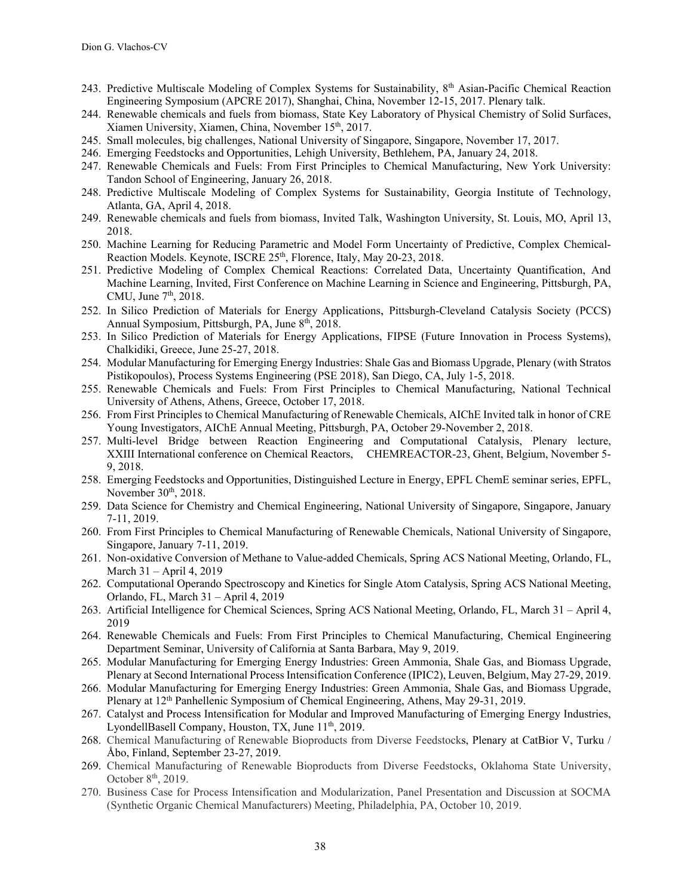243. Predictive Multiscale Modeling of Complex Systems for Sustainability, 8th Asian-Pacific Chemical Reaction Engineering Symposium (APCRE 2017), Shanghai, China, November 12-15, 2017. Plenary talk.
244. Renewable chemicals and fuels from biomass, State Key Laboratory of Physical Chemistry of Solid Surfaces, Xiamen University, Xiamen, China, November 15th, 2017.
245. Small molecules, big challenges, National University of Singapore, Singapore, November 17, 2017.
246. Emerging Feedstocks and Opportunities, Lehigh University, Bethlehem, PA, January 24, 2018.
247. Renewable Chemicals and Fuels: From First Principles to Chemical Manufacturing, New York University: Tandon School of Engineering, January 26, 2018.
248. Predictive Multiscale Modeling of Complex Systems for Sustainability, Georgia Institute of Technology, Atlanta, GA, April 4, 2018.
249. Renewable chemicals and fuels from biomass, Invited Talk, Washington University, St. Louis, MO, April 13, 2018.
250. Machine Learning for Reducing Parametric and Model Form Uncertainty of Predictive, Complex Chemical-Reaction Models. Keynote, ISCRE 25th, Florence, Italy, May 20-23, 2018.
251. Predictive Modeling of Complex Chemical Reactions: Correlated Data, Uncertainty Quantification, And Machine Learning, Invited, First Conference on Machine Learning in Science and Engineering, Pittsburgh, PA, CMU, June 7th, 2018.
252. In Silico Prediction of Materials for Energy Applications, Pittsburgh-Cleveland Catalysis Society (PCCS) Annual Symposium, Pittsburgh, PA, June 8th, 2018.
253. In Silico Prediction of Materials for Energy Applications, FIPSE (Future Innovation in Process Systems), Chalkidiki, Greece, June 25-27, 2018.
254. Modular Manufacturing for Emerging Energy Industries: Shale Gas and Biomass Upgrade, Plenary (with Stratos Pistikopoulos), Process Systems Engineering (PSE 2018), San Diego, CA, July 1-5, 2018.
255. Renewable Chemicals and Fuels: From First Principles to Chemical Manufacturing, National Technical University of Athens, Athens, Greece, October 17, 2018.
256. From First Principles to Chemical Manufacturing of Renewable Chemicals, AIChE Invited talk in honor of CRE Young Investigators, AIChE Annual Meeting, Pittsburgh, PA, October 29-November 2, 2018.
257. Multi-level Bridge between Reaction Engineering and Computational Catalysis, Plenary lecture, XXIII International conference on Chemical Reactors, CHEMREACTOR-23, Ghent, Belgium, November 5-9, 2018.
258. Emerging Feedstocks and Opportunities, Distinguished Lecture in Energy, EPFL ChemE seminar series, EPFL, November 30th, 2018.
259. Data Science for Chemistry and Chemical Engineering, National University of Singapore, Singapore, January 7-11, 2019.
260. From First Principles to Chemical Manufacturing of Renewable Chemicals, National University of Singapore, Singapore, January 7-11, 2019.
261. Non-oxidative Conversion of Methane to Value-added Chemicals, Spring ACS National Meeting, Orlando, FL, March 31 – April 4, 2019
262. Computational Operando Spectroscopy and Kinetics for Single Atom Catalysis, Spring ACS National Meeting, Orlando, FL, March 31 – April 4, 2019
263. Artificial Intelligence for Chemical Sciences, Spring ACS National Meeting, Orlando, FL, March 31 – April 4, 2019
264. Renewable Chemicals and Fuels: From First Principles to Chemical Manufacturing, Chemical Engineering Department Seminar, University of California at Santa Barbara, May 9, 2019.
265. Modular Manufacturing for Emerging Energy Industries: Green Ammonia, Shale Gas, and Biomass Upgrade, Plenary at Second International Process Intensification Conference (IPIC2), Leuven, Belgium, May 27-29, 2019.
266. Modular Manufacturing for Emerging Energy Industries: Green Ammonia, Shale Gas, and Biomass Upgrade, Plenary at 12th Panhellenic Symposium of Chemical Engineering, Athens, May 29-31, 2019.
267. Catalyst and Process Intensification for Modular and Improved Manufacturing of Emerging Energy Industries, LyondellBasell Company, Houston, TX, June 11th, 2019.
268. Chemical Manufacturing of Renewable Bioproducts from Diverse Feedstocks, Plenary at CatBior V, Turku / Åbo, Finland, September 23-27, 2019.
269. Chemical Manufacturing of Renewable Bioproducts from Diverse Feedstocks, Oklahoma State University, October 8th, 2019.
270. Business Case for Process Intensification and Modularization, Panel Presentation and Discussion at SOCMA (Synthetic Organic Chemical Manufacturers) Meeting, Philadelphia, PA, October 10, 2019.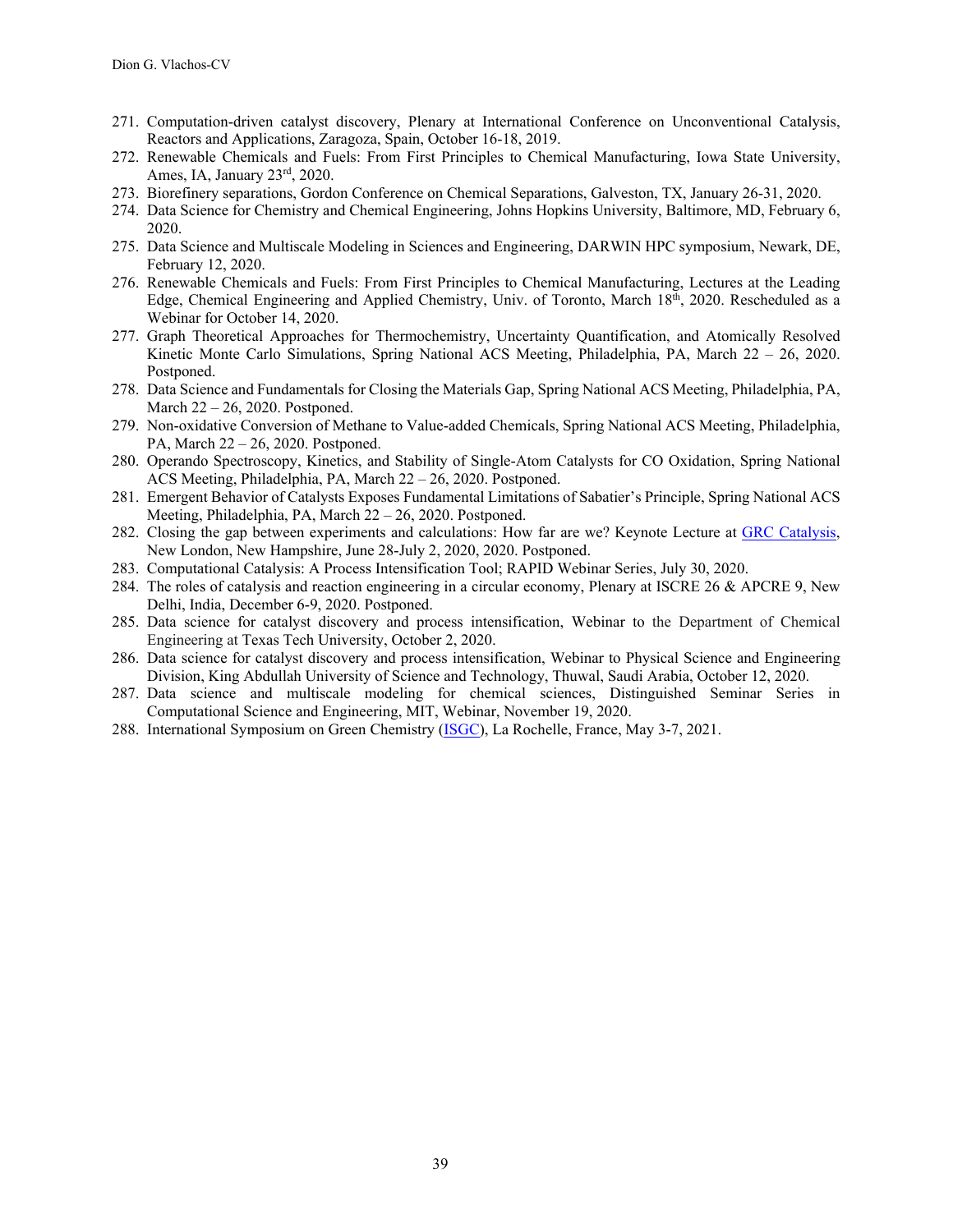271. Computation-driven catalyst discovery, Plenary at International Conference on Unconventional Catalysis, Reactors and Applications, Zaragoza, Spain, October 16-18, 2019.
272. Renewable Chemicals and Fuels: From First Principles to Chemical Manufacturing, Iowa State University, Ames, IA, January 23rd, 2020.
273. Biorefinery separations, Gordon Conference on Chemical Separations, Galveston, TX, January 26-31, 2020.
274. Data Science for Chemistry and Chemical Engineering, Johns Hopkins University, Baltimore, MD, February 6, 2020.
275. Data Science and Multiscale Modeling in Sciences and Engineering, DARWIN HPC symposium, Newark, DE, February 12, 2020.
276. Renewable Chemicals and Fuels: From First Principles to Chemical Manufacturing, Lectures at the Leading Edge, Chemical Engineering and Applied Chemistry, Univ. of Toronto, March 18th, 2020. Rescheduled as a Webinar for October 14, 2020.
277. Graph Theoretical Approaches for Thermochemistry, Uncertainty Quantification, and Atomically Resolved Kinetic Monte Carlo Simulations, Spring National ACS Meeting, Philadelphia, PA, March 22 – 26, 2020. Postponed.
278. Data Science and Fundamentals for Closing the Materials Gap, Spring National ACS Meeting, Philadelphia, PA, March 22 – 26, 2020. Postponed.
279. Non-oxidative Conversion of Methane to Value-added Chemicals, Spring National ACS Meeting, Philadelphia, PA, March 22 – 26, 2020. Postponed.
280. Operando Spectroscopy, Kinetics, and Stability of Single-Atom Catalysts for CO Oxidation, Spring National ACS Meeting, Philadelphia, PA, March 22 – 26, 2020. Postponed.
281. Emergent Behavior of Catalysts Exposes Fundamental Limitations of Sabatier's Principle, Spring National ACS Meeting, Philadelphia, PA, March 22 – 26, 2020. Postponed.
282. Closing the gap between experiments and calculations: How far are we? Keynote Lecture at GRC Catalysis, New London, New Hampshire, June 28-July 2, 2020, 2020. Postponed.
283. Computational Catalysis: A Process Intensification Tool; RAPID Webinar Series, July 30, 2020.
284. The roles of catalysis and reaction engineering in a circular economy, Plenary at ISCRE 26 & APCRE 9, New Delhi, India, December 6-9, 2020. Postponed.
285. Data science for catalyst discovery and process intensification, Webinar to the Department of Chemical Engineering at Texas Tech University, October 2, 2020.
286. Data science for catalyst discovery and process intensification, Webinar to Physical Science and Engineering Division, King Abdullah University of Science and Technology, Thuwal, Saudi Arabia, October 12, 2020.
287. Data science and multiscale modeling for chemical sciences, Distinguished Seminar Series in Computational Science and Engineering, MIT, Webinar, November 19, 2020.
288. International Symposium on Green Chemistry (ISGC), La Rochelle, France, May 3-7, 2021.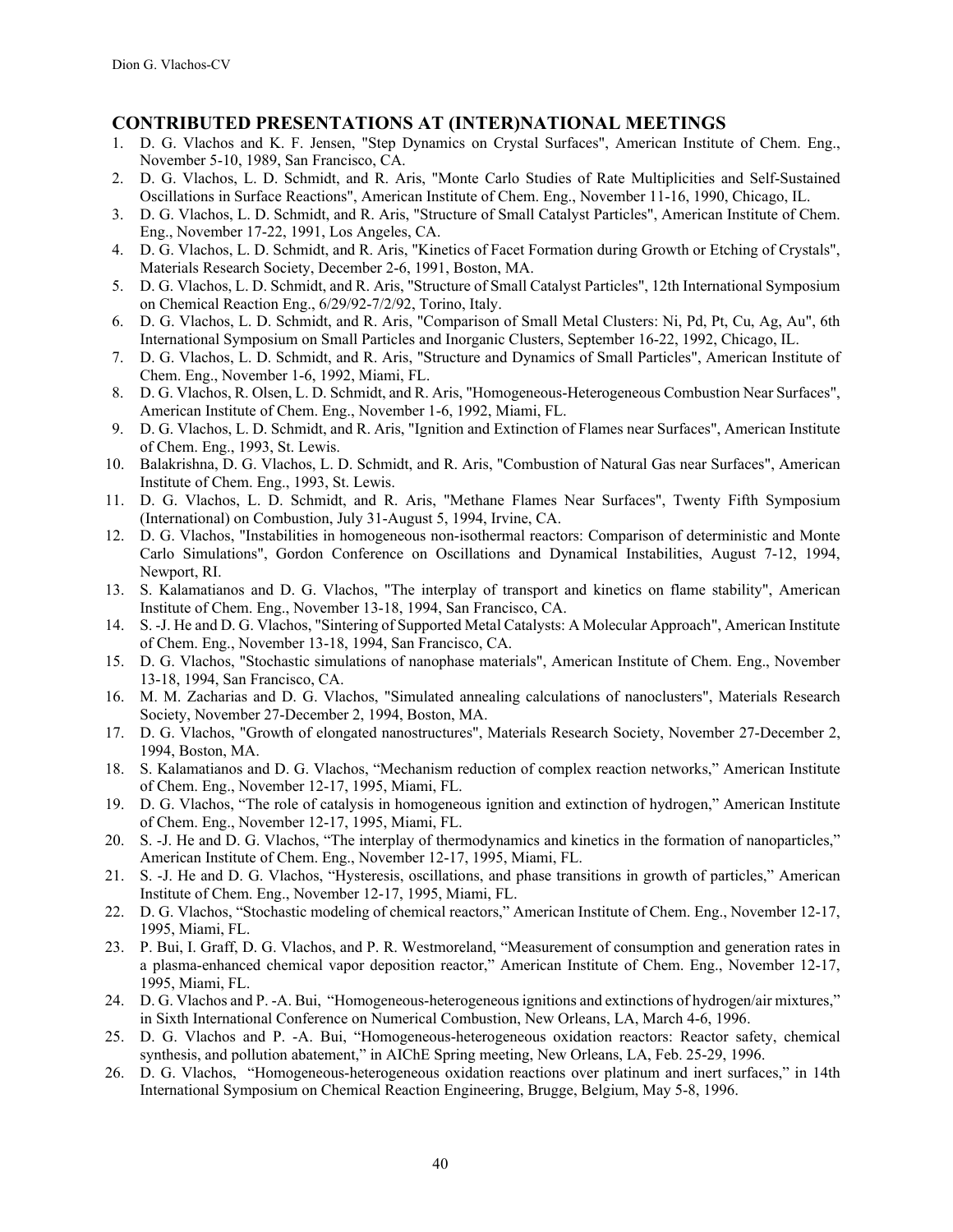## CONTRIBUTED PRESENTATIONS AT (INTER)NATIONAL MEETINGS

1. D. G. Vlachos and K. F. Jensen, "Step Dynamics on Crystal Surfaces", American Institute of Chem. Eng., November 5-10, 1989, San Francisco, CA.
2. D. G. Vlachos, L. D. Schmidt, and R. Aris, "Monte Carlo Studies of Rate Multiplicities and Self-Sustained Oscillations in Surface Reactions", American Institute of Chem. Eng., November 11-16, 1990, Chicago, IL.
3. D. G. Vlachos, L. D. Schmidt, and R. Aris, "Structure of Small Catalyst Particles", American Institute of Chem. Eng., November 17-22, 1991, Los Angeles, CA.
4. D. G. Vlachos, L. D. Schmidt, and R. Aris, "Kinetics of Facet Formation during Growth or Etching of Crystals", Materials Research Society, December 2-6, 1991, Boston, MA.
5. D. G. Vlachos, L. D. Schmidt, and R. Aris, "Structure of Small Catalyst Particles", 12th International Symposium on Chemical Reaction Eng., 6/29/92-7/2/92, Torino, Italy.
6. D. G. Vlachos, L. D. Schmidt, and R. Aris, "Comparison of Small Metal Clusters: Ni, Pd, Pt, Cu, Ag, Au", 6th International Symposium on Small Particles and Inorganic Clusters, September 16-22, 1992, Chicago, IL.
7. D. G. Vlachos, L. D. Schmidt, and R. Aris, "Structure and Dynamics of Small Particles", American Institute of Chem. Eng., November 1-6, 1992, Miami, FL.
8. D. G. Vlachos, R. Olsen, L. D. Schmidt, and R. Aris, "Homogeneous-Heterogeneous Combustion Near Surfaces", American Institute of Chem. Eng., November 1-6, 1992, Miami, FL.
9. D. G. Vlachos, L. D. Schmidt, and R. Aris, "Ignition and Extinction of Flames near Surfaces", American Institute of Chem. Eng., 1993, St. Lewis.
10. Balakrishna, D. G. Vlachos, L. D. Schmidt, and R. Aris, "Combustion of Natural Gas near Surfaces", American Institute of Chem. Eng., 1993, St. Lewis.
11. D. G. Vlachos, L. D. Schmidt, and R. Aris, "Methane Flames Near Surfaces", Twenty Fifth Symposium (International) on Combustion, July 31-August 5, 1994, Irvine, CA.
12. D. G. Vlachos, "Instabilities in homogeneous non-isothermal reactors: Comparison of deterministic and Monte Carlo Simulations", Gordon Conference on Oscillations and Dynamical Instabilities, August 7-12, 1994, Newport, RI.
13. S. Kalamatianos and D. G. Vlachos, "The interplay of transport and kinetics on flame stability", American Institute of Chem. Eng., November 13-18, 1994, San Francisco, CA.
14. S. -J. He and D. G. Vlachos, "Sintering of Supported Metal Catalysts: A Molecular Approach", American Institute of Chem. Eng., November 13-18, 1994, San Francisco, CA.
15. D. G. Vlachos, "Stochastic simulations of nanophase materials", American Institute of Chem. Eng., November 13-18, 1994, San Francisco, CA.
16. M. M. Zacharias and D. G. Vlachos, "Simulated annealing calculations of nanoclusters", Materials Research Society, November 27-December 2, 1994, Boston, MA.
17. D. G. Vlachos, "Growth of elongated nanostructures", Materials Research Society, November 27-December 2, 1994, Boston, MA.
18. S. Kalamatianos and D. G. Vlachos, "Mechanism reduction of complex reaction networks," American Institute of Chem. Eng., November 12-17, 1995, Miami, FL.
19. D. G. Vlachos, "The role of catalysis in homogeneous ignition and extinction of hydrogen," American Institute of Chem. Eng., November 12-17, 1995, Miami, FL.
20. S. -J. He and D. G. Vlachos, "The interplay of thermodynamics and kinetics in the formation of nanoparticles," American Institute of Chem. Eng., November 12-17, 1995, Miami, FL.
21. S. -J. He and D. G. Vlachos, "Hysteresis, oscillations, and phase transitions in growth of particles," American Institute of Chem. Eng., November 12-17, 1995, Miami, FL.
22. D. G. Vlachos, "Stochastic modeling of chemical reactors," American Institute of Chem. Eng., November 12-17, 1995, Miami, FL.
23. P. Bui, I. Graff, D. G. Vlachos, and P. R. Westmoreland, "Measurement of consumption and generation rates in a plasma-enhanced chemical vapor deposition reactor," American Institute of Chem. Eng., November 12-17, 1995, Miami, FL.
24. D. G. Vlachos and P. -A. Bui, "Homogeneous-heterogeneous ignitions and extinctions of hydrogen/air mixtures," in Sixth International Conference on Numerical Combustion, New Orleans, LA, March 4-6, 1996.
25. D. G. Vlachos and P. -A. Bui, "Homogeneous-heterogeneous oxidation reactors: Reactor safety, chemical synthesis, and pollution abatement," in AIChE Spring meeting, New Orleans, LA, Feb. 25-29, 1996.
26. D. G. Vlachos, "Homogeneous-heterogeneous oxidation reactions over platinum and inert surfaces," in 14th International Symposium on Chemical Reaction Engineering, Brugge, Belgium, May 5-8, 1996.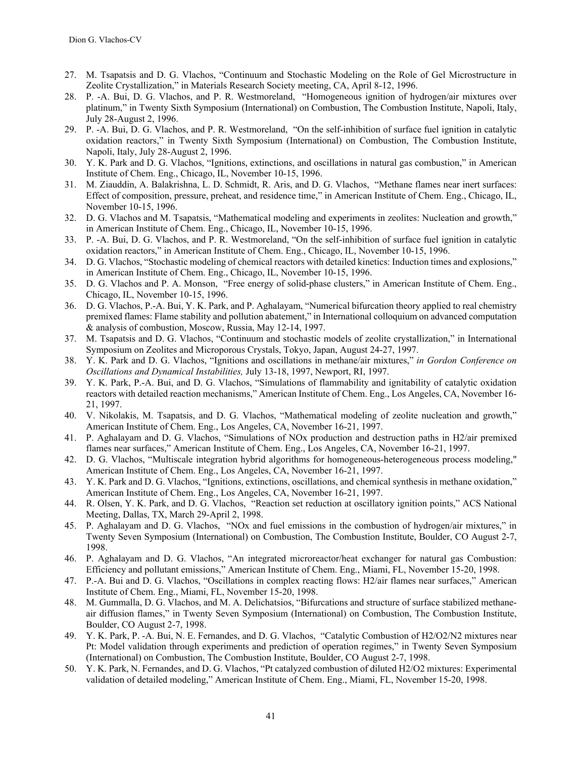27. M. Tsapatsis and D. G. Vlachos, "Continuum and Stochastic Modeling on the Role of Gel Microstructure in Zeolite Crystallization," in Materials Research Society meeting, CA, April 8-12, 1996.
28. P. -A. Bui, D. G. Vlachos, and P. R. Westmoreland, "Homogeneous ignition of hydrogen/air mixtures over platinum," in Twenty Sixth Symposium (International) on Combustion, The Combustion Institute, Napoli, Italy, July 28-August 2, 1996.
29. P. -A. Bui, D. G. Vlachos, and P. R. Westmoreland, "On the self-inhibition of surface fuel ignition in catalytic oxidation reactors," in Twenty Sixth Symposium (International) on Combustion, The Combustion Institute, Napoli, Italy, July 28-August 2, 1996.
30. Y. K. Park and D. G. Vlachos, "Ignitions, extinctions, and oscillations in natural gas combustion," in American Institute of Chem. Eng., Chicago, IL, November 10-15, 1996.
31. M. Ziauddin, A. Balakrishna, L. D. Schmidt, R. Aris, and D. G. Vlachos, "Methane flames near inert surfaces: Effect of composition, pressure, preheat, and residence time," in American Institute of Chem. Eng., Chicago, IL, November 10-15, 1996.
32. D. G. Vlachos and M. Tsapatsis, "Mathematical modeling and experiments in zeolites: Nucleation and growth," in American Institute of Chem. Eng., Chicago, IL, November 10-15, 1996.
33. P. -A. Bui, D. G. Vlachos, and P. R. Westmoreland, "On the self-inhibition of surface fuel ignition in catalytic oxidation reactors," in American Institute of Chem. Eng., Chicago, IL, November 10-15, 1996.
34. D. G. Vlachos, "Stochastic modeling of chemical reactors with detailed kinetics: Induction times and explosions," in American Institute of Chem. Eng., Chicago, IL, November 10-15, 1996.
35. D. G. Vlachos and P. A. Monson, "Free energy of solid-phase clusters," in American Institute of Chem. Eng., Chicago, IL, November 10-15, 1996.
36. D. G. Vlachos, P.-A. Bui, Y. K. Park, and P. Aghalayam, "Numerical bifurcation theory applied to real chemistry premixed flames: Flame stability and pollution abatement," in International colloquium on advanced computation & analysis of combustion, Moscow, Russia, May 12-14, 1997.
37. M. Tsapatsis and D. G. Vlachos, "Continuum and stochastic models of zeolite crystallization," in International Symposium on Zeolites and Microporous Crystals, Tokyo, Japan, August 24-27, 1997.
38. Y. K. Park and D. G. Vlachos, "Ignitions and oscillations in methane/air mixtures," *in Gordon Conference on Oscillations and Dynamical Instabilities,* July 13-18, 1997, Newport, RI, 1997.
39. Y. K. Park, P.-A. Bui, and D. G. Vlachos, "Simulations of flammability and ignitability of catalytic oxidation reactors with detailed reaction mechanisms," American Institute of Chem. Eng., Los Angeles, CA, November 16-21, 1997.
40. V. Nikolakis, M. Tsapatsis, and D. G. Vlachos, "Mathematical modeling of zeolite nucleation and growth," American Institute of Chem. Eng., Los Angeles, CA, November 16-21, 1997.
41. P. Aghalayam and D. G. Vlachos, "Simulations of NOx production and destruction paths in H2/air premixed flames near surfaces," American Institute of Chem. Eng., Los Angeles, CA, November 16-21, 1997.
42. D. G. Vlachos, "Multiscale integration hybrid algorithms for homogeneous-heterogeneous process modeling," American Institute of Chem. Eng., Los Angeles, CA, November 16-21, 1997.
43. Y. K. Park and D. G. Vlachos, "Ignitions, extinctions, oscillations, and chemical synthesis in methane oxidation," American Institute of Chem. Eng., Los Angeles, CA, November 16-21, 1997.
44. R. Olsen, Y. K. Park, and D. G. Vlachos, "Reaction set reduction at oscillatory ignition points," ACS National Meeting, Dallas, TX, March 29-April 2, 1998.
45. P. Aghalayam and D. G. Vlachos, "NOx and fuel emissions in the combustion of hydrogen/air mixtures," in Twenty Seven Symposium (International) on Combustion, The Combustion Institute, Boulder, CO August 2-7, 1998.
46. P. Aghalayam and D. G. Vlachos, "An integrated microreactor/heat exchanger for natural gas Combustion: Efficiency and pollutant emissions," American Institute of Chem. Eng., Miami, FL, November 15-20, 1998.
47. P.-A. Bui and D. G. Vlachos, "Oscillations in complex reacting flows: H2/air flames near surfaces," American Institute of Chem. Eng., Miami, FL, November 15-20, 1998.
48. M. Gummalla, D. G. Vlachos, and M. A. Delichatsios, "Bifurcations and structure of surface stabilized methane-air diffusion flames," in Twenty Seven Symposium (International) on Combustion, The Combustion Institute, Boulder, CO August 2-7, 1998.
49. Y. K. Park, P. -A. Bui, N. E. Fernandes, and D. G. Vlachos, "Catalytic Combustion of H2/O2/N2 mixtures near Pt: Model validation through experiments and prediction of operation regimes," in Twenty Seven Symposium (International) on Combustion, The Combustion Institute, Boulder, CO August 2-7, 1998.
50. Y. K. Park, N. Fernandes, and D. G. Vlachos, "Pt catalyzed combustion of diluted H2/O2 mixtures: Experimental validation of detailed modeling," American Institute of Chem. Eng., Miami, FL, November 15-20, 1998.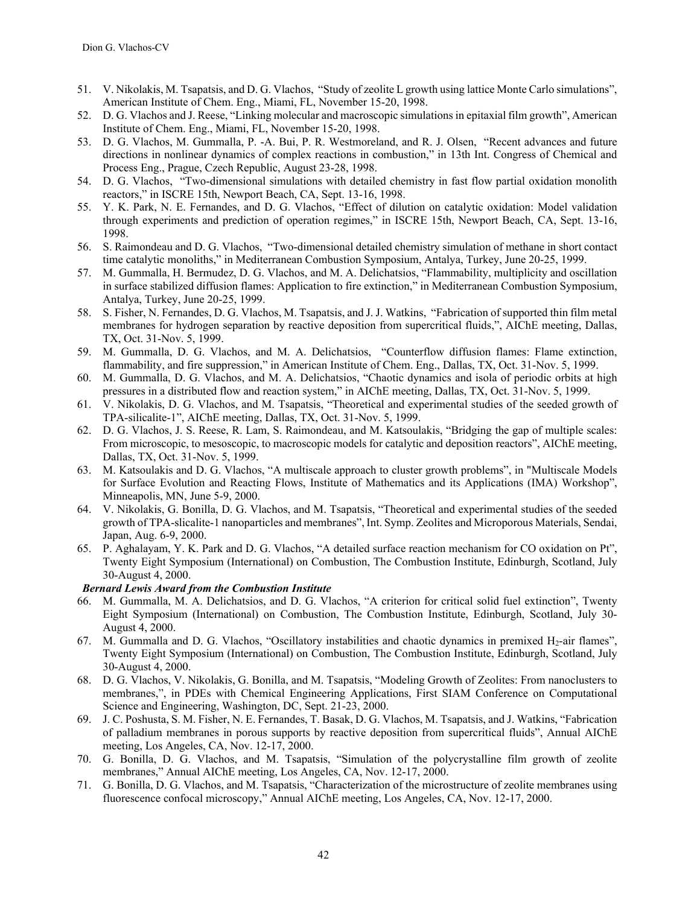51. V. Nikolakis, M. Tsapatsis, and D. G. Vlachos, "Study of zeolite L growth using lattice Monte Carlo simulations", American Institute of Chem. Eng., Miami, FL, November 15-20, 1998.
52. D. G. Vlachos and J. Reese, "Linking molecular and macroscopic simulations in epitaxial film growth", American Institute of Chem. Eng., Miami, FL, November 15-20, 1998.
53. D. G. Vlachos, M. Gummalla, P. -A. Bui, P. R. Westmoreland, and R. J. Olsen, "Recent advances and future directions in nonlinear dynamics of complex reactions in combustion," in 13th Int. Congress of Chemical and Process Eng., Prague, Czech Republic, August 23-28, 1998.
54. D. G. Vlachos, "Two-dimensional simulations with detailed chemistry in fast flow partial oxidation monolith reactors," in ISCRE 15th, Newport Beach, CA, Sept. 13-16, 1998.
55. Y. K. Park, N. E. Fernandes, and D. G. Vlachos, "Effect of dilution on catalytic oxidation: Model validation through experiments and prediction of operation regimes," in ISCRE 15th, Newport Beach, CA, Sept. 13-16, 1998.
56. S. Raimondeau and D. G. Vlachos, "Two-dimensional detailed chemistry simulation of methane in short contact time catalytic monoliths," in Mediterranean Combustion Symposium, Antalya, Turkey, June 20-25, 1999.
57. M. Gummalla, H. Bermudez, D. G. Vlachos, and M. A. Delichatsios, "Flammability, multiplicity and oscillation in surface stabilized diffusion flames: Application to fire extinction," in Mediterranean Combustion Symposium, Antalya, Turkey, June 20-25, 1999.
58. S. Fisher, N. Fernandes, D. G. Vlachos, M. Tsapatsis, and J. J. Watkins, "Fabrication of supported thin film metal membranes for hydrogen separation by reactive deposition from supercritical fluids,", AIChE meeting, Dallas, TX, Oct. 31-Nov. 5, 1999.
59. M. Gummalla, D. G. Vlachos, and M. A. Delichatsios, "Counterflow diffusion flames: Flame extinction, flammability, and fire suppression," in American Institute of Chem. Eng., Dallas, TX, Oct. 31-Nov. 5, 1999.
60. M. Gummalla, D. G. Vlachos, and M. A. Delichatsios, "Chaotic dynamics and isola of periodic orbits at high pressures in a distributed flow and reaction system," in AIChE meeting, Dallas, TX, Oct. 31-Nov. 5, 1999.
61. V. Nikolakis, D. G. Vlachos, and M. Tsapatsis, "Theoretical and experimental studies of the seeded growth of TPA-silicalite-1", AIChE meeting, Dallas, TX, Oct. 31-Nov. 5, 1999.
62. D. G. Vlachos, J. S. Reese, R. Lam, S. Raimondeau, and M. Katsoulakis, "Bridging the gap of multiple scales: From microscopic, to mesoscopic, to macroscopic models for catalytic and deposition reactors", AIChE meeting, Dallas, TX, Oct. 31-Nov. 5, 1999.
63. M. Katsoulakis and D. G. Vlachos, "A multiscale approach to cluster growth problems", in "Multiscale Models for Surface Evolution and Reacting Flows, Institute of Mathematics and its Applications (IMA) Workshop", Minneapolis, MN, June 5-9, 2000.
64. V. Nikolakis, G. Bonilla, D. G. Vlachos, and M. Tsapatsis, "Theoretical and experimental studies of the seeded growth of TPA-slicalite-1 nanoparticles and membranes", Int. Symp. Zeolites and Microporous Materials, Sendai, Japan, Aug. 6-9, 2000.
65. P. Aghalayam, Y. K. Park and D. G. Vlachos, "A detailed surface reaction mechanism for CO oxidation on Pt", Twenty Eight Symposium (International) on Combustion, The Combustion Institute, Edinburgh, Scotland, July 30-August 4, 2000.

***Bernard Lewis Award from the Combustion Institute***

66. M. Gummalla, M. A. Delichatsios, and D. G. Vlachos, "A criterion for critical solid fuel extinction", Twenty Eight Symposium (International) on Combustion, The Combustion Institute, Edinburgh, Scotland, July 30-August 4, 2000.
67. M. Gummalla and D. G. Vlachos, "Oscillatory instabilities and chaotic dynamics in premixed $H_2$-air flames", Twenty Eight Symposium (International) on Combustion, The Combustion Institute, Edinburgh, Scotland, July 30-August 4, 2000.
68. D. G. Vlachos, V. Nikolakis, G. Bonilla, and M. Tsapatsis, "Modeling Growth of Zeolites: From nanoclusters to membranes,", in PDEs with Chemical Engineering Applications, First SIAM Conference on Computational Science and Engineering, Washington, DC, Sept. 21-23, 2000.
69. J. C. Poshusta, S. M. Fisher, N. E. Fernandes, T. Basak, D. G. Vlachos, M. Tsapatsis, and J. Watkins, "Fabrication of palladium membranes in porous supports by reactive deposition from supercritical fluids", Annual AIChE meeting, Los Angeles, CA, Nov. 12-17, 2000.
70. G. Bonilla, D. G. Vlachos, and M. Tsapatsis, "Simulation of the polycrystalline film growth of zeolite membranes," Annual AIChE meeting, Los Angeles, CA, Nov. 12-17, 2000.
71. G. Bonilla, D. G. Vlachos, and M. Tsapatsis, "Characterization of the microstructure of zeolite membranes using fluorescence confocal microscopy," Annual AIChE meeting, Los Angeles, CA, Nov. 12-17, 2000.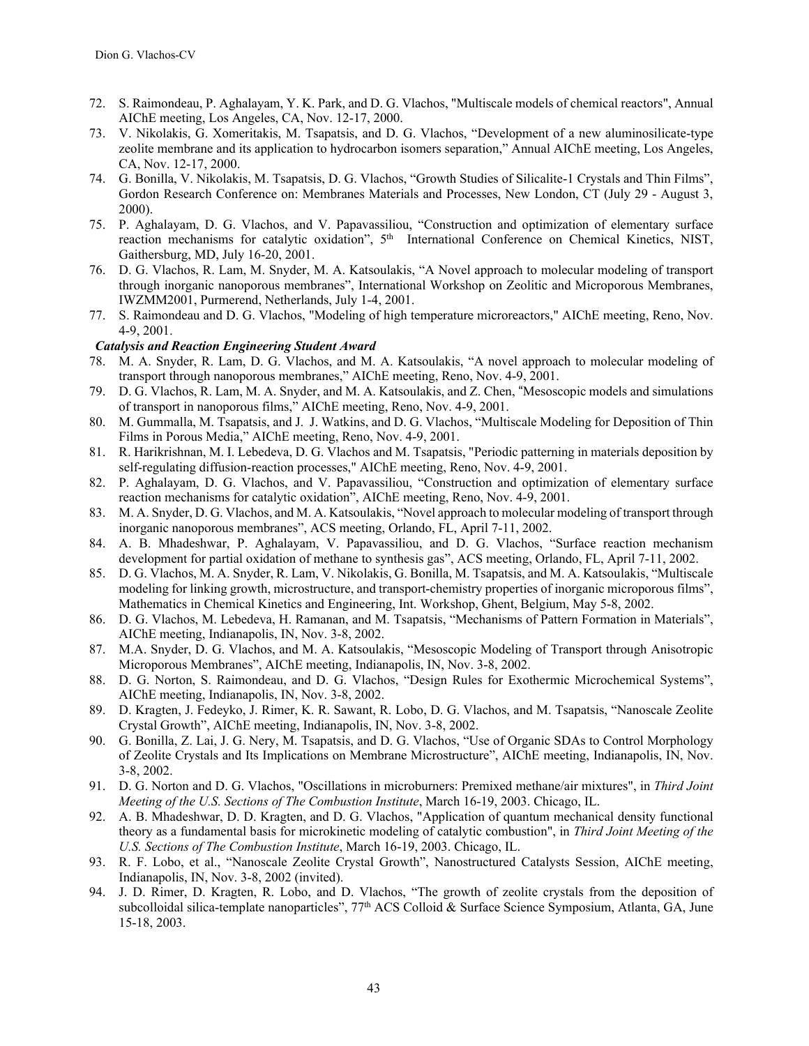72. S. Raimondeau, P. Aghalayam, Y. K. Park, and D. G. Vlachos, "Multiscale models of chemical reactors", Annual AIChE meeting, Los Angeles, CA, Nov. 12-17, 2000.
73. V. Nikolakis, G. Xomeritakis, M. Tsapatsis, and D. G. Vlachos, "Development of a new aluminosilicate-type zeolite membrane and its application to hydrocarbon isomers separation," Annual AIChE meeting, Los Angeles, CA, Nov. 12-17, 2000.
74. G. Bonilla, V. Nikolakis, M. Tsapatsis, D. G. Vlachos, "Growth Studies of Silicalite-1 Crystals and Thin Films", Gordon Research Conference on: Membranes Materials and Processes, New London, CT (July 29 - August 3, 2000).
75. P. Aghalayam, D. G. Vlachos, and V. Papavassiliou, "Construction and optimization of elementary surface reaction mechanisms for catalytic oxidation", 5th International Conference on Chemical Kinetics, NIST, Gaithersburg, MD, July 16-20, 2001.
76. D. G. Vlachos, R. Lam, M. Snyder, M. A. Katsoulakis, "A Novel approach to molecular modeling of transport through inorganic nanoporous membranes", International Workshop on Zeolitic and Microporous Membranes, IWZMM2001, Purmerend, Netherlands, July 1-4, 2001.
77. S. Raimondeau and D. G. Vlachos, "Modeling of high temperature microreactors," AIChE meeting, Reno, Nov. 4-9, 2001.

*Catalysis and Reaction Engineering Student Award*

78. M. A. Snyder, R. Lam, D. G. Vlachos, and M. A. Katsoulakis, "A novel approach to molecular modeling of transport through nanoporous membranes," AIChE meeting, Reno, Nov. 4-9, 2001.
79. D. G. Vlachos, R. Lam, M. A. Snyder, and M. A. Katsoulakis, and Z. Chen, "Mesoscopic models and simulations of transport in nanoporous films," AIChE meeting, Reno, Nov. 4-9, 2001.
80. M. Gummalla, M. Tsapatsis, and J. J. Watkins, and D. G. Vlachos, "Multiscale Modeling for Deposition of Thin Films in Porous Media," AIChE meeting, Reno, Nov. 4-9, 2001.
81. R. Harikrishnan, M. I. Lebedeva, D. G. Vlachos and M. Tsapatsis, "Periodic patterning in materials deposition by self-regulating diffusion-reaction processes," AIChE meeting, Reno, Nov. 4-9, 2001.
82. P. Aghalayam, D. G. Vlachos, and V. Papavassiliou, "Construction and optimization of elementary surface reaction mechanisms for catalytic oxidation", AIChE meeting, Reno, Nov. 4-9, 2001.
83. M. A. Snyder, D. G. Vlachos, and M. A. Katsoulakis, "Novel approach to molecular modeling of transport through inorganic nanoporous membranes", ACS meeting, Orlando, FL, April 7-11, 2002.
84. A. B. Mhadeshwar, P. Aghalayam, V. Papavassiliou, and D. G. Vlachos, "Surface reaction mechanism development for partial oxidation of methane to synthesis gas", ACS meeting, Orlando, FL, April 7-11, 2002.
85. D. G. Vlachos, M. A. Snyder, R. Lam, V. Nikolakis, G. Bonilla, M. Tsapatsis, and M. A. Katsoulakis, "Multiscale modeling for linking growth, microstructure, and transport-chemistry properties of inorganic microporous films", Mathematics in Chemical Kinetics and Engineering, Int. Workshop, Ghent, Belgium, May 5-8, 2002.
86. D. G. Vlachos, M. Lebedeva, H. Ramanan, and M. Tsapatsis, "Mechanisms of Pattern Formation in Materials", AIChE meeting, Indianapolis, IN, Nov. 3-8, 2002.
87. M.A. Snyder, D. G. Vlachos, and M. A. Katsoulakis, "Mesoscopic Modeling of Transport through Anisotropic Microporous Membranes", AIChE meeting, Indianapolis, IN, Nov. 3-8, 2002.
88. D. G. Norton, S. Raimondeau, and D. G. Vlachos, "Design Rules for Exothermic Microchemical Systems", AIChE meeting, Indianapolis, IN, Nov. 3-8, 2002.
89. D. Kragten, J. Fedeyko, J. Rimer, K. R. Sawant, R. Lobo, D. G. Vlachos, and M. Tsapatsis, "Nanoscale Zeolite Crystal Growth", AIChE meeting, Indianapolis, IN, Nov. 3-8, 2002.
90. G. Bonilla, Z. Lai, J. G. Nery, M. Tsapatsis, and D. G. Vlachos, "Use of Organic SDAs to Control Morphology of Zeolite Crystals and Its Implications on Membrane Microstructure", AIChE meeting, Indianapolis, IN, Nov. 3-8, 2002.
91. D. G. Norton and D. G. Vlachos, "Oscillations in microburners: Premixed methane/air mixtures", in *Third Joint Meeting of the U.S. Sections of The Combustion Institute*, March 16-19, 2003. Chicago, IL.
92. A. B. Mhadeshwar, D. D. Kragten, and D. G. Vlachos, "Application of quantum mechanical density functional theory as a fundamental basis for microkinetic modeling of catalytic combustion", in *Third Joint Meeting of the U.S. Sections of The Combustion Institute*, March 16-19, 2003. Chicago, IL.
93. R. F. Lobo, et al., "Nanoscale Zeolite Crystal Growth", Nanostructured Catalysts Session, AIChE meeting, Indianapolis, IN, Nov. 3-8, 2002 (invited).
94. J. D. Rimer, D. Kragten, R. Lobo, and D. Vlachos, "The growth of zeolite crystals from the deposition of subcolloidal silica-template nanoparticles", 77th ACS Colloid & Surface Science Symposium, Atlanta, GA, June 15-18, 2003.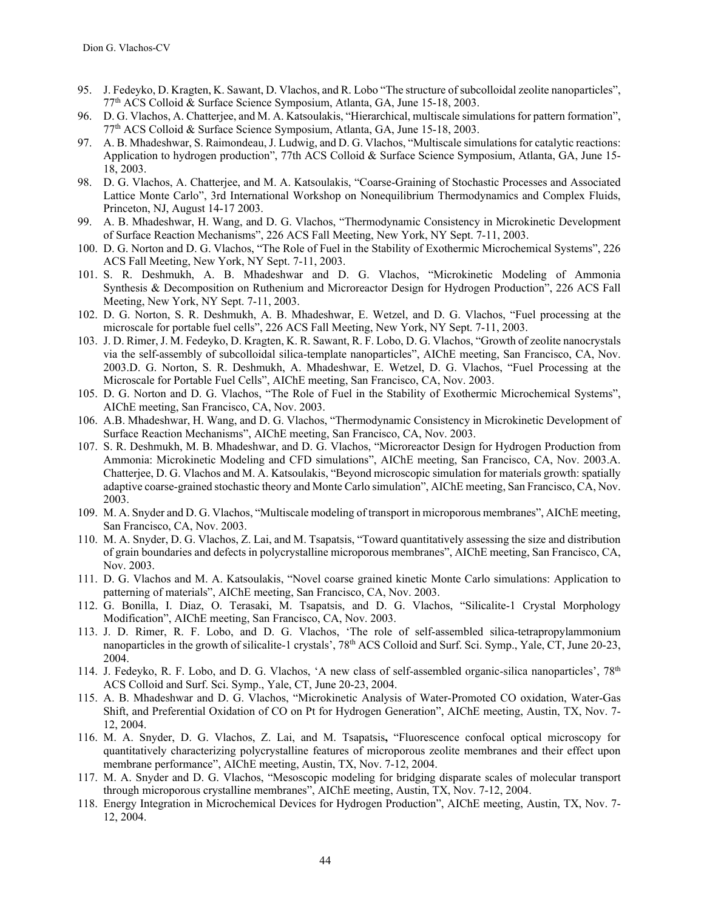95. J. Fedeyko, D. Kragten, K. Sawant, D. Vlachos, and R. Lobo "The structure of subcolloidal zeolite nanoparticles", 77th ACS Colloid & Surface Science Symposium, Atlanta, GA, June 15-18, 2003.
96. D. G. Vlachos, A. Chatterjee, and M. A. Katsoulakis, "Hierarchical, multiscale simulations for pattern formation", 77th ACS Colloid & Surface Science Symposium, Atlanta, GA, June 15-18, 2003.
97. A. B. Mhadeshwar, S. Raimondeau, J. Ludwig, and D. G. Vlachos, "Multiscale simulations for catalytic reactions: Application to hydrogen production", 77th ACS Colloid & Surface Science Symposium, Atlanta, GA, June 15-18, 2003.
98. D. G. Vlachos, A. Chatterjee, and M. A. Katsoulakis, "Coarse-Graining of Stochastic Processes and Associated Lattice Monte Carlo", 3rd International Workshop on Nonequilibrium Thermodynamics and Complex Fluids, Princeton, NJ, August 14-17 2003.
99. A. B. Mhadeshwar, H. Wang, and D. G. Vlachos, "Thermodynamic Consistency in Microkinetic Development of Surface Reaction Mechanisms", 226 ACS Fall Meeting, New York, NY Sept. 7-11, 2003.
100. D. G. Norton and D. G. Vlachos, "The Role of Fuel in the Stability of Exothermic Microchemical Systems", 226 ACS Fall Meeting, New York, NY Sept. 7-11, 2003.
101. S. R. Deshmukh, A. B. Mhadeshwar and D. G. Vlachos, "Microkinetic Modeling of Ammonia Synthesis & Decomposition on Ruthenium and Microreactor Design for Hydrogen Production", 226 ACS Fall Meeting, New York, NY Sept. 7-11, 2003.
102. D. G. Norton, S. R. Deshmukh, A. B. Mhadeshwar, E. Wetzel, and D. G. Vlachos, "Fuel processing at the microscale for portable fuel cells", 226 ACS Fall Meeting, New York, NY Sept. 7-11, 2003.
103. J. D. Rimer, J. M. Fedeyko, D. Kragten, K. R. Sawant, R. F. Lobo, D. G. Vlachos, "Growth of zeolite nanocrystals via the self-assembly of subcolloidal silica-template nanoparticles", AIChE meeting, San Francisco, CA, Nov. 2003.D. G. Norton, S. R. Deshmukh, A. Mhadeshwar, E. Wetzel, D. G. Vlachos, "Fuel Processing at the Microscale for Portable Fuel Cells", AIChE meeting, San Francisco, CA, Nov. 2003.
105. D. G. Norton and D. G. Vlachos, "The Role of Fuel in the Stability of Exothermic Microchemical Systems", AIChE meeting, San Francisco, CA, Nov. 2003.
106. A.B. Mhadeshwar, H. Wang, and D. G. Vlachos, "Thermodynamic Consistency in Microkinetic Development of Surface Reaction Mechanisms", AIChE meeting, San Francisco, CA, Nov. 2003.
107. S. R. Deshmukh, M. B. Mhadeshwar, and D. G. Vlachos, "Microreactor Design for Hydrogen Production from Ammonia: Microkinetic Modeling and CFD simulations", AIChE meeting, San Francisco, CA, Nov. 2003.A. Chatterjee, D. G. Vlachos and M. A. Katsoulakis, "Beyond microscopic simulation for materials growth: spatially adaptive coarse-grained stochastic theory and Monte Carlo simulation", AIChE meeting, San Francisco, CA, Nov. 2003.
109. M. A. Snyder and D. G. Vlachos, "Multiscale modeling of transport in microporous membranes", AIChE meeting, San Francisco, CA, Nov. 2003.
110. M. A. Snyder, D. G. Vlachos, Z. Lai, and M. Tsapatsis, "Toward quantitatively assessing the size and distribution of grain boundaries and defects in polycrystalline microporous membranes", AIChE meeting, San Francisco, CA, Nov. 2003.
111. D. G. Vlachos and M. A. Katsoulakis, "Novel coarse grained kinetic Monte Carlo simulations: Application to patterning of materials", AIChE meeting, San Francisco, CA, Nov. 2003.
112. G. Bonilla, I. Diaz, O. Terasaki, M. Tsapatsis, and D. G. Vlachos, "Silicalite-1 Crystal Morphology Modification", AIChE meeting, San Francisco, CA, Nov. 2003.
113. J. D. Rimer, R. F. Lobo, and D. G. Vlachos, 'The role of self-assembled silica-tetrapropylammonium nanoparticles in the growth of silicalite-1 crystals', 78th ACS Colloid and Surf. Sci. Symp., Yale, CT, June 20-23, 2004.
114. J. Fedeyko, R. F. Lobo, and D. G. Vlachos, 'A new class of self-assembled organic-silica nanoparticles', 78th ACS Colloid and Surf. Sci. Symp., Yale, CT, June 20-23, 2004.
115. A. B. Mhadeshwar and D. G. Vlachos, "Microkinetic Analysis of Water-Promoted CO oxidation, Water-Gas Shift, and Preferential Oxidation of CO on Pt for Hydrogen Generation", AIChE meeting, Austin, TX, Nov. 7-12, 2004.
116. M. A. Snyder, D. G. Vlachos, Z. Lai, and M. Tsapatsis**,** "Fluorescence confocal optical microscopy for quantitatively characterizing polycrystalline features of microporous zeolite membranes and their effect upon membrane performance", AIChE meeting, Austin, TX, Nov. 7-12, 2004.
117. M. A. Snyder and D. G. Vlachos, "Mesoscopic modeling for bridging disparate scales of molecular transport through microporous crystalline membranes", AIChE meeting, Austin, TX, Nov. 7-12, 2004.
118. Energy Integration in Microchemical Devices for Hydrogen Production", AIChE meeting, Austin, TX, Nov. 7-12, 2004.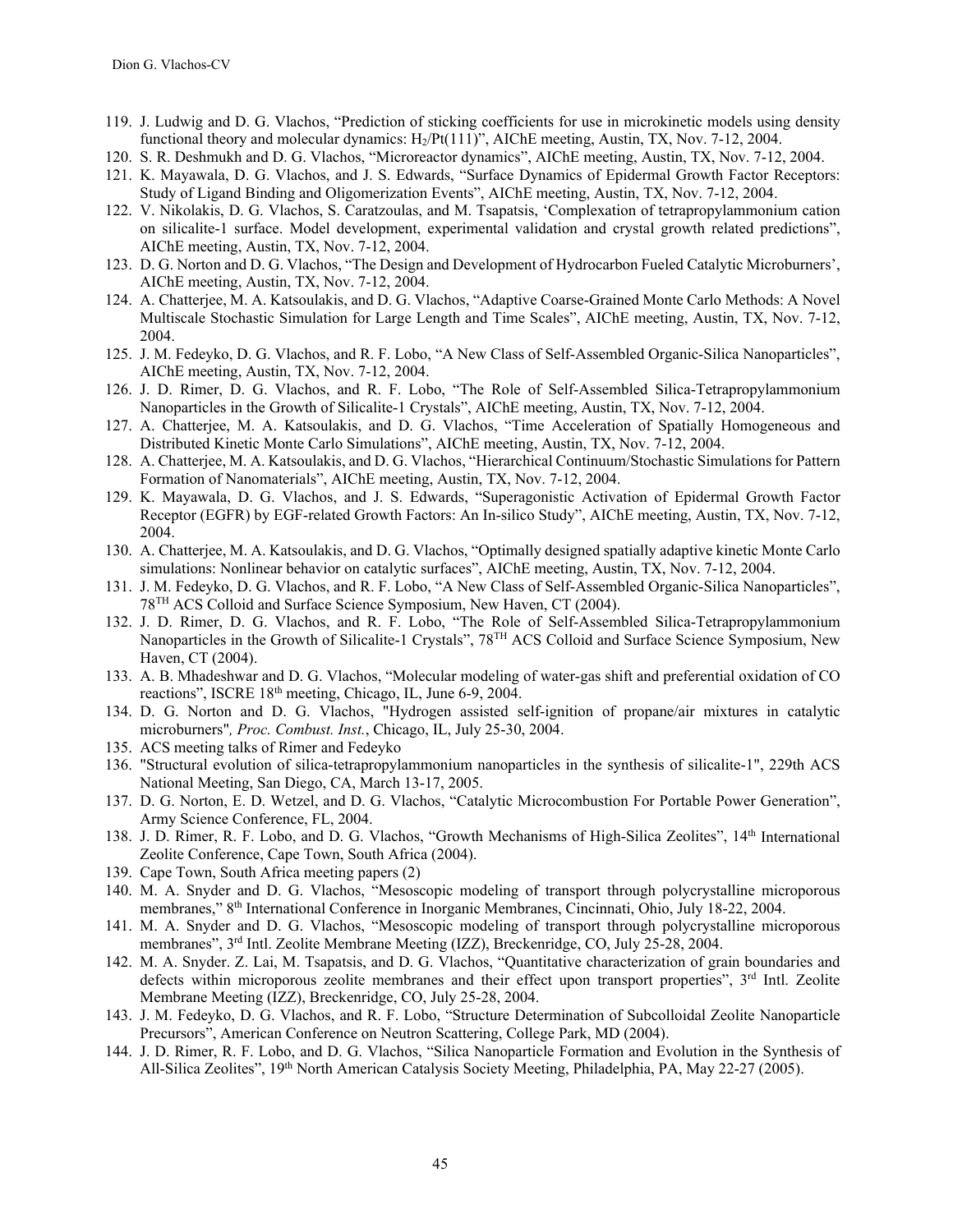119. J. Ludwig and D. G. Vlachos, "Prediction of sticking coefficients for use in microkinetic models using density functional theory and molecular dynamics: $H_2$/Pt(111)", AIChE meeting, Austin, TX, Nov. 7-12, 2004.
120. S. R. Deshmukh and D. G. Vlachos, "Microreactor dynamics", AIChE meeting, Austin, TX, Nov. 7-12, 2004.
121. K. Mayawala, D. G. Vlachos, and J. S. Edwards, "Surface Dynamics of Epidermal Growth Factor Receptors: Study of Ligand Binding and Oligomerization Events", AIChE meeting, Austin, TX, Nov. 7-12, 2004.
122. V. Nikolakis, D. G. Vlachos, S. Caratzoulas, and M. Tsapatsis, 'Complexation of tetrapropylammonium cation on silicalite-1 surface. Model development, experimental validation and crystal growth related predictions", AIChE meeting, Austin, TX, Nov. 7-12, 2004.
123. D. G. Norton and D. G. Vlachos, "The Design and Development of Hydrocarbon Fueled Catalytic Microburners', AIChE meeting, Austin, TX, Nov. 7-12, 2004.
124. A. Chatterjee, M. A. Katsoulakis, and D. G. Vlachos, "Adaptive Coarse-Grained Monte Carlo Methods: A Novel Multiscale Stochastic Simulation for Large Length and Time Scales", AIChE meeting, Austin, TX, Nov. 7-12, 2004.
125. J. M. Fedeyko, D. G. Vlachos, and R. F. Lobo, "A New Class of Self-Assembled Organic-Silica Nanoparticles", AIChE meeting, Austin, TX, Nov. 7-12, 2004.
126. J. D. Rimer, D. G. Vlachos, and R. F. Lobo, "The Role of Self-Assembled Silica-Tetrapropylammonium Nanoparticles in the Growth of Silicalite-1 Crystals", AIChE meeting, Austin, TX, Nov. 7-12, 2004.
127. A. Chatterjee, M. A. Katsoulakis, and D. G. Vlachos, "Time Acceleration of Spatially Homogeneous and Distributed Kinetic Monte Carlo Simulations", AIChE meeting, Austin, TX, Nov. 7-12, 2004.
128. A. Chatterjee, M. A. Katsoulakis, and D. G. Vlachos, "Hierarchical Continuum/Stochastic Simulations for Pattern Formation of Nanomaterials", AIChE meeting, Austin, TX, Nov. 7-12, 2004.
129. K. Mayawala, D. G. Vlachos, and J. S. Edwards, "Superagonistic Activation of Epidermal Growth Factor Receptor (EGFR) by EGF-related Growth Factors: An In-silico Study", AIChE meeting, Austin, TX, Nov. 7-12, 2004.
130. A. Chatterjee, M. A. Katsoulakis, and D. G. Vlachos, "Optimally designed spatially adaptive kinetic Monte Carlo simulations: Nonlinear behavior on catalytic surfaces", AIChE meeting, Austin, TX, Nov. 7-12, 2004.
131. J. M. Fedeyko, D. G. Vlachos, and R. F. Lobo, "A New Class of Self-Assembled Organic-Silica Nanoparticles", 78[TH] ACS Colloid and Surface Science Symposium, New Haven, CT (2004).
132. J. D. Rimer, D. G. Vlachos, and R. F. Lobo, "The Role of Self-Assembled Silica-Tetrapropylammonium Nanoparticles in the Growth of Silicalite-1 Crystals", 78[TH] ACS Colloid and Surface Science Symposium, New Haven, CT (2004).
133. A. B. Mhadeshwar and D. G. Vlachos, "Molecular modeling of water-gas shift and preferential oxidation of CO reactions", ISCRE 18[th] meeting, Chicago, IL, June 6-9, 2004.
134. D. G. Norton and D. G. Vlachos, "Hydrogen assisted self-ignition of propane/air mixtures in catalytic microburners"*, Proc. Combust. Inst.*, Chicago, IL, July 25-30, 2004.
135. ACS meeting talks of Rimer and Fedeyko
136. "Structural evolution of silica-tetrapropylammonium nanoparticles in the synthesis of silicalite-1", 229th ACS National Meeting, San Diego, CA, March 13-17, 2005.
137. D. G. Norton, E. D. Wetzel, and D. G. Vlachos, "Catalytic Microcombustion For Portable Power Generation", Army Science Conference, FL, 2004.
138. J. D. Rimer, R. F. Lobo, and D. G. Vlachos, "Growth Mechanisms of High-Silica Zeolites", 14[th] International Zeolite Conference, Cape Town, South Africa (2004).
139. Cape Town, South Africa meeting papers (2)
140. M. A. Snyder and D. G. Vlachos, "Mesoscopic modeling of transport through polycrystalline microporous membranes," 8[th] International Conference in Inorganic Membranes, Cincinnati, Ohio, July 18-22, 2004.
141. M. A. Snyder and D. G. Vlachos, "Mesoscopic modeling of transport through polycrystalline microporous membranes", 3[rd] Intl. Zeolite Membrane Meeting (IZZ), Breckenridge, CO, July 25-28, 2004.
142. M. A. Snyder. Z. Lai, M. Tsapatsis, and D. G. Vlachos, "Quantitative characterization of grain boundaries and defects within microporous zeolite membranes and their effect upon transport properties", 3[rd] Intl. Zeolite Membrane Meeting (IZZ), Breckenridge, CO, July 25-28, 2004.
143. J. M. Fedeyko, D. G. Vlachos, and R. F. Lobo, "Structure Determination of Subcolloidal Zeolite Nanoparticle Precursors", American Conference on Neutron Scattering, College Park, MD (2004).
144. J. D. Rimer, R. F. Lobo, and D. G. Vlachos, "Silica Nanoparticle Formation and Evolution in the Synthesis of All-Silica Zeolites", 19[th] North American Catalysis Society Meeting, Philadelphia, PA, May 22-27 (2005).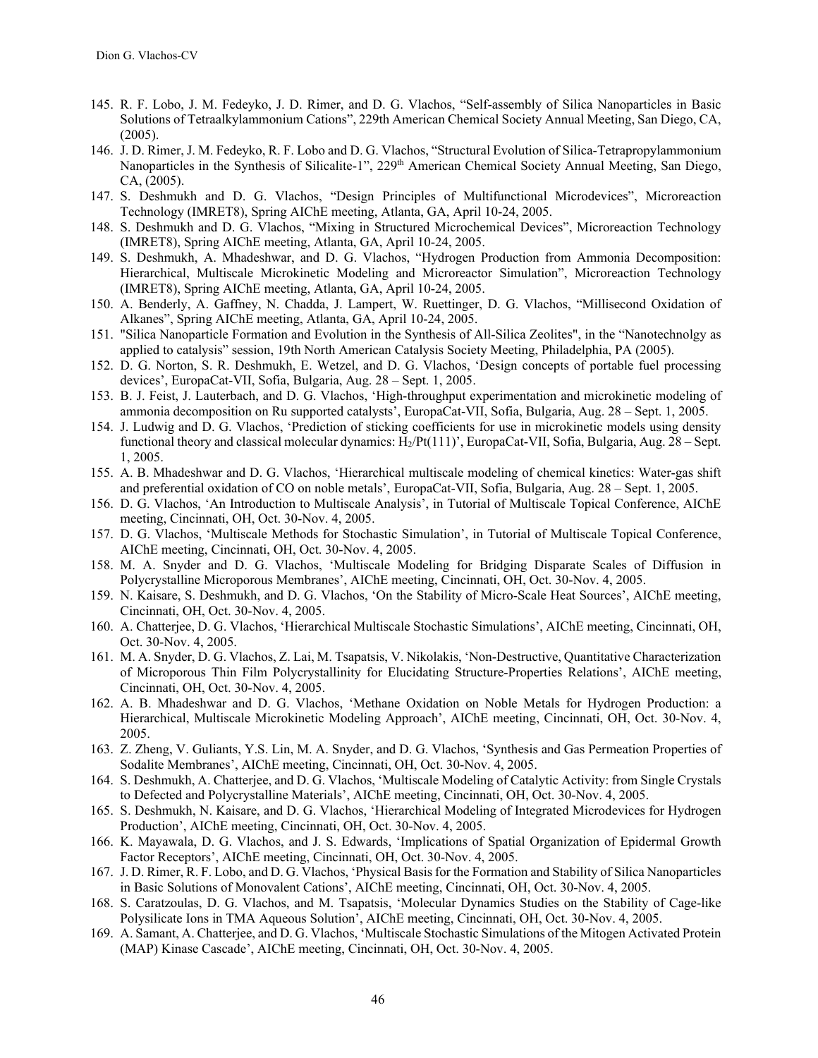145. R. F. Lobo, J. M. Fedeyko, J. D. Rimer, and D. G. Vlachos, "Self-assembly of Silica Nanoparticles in Basic Solutions of Tetraalkylammonium Cations", 229th American Chemical Society Annual Meeting, San Diego, CA, (2005).
146. J. D. Rimer, J. M. Fedeyko, R. F. Lobo and D. G. Vlachos, "Structural Evolution of Silica-Tetrapropylammonium Nanoparticles in the Synthesis of Silicalite-1", 229$^{th}$ American Chemical Society Annual Meeting, San Diego, CA, (2005).
147. S. Deshmukh and D. G. Vlachos, "Design Principles of Multifunctional Microdevices", Microreaction Technology (IMRET8), Spring AIChE meeting, Atlanta, GA, April 10-24, 2005.
148. S. Deshmukh and D. G. Vlachos, "Mixing in Structured Microchemical Devices", Microreaction Technology (IMRET8), Spring AIChE meeting, Atlanta, GA, April 10-24, 2005.
149. S. Deshmukh, A. Mhadeshwar, and D. G. Vlachos, "Hydrogen Production from Ammonia Decomposition: Hierarchical, Multiscale Microkinetic Modeling and Microreactor Simulation", Microreaction Technology (IMRET8), Spring AIChE meeting, Atlanta, GA, April 10-24, 2005.
150. A. Benderly, A. Gaffney, N. Chadda, J. Lampert, W. Ruettinger, D. G. Vlachos, "Millisecond Oxidation of Alkanes", Spring AIChE meeting, Atlanta, GA, April 10-24, 2005.
151. "Silica Nanoparticle Formation and Evolution in the Synthesis of All-Silica Zeolites", in the "Nanotechnolgy as applied to catalysis" session, 19th North American Catalysis Society Meeting, Philadelphia, PA (2005).
152. D. G. Norton, S. R. Deshmukh, E. Wetzel, and D. G. Vlachos, 'Design concepts of portable fuel processing devices', EuropaCat-VII, Sofia, Bulgaria, Aug. 28 – Sept. 1, 2005.
153. B. J. Feist, J. Lauterbach, and D. G. Vlachos, 'High-throughput experimentation and microkinetic modeling of ammonia decomposition on Ru supported catalysts', EuropaCat-VII, Sofia, Bulgaria, Aug. 28 – Sept. 1, 2005.
154. J. Ludwig and D. G. Vlachos, 'Prediction of sticking coefficients for use in microkinetic models using density functional theory and classical molecular dynamics: $H_2$/Pt(111)', EuropaCat-VII, Sofia, Bulgaria, Aug. 28 – Sept. 1, 2005.
155. A. B. Mhadeshwar and D. G. Vlachos, 'Hierarchical multiscale modeling of chemical kinetics: Water-gas shift and preferential oxidation of CO on noble metals', EuropaCat-VII, Sofia, Bulgaria, Aug. 28 – Sept. 1, 2005.
156. D. G. Vlachos, 'An Introduction to Multiscale Analysis', in Tutorial of Multiscale Topical Conference, AIChE meeting, Cincinnati, OH, Oct. 30-Nov. 4, 2005.
157. D. G. Vlachos, 'Multiscale Methods for Stochastic Simulation', in Tutorial of Multiscale Topical Conference, AIChE meeting, Cincinnati, OH, Oct. 30-Nov. 4, 2005.
158. M. A. Snyder and D. G. Vlachos, 'Multiscale Modeling for Bridging Disparate Scales of Diffusion in Polycrystalline Microporous Membranes', AIChE meeting, Cincinnati, OH, Oct. 30-Nov. 4, 2005.
159. N. Kaisare, S. Deshmukh, and D. G. Vlachos, 'On the Stability of Micro-Scale Heat Sources', AIChE meeting, Cincinnati, OH, Oct. 30-Nov. 4, 2005.
160. A. Chatterjee, D. G. Vlachos, 'Hierarchical Multiscale Stochastic Simulations', AIChE meeting, Cincinnati, OH, Oct. 30-Nov. 4, 2005.
161. M. A. Snyder, D. G. Vlachos, Z. Lai, M. Tsapatsis, V. Nikolakis, 'Non-Destructive, Quantitative Characterization of Microporous Thin Film Polycrystallinity for Elucidating Structure-Properties Relations', AIChE meeting, Cincinnati, OH, Oct. 30-Nov. 4, 2005.
162. A. B. Mhadeshwar and D. G. Vlachos, 'Methane Oxidation on Noble Metals for Hydrogen Production: a Hierarchical, Multiscale Microkinetic Modeling Approach', AIChE meeting, Cincinnati, OH, Oct. 30-Nov. 4, 2005.
163. Z. Zheng, V. Guliants, Y.S. Lin, M. A. Snyder, and D. G. Vlachos, 'Synthesis and Gas Permeation Properties of Sodalite Membranes', AIChE meeting, Cincinnati, OH, Oct. 30-Nov. 4, 2005.
164. S. Deshmukh, A. Chatterjee, and D. G. Vlachos, 'Multiscale Modeling of Catalytic Activity: from Single Crystals to Defected and Polycrystalline Materials', AIChE meeting, Cincinnati, OH, Oct. 30-Nov. 4, 2005.
165. S. Deshmukh, N. Kaisare, and D. G. Vlachos, 'Hierarchical Modeling of Integrated Microdevices for Hydrogen Production', AIChE meeting, Cincinnati, OH, Oct. 30-Nov. 4, 2005.
166. K. Mayawala, D. G. Vlachos, and J. S. Edwards, 'Implications of Spatial Organization of Epidermal Growth Factor Receptors', AIChE meeting, Cincinnati, OH, Oct. 30-Nov. 4, 2005.
167. J. D. Rimer, R. F. Lobo, and D. G. Vlachos, 'Physical Basis for the Formation and Stability of Silica Nanoparticles in Basic Solutions of Monovalent Cations', AIChE meeting, Cincinnati, OH, Oct. 30-Nov. 4, 2005.
168. S. Caratzoulas, D. G. Vlachos, and M. Tsapatsis, 'Molecular Dynamics Studies on the Stability of Cage-like Polysilicate Ions in TMA Aqueous Solution', AIChE meeting, Cincinnati, OH, Oct. 30-Nov. 4, 2005.
169. A. Samant, A. Chatterjee, and D. G. Vlachos, 'Multiscale Stochastic Simulations of the Mitogen Activated Protein (MAP) Kinase Cascade', AIChE meeting, Cincinnati, OH, Oct. 30-Nov. 4, 2005.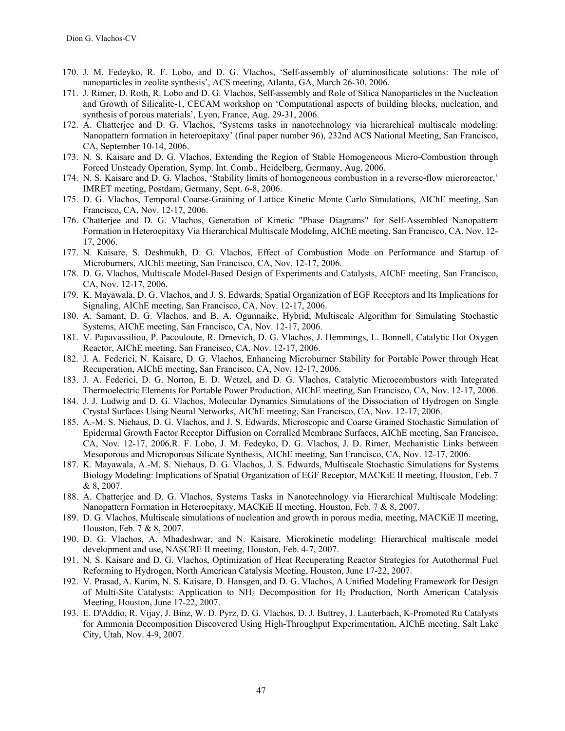170. J. M. Fedeyko, R. F. Lobo, and D. G. Vlachos, 'Self-assembly of aluminosilicate solutions: The role of nanoparticles in zeolite synthesis', ACS meeting, Atlanta, GA, March 26-30, 2006.
171. J. Rimer, D. Roth, R. Lobo and D. G. Vlachos, Self-assembly and Role of Silica Nanoparticles in the Nucleation and Growth of Silicalite-1, CECAM workshop on 'Computational aspects of building blocks, nucleation, and synthesis of porous materials', Lyon, France, Aug. 29-31, 2006.
172. A. Chatterjee and D. G. Vlachos, 'Systems tasks in nanotechnology via hierarchical multiscale modeling: Nanopattern formation in heteroepitaxy' (final paper number 96), 232nd ACS National Meeting, San Francisco, CA, September 10-14, 2006.
173. N. S. Kaisare and D. G. Vlachos, Extending the Region of Stable Homogeneous Micro-Combustion through Forced Unsteady Operation, Symp. Int. Comb., Heidelberg, Germany, Aug. 2006.
174. N. S. Kaisare and D. G. Vlachos, 'Stability limits of homogeneous combustion in a reverse-flow microreactor,' IMRET meeting, Postdam, Germany, Sept. 6-8, 2006.
175. D. G. Vlachos, Temporal Coarse-Graining of Lattice Kinetic Monte Carlo Simulations, AIChE meeting, San Francisco, CA, Nov. 12-17, 2006.
176. Chatterjee and D. G. Vlachos, Generation of Kinetic "Phase Diagrams" for Self-Assembled Nanopattern Formation in Heteroepitaxy Via Hierarchical Multiscale Modeling, AIChE meeting, San Francisco, CA, Nov. 12-17, 2006.
177. N. Kaisare, S. Deshmukh, D. G. Vlachos, Effect of Combustion Mode on Performance and Startup of Microburners, AIChE meeting, San Francisco, CA, Nov. 12-17, 2006.
178. D. G. Vlachos, Multiscale Model-Based Design of Experiments and Catalysts, AIChE meeting, San Francisco, CA, Nov. 12-17, 2006.
179. K. Mayawala, D. G. Vlachos, and J. S. Edwards, Spatial Organization of EGF Receptors and Its Implications for Signaling, AIChE meeting, San Francisco, CA, Nov. 12-17, 2006.
180. A. Samant, D. G. Vlachos, and B. A. Ogunnaike, Hybrid, Multiscale Algorithm for Simulating Stochastic Systems, AIChE meeting, San Francisco, CA, Nov. 12-17, 2006.
181. V. Papavassiliou, P. Pacouloute, R. Drnevich, D. G. Vlachos, J. Hemmings, L. Bonnell, Catalytic Hot Oxygen Reactor, AIChE meeting, San Francisco, CA, Nov. 12-17, 2006.
182. J. A. Federici, N. Kaisare, D. G. Vlachos, Enhancing Microburner Stability for Portable Power through Heat Recuperation, AIChE meeting, San Francisco, CA, Nov. 12-17, 2006.
183. J. A. Federici, D. G. Norton, E. D. Wetzel, and D. G. Vlachos, Catalytic Microcombustors with Integrated Thermoelectric Elements for Portable Power Production, AIChE meeting, San Francisco, CA, Nov. 12-17, 2006.
184. J. J. Ludwig and D. G. Vlachos, Molecular Dynamics Simulations of the Dissociation of Hydrogen on Single Crystal Surfaces Using Neural Networks, AIChE meeting, San Francisco, CA, Nov. 12-17, 2006.
185. A.-M. S. Niehaus, D. G. Vlachos, and J. S. Edwards, Microscopic and Coarse Grained Stochastic Simulation of Epidermal Growth Factor Receptor Diffusion on Corralled Membrane Surfaces, AIChE meeting, San Francisco, CA, Nov. 12-17, 2006.R. F. Lobo, J. M. Fedeyko, D. G. Vlachos, J. D. Rimer, Mechanistic Links between Mesoporous and Microporous Silicate Synthesis, AIChE meeting, San Francisco, CA, Nov. 12-17, 2006.
187. K. Mayawala, A.-M. S. Niehaus, D. G. Vlachos, J. S. Edwards, Multiscale Stochastic Simulations for Systems Biology Modeling: Implications of Spatial Organization of EGF Receptor, MACKiE II meeting, Houston, Feb. 7 & 8, 2007.
188. A. Chatterjee and D. G. Vlachos, Systems Tasks in Nanotechnology via Hierarchical Multiscale Modeling: Nanopattern Formation in Heteroepitaxy, MACKiE II meeting, Houston, Feb. 7 & 8, 2007.
189. D. G. Vlachos, Multiscale simulations of nucleation and growth in porous media, meeting, MACKiE II meeting, Houston, Feb. 7 & 8, 2007.
190. D. G. Vlachos, A. Mhadeshwar, and N. Kaisare, Microkinetic modeling: Hierarchical multiscale model development and use, NASCRE II meeting, Houston, Feb. 4-7, 2007.
191. N. S. Kaisare and D. G. Vlachos, Optimization of Heat Recuperating Reactor Strategies for Autothermal Fuel Reforming to Hydrogen, North American Catalysis Meeting, Houston, June 17-22, 2007.
192. V. Prasad, A. Karim, N. S. Kaisare, D. Hansgen, and D. G. Vlachos, A Unified Modeling Framework for Design of Multi-Site Catalysts: Application to $NH_3$ Decomposition for $H_2$ Production, North American Catalysis Meeting, Houston, June 17-22, 2007.
193. E. D'Addio, R. Vijay, J. Binz, W. D. Pyrz, D. G. Vlachos, D. J. Buttrey, J. Lauterbach, K-Promoted Ru Catalysts for Ammonia Decomposition Discovered Using High-Throughput Experimentation, AIChE meeting, Salt Lake City, Utah, Nov. 4-9, 2007.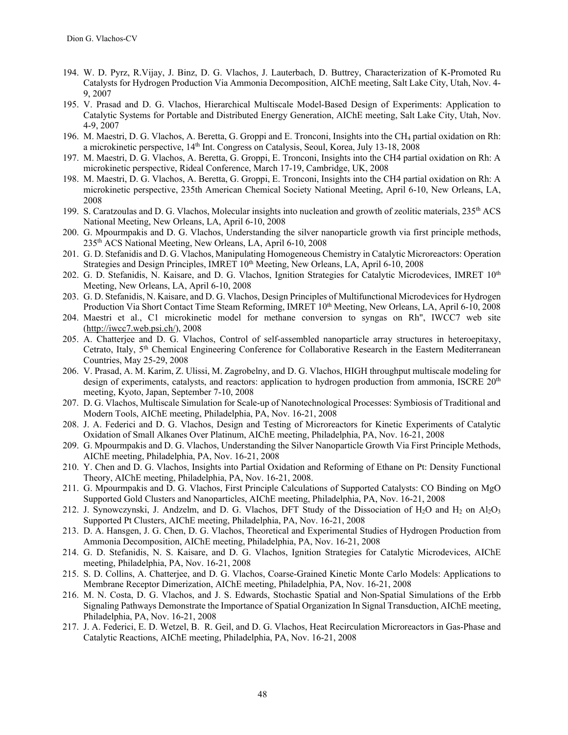194. W. D. Pyrz, R.Vijay, J. Binz, D. G. Vlachos, J. Lauterbach, D. Buttrey, Characterization of K-Promoted Ru Catalysts for Hydrogen Production Via Ammonia Decomposition, AIChE meeting, Salt Lake City, Utah, Nov. 4-9, 2007
195. V. Prasad and D. G. Vlachos, Hierarchical Multiscale Model-Based Design of Experiments: Application to Catalytic Systems for Portable and Distributed Energy Generation, AIChE meeting, Salt Lake City, Utah, Nov. 4-9, 2007
196. M. Maestri, D. G. Vlachos, A. Beretta, G. Groppi and E. Tronconi, Insights into the $CH_4$ partial oxidation on Rh: a microkinetic perspective, 14th Int. Congress on Catalysis, Seoul, Korea, July 13-18, 2008
197. M. Maestri, D. G. Vlachos, A. Beretta, G. Groppi, E. Tronconi, Insights into the CH4 partial oxidation on Rh: A microkinetic perspective, Rideal Conference, March 17-19, Cambridge, UK, 2008
198. M. Maestri, D. G. Vlachos, A. Beretta, G. Groppi, E. Tronconi, Insights into the CH4 partial oxidation on Rh: A microkinetic perspective, 235th American Chemical Society National Meeting, April 6-10, New Orleans, LA, 2008
199. S. Caratzoulas and D. G. Vlachos, Molecular insights into nucleation and growth of zeolitic materials, 235th ACS National Meeting, New Orleans, LA, April 6-10, 2008
200. G. Mpourmpakis and D. G. Vlachos, Understanding the silver nanoparticle growth via first principle methods, 235th ACS National Meeting, New Orleans, LA, April 6-10, 2008
201. G. D. Stefanidis and D. G. Vlachos, Manipulating Homogeneous Chemistry in Catalytic Microreactors: Operation Strategies and Design Principles, IMRET 10th Meeting, New Orleans, LA, April 6-10, 2008
202. G. D. Stefanidis, N. Kaisare, and D. G. Vlachos, Ignition Strategies for Catalytic Microdevices, IMRET 10th Meeting, New Orleans, LA, April 6-10, 2008
203. G. D. Stefanidis, N. Kaisare, and D. G. Vlachos, Design Principles of Multifunctional Microdevices for Hydrogen Production Via Short Contact Time Steam Reforming, IMRET 10th Meeting, New Orleans, LA, April 6-10, 2008
204. Maestri et al., C1 microkinetic model for methane conversion to syngas on Rh", IWCC7 web site (http://iwcc7.web.psi.ch/), 2008
205. A. Chatterjee and D. G. Vlachos, Control of self-assembled nanoparticle array structures in heteroepitaxy, Cetrato, Italy, 5th Chemical Engineering Conference for Collaborative Research in the Eastern Mediterranean Countries, May 25-29, 2008
206. V. Prasad, A. M. Karim, Z. Ulissi, M. Zagrobelny, and D. G. Vlachos, HIGH throughput multiscale modeling for design of experiments, catalysts, and reactors: application to hydrogen production from ammonia, ISCRE 20th meeting, Kyoto, Japan, September 7-10, 2008
207. D. G. Vlachos, Multiscale Simulation for Scale-up of Nanotechnological Processes: Symbiosis of Traditional and Modern Tools, AIChE meeting, Philadelphia, PA, Nov. 16-21, 2008
208. J. A. Federici and D. G. Vlachos, Design and Testing of Microreactors for Kinetic Experiments of Catalytic Oxidation of Small Alkanes Over Platinum, AIChE meeting, Philadelphia, PA, Nov. 16-21, 2008
209. G. Mpourmpakis and D. G. Vlachos, Understanding the Silver Nanoparticle Growth Via First Principle Methods, AIChE meeting, Philadelphia, PA, Nov. 16-21, 2008
210. Y. Chen and D. G. Vlachos, Insights into Partial Oxidation and Reforming of Ethane on Pt: Density Functional Theory, AIChE meeting, Philadelphia, PA, Nov. 16-21, 2008.
211. G. Mpourmpakis and D. G. Vlachos, First Principle Calculations of Supported Catalysts: CO Binding on MgO Supported Gold Clusters and Nanoparticles, AIChE meeting, Philadelphia, PA, Nov. 16-21, 2008
212. J. Synowczynski, J. Andzelm, and D. G. Vlachos, DFT Study of the Dissociation of $H_2O$ and $H_2$ on $Al_2O_3$ Supported Pt Clusters, AIChE meeting, Philadelphia, PA, Nov. 16-21, 2008
213. D. A. Hansgen, J. G. Chen, D. G. Vlachos, Theoretical and Experimental Studies of Hydrogen Production from Ammonia Decomposition, AIChE meeting, Philadelphia, PA, Nov. 16-21, 2008
214. G. D. Stefanidis, N. S. Kaisare, and D. G. Vlachos, Ignition Strategies for Catalytic Microdevices, AIChE meeting, Philadelphia, PA, Nov. 16-21, 2008
215. S. D. Collins, A. Chatterjee, and D. G. Vlachos, Coarse-Grained Kinetic Monte Carlo Models: Applications to Membrane Receptor Dimerization, AIChE meeting, Philadelphia, PA, Nov. 16-21, 2008
216. M. N. Costa, D. G. Vlachos, and J. S. Edwards, Stochastic Spatial and Non-Spatial Simulations of the Erbb Signaling Pathways Demonstrate the Importance of Spatial Organization In Signal Transduction, AIChE meeting, Philadelphia, PA, Nov. 16-21, 2008
217. J. A. Federici, E. D. Wetzel, B. R. Geil, and D. G. Vlachos, Heat Recirculation Microreactors in Gas-Phase and Catalytic Reactions, AIChE meeting, Philadelphia, PA, Nov. 16-21, 2008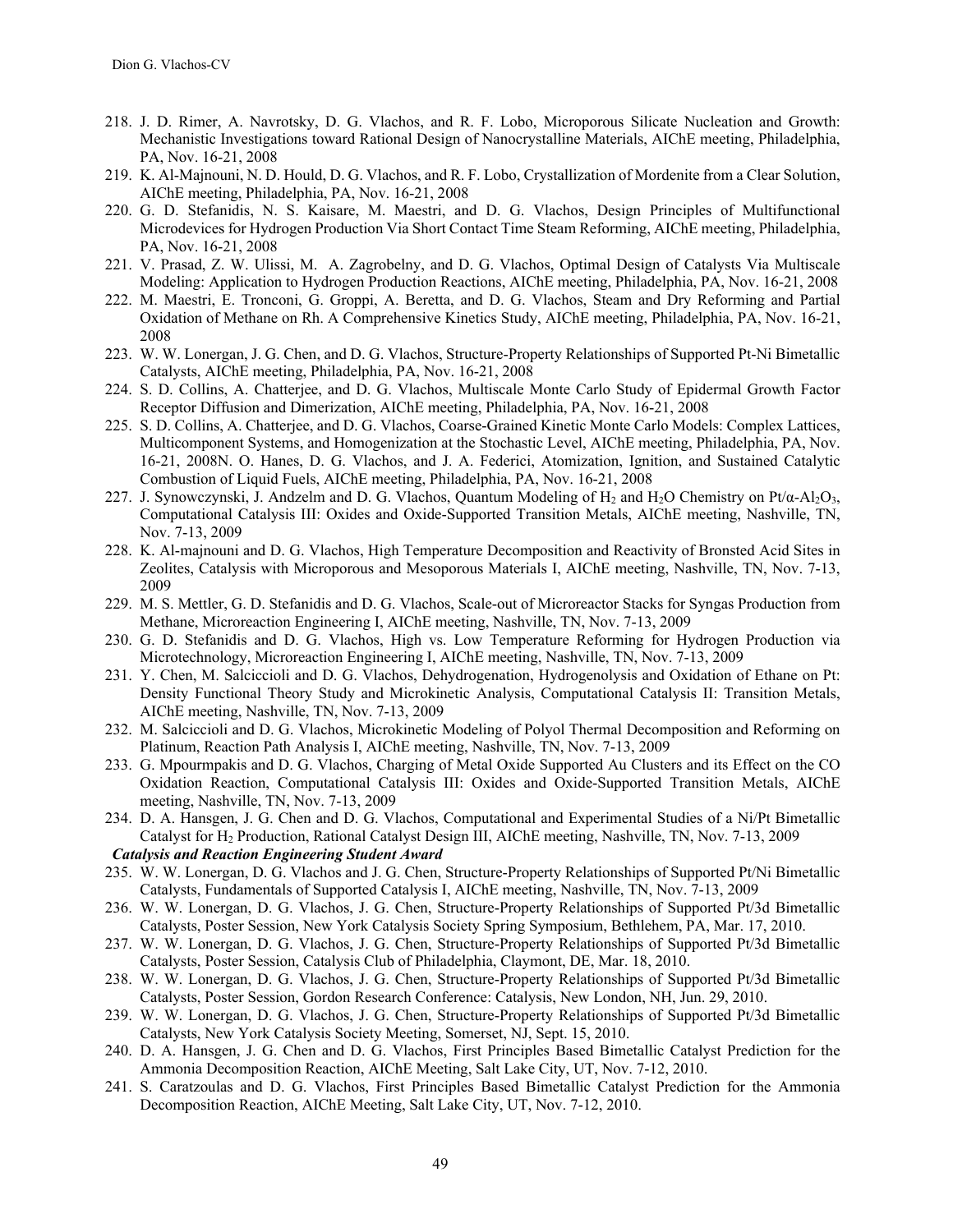218. J. D. Rimer, A. Navrotsky, D. G. Vlachos, and R. F. Lobo, Microporous Silicate Nucleation and Growth: Mechanistic Investigations toward Rational Design of Nanocrystalline Materials, AIChE meeting, Philadelphia, PA, Nov. 16-21, 2008
219. K. Al-Majnouni, N. D. Hould, D. G. Vlachos, and R. F. Lobo, Crystallization of Mordenite from a Clear Solution, AIChE meeting, Philadelphia, PA, Nov. 16-21, 2008
220. G. D. Stefanidis, N. S. Kaisare, M. Maestri, and D. G. Vlachos, Design Principles of Multifunctional Microdevices for Hydrogen Production Via Short Contact Time Steam Reforming, AIChE meeting, Philadelphia, PA, Nov. 16-21, 2008
221. V. Prasad, Z. W. Ulissi, M. A. Zagrobelny, and D. G. Vlachos, Optimal Design of Catalysts Via Multiscale Modeling: Application to Hydrogen Production Reactions, AIChE meeting, Philadelphia, PA, Nov. 16-21, 2008
222. M. Maestri, E. Tronconi, G. Groppi, A. Beretta, and D. G. Vlachos, Steam and Dry Reforming and Partial Oxidation of Methane on Rh. A Comprehensive Kinetics Study, AIChE meeting, Philadelphia, PA, Nov. 16-21, 2008
223. W. W. Lonergan, J. G. Chen, and D. G. Vlachos, Structure-Property Relationships of Supported Pt-Ni Bimetallic Catalysts, AIChE meeting, Philadelphia, PA, Nov. 16-21, 2008
224. S. D. Collins, A. Chatterjee, and D. G. Vlachos, Multiscale Monte Carlo Study of Epidermal Growth Factor Receptor Diffusion and Dimerization, AIChE meeting, Philadelphia, PA, Nov. 16-21, 2008
225. S. D. Collins, A. Chatterjee, and D. G. Vlachos, Coarse-Grained Kinetic Monte Carlo Models: Complex Lattices, Multicomponent Systems, and Homogenization at the Stochastic Level, AIChE meeting, Philadelphia, PA, Nov. 16-21, 2008N. O. Hanes, D. G. Vlachos, and J. A. Federici, Atomization, Ignition, and Sustained Catalytic Combustion of Liquid Fuels, AIChE meeting, Philadelphia, PA, Nov. 16-21, 2008
227. J. Synowczynski, J. Andzelm and D. G. Vlachos, Quantum Modeling of $H_2$ and $H_2O$ Chemistry on $Pt/\alpha\text{-}Al_2O_3$, Computational Catalysis III: Oxides and Oxide-Supported Transition Metals, AIChE meeting, Nashville, TN, Nov. 7-13, 2009
228. K. Al-majnouni and D. G. Vlachos, High Temperature Decomposition and Reactivity of Bronsted Acid Sites in Zeolites, Catalysis with Microporous and Mesoporous Materials I, AIChE meeting, Nashville, TN, Nov. 7-13, 2009
229. M. S. Mettler, G. D. Stefanidis and D. G. Vlachos, Scale-out of Microreactor Stacks for Syngas Production from Methane, Microreaction Engineering I, AIChE meeting, Nashville, TN, Nov. 7-13, 2009
230. G. D. Stefanidis and D. G. Vlachos, High vs. Low Temperature Reforming for Hydrogen Production via Microtechnology, Microreaction Engineering I, AIChE meeting, Nashville, TN, Nov. 7-13, 2009
231. Y. Chen, M. Salciccioli and D. G. Vlachos, Dehydrogenation, Hydrogenolysis and Oxidation of Ethane on Pt: Density Functional Theory Study and Microkinetic Analysis, Computational Catalysis II: Transition Metals, AIChE meeting, Nashville, TN, Nov. 7-13, 2009
232. M. Salciccioli and D. G. Vlachos, Microkinetic Modeling of Polyol Thermal Decomposition and Reforming on Platinum, Reaction Path Analysis I, AIChE meeting, Nashville, TN, Nov. 7-13, 2009
233. G. Mpourmpakis and D. G. Vlachos, Charging of Metal Oxide Supported Au Clusters and its Effect on the CO Oxidation Reaction, Computational Catalysis III: Oxides and Oxide-Supported Transition Metals, AIChE meeting, Nashville, TN, Nov. 7-13, 2009
234. D. A. Hansgen, J. G. Chen and D. G. Vlachos, Computational and Experimental Studies of a Ni/Pt Bimetallic Catalyst for $H_2$ Production, Rational Catalyst Design III, AIChE meeting, Nashville, TN, Nov. 7-13, 2009
    ***Catalysis and Reaction Engineering Student Award***
235. W. W. Lonergan, D. G. Vlachos and J. G. Chen, Structure-Property Relationships of Supported Pt/Ni Bimetallic Catalysts, Fundamentals of Supported Catalysis I, AIChE meeting, Nashville, TN, Nov. 7-13, 2009
236. W. W. Lonergan, D. G. Vlachos, J. G. Chen, Structure-Property Relationships of Supported Pt/3d Bimetallic Catalysts, Poster Session, New York Catalysis Society Spring Symposium, Bethlehem, PA, Mar. 17, 2010.
237. W. W. Lonergan, D. G. Vlachos, J. G. Chen, Structure-Property Relationships of Supported Pt/3d Bimetallic Catalysts, Poster Session, Catalysis Club of Philadelphia, Claymont, DE, Mar. 18, 2010.
238. W. W. Lonergan, D. G. Vlachos, J. G. Chen, Structure-Property Relationships of Supported Pt/3d Bimetallic Catalysts, Poster Session, Gordon Research Conference: Catalysis, New London, NH, Jun. 29, 2010.
239. W. W. Lonergan, D. G. Vlachos, J. G. Chen, Structure-Property Relationships of Supported Pt/3d Bimetallic Catalysts, New York Catalysis Society Meeting, Somerset, NJ, Sept. 15, 2010.
240. D. A. Hansgen, J. G. Chen and D. G. Vlachos, First Principles Based Bimetallic Catalyst Prediction for the Ammonia Decomposition Reaction, AIChE Meeting, Salt Lake City, UT, Nov. 7-12, 2010.
241. S. Caratzoulas and D. G. Vlachos, First Principles Based Bimetallic Catalyst Prediction for the Ammonia Decomposition Reaction, AIChE Meeting, Salt Lake City, UT, Nov. 7-12, 2010.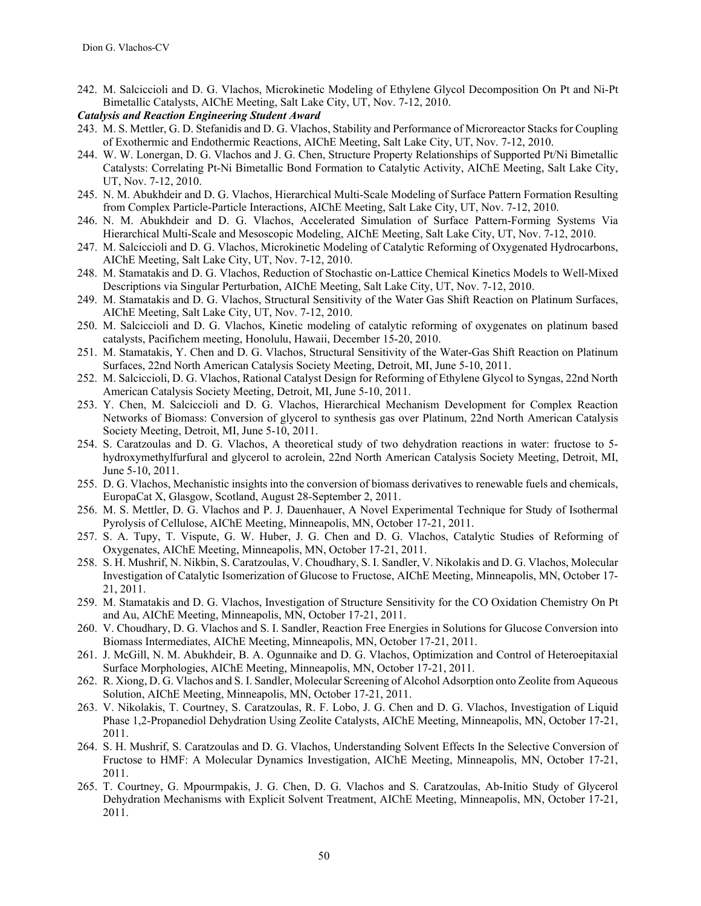242. M. Salciccioli and D. G. Vlachos, Microkinetic Modeling of Ethylene Glycol Decomposition On Pt and Ni-Pt Bimetallic Catalysts, AIChE Meeting, Salt Lake City, UT, Nov. 7-12, 2010.

***Catalysis and Reaction Engineering Student Award***

243. M. S. Mettler, G. D. Stefanidis and D. G. Vlachos, Stability and Performance of Microreactor Stacks for Coupling of Exothermic and Endothermic Reactions, AIChE Meeting, Salt Lake City, UT, Nov. 7-12, 2010.
244. W. W. Lonergan, D. G. Vlachos and J. G. Chen, Structure Property Relationships of Supported Pt/Ni Bimetallic Catalysts: Correlating Pt-Ni Bimetallic Bond Formation to Catalytic Activity, AIChE Meeting, Salt Lake City, UT, Nov. 7-12, 2010.
245. N. M. Abukhdeir and D. G. Vlachos, Hierarchical Multi-Scale Modeling of Surface Pattern Formation Resulting from Complex Particle-Particle Interactions, AIChE Meeting, Salt Lake City, UT, Nov. 7-12, 2010.
246. N. M. Abukhdeir and D. G. Vlachos, Accelerated Simulation of Surface Pattern-Forming Systems Via Hierarchical Multi-Scale and Mesoscopic Modeling, AIChE Meeting, Salt Lake City, UT, Nov. 7-12, 2010.
247. M. Salciccioli and D. G. Vlachos, Microkinetic Modeling of Catalytic Reforming of Oxygenated Hydrocarbons, AIChE Meeting, Salt Lake City, UT, Nov. 7-12, 2010.
248. M. Stamatakis and D. G. Vlachos, Reduction of Stochastic on-Lattice Chemical Kinetics Models to Well-Mixed Descriptions via Singular Perturbation, AIChE Meeting, Salt Lake City, UT, Nov. 7-12, 2010.
249. M. Stamatakis and D. G. Vlachos, Structural Sensitivity of the Water Gas Shift Reaction on Platinum Surfaces, AIChE Meeting, Salt Lake City, UT, Nov. 7-12, 2010.
250. M. Salciccioli and D. G. Vlachos, Kinetic modeling of catalytic reforming of oxygenates on platinum based catalysts, Pacifichem meeting, Honolulu, Hawaii, December 15-20, 2010.
251. M. Stamatakis, Y. Chen and D. G. Vlachos, Structural Sensitivity of the Water-Gas Shift Reaction on Platinum Surfaces, 22nd North American Catalysis Society Meeting, Detroit, MI, June 5-10, 2011.
252. M. Salciccioli, D. G. Vlachos, Rational Catalyst Design for Reforming of Ethylene Glycol to Syngas, 22nd North American Catalysis Society Meeting, Detroit, MI, June 5-10, 2011.
253. Y. Chen, M. Salciccioli and D. G. Vlachos, Hierarchical Mechanism Development for Complex Reaction Networks of Biomass: Conversion of glycerol to synthesis gas over Platinum, 22nd North American Catalysis Society Meeting, Detroit, MI, June 5-10, 2011.
254. S. Caratzoulas and D. G. Vlachos, A theoretical study of two dehydration reactions in water: fructose to 5-hydroxymethylfurfural and glycerol to acrolein, 22nd North American Catalysis Society Meeting, Detroit, MI, June 5-10, 2011.
255. D. G. Vlachos, Mechanistic insights into the conversion of biomass derivatives to renewable fuels and chemicals, EuropaCat X, Glasgow, Scotland, August 28-September 2, 2011.
256. M. S. Mettler, D. G. Vlachos and P. J. Dauenhauer, A Novel Experimental Technique for Study of Isothermal Pyrolysis of Cellulose, AIChE Meeting, Minneapolis, MN, October 17-21, 2011.
257. S. A. Tupy, T. Vispute, G. W. Huber, J. G. Chen and D. G. Vlachos, Catalytic Studies of Reforming of Oxygenates, AIChE Meeting, Minneapolis, MN, October 17-21, 2011.
258. S. H. Mushrif, N. Nikbin, S. Caratzoulas, V. Choudhary, S. I. Sandler, V. Nikolakis and D. G. Vlachos, Molecular Investigation of Catalytic Isomerization of Glucose to Fructose, AIChE Meeting, Minneapolis, MN, October 17-21, 2011.
259. M. Stamatakis and D. G. Vlachos, Investigation of Structure Sensitivity for the CO Oxidation Chemistry On Pt and Au, AIChE Meeting, Minneapolis, MN, October 17-21, 2011.
260. V. Choudhary, D. G. Vlachos and S. I. Sandler, Reaction Free Energies in Solutions for Glucose Conversion into Biomass Intermediates, AIChE Meeting, Minneapolis, MN, October 17-21, 2011.
261. J. McGill, N. M. Abukhdeir, B. A. Ogunnaike and D. G. Vlachos, Optimization and Control of Heteroepitaxial Surface Morphologies, AIChE Meeting, Minneapolis, MN, October 17-21, 2011.
262. R. Xiong, D. G. Vlachos and S. I. Sandler, Molecular Screening of Alcohol Adsorption onto Zeolite from Aqueous Solution, AIChE Meeting, Minneapolis, MN, October 17-21, 2011.
263. V. Nikolakis, T. Courtney, S. Caratzoulas, R. F. Lobo, J. G. Chen and D. G. Vlachos, Investigation of Liquid Phase 1,2-Propanediol Dehydration Using Zeolite Catalysts, AIChE Meeting, Minneapolis, MN, October 17-21, 2011.
264. S. H. Mushrif, S. Caratzoulas and D. G. Vlachos, Understanding Solvent Effects In the Selective Conversion of Fructose to HMF: A Molecular Dynamics Investigation, AIChE Meeting, Minneapolis, MN, October 17-21, 2011.
265. T. Courtney, G. Mpourmpakis, J. G. Chen, D. G. Vlachos and S. Caratzoulas, Ab-Initio Study of Glycerol Dehydration Mechanisms with Explicit Solvent Treatment, AIChE Meeting, Minneapolis, MN, October 17-21, 2011.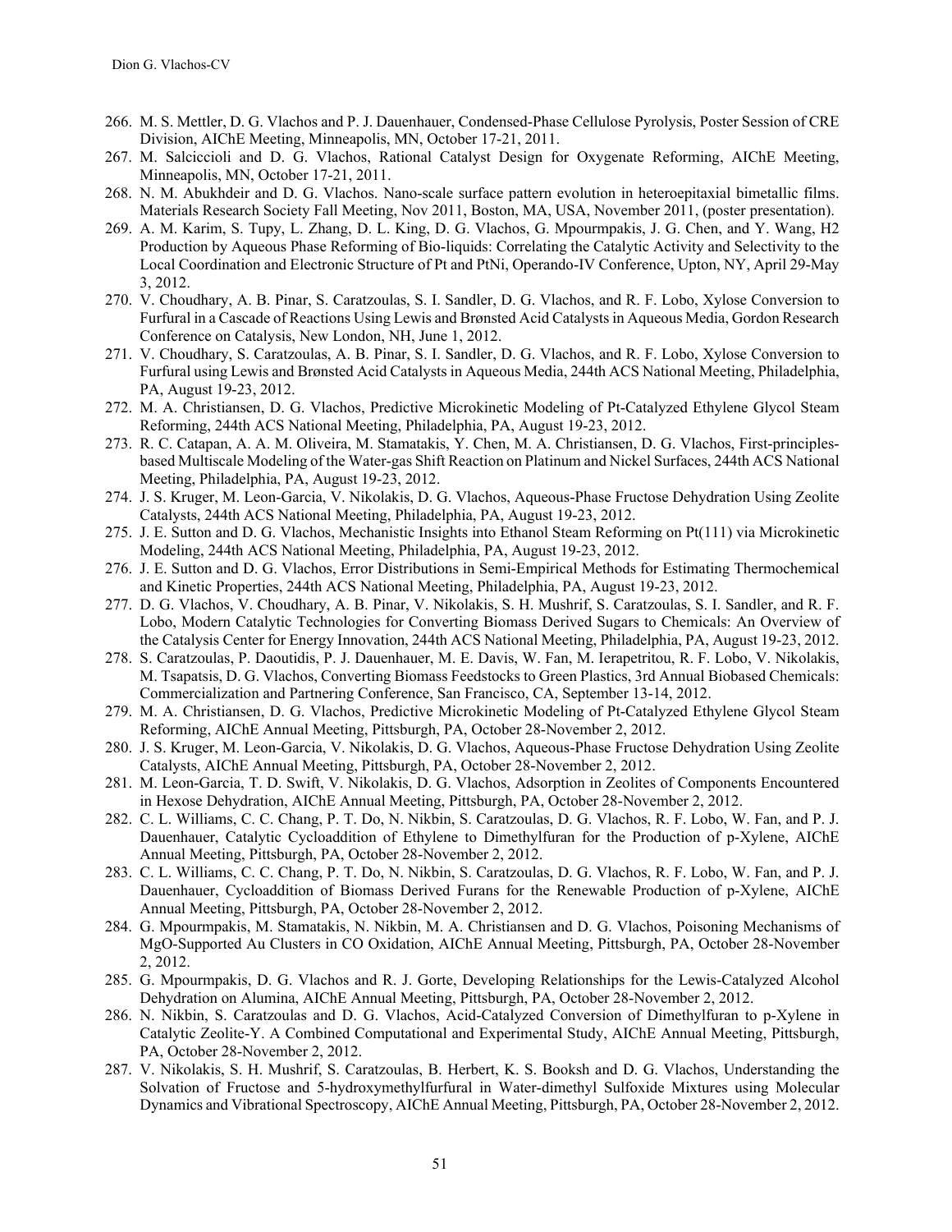266. M. S. Mettler, D. G. Vlachos and P. J. Dauenhauer, Condensed-Phase Cellulose Pyrolysis, Poster Session of CRE Division, AIChE Meeting, Minneapolis, MN, October 17-21, 2011.
267. M. Salciccioli and D. G. Vlachos, Rational Catalyst Design for Oxygenate Reforming, AIChE Meeting, Minneapolis, MN, October 17-21, 2011.
268. N. M. Abukhdeir and D. G. Vlachos. Nano-scale surface pattern evolution in heteroepitaxial bimetallic films. Materials Research Society Fall Meeting, Nov 2011, Boston, MA, USA, November 2011, (poster presentation).
269. A. M. Karim, S. Tupy, L. Zhang, D. L. King, D. G. Vlachos, G. Mpourmpakis, J. G. Chen, and Y. Wang, H2 Production by Aqueous Phase Reforming of Bio-liquids: Correlating the Catalytic Activity and Selectivity to the Local Coordination and Electronic Structure of Pt and PtNi, Operando-IV Conference, Upton, NY, April 29-May 3, 2012.
270. V. Choudhary, A. B. Pinar, S. Caratzoulas, S. I. Sandler, D. G. Vlachos, and R. F. Lobo, Xylose Conversion to Furfural in a Cascade of Reactions Using Lewis and Brønsted Acid Catalysts in Aqueous Media, Gordon Research Conference on Catalysis, New London, NH, June 1, 2012.
271. V. Choudhary, S. Caratzoulas, A. B. Pinar, S. I. Sandler, D. G. Vlachos, and R. F. Lobo, Xylose Conversion to Furfural using Lewis and Brønsted Acid Catalysts in Aqueous Media, 244th ACS National Meeting, Philadelphia, PA, August 19-23, 2012.
272. M. A. Christiansen, D. G. Vlachos, Predictive Microkinetic Modeling of Pt-Catalyzed Ethylene Glycol Steam Reforming, 244th ACS National Meeting, Philadelphia, PA, August 19-23, 2012.
273. R. C. Catapan, A. A. M. Oliveira, M. Stamatakis, Y. Chen, M. A. Christiansen, D. G. Vlachos, First-principles-based Multiscale Modeling of the Water-gas Shift Reaction on Platinum and Nickel Surfaces, 244th ACS National Meeting, Philadelphia, PA, August 19-23, 2012.
274. J. S. Kruger, M. Leon-Garcia, V. Nikolakis, D. G. Vlachos, Aqueous-Phase Fructose Dehydration Using Zeolite Catalysts, 244th ACS National Meeting, Philadelphia, PA, August 19-23, 2012.
275. J. E. Sutton and D. G. Vlachos, Mechanistic Insights into Ethanol Steam Reforming on Pt(111) via Microkinetic Modeling, 244th ACS National Meeting, Philadelphia, PA, August 19-23, 2012.
276. J. E. Sutton and D. G. Vlachos, Error Distributions in Semi-Empirical Methods for Estimating Thermochemical and Kinetic Properties, 244th ACS National Meeting, Philadelphia, PA, August 19-23, 2012.
277. D. G. Vlachos, V. Choudhary, A. B. Pinar, V. Nikolakis, S. H. Mushrif, S. Caratzoulas, S. I. Sandler, and R. F. Lobo, Modern Catalytic Technologies for Converting Biomass Derived Sugars to Chemicals: An Overview of the Catalysis Center for Energy Innovation, 244th ACS National Meeting, Philadelphia, PA, August 19-23, 2012.
278. S. Caratzoulas, P. Daoutidis, P. J. Dauenhauer, M. E. Davis, W. Fan, M. Ierapetritou, R. F. Lobo, V. Nikolakis, M. Tsapatsis, D. G. Vlachos, Converting Biomass Feedstocks to Green Plastics, 3rd Annual Biobased Chemicals: Commercialization and Partnering Conference, San Francisco, CA, September 13-14, 2012.
279. M. A. Christiansen, D. G. Vlachos, Predictive Microkinetic Modeling of Pt-Catalyzed Ethylene Glycol Steam Reforming, AIChE Annual Meeting, Pittsburgh, PA, October 28-November 2, 2012.
280. J. S. Kruger, M. Leon-Garcia, V. Nikolakis, D. G. Vlachos, Aqueous-Phase Fructose Dehydration Using Zeolite Catalysts, AIChE Annual Meeting, Pittsburgh, PA, October 28-November 2, 2012.
281. M. Leon-Garcia, T. D. Swift, V. Nikolakis, D. G. Vlachos, Adsorption in Zeolites of Components Encountered in Hexose Dehydration, AIChE Annual Meeting, Pittsburgh, PA, October 28-November 2, 2012.
282. C. L. Williams, C. C. Chang, P. T. Do, N. Nikbin, S. Caratzoulas, D. G. Vlachos, R. F. Lobo, W. Fan, and P. J. Dauenhauer, Catalytic Cycloaddition of Ethylene to Dimethylfuran for the Production of p-Xylene, AIChE Annual Meeting, Pittsburgh, PA, October 28-November 2, 2012.
283. C. L. Williams, C. C. Chang, P. T. Do, N. Nikbin, S. Caratzoulas, D. G. Vlachos, R. F. Lobo, W. Fan, and P. J. Dauenhauer, Cycloaddition of Biomass Derived Furans for the Renewable Production of p-Xylene, AIChE Annual Meeting, Pittsburgh, PA, October 28-November 2, 2012.
284. G. Mpourmpakis, M. Stamatakis, N. Nikbin, M. A. Christiansen and D. G. Vlachos, Poisoning Mechanisms of MgO-Supported Au Clusters in CO Oxidation, AIChE Annual Meeting, Pittsburgh, PA, October 28-November 2, 2012.
285. G. Mpourmpakis, D. G. Vlachos and R. J. Gorte, Developing Relationships for the Lewis-Catalyzed Alcohol Dehydration on Alumina, AIChE Annual Meeting, Pittsburgh, PA, October 28-November 2, 2012.
286. N. Nikbin, S. Caratzoulas and D. G. Vlachos, Acid-Catalyzed Conversion of Dimethylfuran to p-Xylene in Catalytic Zeolite-Y. A Combined Computational and Experimental Study, AIChE Annual Meeting, Pittsburgh, PA, October 28-November 2, 2012.
287. V. Nikolakis, S. H. Mushrif, S. Caratzoulas, B. Herbert, K. S. Booksh and D. G. Vlachos, Understanding the Solvation of Fructose and 5-hydroxymethylfurfural in Water-dimethyl Sulfoxide Mixtures using Molecular Dynamics and Vibrational Spectroscopy, AIChE Annual Meeting, Pittsburgh, PA, October 28-November 2, 2012.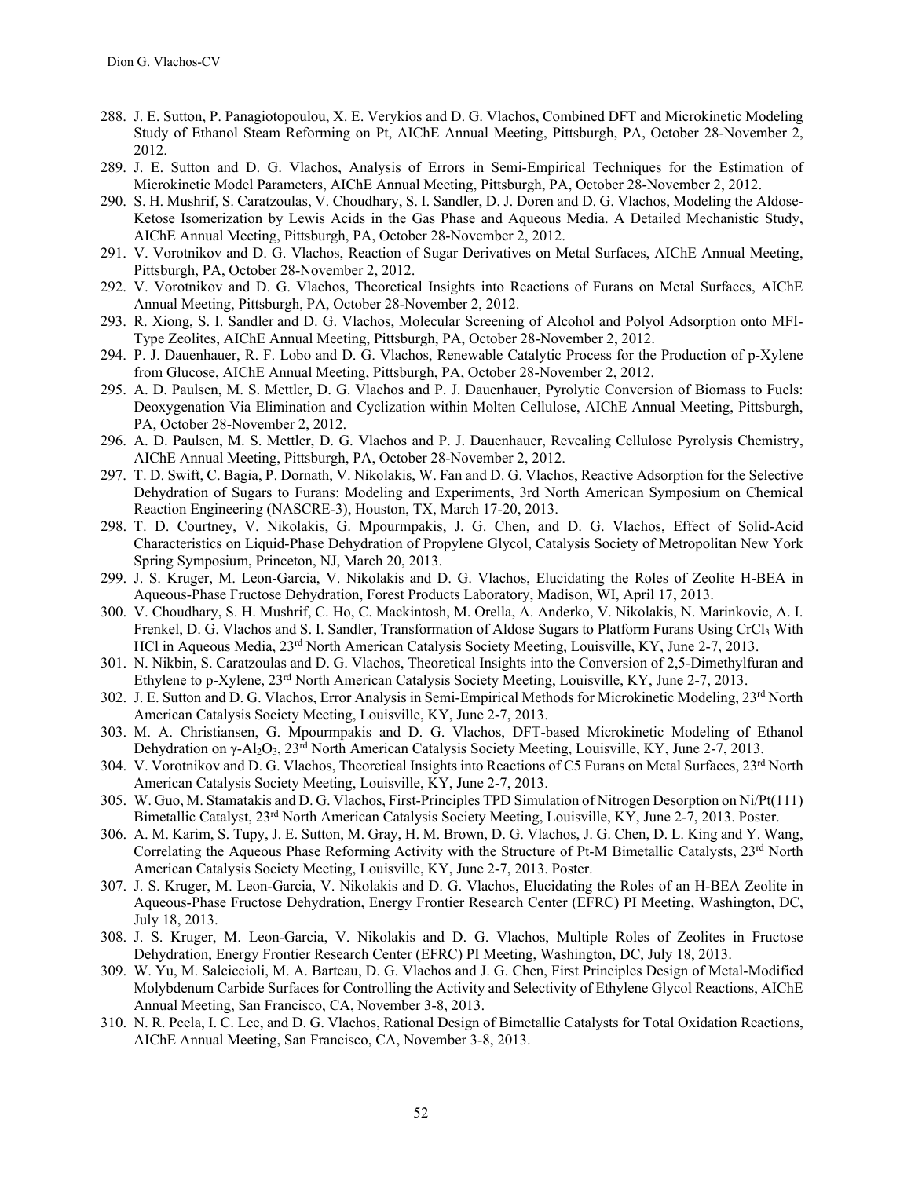288. J. E. Sutton, P. Panagiotopoulou, X. E. Verykios and D. G. Vlachos, Combined DFT and Microkinetic Modeling Study of Ethanol Steam Reforming on Pt, AIChE Annual Meeting, Pittsburgh, PA, October 28-November 2, 2012.
289. J. E. Sutton and D. G. Vlachos, Analysis of Errors in Semi-Empirical Techniques for the Estimation of Microkinetic Model Parameters, AIChE Annual Meeting, Pittsburgh, PA, October 28-November 2, 2012.
290. S. H. Mushrif, S. Caratzoulas, V. Choudhary, S. I. Sandler, D. J. Doren and D. G. Vlachos, Modeling the Aldose-Ketose Isomerization by Lewis Acids in the Gas Phase and Aqueous Media. A Detailed Mechanistic Study, AIChE Annual Meeting, Pittsburgh, PA, October 28-November 2, 2012.
291. V. Vorotnikov and D. G. Vlachos, Reaction of Sugar Derivatives on Metal Surfaces, AIChE Annual Meeting, Pittsburgh, PA, October 28-November 2, 2012.
292. V. Vorotnikov and D. G. Vlachos, Theoretical Insights into Reactions of Furans on Metal Surfaces, AIChE Annual Meeting, Pittsburgh, PA, October 28-November 2, 2012.
293. R. Xiong, S. I. Sandler and D. G. Vlachos, Molecular Screening of Alcohol and Polyol Adsorption onto MFI-Type Zeolites, AIChE Annual Meeting, Pittsburgh, PA, October 28-November 2, 2012.
294. P. J. Dauenhauer, R. F. Lobo and D. G. Vlachos, Renewable Catalytic Process for the Production of p-Xylene from Glucose, AIChE Annual Meeting, Pittsburgh, PA, October 28-November 2, 2012.
295. A. D. Paulsen, M. S. Mettler, D. G. Vlachos and P. J. Dauenhauer, Pyrolytic Conversion of Biomass to Fuels: Deoxygenation Via Elimination and Cyclization within Molten Cellulose, AIChE Annual Meeting, Pittsburgh, PA, October 28-November 2, 2012.
296. A. D. Paulsen, M. S. Mettler, D. G. Vlachos and P. J. Dauenhauer, Revealing Cellulose Pyrolysis Chemistry, AIChE Annual Meeting, Pittsburgh, PA, October 28-November 2, 2012.
297. T. D. Swift, C. Bagia, P. Dornath, V. Nikolakis, W. Fan and D. G. Vlachos, Reactive Adsorption for the Selective Dehydration of Sugars to Furans: Modeling and Experiments, 3rd North American Symposium on Chemical Reaction Engineering (NASCRE-3), Houston, TX, March 17-20, 2013.
298. T. D. Courtney, V. Nikolakis, G. Mpourmpakis, J. G. Chen, and D. G. Vlachos, Effect of Solid-Acid Characteristics on Liquid-Phase Dehydration of Propylene Glycol, Catalysis Society of Metropolitan New York Spring Symposium, Princeton, NJ, March 20, 2013.
299. J. S. Kruger, M. Leon-Garcia, V. Nikolakis and D. G. Vlachos, Elucidating the Roles of Zeolite H-BEA in Aqueous-Phase Fructose Dehydration, Forest Products Laboratory, Madison, WI, April 17, 2013.
300. V. Choudhary, S. H. Mushrif, C. Ho, C. Mackintosh, M. Orella, A. Anderko, V. Nikolakis, N. Marinkovic, A. I. Frenkel, D. G. Vlachos and S. I. Sandler, Transformation of Aldose Sugars to Platform Furans Using $CrCl_3$ With HCl in Aqueous Media, 23rd North American Catalysis Society Meeting, Louisville, KY, June 2-7, 2013.
301. N. Nikbin, S. Caratzoulas and D. G. Vlachos, Theoretical Insights into the Conversion of 2,5-Dimethylfuran and Ethylene to p-Xylene, 23rd North American Catalysis Society Meeting, Louisville, KY, June 2-7, 2013.
302. J. E. Sutton and D. G. Vlachos, Error Analysis in Semi-Empirical Methods for Microkinetic Modeling, 23rd North American Catalysis Society Meeting, Louisville, KY, June 2-7, 2013.
303. M. A. Christiansen, G. Mpourmpakis and D. G. Vlachos, DFT-based Microkinetic Modeling of Ethanol Dehydration on $\gamma$-$Al_2O_3$, 23rd North American Catalysis Society Meeting, Louisville, KY, June 2-7, 2013.
304. V. Vorotnikov and D. G. Vlachos, Theoretical Insights into Reactions of C5 Furans on Metal Surfaces, 23rd North American Catalysis Society Meeting, Louisville, KY, June 2-7, 2013.
305. W. Guo, M. Stamatakis and D. G. Vlachos, First-Principles TPD Simulation of Nitrogen Desorption on Ni/Pt(111) Bimetallic Catalyst, 23rd North American Catalysis Society Meeting, Louisville, KY, June 2-7, 2013. Poster.
306. A. M. Karim, S. Tupy, J. E. Sutton, M. Gray, H. M. Brown, D. G. Vlachos, J. G. Chen, D. L. King and Y. Wang, Correlating the Aqueous Phase Reforming Activity with the Structure of Pt-M Bimetallic Catalysts, 23rd North American Catalysis Society Meeting, Louisville, KY, June 2-7, 2013. Poster.
307. J. S. Kruger, M. Leon-Garcia, V. Nikolakis and D. G. Vlachos, Elucidating the Roles of an H-BEA Zeolite in Aqueous-Phase Fructose Dehydration, Energy Frontier Research Center (EFRC) PI Meeting, Washington, DC, July 18, 2013.
308. J. S. Kruger, M. Leon-Garcia, V. Nikolakis and D. G. Vlachos, Multiple Roles of Zeolites in Fructose Dehydration, Energy Frontier Research Center (EFRC) PI Meeting, Washington, DC, July 18, 2013.
309. W. Yu, M. Salciccioli, M. A. Barteau, D. G. Vlachos and J. G. Chen, First Principles Design of Metal-Modified Molybdenum Carbide Surfaces for Controlling the Activity and Selectivity of Ethylene Glycol Reactions, AIChE Annual Meeting, San Francisco, CA, November 3-8, 2013.
310. N. R. Peela, I. C. Lee, and D. G. Vlachos, Rational Design of Bimetallic Catalysts for Total Oxidation Reactions, AIChE Annual Meeting, San Francisco, CA, November 3-8, 2013.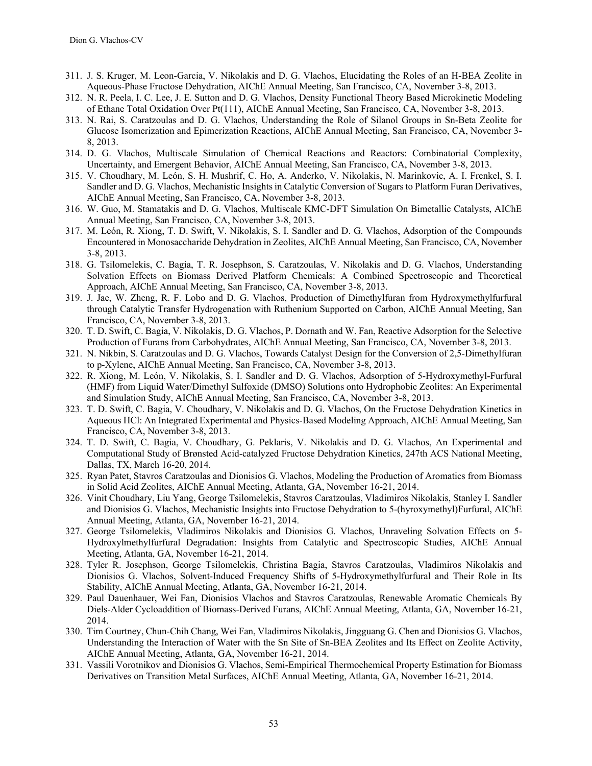311. J. S. Kruger, M. Leon-Garcia, V. Nikolakis and D. G. Vlachos, Elucidating the Roles of an H-BEA Zeolite in Aqueous-Phase Fructose Dehydration, AIChE Annual Meeting, San Francisco, CA, November 3-8, 2013.
312. N. R. Peela, I. C. Lee, J. E. Sutton and D. G. Vlachos, Density Functional Theory Based Microkinetic Modeling of Ethane Total Oxidation Over Pt(111), AIChE Annual Meeting, San Francisco, CA, November 3-8, 2013.
313. N. Rai, S. Caratzoulas and D. G. Vlachos, Understanding the Role of Silanol Groups in Sn-Beta Zeolite for Glucose Isomerization and Epimerization Reactions, AIChE Annual Meeting, San Francisco, CA, November 3-8, 2013.
314. D. G. Vlachos, Multiscale Simulation of Chemical Reactions and Reactors: Combinatorial Complexity, Uncertainty, and Emergent Behavior, AIChE Annual Meeting, San Francisco, CA, November 3-8, 2013.
315. V. Choudhary, M. León, S. H. Mushrif, C. Ho, A. Anderko, V. Nikolakis, N. Marinkovic, A. I. Frenkel, S. I. Sandler and D. G. Vlachos, Mechanistic Insights in Catalytic Conversion of Sugars to Platform Furan Derivatives, AIChE Annual Meeting, San Francisco, CA, November 3-8, 2013.
316. W. Guo, M. Stamatakis and D. G. Vlachos, Multiscale KMC-DFT Simulation On Bimetallic Catalysts, AIChE Annual Meeting, San Francisco, CA, November 3-8, 2013.
317. M. León, R. Xiong, T. D. Swift, V. Nikolakis, S. I. Sandler and D. G. Vlachos, Adsorption of the Compounds Encountered in Monosaccharide Dehydration in Zeolites, AIChE Annual Meeting, San Francisco, CA, November 3-8, 2013.
318. G. Tsilomelekis, C. Bagia, T. R. Josephson, S. Caratzoulas, V. Nikolakis and D. G. Vlachos, Understanding Solvation Effects on Biomass Derived Platform Chemicals: A Combined Spectroscopic and Theoretical Approach, AIChE Annual Meeting, San Francisco, CA, November 3-8, 2013.
319. J. Jae, W. Zheng, R. F. Lobo and D. G. Vlachos, Production of Dimethylfuran from Hydroxymethylfurfural through Catalytic Transfer Hydrogenation with Ruthenium Supported on Carbon, AIChE Annual Meeting, San Francisco, CA, November 3-8, 2013.
320. T. D. Swift, C. Bagia, V. Nikolakis, D. G. Vlachos, P. Dornath and W. Fan, Reactive Adsorption for the Selective Production of Furans from Carbohydrates, AIChE Annual Meeting, San Francisco, CA, November 3-8, 2013.
321. N. Nikbin, S. Caratzoulas and D. G. Vlachos, Towards Catalyst Design for the Conversion of 2,5-Dimethylfuran to p-Xylene, AIChE Annual Meeting, San Francisco, CA, November 3-8, 2013.
322. R. Xiong, M. León, V. Nikolakis, S. I. Sandler and D. G. Vlachos, Adsorption of 5-Hydroxymethyl-Furfural (HMF) from Liquid Water/Dimethyl Sulfoxide (DMSO) Solutions onto Hydrophobic Zeolites: An Experimental and Simulation Study, AIChE Annual Meeting, San Francisco, CA, November 3-8, 2013.
323. T. D. Swift, C. Bagia, V. Choudhary, V. Nikolakis and D. G. Vlachos, On the Fructose Dehydration Kinetics in Aqueous HCl: An Integrated Experimental and Physics-Based Modeling Approach, AIChE Annual Meeting, San Francisco, CA, November 3-8, 2013.
324. T. D. Swift, C. Bagia, V. Choudhary, G. Peklaris, V. Nikolakis and D. G. Vlachos, An Experimental and Computational Study of Brønsted Acid-catalyzed Fructose Dehydration Kinetics, 247th ACS National Meeting, Dallas, TX, March 16-20, 2014.
325. Ryan Patet, Stavros Caratzoulas and Dionisios G. Vlachos, Modeling the Production of Aromatics from Biomass in Solid Acid Zeolites, AIChE Annual Meeting, Atlanta, GA, November 16-21, 2014.
326. Vinit Choudhary, Liu Yang, George Tsilomelekis, Stavros Caratzoulas, Vladimiros Nikolakis, Stanley I. Sandler and Dionisios G. Vlachos, Mechanistic Insights into Fructose Dehydration to 5-(hyroxymethyl)Furfural, AIChE Annual Meeting, Atlanta, GA, November 16-21, 2014.
327. George Tsilomelekis, Vladimiros Nikolakis and Dionisios G. Vlachos, Unraveling Solvation Effects on 5-Hydroxylmethylfurfural Degradation: Insights from Catalytic and Spectroscopic Studies, AIChE Annual Meeting, Atlanta, GA, November 16-21, 2014.
328. Tyler R. Josephson, George Tsilomelekis, Christina Bagia, Stavros Caratzoulas, Vladimiros Nikolakis and Dionisios G. Vlachos, Solvent-Induced Frequency Shifts of 5-Hydroxymethylfurfural and Their Role in Its Stability, AIChE Annual Meeting, Atlanta, GA, November 16-21, 2014.
329. Paul Dauenhauer, Wei Fan, Dionisios Vlachos and Stavros Caratzoulas, Renewable Aromatic Chemicals By Diels-Alder Cycloaddition of Biomass-Derived Furans, AIChE Annual Meeting, Atlanta, GA, November 16-21, 2014.
330. Tim Courtney, Chun-Chih Chang, Wei Fan, Vladimiros Nikolakis, Jingguang G. Chen and Dionisios G. Vlachos, Understanding the Interaction of Water with the Sn Site of Sn-BEA Zeolites and Its Effect on Zeolite Activity, AIChE Annual Meeting, Atlanta, GA, November 16-21, 2014.
331. Vassili Vorotnikov and Dionisios G. Vlachos, Semi-Empirical Thermochemical Property Estimation for Biomass Derivatives on Transition Metal Surfaces, AIChE Annual Meeting, Atlanta, GA, November 16-21, 2014.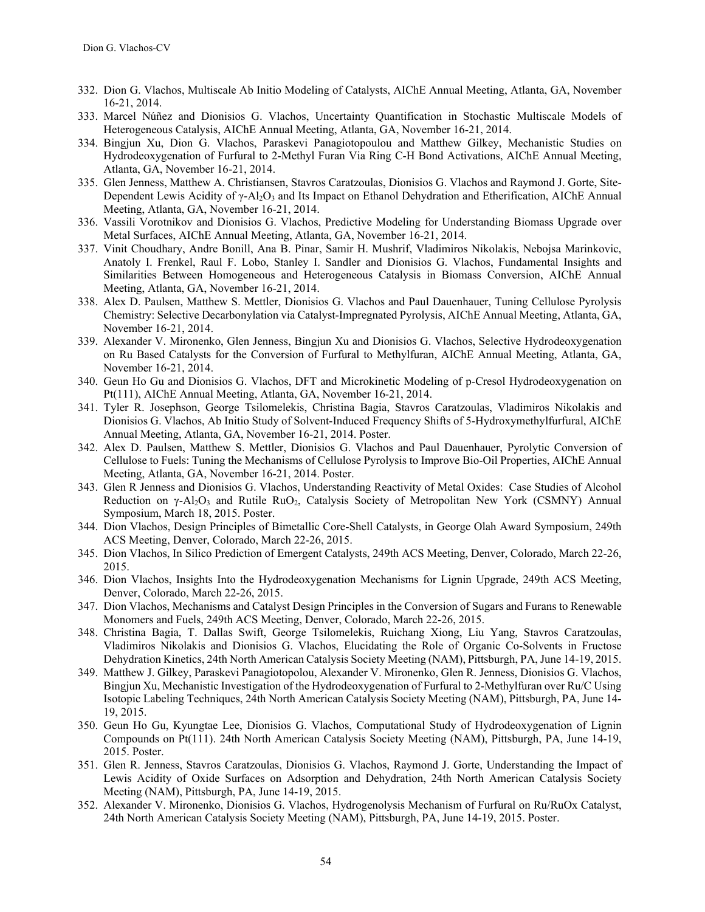332. Dion G. Vlachos, Multiscale Ab Initio Modeling of Catalysts, AIChE Annual Meeting, Atlanta, GA, November 16-21, 2014.
333. Marcel Núñez and Dionisios G. Vlachos, Uncertainty Quantification in Stochastic Multiscale Models of Heterogeneous Catalysis, AIChE Annual Meeting, Atlanta, GA, November 16-21, 2014.
334. Bingjun Xu, Dion G. Vlachos, Paraskevi Panagiotopoulou and Matthew Gilkey, Mechanistic Studies on Hydrodeoxygenation of Furfural to 2-Methyl Furan Via Ring C-H Bond Activations, AIChE Annual Meeting, Atlanta, GA, November 16-21, 2014.
335. Glen Jenness, Matthew A. Christiansen, Stavros Caratzoulas, Dionisios G. Vlachos and Raymond J. Gorte, Site-Dependent Lewis Acidity of $\gamma$-$Al_2O_3$ and Its Impact on Ethanol Dehydration and Etherification, AIChE Annual Meeting, Atlanta, GA, November 16-21, 2014.
336. Vassili Vorotnikov and Dionisios G. Vlachos, Predictive Modeling for Understanding Biomass Upgrade over Metal Surfaces, AIChE Annual Meeting, Atlanta, GA, November 16-21, 2014.
337. Vinit Choudhary, Andre Bonill, Ana B. Pinar, Samir H. Mushrif, Vladimiros Nikolakis, Nebojsa Marinkovic, Anatoly I. Frenkel, Raul F. Lobo, Stanley I. Sandler and Dionisios G. Vlachos, Fundamental Insights and Similarities Between Homogeneous and Heterogeneous Catalysis in Biomass Conversion, AIChE Annual Meeting, Atlanta, GA, November 16-21, 2014.
338. Alex D. Paulsen, Matthew S. Mettler, Dionisios G. Vlachos and Paul Dauenhauer, Tuning Cellulose Pyrolysis Chemistry: Selective Decarbonylation via Catalyst-Impregnated Pyrolysis, AIChE Annual Meeting, Atlanta, GA, November 16-21, 2014.
339. Alexander V. Mironenko, Glen Jenness, Bingjun Xu and Dionisios G. Vlachos, Selective Hydrodeoxygenation on Ru Based Catalysts for the Conversion of Furfural to Methylfuran, AIChE Annual Meeting, Atlanta, GA, November 16-21, 2014.
340. Geun Ho Gu and Dionisios G. Vlachos, DFT and Microkinetic Modeling of p-Cresol Hydrodeoxygenation on Pt(111), AIChE Annual Meeting, Atlanta, GA, November 16-21, 2014.
341. Tyler R. Josephson, George Tsilomelekis, Christina Bagia, Stavros Caratzoulas, Vladimiros Nikolakis and Dionisios G. Vlachos, Ab Initio Study of Solvent-Induced Frequency Shifts of 5-Hydroxymethylfurfural, AIChE Annual Meeting, Atlanta, GA, November 16-21, 2014. Poster.
342. Alex D. Paulsen, Matthew S. Mettler, Dionisios G. Vlachos and Paul Dauenhauer, Pyrolytic Conversion of Cellulose to Fuels: Tuning the Mechanisms of Cellulose Pyrolysis to Improve Bio-Oil Properties, AIChE Annual Meeting, Atlanta, GA, November 16-21, 2014. Poster.
343. Glen R Jenness and Dionisios G. Vlachos, Understanding Reactivity of Metal Oxides: Case Studies of Alcohol Reduction on $\gamma$-$Al_2O_3$ and Rutile $RuO_2$, Catalysis Society of Metropolitan New York (CSMNY) Annual Symposium, March 18, 2015. Poster.
344. Dion Vlachos, Design Principles of Bimetallic Core-Shell Catalysts, in George Olah Award Symposium, 249th ACS Meeting, Denver, Colorado, March 22-26, 2015.
345. Dion Vlachos, In Silico Prediction of Emergent Catalysts, 249th ACS Meeting, Denver, Colorado, March 22-26, 2015.
346. Dion Vlachos, Insights Into the Hydrodeoxygenation Mechanisms for Lignin Upgrade, 249th ACS Meeting, Denver, Colorado, March 22-26, 2015.
347. Dion Vlachos, Mechanisms and Catalyst Design Principles in the Conversion of Sugars and Furans to Renewable Monomers and Fuels, 249th ACS Meeting, Denver, Colorado, March 22-26, 2015.
348. Christina Bagia, T. Dallas Swift, George Tsilomelekis, Ruichang Xiong, Liu Yang, Stavros Caratzoulas, Vladimiros Nikolakis and Dionisios G. Vlachos, Elucidating the Role of Organic Co-Solvents in Fructose Dehydration Kinetics, 24th North American Catalysis Society Meeting (NAM), Pittsburgh, PA, June 14-19, 2015.
349. Matthew J. Gilkey, Paraskevi Panagiotopolou, Alexander V. Mironenko, Glen R. Jenness, Dionisios G. Vlachos, Bingjun Xu, Mechanistic Investigation of the Hydrodeoxygenation of Furfural to 2-Methylfuran over Ru/C Using Isotopic Labeling Techniques, 24th North American Catalysis Society Meeting (NAM), Pittsburgh, PA, June 14-19, 2015.
350. Geun Ho Gu, Kyungtae Lee, Dionisios G. Vlachos, Computational Study of Hydrodeoxygenation of Lignin Compounds on Pt(111). 24th North American Catalysis Society Meeting (NAM), Pittsburgh, PA, June 14-19, 2015. Poster.
351. Glen R. Jenness, Stavros Caratzoulas, Dionisios G. Vlachos, Raymond J. Gorte, Understanding the Impact of Lewis Acidity of Oxide Surfaces on Adsorption and Dehydration, 24th North American Catalysis Society Meeting (NAM), Pittsburgh, PA, June 14-19, 2015.
352. Alexander V. Mironenko, Dionisios G. Vlachos, Hydrogenolysis Mechanism of Furfural on Ru/RuOx Catalyst, 24th North American Catalysis Society Meeting (NAM), Pittsburgh, PA, June 14-19, 2015. Poster.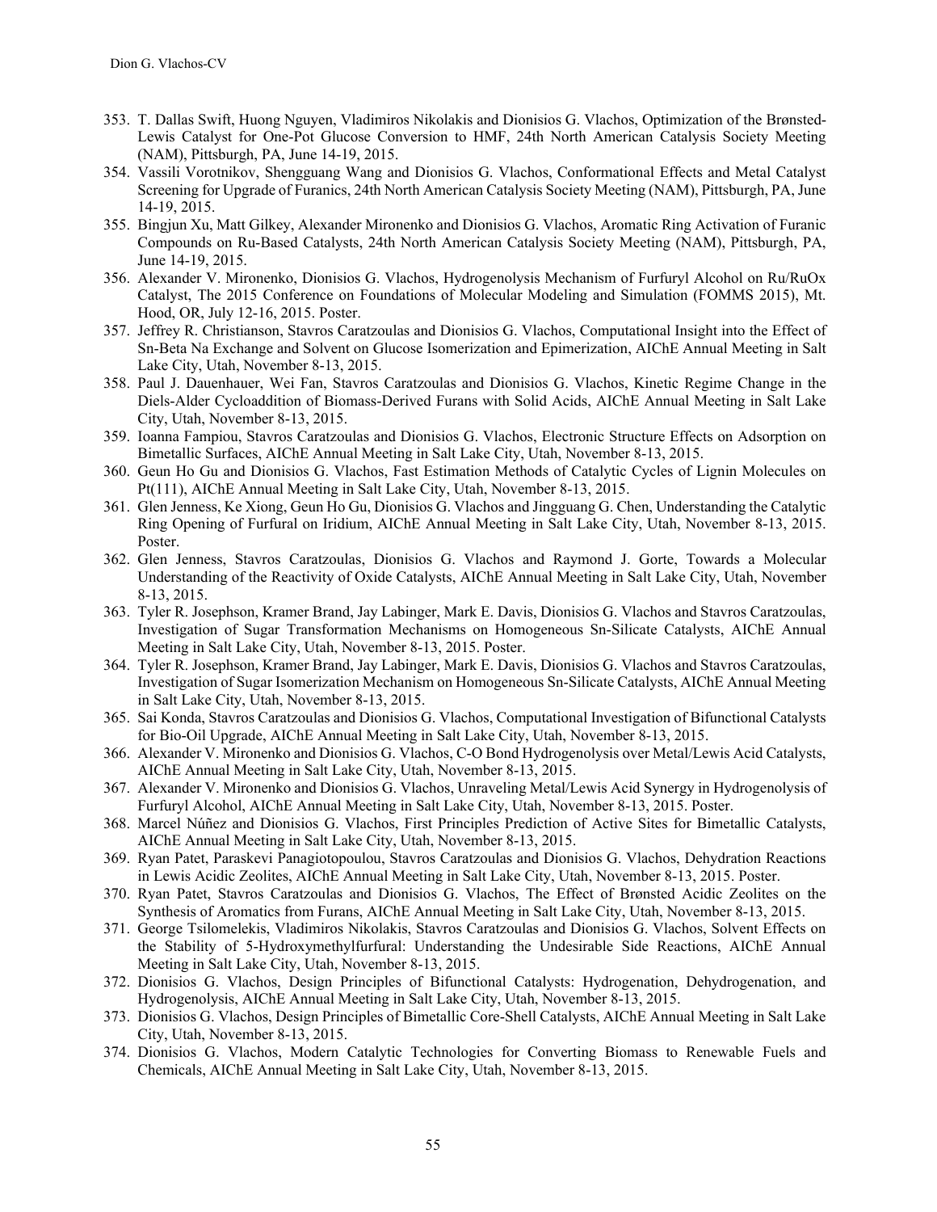353. T. Dallas Swift, Huong Nguyen, Vladimiros Nikolakis and Dionisios G. Vlachos, Optimization of the Brønsted-Lewis Catalyst for One-Pot Glucose Conversion to HMF, 24th North American Catalysis Society Meeting (NAM), Pittsburgh, PA, June 14-19, 2015.
354. Vassili Vorotnikov, Shengguang Wang and Dionisios G. Vlachos, Conformational Effects and Metal Catalyst Screening for Upgrade of Furanics, 24th North American Catalysis Society Meeting (NAM), Pittsburgh, PA, June 14-19, 2015.
355. Bingjun Xu, Matt Gilkey, Alexander Mironenko and Dionisios G. Vlachos, Aromatic Ring Activation of Furanic Compounds on Ru-Based Catalysts, 24th North American Catalysis Society Meeting (NAM), Pittsburgh, PA, June 14-19, 2015.
356. Alexander V. Mironenko, Dionisios G. Vlachos, Hydrogenolysis Mechanism of Furfuryl Alcohol on Ru/RuOx Catalyst, The 2015 Conference on Foundations of Molecular Modeling and Simulation (FOMMS 2015), Mt. Hood, OR, July 12-16, 2015. Poster.
357. Jeffrey R. Christianson, Stavros Caratzoulas and Dionisios G. Vlachos, Computational Insight into the Effect of Sn-Beta Na Exchange and Solvent on Glucose Isomerization and Epimerization, AIChE Annual Meeting in Salt Lake City, Utah, November 8-13, 2015.
358. Paul J. Dauenhauer, Wei Fan, Stavros Caratzoulas and Dionisios G. Vlachos, Kinetic Regime Change in the Diels-Alder Cycloaddition of Biomass-Derived Furans with Solid Acids, AIChE Annual Meeting in Salt Lake City, Utah, November 8-13, 2015.
359. Ioanna Fampiou, Stavros Caratzoulas and Dionisios G. Vlachos, Electronic Structure Effects on Adsorption on Bimetallic Surfaces, AIChE Annual Meeting in Salt Lake City, Utah, November 8-13, 2015.
360. Geun Ho Gu and Dionisios G. Vlachos, Fast Estimation Methods of Catalytic Cycles of Lignin Molecules on Pt(111), AIChE Annual Meeting in Salt Lake City, Utah, November 8-13, 2015.
361. Glen Jenness, Ke Xiong, Geun Ho Gu, Dionisios G. Vlachos and Jingguang G. Chen, Understanding the Catalytic Ring Opening of Furfural on Iridium, AIChE Annual Meeting in Salt Lake City, Utah, November 8-13, 2015. Poster.
362. Glen Jenness, Stavros Caratzoulas, Dionisios G. Vlachos and Raymond J. Gorte, Towards a Molecular Understanding of the Reactivity of Oxide Catalysts, AIChE Annual Meeting in Salt Lake City, Utah, November 8-13, 2015.
363. Tyler R. Josephson, Kramer Brand, Jay Labinger, Mark E. Davis, Dionisios G. Vlachos and Stavros Caratzoulas, Investigation of Sugar Transformation Mechanisms on Homogeneous Sn-Silicate Catalysts, AIChE Annual Meeting in Salt Lake City, Utah, November 8-13, 2015. Poster.
364. Tyler R. Josephson, Kramer Brand, Jay Labinger, Mark E. Davis, Dionisios G. Vlachos and Stavros Caratzoulas, Investigation of Sugar Isomerization Mechanism on Homogeneous Sn-Silicate Catalysts, AIChE Annual Meeting in Salt Lake City, Utah, November 8-13, 2015.
365. Sai Konda, Stavros Caratzoulas and Dionisios G. Vlachos, Computational Investigation of Bifunctional Catalysts for Bio-Oil Upgrade, AIChE Annual Meeting in Salt Lake City, Utah, November 8-13, 2015.
366. Alexander V. Mironenko and Dionisios G. Vlachos, C-O Bond Hydrogenolysis over Metal/Lewis Acid Catalysts, AIChE Annual Meeting in Salt Lake City, Utah, November 8-13, 2015.
367. Alexander V. Mironenko and Dionisios G. Vlachos, Unraveling Metal/Lewis Acid Synergy in Hydrogenolysis of Furfuryl Alcohol, AIChE Annual Meeting in Salt Lake City, Utah, November 8-13, 2015. Poster.
368. Marcel Núñez and Dionisios G. Vlachos, First Principles Prediction of Active Sites for Bimetallic Catalysts, AIChE Annual Meeting in Salt Lake City, Utah, November 8-13, 2015.
369. Ryan Patet, Paraskevi Panagiotopoulou, Stavros Caratzoulas and Dionisios G. Vlachos, Dehydration Reactions in Lewis Acidic Zeolites, AIChE Annual Meeting in Salt Lake City, Utah, November 8-13, 2015. Poster.
370. Ryan Patet, Stavros Caratzoulas and Dionisios G. Vlachos, The Effect of Brønsted Acidic Zeolites on the Synthesis of Aromatics from Furans, AIChE Annual Meeting in Salt Lake City, Utah, November 8-13, 2015.
371. George Tsilomelekis, Vladimiros Nikolakis, Stavros Caratzoulas and Dionisios G. Vlachos, Solvent Effects on the Stability of 5-Hydroxymethylfurfural: Understanding the Undesirable Side Reactions, AIChE Annual Meeting in Salt Lake City, Utah, November 8-13, 2015.
372. Dionisios G. Vlachos, Design Principles of Bifunctional Catalysts: Hydrogenation, Dehydrogenation, and Hydrogenolysis, AIChE Annual Meeting in Salt Lake City, Utah, November 8-13, 2015.
373. Dionisios G. Vlachos, Design Principles of Bimetallic Core-Shell Catalysts, AIChE Annual Meeting in Salt Lake City, Utah, November 8-13, 2015.
374. Dionisios G. Vlachos, Modern Catalytic Technologies for Converting Biomass to Renewable Fuels and Chemicals, AIChE Annual Meeting in Salt Lake City, Utah, November 8-13, 2015.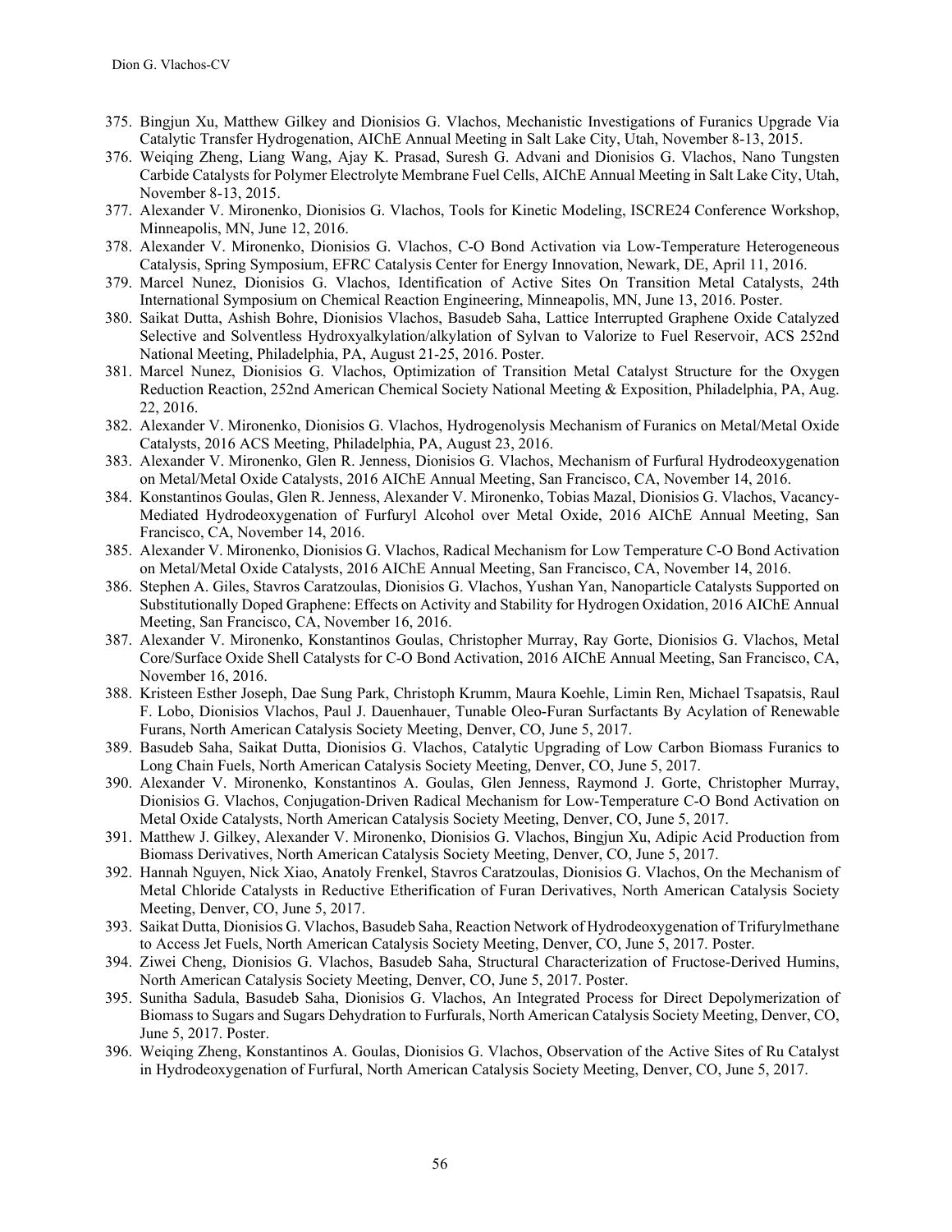375. Bingjun Xu, Matthew Gilkey and Dionisios G. Vlachos, Mechanistic Investigations of Furanics Upgrade Via Catalytic Transfer Hydrogenation, AIChE Annual Meeting in Salt Lake City, Utah, November 8-13, 2015.
376. Weiqing Zheng, Liang Wang, Ajay K. Prasad, Suresh G. Advani and Dionisios G. Vlachos, Nano Tungsten Carbide Catalysts for Polymer Electrolyte Membrane Fuel Cells, AIChE Annual Meeting in Salt Lake City, Utah, November 8-13, 2015.
377. Alexander V. Mironenko, Dionisios G. Vlachos, Tools for Kinetic Modeling, ISCRE24 Conference Workshop, Minneapolis, MN, June 12, 2016.
378. Alexander V. Mironenko, Dionisios G. Vlachos, C-O Bond Activation via Low-Temperature Heterogeneous Catalysis, Spring Symposium, EFRC Catalysis Center for Energy Innovation, Newark, DE, April 11, 2016.
379. Marcel Nunez, Dionisios G. Vlachos, Identification of Active Sites On Transition Metal Catalysts, 24th International Symposium on Chemical Reaction Engineering, Minneapolis, MN, June 13, 2016. Poster.
380. Saikat Dutta, Ashish Bohre, Dionisios Vlachos, Basudeb Saha, Lattice Interrupted Graphene Oxide Catalyzed Selective and Solventless Hydroxyalkylation/alkylation of Sylvan to Valorize to Fuel Reservoir, ACS 252nd National Meeting, Philadelphia, PA, August 21-25, 2016. Poster.
381. Marcel Nunez, Dionisios G. Vlachos, Optimization of Transition Metal Catalyst Structure for the Oxygen Reduction Reaction, 252nd American Chemical Society National Meeting & Exposition, Philadelphia, PA, Aug. 22, 2016.
382. Alexander V. Mironenko, Dionisios G. Vlachos, Hydrogenolysis Mechanism of Furanics on Metal/Metal Oxide Catalysts, 2016 ACS Meeting, Philadelphia, PA, August 23, 2016.
383. Alexander V. Mironenko, Glen R. Jenness, Dionisios G. Vlachos, Mechanism of Furfural Hydrodeoxygenation on Metal/Metal Oxide Catalysts, 2016 AIChE Annual Meeting, San Francisco, CA, November 14, 2016.
384. Konstantinos Goulas, Glen R. Jenness, Alexander V. Mironenko, Tobias Mazal, Dionisios G. Vlachos, Vacancy-Mediated Hydrodeoxygenation of Furfuryl Alcohol over Metal Oxide, 2016 AIChE Annual Meeting, San Francisco, CA, November 14, 2016.
385. Alexander V. Mironenko, Dionisios G. Vlachos, Radical Mechanism for Low Temperature C-O Bond Activation on Metal/Metal Oxide Catalysts, 2016 AIChE Annual Meeting, San Francisco, CA, November 14, 2016.
386. Stephen A. Giles, Stavros Caratzoulas, Dionisios G. Vlachos, Yushan Yan, Nanoparticle Catalysts Supported on Substitutionally Doped Graphene: Effects on Activity and Stability for Hydrogen Oxidation, 2016 AIChE Annual Meeting, San Francisco, CA, November 16, 2016.
387. Alexander V. Mironenko, Konstantinos Goulas, Christopher Murray, Ray Gorte, Dionisios G. Vlachos, Metal Core/Surface Oxide Shell Catalysts for C-O Bond Activation, 2016 AIChE Annual Meeting, San Francisco, CA, November 16, 2016.
388. Kristeen Esther Joseph, Dae Sung Park, Christoph Krumm, Maura Koehle, Limin Ren, Michael Tsapatsis, Raul F. Lobo, Dionisios Vlachos, Paul J. Dauenhauer, Tunable Oleo-Furan Surfactants By Acylation of Renewable Furans, North American Catalysis Society Meeting, Denver, CO, June 5, 2017.
389. Basudeb Saha, Saikat Dutta, Dionisios G. Vlachos, Catalytic Upgrading of Low Carbon Biomass Furanics to Long Chain Fuels, North American Catalysis Society Meeting, Denver, CO, June 5, 2017.
390. Alexander V. Mironenko, Konstantinos A. Goulas, Glen Jenness, Raymond J. Gorte, Christopher Murray, Dionisios G. Vlachos, Conjugation-Driven Radical Mechanism for Low-Temperature C-O Bond Activation on Metal Oxide Catalysts, North American Catalysis Society Meeting, Denver, CO, June 5, 2017.
391. Matthew J. Gilkey, Alexander V. Mironenko, Dionisios G. Vlachos, Bingjun Xu, Adipic Acid Production from Biomass Derivatives, North American Catalysis Society Meeting, Denver, CO, June 5, 2017.
392. Hannah Nguyen, Nick Xiao, Anatoly Frenkel, Stavros Caratzoulas, Dionisios G. Vlachos, On the Mechanism of Metal Chloride Catalysts in Reductive Etherification of Furan Derivatives, North American Catalysis Society Meeting, Denver, CO, June 5, 2017.
393. Saikat Dutta, Dionisios G. Vlachos, Basudeb Saha, Reaction Network of Hydrodeoxygenation of Trifurylmethane to Access Jet Fuels, North American Catalysis Society Meeting, Denver, CO, June 5, 2017. Poster.
394. Ziwei Cheng, Dionisios G. Vlachos, Basudeb Saha, Structural Characterization of Fructose-Derived Humins, North American Catalysis Society Meeting, Denver, CO, June 5, 2017. Poster.
395. Sunitha Sadula, Basudeb Saha, Dionisios G. Vlachos, An Integrated Process for Direct Depolymerization of Biomass to Sugars and Sugars Dehydration to Furfurals, North American Catalysis Society Meeting, Denver, CO, June 5, 2017. Poster.
396. Weiqing Zheng, Konstantinos A. Goulas, Dionisios G. Vlachos, Observation of the Active Sites of Ru Catalyst in Hydrodeoxygenation of Furfural, North American Catalysis Society Meeting, Denver, CO, June 5, 2017.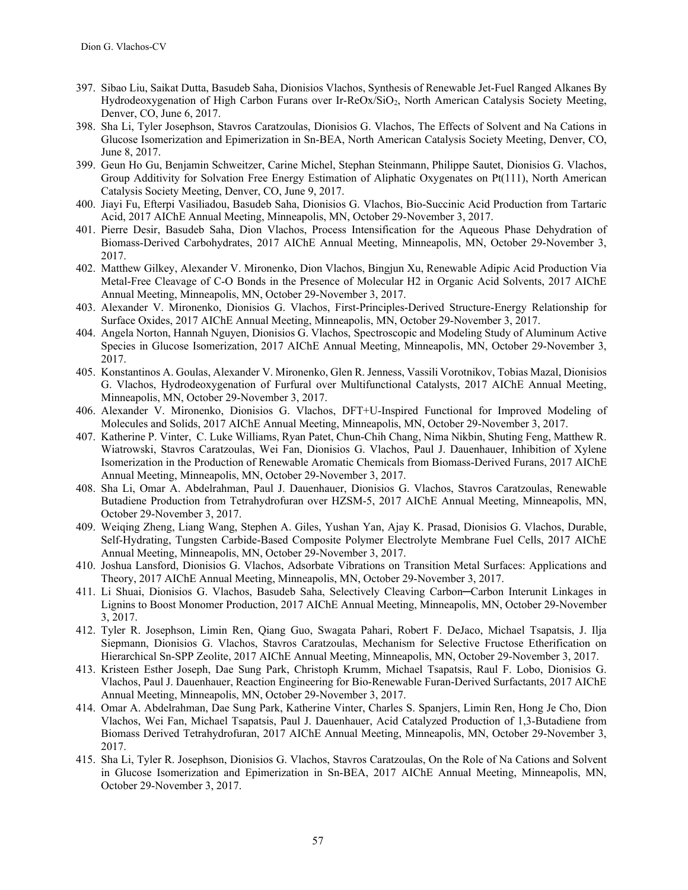397. Sibao Liu, Saikat Dutta, Basudeb Saha, Dionisios Vlachos, Synthesis of Renewable Jet-Fuel Ranged Alkanes By Hydrodeoxygenation of High Carbon Furans over Ir-ReOx/$SiO_2$, North American Catalysis Society Meeting, Denver, CO, June 6, 2017.
398. Sha Li, Tyler Josephson, Stavros Caratzoulas, Dionisios G. Vlachos, The Effects of Solvent and Na Cations in Glucose Isomerization and Epimerization in Sn-BEA, North American Catalysis Society Meeting, Denver, CO, June 8, 2017.
399. Geun Ho Gu, Benjamin Schweitzer, Carine Michel, Stephan Steinmann, Philippe Sautet, Dionisios G. Vlachos, Group Additivity for Solvation Free Energy Estimation of Aliphatic Oxygenates on Pt(111), North American Catalysis Society Meeting, Denver, CO, June 9, 2017.
400. Jiayi Fu, Efterpi Vasiliadou, Basudeb Saha, Dionisios G. Vlachos, Bio-Succinic Acid Production from Tartaric Acid, 2017 AIChE Annual Meeting, Minneapolis, MN, October 29-November 3, 2017.
401. Pierre Desir, Basudeb Saha, Dion Vlachos, Process Intensification for the Aqueous Phase Dehydration of Biomass-Derived Carbohydrates, 2017 AIChE Annual Meeting, Minneapolis, MN, October 29-November 3, 2017.
402. Matthew Gilkey, Alexander V. Mironenko, Dion Vlachos, Bingjun Xu, Renewable Adipic Acid Production Via Metal-Free Cleavage of C-O Bonds in the Presence of Molecular H2 in Organic Acid Solvents, 2017 AIChE Annual Meeting, Minneapolis, MN, October 29-November 3, 2017.
403. Alexander V. Mironenko, Dionisios G. Vlachos, First-Principles-Derived Structure-Energy Relationship for Surface Oxides, 2017 AIChE Annual Meeting, Minneapolis, MN, October 29-November 3, 2017.
404. Angela Norton, Hannah Nguyen, Dionisios G. Vlachos, Spectroscopic and Modeling Study of Aluminum Active Species in Glucose Isomerization, 2017 AIChE Annual Meeting, Minneapolis, MN, October 29-November 3, 2017.
405. Konstantinos A. Goulas, Alexander V. Mironenko, Glen R. Jenness, Vassili Vorotnikov, Tobias Mazal, Dionisios G. Vlachos, Hydrodeoxygenation of Furfural over Multifunctional Catalysts, 2017 AIChE Annual Meeting, Minneapolis, MN, October 29-November 3, 2017.
406. Alexander V. Mironenko, Dionisios G. Vlachos, DFT+U-Inspired Functional for Improved Modeling of Molecules and Solids, 2017 AIChE Annual Meeting, Minneapolis, MN, October 29-November 3, 2017.
407. Katherine P. Vinter, C. Luke Williams, Ryan Patet, Chun-Chih Chang, Nima Nikbin, Shuting Feng, Matthew R. Wiatrowski, Stavros Caratzoulas, Wei Fan, Dionisios G. Vlachos, Paul J. Dauenhauer, Inhibition of Xylene Isomerization in the Production of Renewable Aromatic Chemicals from Biomass-Derived Furans, 2017 AIChE Annual Meeting, Minneapolis, MN, October 29-November 3, 2017.
408. Sha Li, Omar A. Abdelrahman, Paul J. Dauenhauer, Dionisios G. Vlachos, Stavros Caratzoulas, Renewable Butadiene Production from Tetrahydrofuran over HZSM-5, 2017 AIChE Annual Meeting, Minneapolis, MN, October 29-November 3, 2017.
409. Weiqing Zheng, Liang Wang, Stephen A. Giles, Yushan Yan, Ajay K. Prasad, Dionisios G. Vlachos, Durable, Self-Hydrating, Tungsten Carbide-Based Composite Polymer Electrolyte Membrane Fuel Cells, 2017 AIChE Annual Meeting, Minneapolis, MN, October 29-November 3, 2017.
410. Joshua Lansford, Dionisios G. Vlachos, Adsorbate Vibrations on Transition Metal Surfaces: Applications and Theory, 2017 AIChE Annual Meeting, Minneapolis, MN, October 29-November 3, 2017.
411. Li Shuai, Dionisios G. Vlachos, Basudeb Saha, Selectively Cleaving Carbon─Carbon Interunit Linkages in Lignins to Boost Monomer Production, 2017 AIChE Annual Meeting, Minneapolis, MN, October 29-November 3, 2017.
412. Tyler R. Josephson, Limin Ren, Qiang Guo, Swagata Pahari, Robert F. DeJaco, Michael Tsapatsis, J. Ilja Siepmann, Dionisios G. Vlachos, Stavros Caratzoulas, Mechanism for Selective Fructose Etherification on Hierarchical Sn-SPP Zeolite, 2017 AIChE Annual Meeting, Minneapolis, MN, October 29-November 3, 2017.
413. Kristeen Esther Joseph, Dae Sung Park, Christoph Krumm, Michael Tsapatsis, Raul F. Lobo, Dionisios G. Vlachos, Paul J. Dauenhauer, Reaction Engineering for Bio-Renewable Furan-Derived Surfactants, 2017 AIChE Annual Meeting, Minneapolis, MN, October 29-November 3, 2017.
414. Omar A. Abdelrahman, Dae Sung Park, Katherine Vinter, Charles S. Spanjers, Limin Ren, Hong Je Cho, Dion Vlachos, Wei Fan, Michael Tsapatsis, Paul J. Dauenhauer, Acid Catalyzed Production of 1,3-Butadiene from Biomass Derived Tetrahydrofuran, 2017 AIChE Annual Meeting, Minneapolis, MN, October 29-November 3, 2017.
415. Sha Li, Tyler R. Josephson, Dionisios G. Vlachos, Stavros Caratzoulas, On the Role of Na Cations and Solvent in Glucose Isomerization and Epimerization in Sn-BEA, 2017 AIChE Annual Meeting, Minneapolis, MN, October 29-November 3, 2017.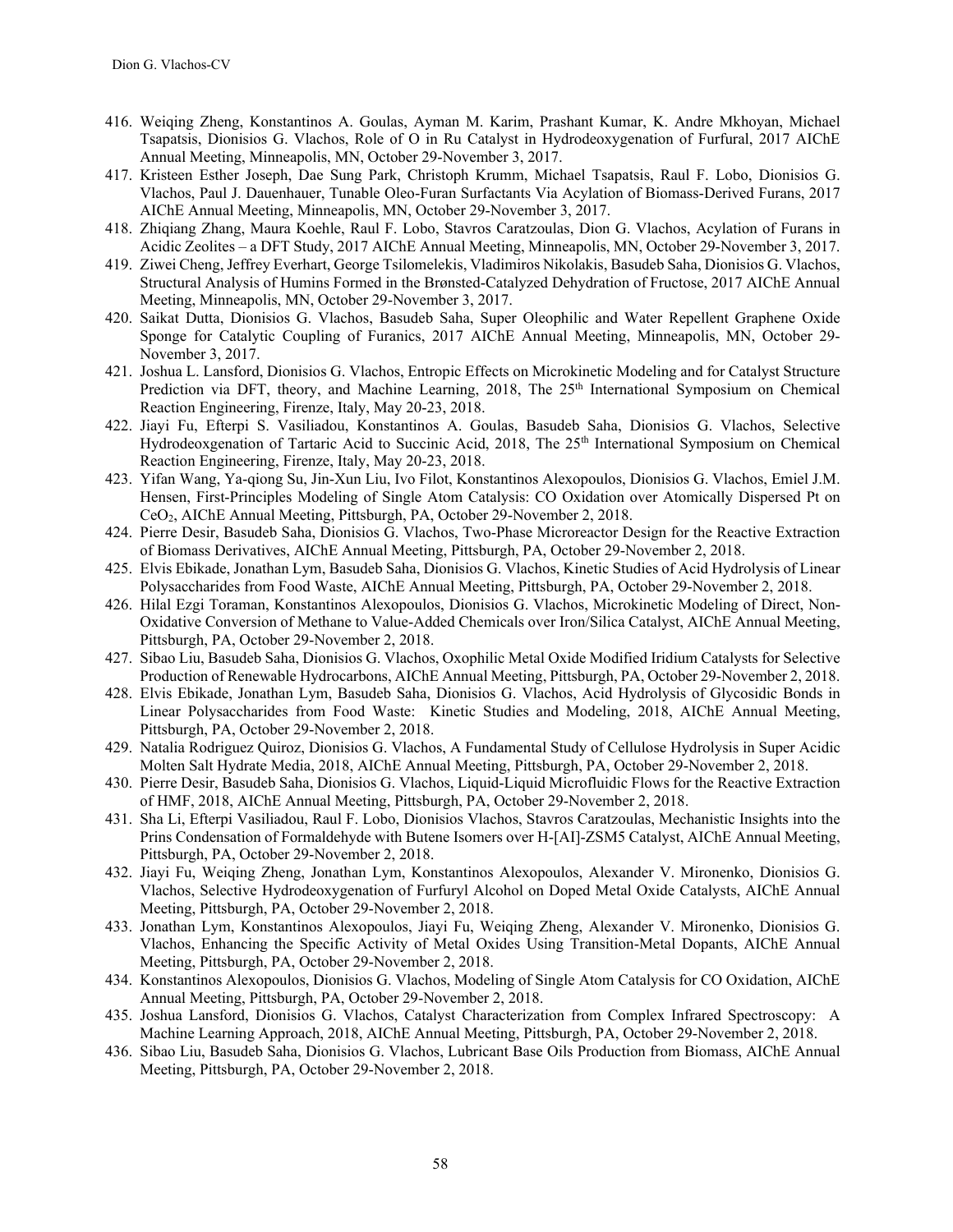416. Weiqing Zheng, Konstantinos A. Goulas, Ayman M. Karim, Prashant Kumar, K. Andre Mkhoyan, Michael Tsapatsis, Dionisios G. Vlachos, Role of O in Ru Catalyst in Hydrodeoxygenation of Furfural, 2017 AIChE Annual Meeting, Minneapolis, MN, October 29-November 3, 2017.
417. Kristeen Esther Joseph, Dae Sung Park, Christoph Krumm, Michael Tsapatsis, Raul F. Lobo, Dionisios G. Vlachos, Paul J. Dauenhauer, Tunable Oleo-Furan Surfactants Via Acylation of Biomass-Derived Furans, 2017 AIChE Annual Meeting, Minneapolis, MN, October 29-November 3, 2017.
418. Zhiqiang Zhang, Maura Koehle, Raul F. Lobo, Stavros Caratzoulas, Dion G. Vlachos, Acylation of Furans in Acidic Zeolites – a DFT Study, 2017 AIChE Annual Meeting, Minneapolis, MN, October 29-November 3, 2017.
419. Ziwei Cheng, Jeffrey Everhart, George Tsilomelekis, Vladimiros Nikolakis, Basudeb Saha, Dionisios G. Vlachos, Structural Analysis of Humins Formed in the Brønsted-Catalyzed Dehydration of Fructose, 2017 AIChE Annual Meeting, Minneapolis, MN, October 29-November 3, 2017.
420. Saikat Dutta, Dionisios G. Vlachos, Basudeb Saha, Super Oleophilic and Water Repellent Graphene Oxide Sponge for Catalytic Coupling of Furanics, 2017 AIChE Annual Meeting, Minneapolis, MN, October 29-November 3, 2017.
421. Joshua L. Lansford, Dionisios G. Vlachos, Entropic Effects on Microkinetic Modeling and for Catalyst Structure Prediction via DFT, theory, and Machine Learning, 2018, The 25th International Symposium on Chemical Reaction Engineering, Firenze, Italy, May 20-23, 2018.
422. Jiayi Fu, Efterpi S. Vasiliadou, Konstantinos A. Goulas, Basudeb Saha, Dionisios G. Vlachos, Selective Hydrodeoxgenation of Tartaric Acid to Succinic Acid, 2018, The 25th International Symposium on Chemical Reaction Engineering, Firenze, Italy, May 20-23, 2018.
423. Yifan Wang, Ya-qiong Su, Jin-Xun Liu, Ivo Filot, Konstantinos Alexopoulos, Dionisios G. Vlachos, Emiel J.M. Hensen, First-Principles Modeling of Single Atom Catalysis: CO Oxidation over Atomically Dispersed Pt on $CeO_2$, AIChE Annual Meeting, Pittsburgh, PA, October 29-November 2, 2018.
424. Pierre Desir, Basudeb Saha, Dionisios G. Vlachos, Two-Phase Microreactor Design for the Reactive Extraction of Biomass Derivatives, AIChE Annual Meeting, Pittsburgh, PA, October 29-November 2, 2018.
425. Elvis Ebikade, Jonathan Lym, Basudeb Saha, Dionisios G. Vlachos, Kinetic Studies of Acid Hydrolysis of Linear Polysaccharides from Food Waste, AIChE Annual Meeting, Pittsburgh, PA, October 29-November 2, 2018.
426. Hilal Ezgi Toraman, Konstantinos Alexopoulos, Dionisios G. Vlachos, Microkinetic Modeling of Direct, Non-Oxidative Conversion of Methane to Value-Added Chemicals over Iron/Silica Catalyst, AIChE Annual Meeting, Pittsburgh, PA, October 29-November 2, 2018.
427. Sibao Liu, Basudeb Saha, Dionisios G. Vlachos, Oxophilic Metal Oxide Modified Iridium Catalysts for Selective Production of Renewable Hydrocarbons, AIChE Annual Meeting, Pittsburgh, PA, October 29-November 2, 2018.
428. Elvis Ebikade, Jonathan Lym, Basudeb Saha, Dionisios G. Vlachos, Acid Hydrolysis of Glycosidic Bonds in Linear Polysaccharides from Food Waste: Kinetic Studies and Modeling, 2018, AIChE Annual Meeting, Pittsburgh, PA, October 29-November 2, 2018.
429. Natalia Rodriguez Quiroz, Dionisios G. Vlachos, A Fundamental Study of Cellulose Hydrolysis in Super Acidic Molten Salt Hydrate Media, 2018, AIChE Annual Meeting, Pittsburgh, PA, October 29-November 2, 2018.
430. Pierre Desir, Basudeb Saha, Dionisios G. Vlachos, Liquid-Liquid Microfluidic Flows for the Reactive Extraction of HMF, 2018, AIChE Annual Meeting, Pittsburgh, PA, October 29-November 2, 2018.
431. Sha Li, Efterpi Vasiliadou, Raul F. Lobo, Dionisios Vlachos, Stavros Caratzoulas, Mechanistic Insights into the Prins Condensation of Formaldehyde with Butene Isomers over H-[AI]-ZSM5 Catalyst, AIChE Annual Meeting, Pittsburgh, PA, October 29-November 2, 2018.
432. Jiayi Fu, Weiqing Zheng, Jonathan Lym, Konstantinos Alexopoulos, Alexander V. Mironenko, Dionisios G. Vlachos, Selective Hydrodeoxygenation of Furfuryl Alcohol on Doped Metal Oxide Catalysts, AIChE Annual Meeting, Pittsburgh, PA, October 29-November 2, 2018.
433. Jonathan Lym, Konstantinos Alexopoulos, Jiayi Fu, Weiqing Zheng, Alexander V. Mironenko, Dionisios G. Vlachos, Enhancing the Specific Activity of Metal Oxides Using Transition-Metal Dopants, AIChE Annual Meeting, Pittsburgh, PA, October 29-November 2, 2018.
434. Konstantinos Alexopoulos, Dionisios G. Vlachos, Modeling of Single Atom Catalysis for CO Oxidation, AIChE Annual Meeting, Pittsburgh, PA, October 29-November 2, 2018.
435. Joshua Lansford, Dionisios G. Vlachos, Catalyst Characterization from Complex Infrared Spectroscopy: A Machine Learning Approach, 2018, AIChE Annual Meeting, Pittsburgh, PA, October 29-November 2, 2018.
436. Sibao Liu, Basudeb Saha, Dionisios G. Vlachos, Lubricant Base Oils Production from Biomass, AIChE Annual Meeting, Pittsburgh, PA, October 29-November 2, 2018.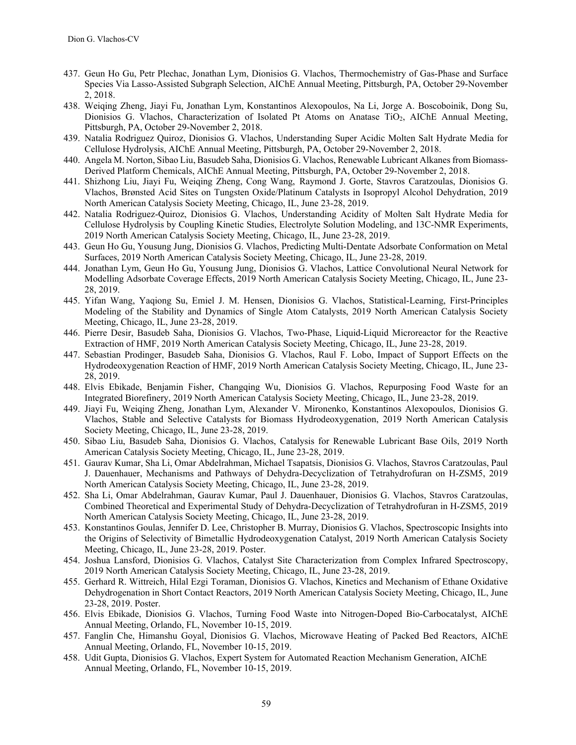437. Geun Ho Gu, Petr Plechac, Jonathan Lym, Dionisios G. Vlachos, Thermochemistry of Gas-Phase and Surface Species Via Lasso-Assisted Subgraph Selection, AIChE Annual Meeting, Pittsburgh, PA, October 29-November 2, 2018.
438. Weiqing Zheng, Jiayi Fu, Jonathan Lym, Konstantinos Alexopoulos, Na Li, Jorge A. Boscoboinik, Dong Su, Dionisios G. Vlachos, Characterization of Isolated Pt Atoms on Anatase $TiO_2$, AIChE Annual Meeting, Pittsburgh, PA, October 29-November 2, 2018.
439. Natalia Rodriguez Quiroz, Dionisios G. Vlachos, Understanding Super Acidic Molten Salt Hydrate Media for Cellulose Hydrolysis, AIChE Annual Meeting, Pittsburgh, PA, October 29-November 2, 2018.
440. Angela M. Norton, Sibao Liu, Basudeb Saha, Dionisios G. Vlachos, Renewable Lubricant Alkanes from Biomass-Derived Platform Chemicals, AIChE Annual Meeting, Pittsburgh, PA, October 29-November 2, 2018.
441. Shizhong Liu, Jiayi Fu, Weiqing Zheng, Cong Wang, Raymond J. Gorte, Stavros Caratzoulas, Dionisios G. Vlachos, Brønsted Acid Sites on Tungsten Oxide/Platinum Catalysts in Isopropyl Alcohol Dehydration, 2019 North American Catalysis Society Meeting, Chicago, IL, June 23-28, 2019.
442. Natalia Rodriguez-Quiroz, Dionisios G. Vlachos, Understanding Acidity of Molten Salt Hydrate Media for Cellulose Hydrolysis by Coupling Kinetic Studies, Electrolyte Solution Modeling, and 13C-NMR Experiments, 2019 North American Catalysis Society Meeting, Chicago, IL, June 23-28, 2019.
443. Geun Ho Gu, Yousung Jung, Dionisios G. Vlachos, Predicting Multi-Dentate Adsorbate Conformation on Metal Surfaces, 2019 North American Catalysis Society Meeting, Chicago, IL, June 23-28, 2019.
444. Jonathan Lym, Geun Ho Gu, Yousung Jung, Dionisios G. Vlachos, Lattice Convolutional Neural Network for Modelling Adsorbate Coverage Effects, 2019 North American Catalysis Society Meeting, Chicago, IL, June 23-28, 2019.
445. Yifan Wang, Yaqiong Su, Emiel J. M. Hensen, Dionisios G. Vlachos, Statistical-Learning, First-Principles Modeling of the Stability and Dynamics of Single Atom Catalysts, 2019 North American Catalysis Society Meeting, Chicago, IL, June 23-28, 2019.
446. Pierre Desir, Basudeb Saha, Dionisios G. Vlachos, Two-Phase, Liquid-Liquid Microreactor for the Reactive Extraction of HMF, 2019 North American Catalysis Society Meeting, Chicago, IL, June 23-28, 2019.
447. Sebastian Prodinger, Basudeb Saha, Dionisios G. Vlachos, Raul F. Lobo, Impact of Support Effects on the Hydrodeoxygenation Reaction of HMF, 2019 North American Catalysis Society Meeting, Chicago, IL, June 23-28, 2019.
448. Elvis Ebikade, Benjamin Fisher, Changqing Wu, Dionisios G. Vlachos, Repurposing Food Waste for an Integrated Biorefinery, 2019 North American Catalysis Society Meeting, Chicago, IL, June 23-28, 2019.
449. Jiayi Fu, Weiqing Zheng, Jonathan Lym, Alexander V. Mironenko, Konstantinos Alexopoulos, Dionisios G. Vlachos, Stable and Selective Catalysts for Biomass Hydrodeoxygenation, 2019 North American Catalysis Society Meeting, Chicago, IL, June 23-28, 2019.
450. Sibao Liu, Basudeb Saha, Dionisios G. Vlachos, Catalysis for Renewable Lubricant Base Oils, 2019 North American Catalysis Society Meeting, Chicago, IL, June 23-28, 2019.
451. Gaurav Kumar, Sha Li, Omar Abdelrahman, Michael Tsapatsis, Dionisios G. Vlachos, Stavros Caratzoulas, Paul J. Dauenhauer, Mechanisms and Pathways of Dehydra-Decyclization of Tetrahydrofuran on H-ZSM5, 2019 North American Catalysis Society Meeting, Chicago, IL, June 23-28, 2019.
452. Sha Li, Omar Abdelrahman, Gaurav Kumar, Paul J. Dauenhauer, Dionisios G. Vlachos, Stavros Caratzoulas, Combined Theoretical and Experimental Study of Dehydra-Decyclization of Tetrahydrofuran in H-ZSM5, 2019 North American Catalysis Society Meeting, Chicago, IL, June 23-28, 2019.
453. Konstantinos Goulas, Jennifer D. Lee, Christopher B. Murray, Dionisios G. Vlachos, Spectroscopic Insights into the Origins of Selectivity of Bimetallic Hydrodeoxygenation Catalyst, 2019 North American Catalysis Society Meeting, Chicago, IL, June 23-28, 2019. Poster.
454. Joshua Lansford, Dionisios G. Vlachos, Catalyst Site Characterization from Complex Infrared Spectroscopy, 2019 North American Catalysis Society Meeting, Chicago, IL, June 23-28, 2019.
455. Gerhard R. Wittreich, Hilal Ezgi Toraman, Dionisios G. Vlachos, Kinetics and Mechanism of Ethane Oxidative Dehydrogenation in Short Contact Reactors, 2019 North American Catalysis Society Meeting, Chicago, IL, June 23-28, 2019. Poster.
456. Elvis Ebikade, Dionisios G. Vlachos, Turning Food Waste into Nitrogen-Doped Bio-Carbocatalyst, AIChE Annual Meeting, Orlando, FL, November 10-15, 2019.
457. Fanglin Che, Himanshu Goyal, Dionisios G. Vlachos, Microwave Heating of Packed Bed Reactors, AIChE Annual Meeting, Orlando, FL, November 10-15, 2019.
458. Udit Gupta, Dionisios G. Vlachos, Expert System for Automated Reaction Mechanism Generation, AIChE Annual Meeting, Orlando, FL, November 10-15, 2019.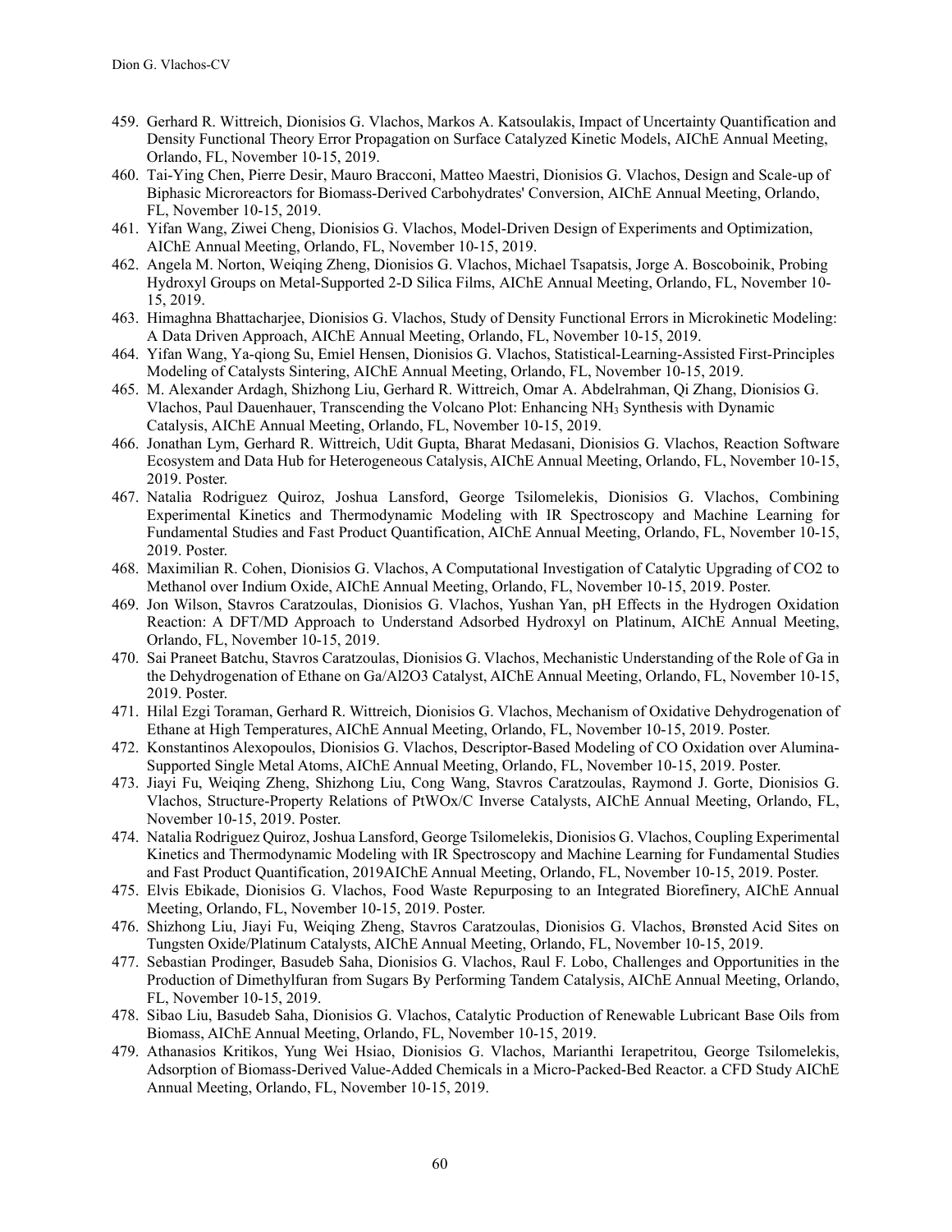459. Gerhard R. Wittreich, Dionisios G. Vlachos, Markos A. Katsoulakis, Impact of Uncertainty Quantification and Density Functional Theory Error Propagation on Surface Catalyzed Kinetic Models, AIChE Annual Meeting, Orlando, FL, November 10-15, 2019.
460. Tai-Ying Chen, Pierre Desir, Mauro Bracconi, Matteo Maestri, Dionisios G. Vlachos, Design and Scale-up of Biphasic Microreactors for Biomass-Derived Carbohydrates' Conversion, AIChE Annual Meeting, Orlando, FL, November 10-15, 2019.
461. Yifan Wang, Ziwei Cheng, Dionisios G. Vlachos, Model-Driven Design of Experiments and Optimization, AIChE Annual Meeting, Orlando, FL, November 10-15, 2019.
462. Angela M. Norton, Weiqing Zheng, Dionisios G. Vlachos, Michael Tsapatsis, Jorge A. Boscoboinik, Probing Hydroxyl Groups on Metal-Supported 2-D Silica Films, AIChE Annual Meeting, Orlando, FL, November 10-15, 2019.
463. Himaghna Bhattacharjee, Dionisios G. Vlachos, Study of Density Functional Errors in Microkinetic Modeling: A Data Driven Approach, AIChE Annual Meeting, Orlando, FL, November 10-15, 2019.
464. Yifan Wang, Ya-qiong Su, Emiel Hensen, Dionisios G. Vlachos, Statistical-Learning-Assisted First-Principles Modeling of Catalysts Sintering, AIChE Annual Meeting, Orlando, FL, November 10-15, 2019.
465. M. Alexander Ardagh, Shizhong Liu, Gerhard R. Wittreich, Omar A. Abdelrahman, Qi Zhang, Dionisios G. Vlachos, Paul Dauenhauer, Transcending the Volcano Plot: Enhancing $NH_3$ Synthesis with Dynamic Catalysis, AIChE Annual Meeting, Orlando, FL, November 10-15, 2019.
466. Jonathan Lym, Gerhard R. Wittreich, Udit Gupta, Bharat Medasani, Dionisios G. Vlachos, Reaction Software Ecosystem and Data Hub for Heterogeneous Catalysis, AIChE Annual Meeting, Orlando, FL, November 10-15, 2019. Poster.
467. Natalia Rodriguez Quiroz, Joshua Lansford, George Tsilomelekis, Dionisios G. Vlachos, Combining Experimental Kinetics and Thermodynamic Modeling with IR Spectroscopy and Machine Learning for Fundamental Studies and Fast Product Quantification, AIChE Annual Meeting, Orlando, FL, November 10-15, 2019. Poster.
468. Maximilian R. Cohen, Dionisios G. Vlachos, A Computational Investigation of Catalytic Upgrading of CO2 to Methanol over Indium Oxide, AIChE Annual Meeting, Orlando, FL, November 10-15, 2019. Poster.
469. Jon Wilson, Stavros Caratzoulas, Dionisios G. Vlachos, Yushan Yan, pH Effects in the Hydrogen Oxidation Reaction: A DFT/MD Approach to Understand Adsorbed Hydroxyl on Platinum, AIChE Annual Meeting, Orlando, FL, November 10-15, 2019.
470. Sai Praneet Batchu, Stavros Caratzoulas, Dionisios G. Vlachos, Mechanistic Understanding of the Role of Ga in the Dehydrogenation of Ethane on Ga/Al2O3 Catalyst, AIChE Annual Meeting, Orlando, FL, November 10-15, 2019. Poster.
471. Hilal Ezgi Toraman, Gerhard R. Wittreich, Dionisios G. Vlachos, Mechanism of Oxidative Dehydrogenation of Ethane at High Temperatures, AIChE Annual Meeting, Orlando, FL, November 10-15, 2019. Poster.
472. Konstantinos Alexopoulos, Dionisios G. Vlachos, Descriptor-Based Modeling of CO Oxidation over Alumina-Supported Single Metal Atoms, AIChE Annual Meeting, Orlando, FL, November 10-15, 2019. Poster.
473. Jiayi Fu, Weiqing Zheng, Shizhong Liu, Cong Wang, Stavros Caratzoulas, Raymond J. Gorte, Dionisios G. Vlachos, Structure-Property Relations of PtWOx/C Inverse Catalysts, AIChE Annual Meeting, Orlando, FL, November 10-15, 2019. Poster.
474. Natalia Rodriguez Quiroz, Joshua Lansford, George Tsilomelekis, Dionisios G. Vlachos, Coupling Experimental Kinetics and Thermodynamic Modeling with IR Spectroscopy and Machine Learning for Fundamental Studies and Fast Product Quantification, 2019AIChE Annual Meeting, Orlando, FL, November 10-15, 2019. Poster.
475. Elvis Ebikade, Dionisios G. Vlachos, Food Waste Repurposing to an Integrated Biorefinery, AIChE Annual Meeting, Orlando, FL, November 10-15, 2019. Poster.
476. Shizhong Liu, Jiayi Fu, Weiqing Zheng, Stavros Caratzoulas, Dionisios G. Vlachos, Brønsted Acid Sites on Tungsten Oxide/Platinum Catalysts, AIChE Annual Meeting, Orlando, FL, November 10-15, 2019.
477. Sebastian Prodinger, Basudeb Saha, Dionisios G. Vlachos, Raul F. Lobo, Challenges and Opportunities in the Production of Dimethylfuran from Sugars By Performing Tandem Catalysis, AIChE Annual Meeting, Orlando, FL, November 10-15, 2019.
478. Sibao Liu, Basudeb Saha, Dionisios G. Vlachos, Catalytic Production of Renewable Lubricant Base Oils from Biomass, AIChE Annual Meeting, Orlando, FL, November 10-15, 2019.
479. Athanasios Kritikos, Yung Wei Hsiao, Dionisios G. Vlachos, Marianthi Ierapetritou, George Tsilomelekis, Adsorption of Biomass-Derived Value-Added Chemicals in a Micro-Packed-Bed Reactor. a CFD Study AIChE Annual Meeting, Orlando, FL, November 10-15, 2019.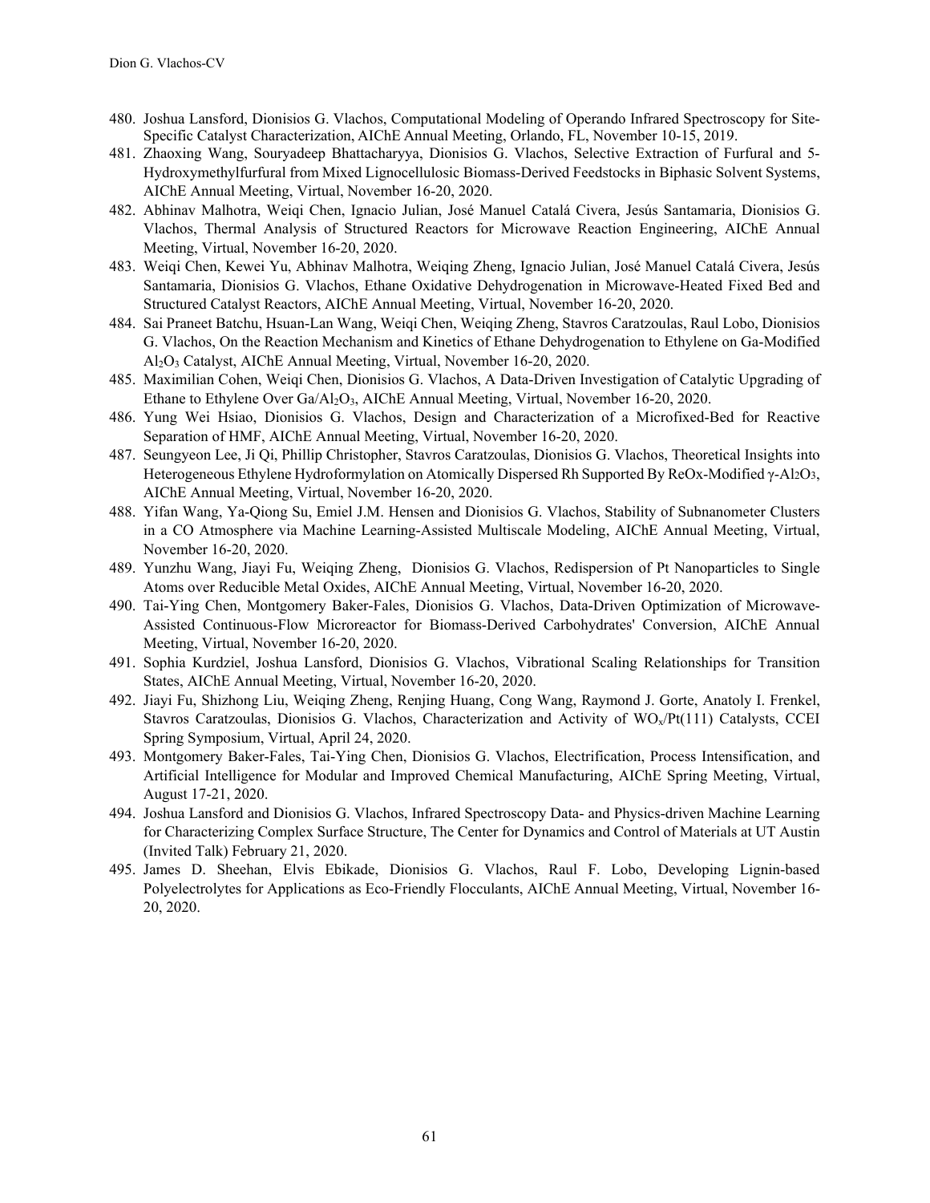480. Joshua Lansford, Dionisios G. Vlachos, Computational Modeling of Operando Infrared Spectroscopy for Site-Specific Catalyst Characterization, AIChE Annual Meeting, Orlando, FL, November 10-15, 2019.
481. Zhaoxing Wang, Souryadeep Bhattacharyya, Dionisios G. Vlachos, Selective Extraction of Furfural and 5-Hydroxymethylfurfural from Mixed Lignocellulosic Biomass-Derived Feedstocks in Biphasic Solvent Systems, AIChE Annual Meeting, Virtual, November 16-20, 2020.
482. Abhinav Malhotra, Weiqi Chen, Ignacio Julian, José Manuel Catalá Civera, Jesús Santamaria, Dionisios G. Vlachos, Thermal Analysis of Structured Reactors for Microwave Reaction Engineering, AIChE Annual Meeting, Virtual, November 16-20, 2020.
483. Weiqi Chen, Kewei Yu, Abhinav Malhotra, Weiqing Zheng, Ignacio Julian, José Manuel Catalá Civera, Jesús Santamaria, Dionisios G. Vlachos, Ethane Oxidative Dehydrogenation in Microwave-Heated Fixed Bed and Structured Catalyst Reactors, AIChE Annual Meeting, Virtual, November 16-20, 2020.
484. Sai Praneet Batchu, Hsuan-Lan Wang, Weiqi Chen, Weiqing Zheng, Stavros Caratzoulas, Raul Lobo, Dionisios G. Vlachos, On the Reaction Mechanism and Kinetics of Ethane Dehydrogenation to Ethylene on Ga-Modified $Al_2O_3$ Catalyst, AIChE Annual Meeting, Virtual, November 16-20, 2020.
485. Maximilian Cohen, Weiqi Chen, Dionisios G. Vlachos, A Data-Driven Investigation of Catalytic Upgrading of Ethane to Ethylene Over $Ga/Al_2O_3$, AIChE Annual Meeting, Virtual, November 16-20, 2020.
486. Yung Wei Hsiao, Dionisios G. Vlachos, Design and Characterization of a Microfixed-Bed for Reactive Separation of HMF, AIChE Annual Meeting, Virtual, November 16-20, 2020.
487. Seungyeon Lee, Ji Qi, Phillip Christopher, Stavros Caratzoulas, Dionisios G. Vlachos, Theoretical Insights into Heterogeneous Ethylene Hydroformylation on Atomically Dispersed Rh Supported By ReOx-Modified $\gamma$-$Al_2O_3$, AIChE Annual Meeting, Virtual, November 16-20, 2020.
488. Yifan Wang, Ya-Qiong Su, Emiel J.M. Hensen and Dionisios G. Vlachos, Stability of Subnanometer Clusters in a CO Atmosphere via Machine Learning-Assisted Multiscale Modeling, AIChE Annual Meeting, Virtual, November 16-20, 2020.
489. Yunzhu Wang, Jiayi Fu, Weiqing Zheng, Dionisios G. Vlachos, Redispersion of Pt Nanoparticles to Single Atoms over Reducible Metal Oxides, AIChE Annual Meeting, Virtual, November 16-20, 2020.
490. Tai-Ying Chen, Montgomery Baker-Fales, Dionisios G. Vlachos, Data-Driven Optimization of Microwave-Assisted Continuous-Flow Microreactor for Biomass-Derived Carbohydrates' Conversion, AIChE Annual Meeting, Virtual, November 16-20, 2020.
491. Sophia Kurdziel, Joshua Lansford, Dionisios G. Vlachos, Vibrational Scaling Relationships for Transition States, AIChE Annual Meeting, Virtual, November 16-20, 2020.
492. Jiayi Fu, Shizhong Liu, Weiqing Zheng, Renjing Huang, Cong Wang, Raymond J. Gorte, Anatoly I. Frenkel, Stavros Caratzoulas, Dionisios G. Vlachos, Characterization and Activity of $WO_x$/Pt(111) Catalysts, CCEI Spring Symposium, Virtual, April 24, 2020.
493. Montgomery Baker-Fales, Tai-Ying Chen, Dionisios G. Vlachos, Electrification, Process Intensification, and Artificial Intelligence for Modular and Improved Chemical Manufacturing, AIChE Spring Meeting, Virtual, August 17-21, 2020.
494. Joshua Lansford and Dionisios G. Vlachos, Infrared Spectroscopy Data- and Physics-driven Machine Learning for Characterizing Complex Surface Structure, The Center for Dynamics and Control of Materials at UT Austin (Invited Talk) February 21, 2020.
495. James D. Sheehan, Elvis Ebikade, Dionisios G. Vlachos, Raul F. Lobo, Developing Lignin-based Polyelectrolytes for Applications as Eco-Friendly Flocculants, AIChE Annual Meeting, Virtual, November 16-20, 2020.